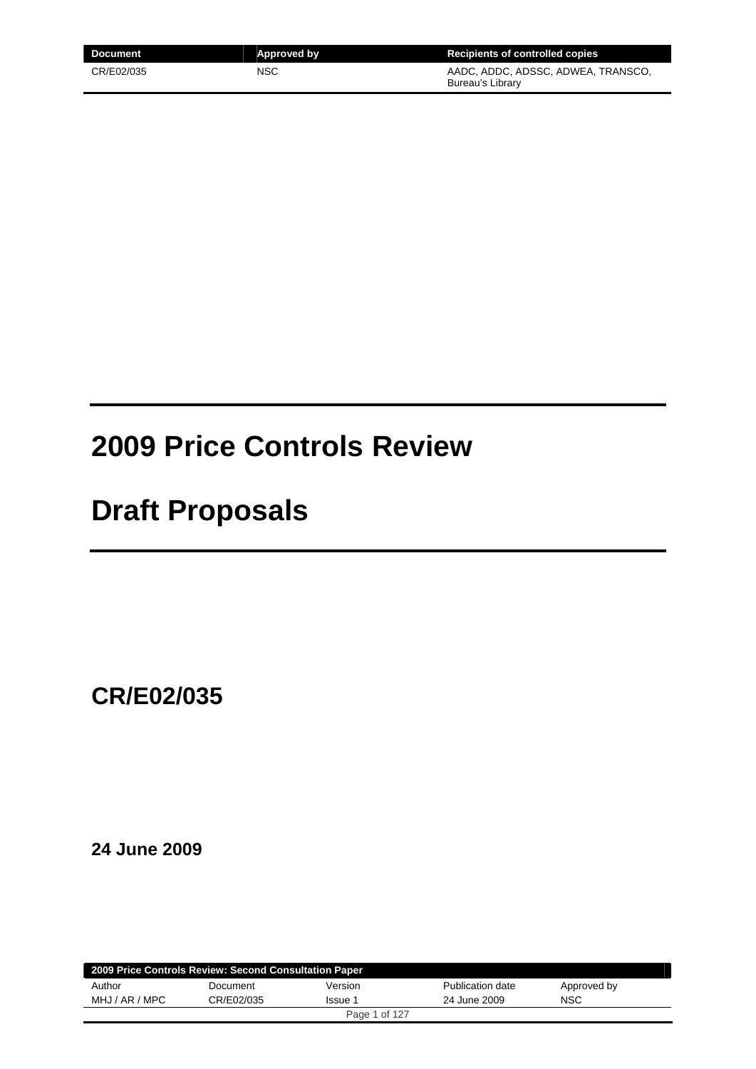| Document | Approved by | Recipients of controlled copies |
| --- | --- | --- |
| CR/E02/035 | NSC | AADC, ADDC, ADSSC, ADWEA, TRANSCO, Bureau's Library |

# 2009 Price Controls Review

# Draft Proposals

## CR/E02/035

**24 June 2009**

| 2009 Price Controls Review: Second Consultation Paper | | | | |
| --- | --- | --- | --- | --- |
| Author | Document | Version | Publication date | Approved by |
| MHJ / AR / MPC | CR/E02/035 | Issue 1 | 24 June 2009 | NSC |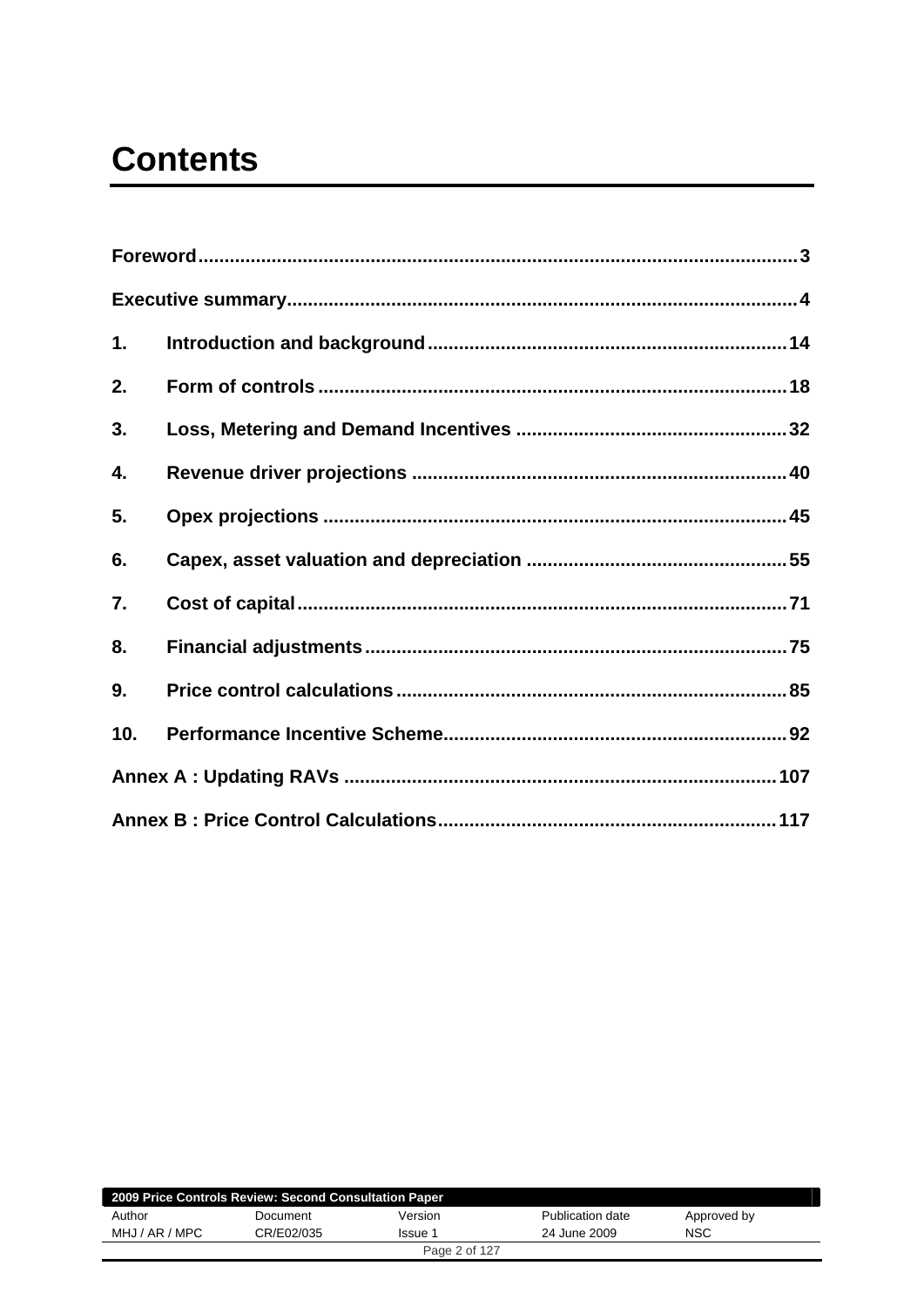# Contents

**Foreword** ............................................................ **3**

**Executive summary** ............................................................ **4**

**1. Introduction and background** ............................................................ **14**

**2. Form of controls** ............................................................ **18**

**3. Loss, Metering and Demand Incentives** ............................................................ **32**

**4. Revenue driver projections** ............................................................ **40**

**5. Opex projections** ............................................................ **45**

**6. Capex, asset valuation and depreciation** ............................................................ **55**

**7. Cost of capital** ............................................................ **71**

**8. Financial adjustments** ............................................................ **75**

**9. Price control calculations** ............................................................ **85**

**10. Performance Incentive Scheme** ............................................................ **92**

**Annex A : Updating RAVs** ............................................................ **107**

**Annex B : Price Control Calculations** ............................................................ **117**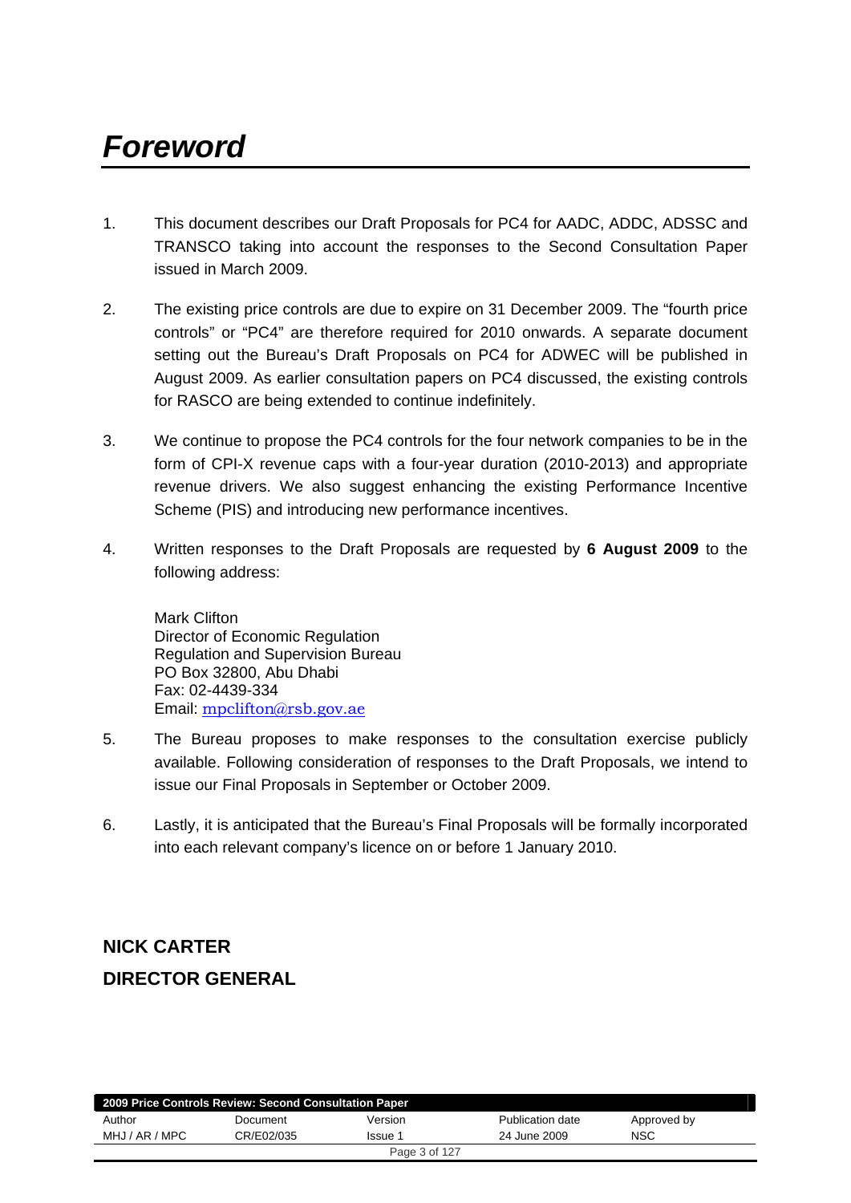# *Foreword*

1. This document describes our Draft Proposals for PC4 for AADC, ADDC, ADSSC and TRANSCO taking into account the responses to the Second Consultation Paper issued in March 2009.

2. The existing price controls are due to expire on 31 December 2009. The "fourth price controls" or "PC4" are therefore required for 2010 onwards. A separate document setting out the Bureau's Draft Proposals on PC4 for ADWEC will be published in August 2009. As earlier consultation papers on PC4 discussed, the existing controls for RASCO are being extended to continue indefinitely.

3. We continue to propose the PC4 controls for the four network companies to be in the form of CPI-X revenue caps with a four-year duration (2010-2013) and appropriate revenue drivers. We also suggest enhancing the existing Performance Incentive Scheme (PIS) and introducing new performance incentives.

4. Written responses to the Draft Proposals are requested by **6 August 2009** to the following address:

   Mark Clifton
   Director of Economic Regulation
   Regulation and Supervision Bureau
   PO Box 32800, Abu Dhabi
   Fax: 02-4439-334
   Email: mpclifton@rsb.gov.ae

5. The Bureau proposes to make responses to the consultation exercise publicly available. Following consideration of responses to the Draft Proposals, we intend to issue our Final Proposals in September or October 2009.

6. Lastly, it is anticipated that the Bureau's Final Proposals will be formally incorporated into each relevant company's licence on or before 1 January 2010.

**NICK CARTER**

**DIRECTOR GENERAL**

| 2009 Price Controls Review: Second Consultation Paper | | | | |
|---|---|---|---|---|
| Author | Document | Version | Publication date | Approved by |
| MHJ / AR / MPC | CR/E02/035 | Issue 1 | 24 June 2009 | NSC |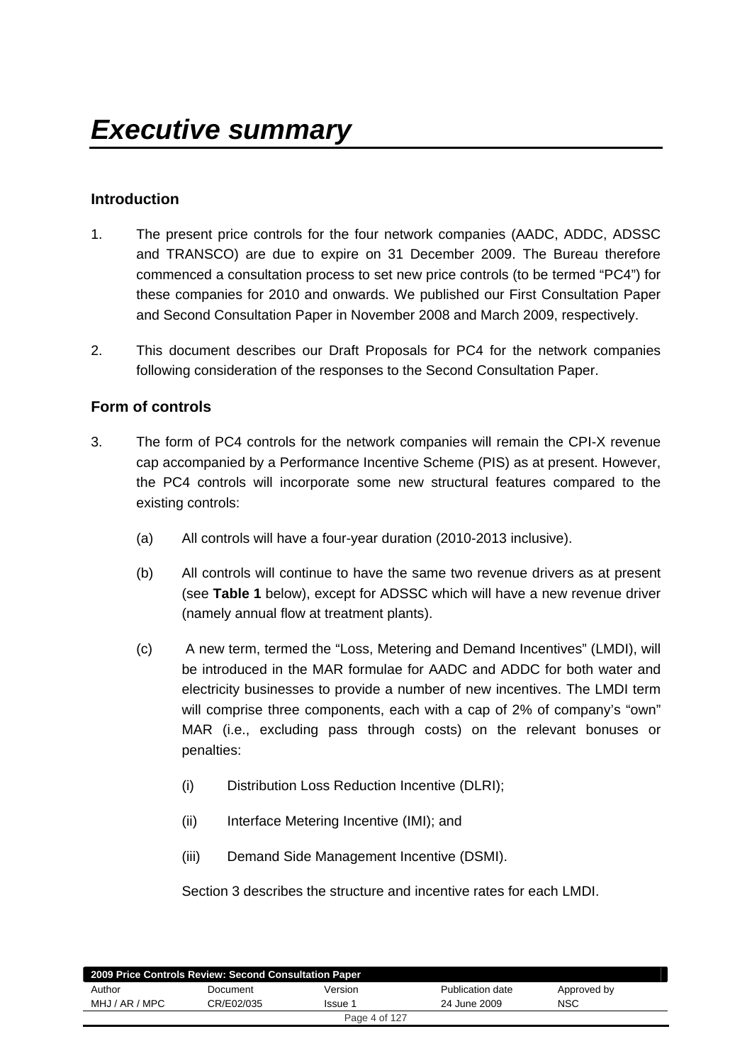# *Executive summary*

## Introduction

1. The present price controls for the four network companies (AADC, ADDC, ADSSC and TRANSCO) are due to expire on 31 December 2009. The Bureau therefore commenced a consultation process to set new price controls (to be termed "PC4") for these companies for 2010 and onwards. We published our First Consultation Paper and Second Consultation Paper in November 2008 and March 2009, respectively.

2. This document describes our Draft Proposals for PC4 for the network companies following consideration of the responses to the Second Consultation Paper.

## Form of controls

3. The form of PC4 controls for the network companies will remain the CPI-X revenue cap accompanied by a Performance Incentive Scheme (PIS) as at present. However, the PC4 controls will incorporate some new structural features compared to the existing controls:

   (a) All controls will have a four-year duration (2010-2013 inclusive).

   (b) All controls will continue to have the same two revenue drivers as at present (see **Table 1** below), except for ADSSC which will have a new revenue driver (namely annual flow at treatment plants).

   (c) A new term, termed the "Loss, Metering and Demand Incentives" (LMDI), will be introduced in the MAR formulae for AADC and ADDC for both water and electricity businesses to provide a number of new incentives. The LMDI term will comprise three components, each with a cap of 2% of company's "own" MAR (i.e., excluding pass through costs) on the relevant bonuses or penalties:

      (i) Distribution Loss Reduction Incentive (DLRI);

      (ii) Interface Metering Incentive (IMI); and

      (iii) Demand Side Management Incentive (DSMI).

   Section 3 describes the structure and incentive rates for each LMDI.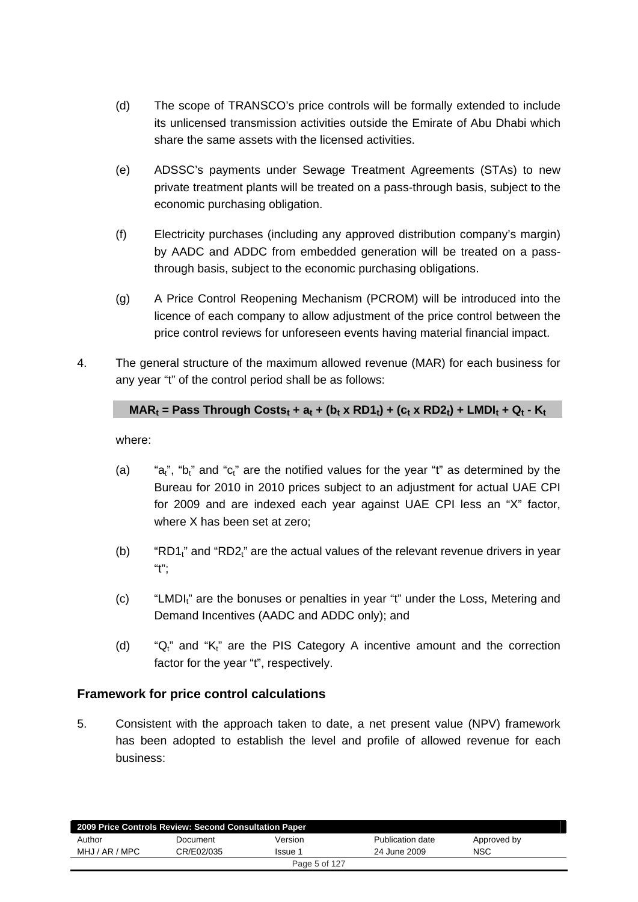(d) The scope of TRANSCO's price controls will be formally extended to include its unlicensed transmission activities outside the Emirate of Abu Dhabi which share the same assets with the licensed activities.

(e) ADSSC's payments under Sewage Treatment Agreements (STAs) to new private treatment plants will be treated on a pass-through basis, subject to the economic purchasing obligation.

(f) Electricity purchases (including any approved distribution company's margin) by AADC and ADDC from embedded generation will be treated on a pass-through basis, subject to the economic purchasing obligations.

(g) A Price Control Reopening Mechanism (PCROM) will be introduced into the licence of each company to allow adjustment of the price control between the price control reviews for unforeseen events having material financial impact.

4. The general structure of the maximum allowed revenue (MAR) for each business for any year "t" of the control period shall be as follows:

$$MAR_t = \text{Pass Through Costs}_t + a_t + (b_t \times RD1_t) + (c_t \times RD2_t) + LMDI_t + Q_t - K_t$$

where:

(a) "$a_t$", "$b_t$" and "$c_t$" are the notified values for the year "t" as determined by the Bureau for 2010 in 2010 prices subject to an adjustment for actual UAE CPI for 2009 and are indexed each year against UAE CPI less an "X" factor, where X has been set at zero;

(b) "$RD1_t$" and "$RD2_t$" are the actual values of the relevant revenue drivers in year "t";

(c) "$LMDI_t$" are the bonuses or penalties in year "t" under the Loss, Metering and Demand Incentives (AADC and ADDC only); and

(d) "$Q_t$" and "$K_t$" are the PIS Category A incentive amount and the correction factor for the year "t", respectively.

## Framework for price control calculations

5. Consistent with the approach taken to date, a net present value (NPV) framework has been adopted to establish the level and profile of allowed revenue for each business: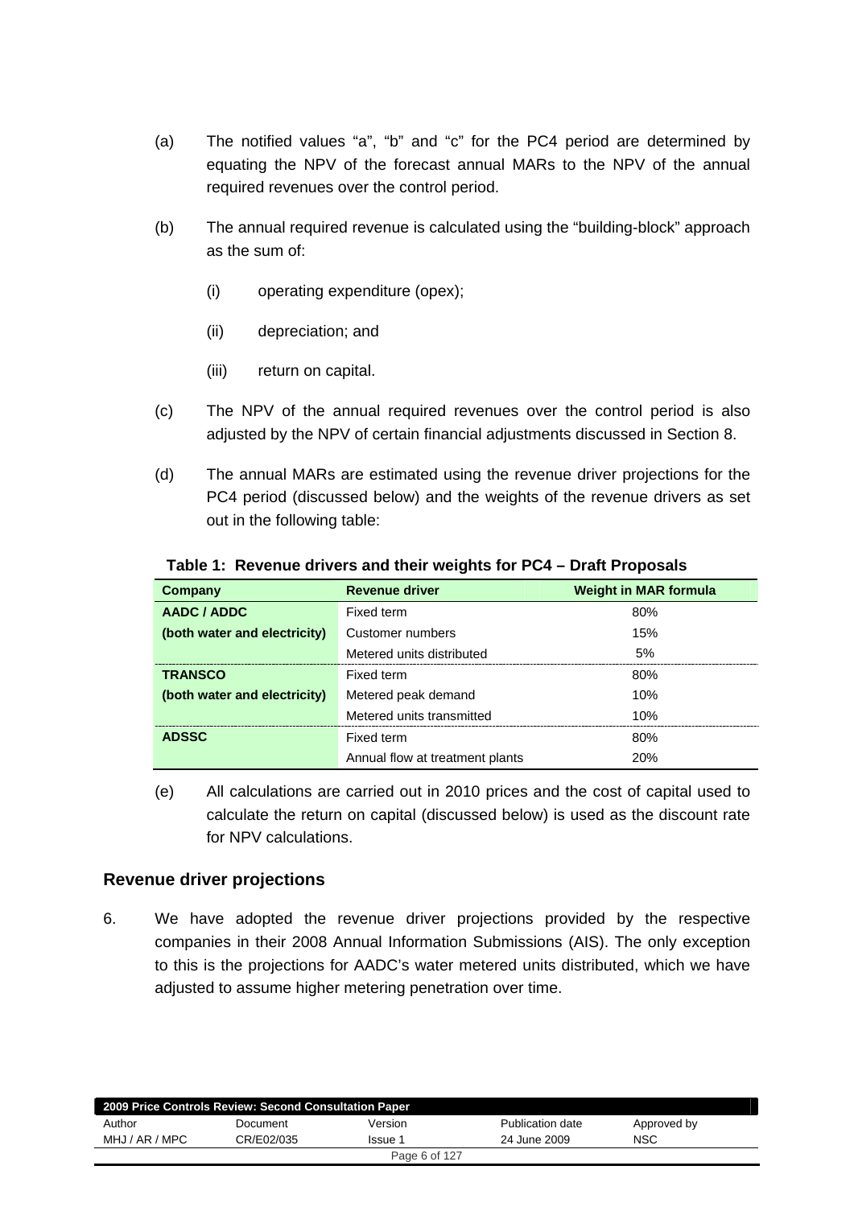(a) The notified values "a", "b" and "c" for the PC4 period are determined by equating the NPV of the forecast annual MARs to the NPV of the annual required revenues over the control period.

(b) The annual required revenue is calculated using the "building-block" approach as the sum of:

   (i) operating expenditure (opex);

   (ii) depreciation; and

   (iii) return on capital.

(c) The NPV of the annual required revenues over the control period is also adjusted by the NPV of certain financial adjustments discussed in Section 8.

(d) The annual MARs are estimated using the revenue driver projections for the PC4 period (discussed below) and the weights of the revenue drivers as set out in the following table:

**Table 1: Revenue drivers and their weights for PC4 – Draft Proposals**

| Company | Revenue driver | Weight in MAR formula |
|---|---|---|
| **AADC / ADDC** | Fixed term | 80% |
| **(both water and electricity)** | Customer numbers | 15% |
| | Metered units distributed | 5% |
| **TRANSCO** | Fixed term | 80% |
| **(both water and electricity)** | Metered peak demand | 10% |
| | Metered units transmitted | 10% |
| **ADSSC** | Fixed term | 80% |
| | Annual flow at treatment plants | 20% |

(e) All calculations are carried out in 2010 prices and the cost of capital used to calculate the return on capital (discussed below) is used as the discount rate for NPV calculations.

## Revenue driver projections

6. We have adopted the revenue driver projections provided by the respective companies in their 2008 Annual Information Submissions (AIS). The only exception to this is the projections for AADC's water metered units distributed, which we have adjusted to assume higher metering penetration over time.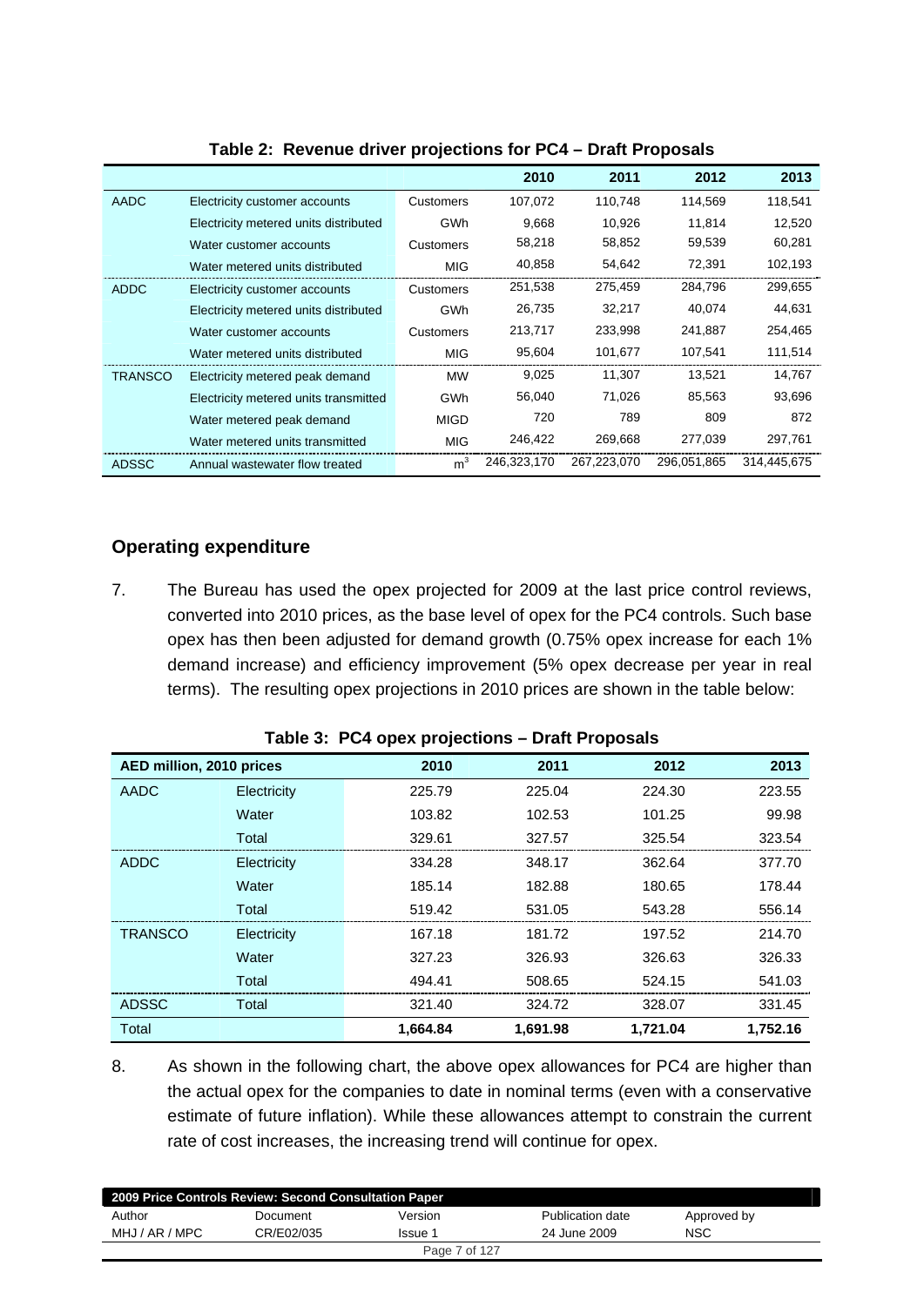**Table 2: Revenue driver projections for PC4 – Draft Proposals**

| | | | 2010 | 2011 | 2012 | 2013 |
|---|---|---|---|---|---|---|
| AADC | Electricity customer accounts | Customers | 107,072 | 110,748 | 114,569 | 118,541 |
| | Electricity metered units distributed | GWh | 9,668 | 10,926 | 11,814 | 12,520 |
| | Water customer accounts | Customers | 58,218 | 58,852 | 59,539 | 60,281 |
| | Water metered units distributed | MIG | 40,858 | 54,642 | 72,391 | 102,193 |
| ADDC | Electricity customer accounts | Customers | 251,538 | 275,459 | 284,796 | 299,655 |
| | Electricity metered units distributed | GWh | 26,735 | 32,217 | 40,074 | 44,631 |
| | Water customer accounts | Customers | 213,717 | 233,998 | 241,887 | 254,465 |
| | Water metered units distributed | MIG | 95,604 | 101,677 | 107,541 | 111,514 |
| TRANSCO | Electricity metered peak demand | MW | 9,025 | 11,307 | 13,521 | 14,767 |
| | Electricity metered units transmitted | GWh | 56,040 | 71,026 | 85,563 | 93,696 |
| | Water metered peak demand | MIGD | 720 | 789 | 809 | 872 |
| | Water metered units transmitted | MIG | 246,422 | 269,668 | 277,039 | 297,761 |
| ADSSC | Annual wastewater flow treated | $m^3$ | 246,323,170 | 267,223,070 | 296,051,865 | 314,445,675 |

## Operating expenditure

7. The Bureau has used the opex projected for 2009 at the last price control reviews, converted into 2010 prices, as the base level of opex for the PC4 controls. Such base opex has then been adjusted for demand growth (0.75% opex increase for each 1% demand increase) and efficiency improvement (5% opex decrease per year in real terms). The resulting opex projections in 2010 prices are shown in the table below:

**Table 3: PC4 opex projections – Draft Proposals**

| AED million, 2010 prices | | 2010 | 2011 | 2012 | 2013 |
|---|---|---|---|---|---|
| AADC | Electricity | 225.79 | 225.04 | 224.30 | 223.55 |
| | Water | 103.82 | 102.53 | 101.25 | 99.98 |
| | Total | 329.61 | 327.57 | 325.54 | 323.54 |
| ADDC | Electricity | 334.28 | 348.17 | 362.64 | 377.70 |
| | Water | 185.14 | 182.88 | 180.65 | 178.44 |
| | Total | 519.42 | 531.05 | 543.28 | 556.14 |
| TRANSCO | Electricity | 167.18 | 181.72 | 197.52 | 214.70 |
| | Water | 327.23 | 326.93 | 326.63 | 326.33 |
| | Total | 494.41 | 508.65 | 524.15 | 541.03 |
| ADSSC | Total | 321.40 | 324.72 | 328.07 | 331.45 |
| Total | | **1,664.84** | **1,691.98** | **1,721.04** | **1,752.16** |

8. As shown in the following chart, the above opex allowances for PC4 are higher than the actual opex for the companies to date in nominal terms (even with a conservative estimate of future inflation). While these allowances attempt to constrain the current rate of cost increases, the increasing trend will continue for opex.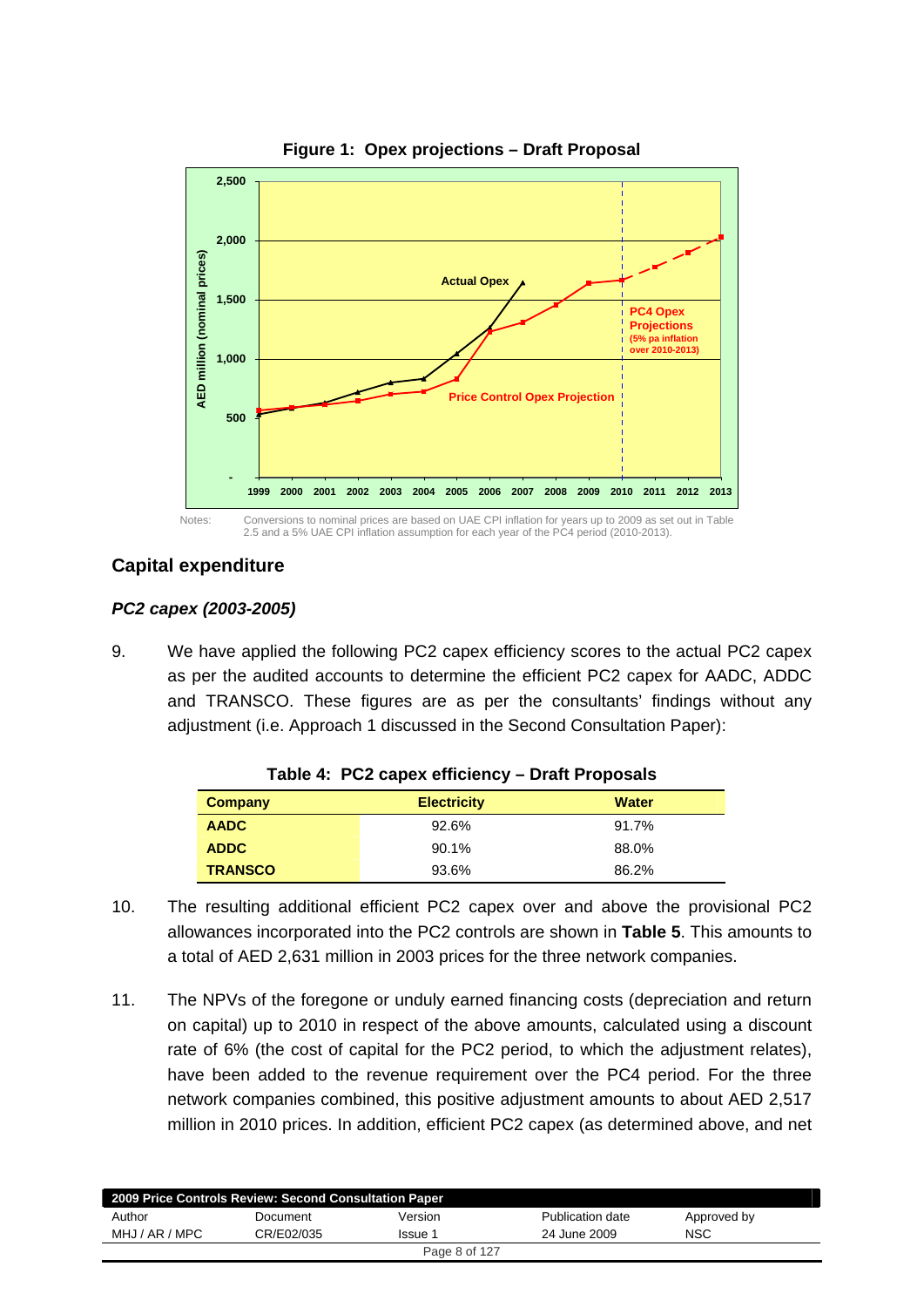**Figure 1: Opex projections – Draft Proposal**

Notes: Conversions to nominal prices are based on UAE CPI inflation for years up to 2009 as set out in Table 2.5 and a 5% UAE CPI inflation assumption for each year of the PC4 period (2010-2013).

## Capital expenditure

### *PC2 capex (2003-2005)*

9. We have applied the following PC2 capex efficiency scores to the actual PC2 capex as per the audited accounts to determine the efficient PC2 capex for AADC, ADDC and TRANSCO. These figures are as per the consultants' findings without any adjustment (i.e. Approach 1 discussed in the Second Consultation Paper):

**Table 4: PC2 capex efficiency – Draft Proposals**

| Company | Electricity | Water |
|---|---|---|
| **AADC** | 92.6% | 91.7% |
| **ADDC** | 90.1% | 88.0% |
| **TRANSCO** | 93.6% | 86.2% |

10. The resulting additional efficient PC2 capex over and above the provisional PC2 allowances incorporated into the PC2 controls are shown in **Table 5**. This amounts to a total of AED 2,631 million in 2003 prices for the three network companies.

11. The NPVs of the foregone or unduly earned financing costs (depreciation and return on capital) up to 2010 in respect of the above amounts, calculated using a discount rate of 6% (the cost of capital for the PC2 period, to which the adjustment relates), have been added to the revenue requirement over the PC4 period. For the three network companies combined, this positive adjustment amounts to about AED 2,517 million in 2010 prices. In addition, efficient PC2 capex (as determined above, and net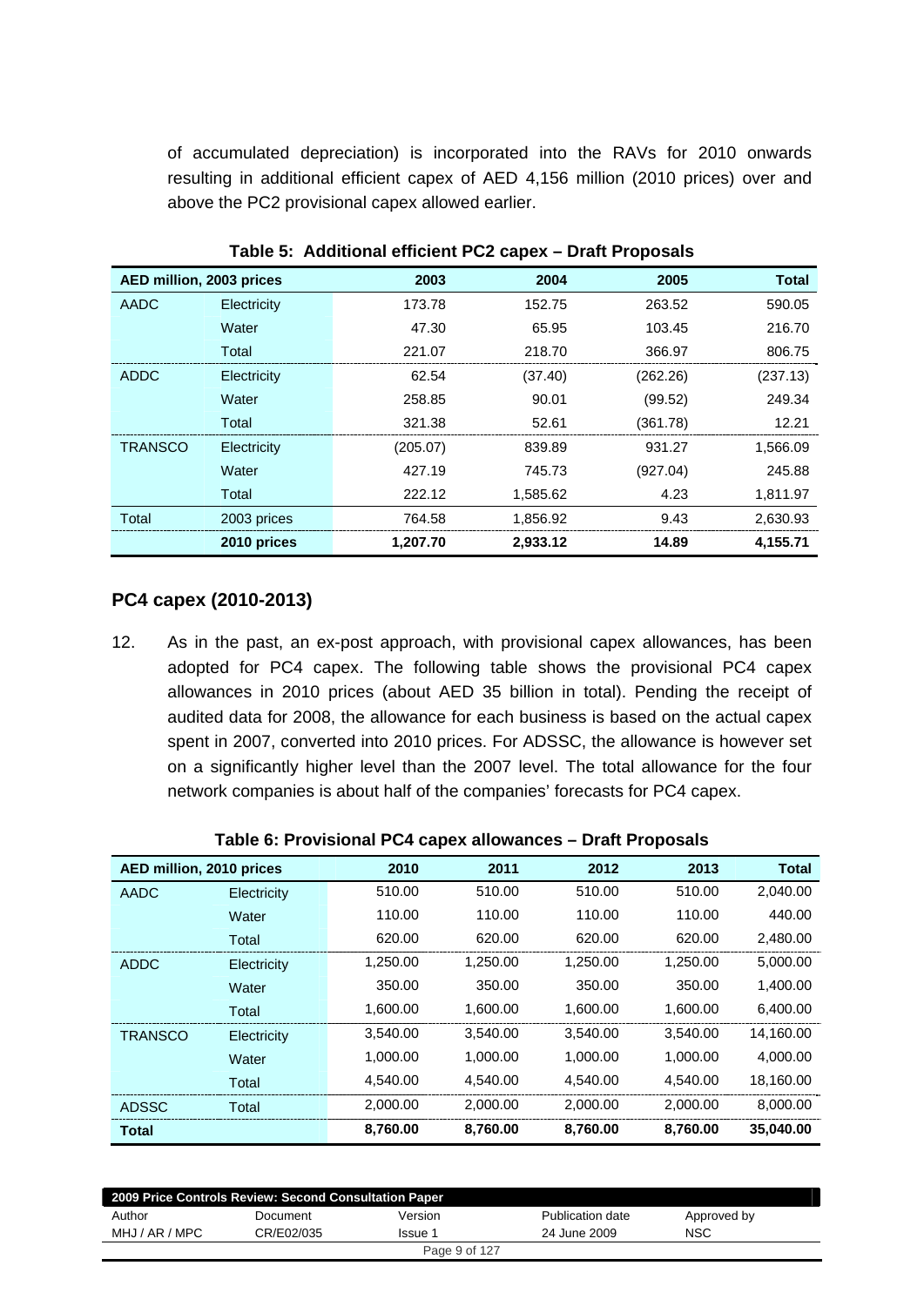of accumulated depreciation) is incorporated into the RAVs for 2010 onwards resulting in additional efficient capex of AED 4,156 million (2010 prices) over and above the PC2 provisional capex allowed earlier.

**Table 5: Additional efficient PC2 capex – Draft Proposals**

| AED million, 2003 prices | | 2003 | 2004 | 2005 | Total |
|---|---|---|---|---|---|
| AADC | Electricity | 173.78 | 152.75 | 263.52 | 590.05 |
| | Water | 47.30 | 65.95 | 103.45 | 216.70 |
| | Total | 221.07 | 218.70 | 366.97 | 806.75 |
| ADDC | Electricity | 62.54 | (37.40) | (262.26) | (237.13) |
| | Water | 258.85 | 90.01 | (99.52) | 249.34 |
| | Total | 321.38 | 52.61 | (361.78) | 12.21 |
| TRANSCO | Electricity | (205.07) | 839.89 | 931.27 | 1,566.09 |
| | Water | 427.19 | 745.73 | (927.04) | 245.88 |
| | Total | 222.12 | 1,585.62 | 4.23 | 1,811.97 |
| Total | 2003 prices | 764.58 | 1,856.92 | 9.43 | 2,630.93 |
| | **2010 prices** | **1,207.70** | **2,933.12** | **14.89** | **4,155.71** |

## PC4 capex (2010-2013)

12. As in the past, an ex-post approach, with provisional capex allowances, has been adopted for PC4 capex. The following table shows the provisional PC4 capex allowances in 2010 prices (about AED 35 billion in total). Pending the receipt of audited data for 2008, the allowance for each business is based on the actual capex spent in 2007, converted into 2010 prices. For ADSSC, the allowance is however set on a significantly higher level than the 2007 level. The total allowance for the four network companies is about half of the companies' forecasts for PC4 capex.

**Table 6: Provisional PC4 capex allowances – Draft Proposals**

| AED million, 2010 prices | | 2010 | 2011 | 2012 | 2013 | Total |
|---|---|---|---|---|---|---|
| AADC | Electricity | 510.00 | 510.00 | 510.00 | 510.00 | 2,040.00 |
| | Water | 110.00 | 110.00 | 110.00 | 110.00 | 440.00 |
| | Total | 620.00 | 620.00 | 620.00 | 620.00 | 2,480.00 |
| ADDC | Electricity | 1,250.00 | 1,250.00 | 1,250.00 | 1,250.00 | 5,000.00 |
| | Water | 350.00 | 350.00 | 350.00 | 350.00 | 1,400.00 |
| | Total | 1,600.00 | 1,600.00 | 1,600.00 | 1,600.00 | 6,400.00 |
| TRANSCO | Electricity | 3,540.00 | 3,540.00 | 3,540.00 | 3,540.00 | 14,160.00 |
| | Water | 1,000.00 | 1,000.00 | 1,000.00 | 1,000.00 | 4,000.00 |
| | Total | 4,540.00 | 4,540.00 | 4,540.00 | 4,540.00 | 18,160.00 |
| ADSSC | Total | 2,000.00 | 2,000.00 | 2,000.00 | 2,000.00 | 8,000.00 |
| **Total** | | **8,760.00** | **8,760.00** | **8,760.00** | **8,760.00** | **35,040.00** |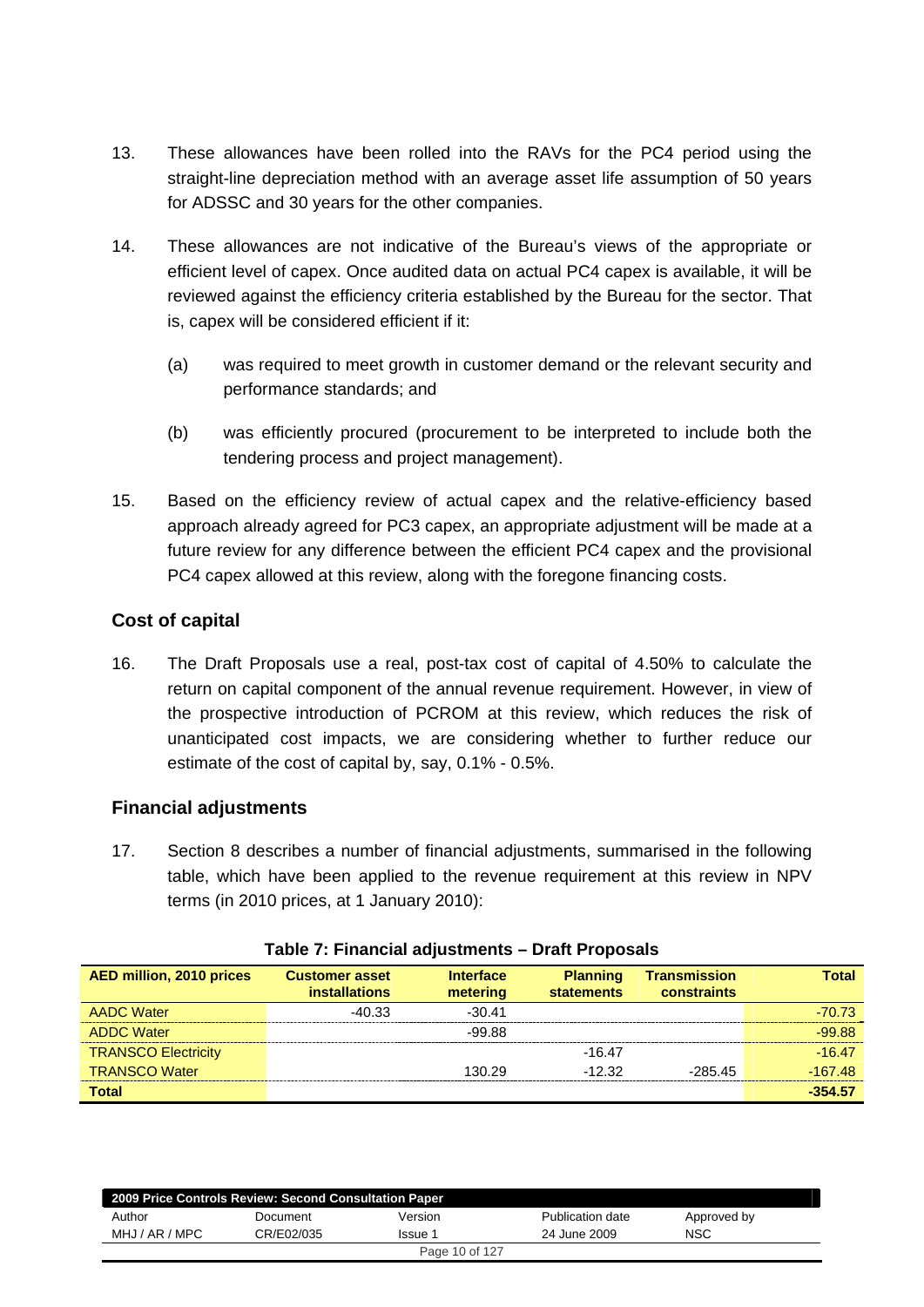13. These allowances have been rolled into the RAVs for the PC4 period using the straight-line depreciation method with an average asset life assumption of 50 years for ADSSC and 30 years for the other companies.

14. These allowances are not indicative of the Bureau's views of the appropriate or efficient level of capex. Once audited data on actual PC4 capex is available, it will be reviewed against the efficiency criteria established by the Bureau for the sector. That is, capex will be considered efficient if it:

    (a) was required to meet growth in customer demand or the relevant security and performance standards; and

    (b) was efficiently procured (procurement to be interpreted to include both the tendering process and project management).

15. Based on the efficiency review of actual capex and the relative-efficiency based approach already agreed for PC3 capex, an appropriate adjustment will be made at a future review for any difference between the efficient PC4 capex and the provisional PC4 capex allowed at this review, along with the foregone financing costs.

## Cost of capital

16. The Draft Proposals use a real, post-tax cost of capital of 4.50% to calculate the return on capital component of the annual revenue requirement. However, in view of the prospective introduction of PCROM at this review, which reduces the risk of unanticipated cost impacts, we are considering whether to further reduce our estimate of the cost of capital by, say, 0.1% - 0.5%.

## Financial adjustments

17. Section 8 describes a number of financial adjustments, summarised in the following table, which have been applied to the revenue requirement at this review in NPV terms (in 2010 prices, at 1 January 2010):

**Table 7: Financial adjustments – Draft Proposals**

| AED million, 2010 prices | Customer asset installations | Interface metering | Planning statements | Transmission constraints | Total |
|---|---|---|---|---|---|
| AADC Water | -40.33 | -30.41 | | | -70.73 |
| ADDC Water | | -99.88 | | | -99.88 |
| TRANSCO Electricity | | | -16.47 | | -16.47 |
| TRANSCO Water | | 130.29 | -12.32 | -285.45 | -167.48 |
| **Total** | | | | | **-354.57** |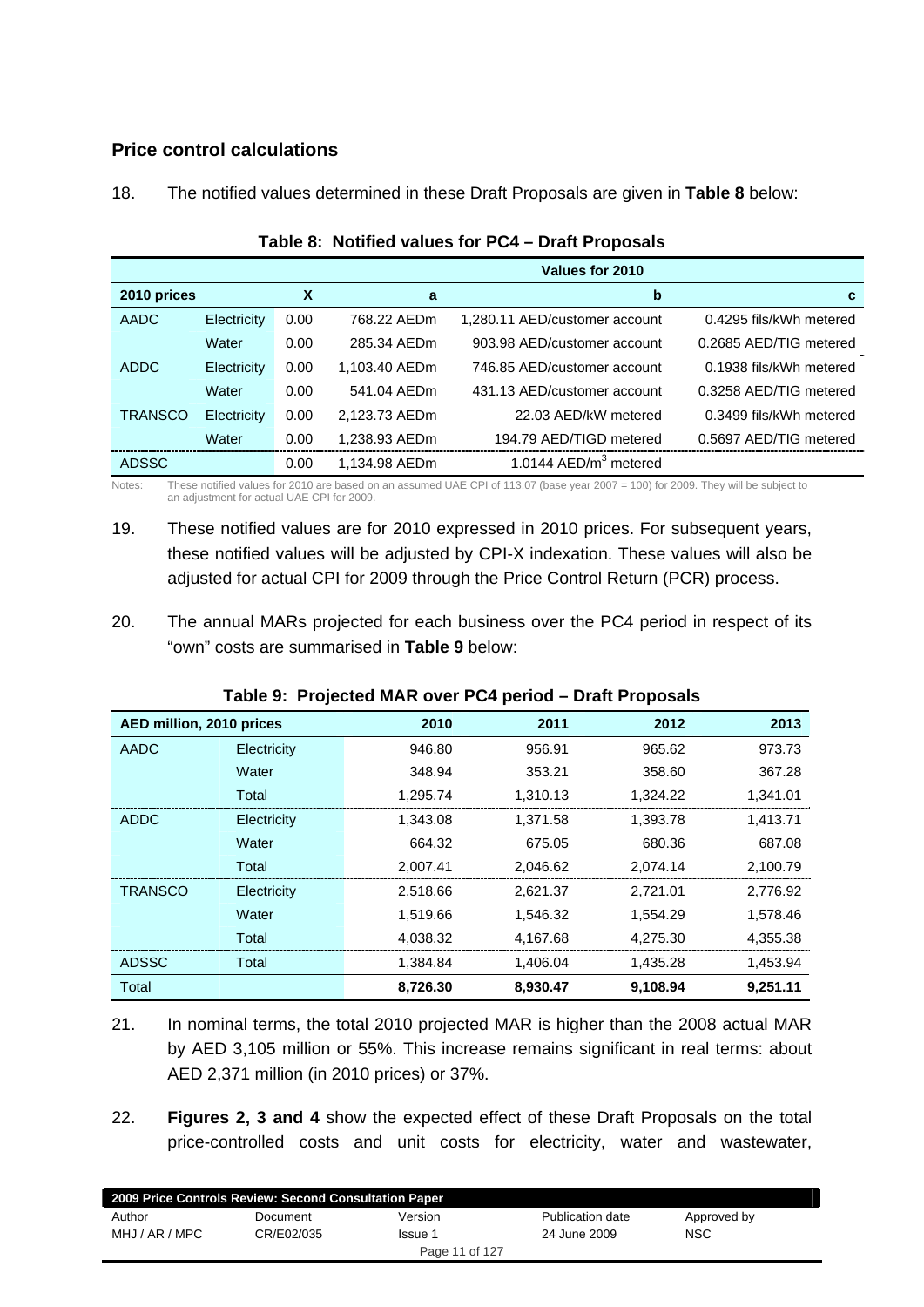## Price control calculations

18. The notified values determined in these Draft Proposals are given in **Table 8** below:

**Table 8: Notified values for PC4 – Draft Proposals**

| | | | Values for 2010 | | |
|---|---|---|---|---|---|
| **2010 prices** | | **X** | **a** | **b** | **c** |
| AADC | Electricity | 0.00 | 768.22 AEDm | 1,280.11 AED/customer account | 0.4295 fils/kWh metered |
| | Water | 0.00 | 285.34 AEDm | 903.98 AED/customer account | 0.2685 AED/TIG metered |
| ADDC | Electricity | 0.00 | 1,103.40 AEDm | 746.85 AED/customer account | 0.1938 fils/kWh metered |
| | Water | 0.00 | 541.04 AEDm | 431.13 AED/customer account | 0.3258 AED/TIG metered |
| TRANSCO | Electricity | 0.00 | 2,123.73 AEDm | 22.03 AED/kW metered | 0.3499 fils/kWh metered |
| | Water | 0.00 | 1,238.93 AEDm | 194.79 AED/TIGD metered | 0.5697 AED/TIG metered |
| ADSSC | | 0.00 | 1,134.98 AEDm | 1.0144 AED/$m^3$ metered | |

Notes: These notified values for 2010 are based on an assumed UAE CPI of 113.07 (base year 2007 = 100) for 2009. They will be subject to an adjustment for actual UAE CPI for 2009.

19. These notified values are for 2010 expressed in 2010 prices. For subsequent years, these notified values will be adjusted by CPI-X indexation. These values will also be adjusted for actual CPI for 2009 through the Price Control Return (PCR) process.

20. The annual MARs projected for each business over the PC4 period in respect of its "own" costs are summarised in **Table 9** below:

**Table 9: Projected MAR over PC4 period – Draft Proposals**

| AED million, 2010 prices | | 2010 | 2011 | 2012 | 2013 |
|---|---|---|---|---|---|
| AADC | Electricity | 946.80 | 956.91 | 965.62 | 973.73 |
| | Water | 348.94 | 353.21 | 358.60 | 367.28 |
| | Total | 1,295.74 | 1,310.13 | 1,324.22 | 1,341.01 |
| ADDC | Electricity | 1,343.08 | 1,371.58 | 1,393.78 | 1,413.71 |
| | Water | 664.32 | 675.05 | 680.36 | 687.08 |
| | Total | 2,007.41 | 2,046.62 | 2,074.14 | 2,100.79 |
| TRANSCO | Electricity | 2,518.66 | 2,621.37 | 2,721.01 | 2,776.92 |
| | Water | 1,519.66 | 1,546.32 | 1,554.29 | 1,578.46 |
| | Total | 4,038.32 | 4,167.68 | 4,275.30 | 4,355.38 |
| ADSSC | Total | 1,384.84 | 1,406.04 | 1,435.28 | 1,453.94 |
| Total | | **8,726.30** | **8,930.47** | **9,108.94** | **9,251.11** |

21. In nominal terms, the total 2010 projected MAR is higher than the 2008 actual MAR by AED 3,105 million or 55%. This increase remains significant in real terms: about AED 2,371 million (in 2010 prices) or 37%.

22. **Figures 2, 3 and 4** show the expected effect of these Draft Proposals on the total price-controlled costs and unit costs for electricity, water and wastewater,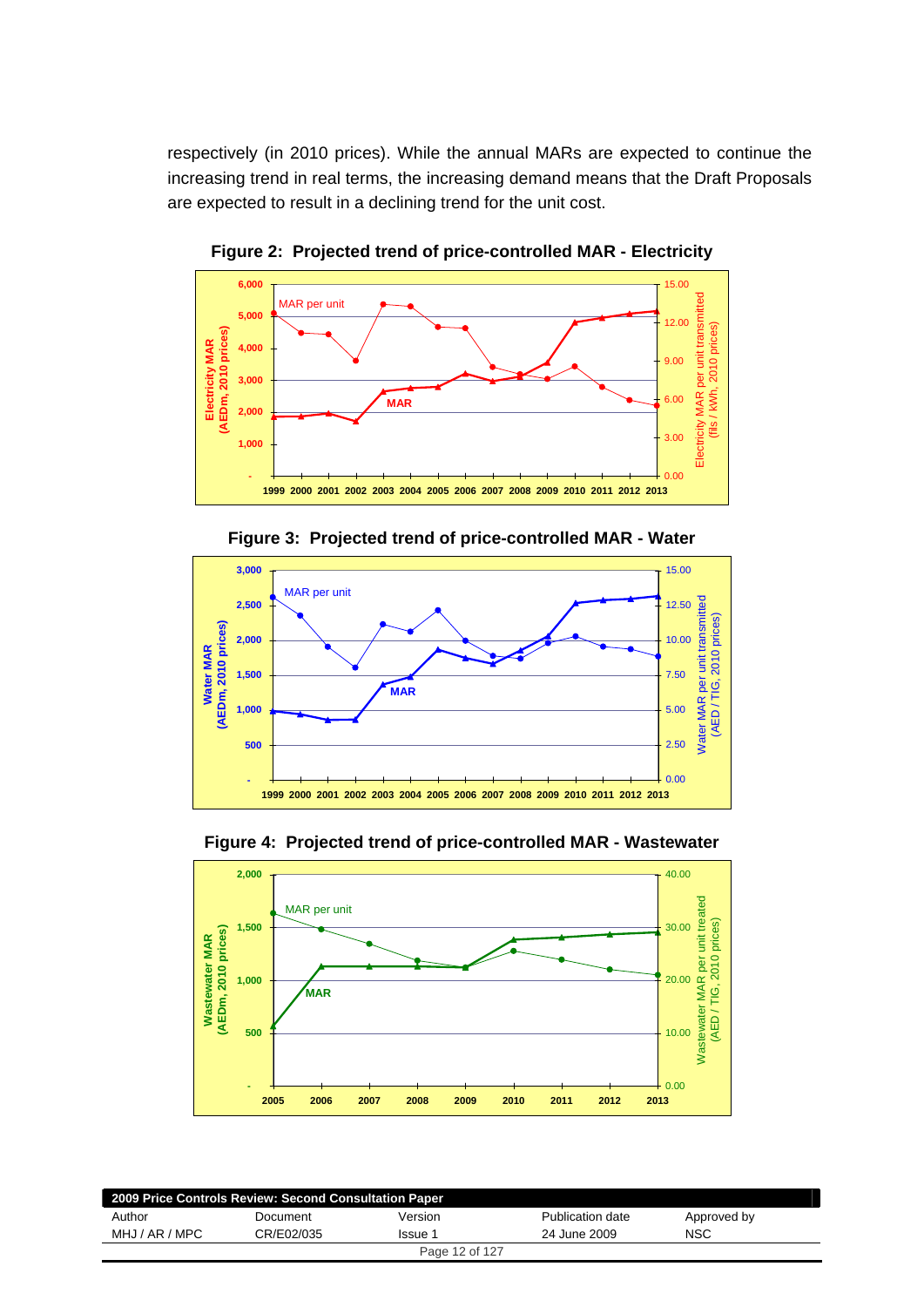respectively (in 2010 prices). While the annual MARs are expected to continue the increasing trend in real terms, the increasing demand means that the Draft Proposals are expected to result in a declining trend for the unit cost.

**Figure 2: Projected trend of price-controlled MAR - Electricity**

**Figure 3: Projected trend of price-controlled MAR - Water**

**Figure 4: Projected trend of price-controlled MAR - Wastewater**

| 2009 Price Controls Review: Second Consultation Paper | | | | |
|---|---|---|---|---|
| Author | Document | Version | Publication date | Approved by |
| MHJ / AR / MPC | CR/E02/035 | Issue 1 | 24 June 2009 | NSC |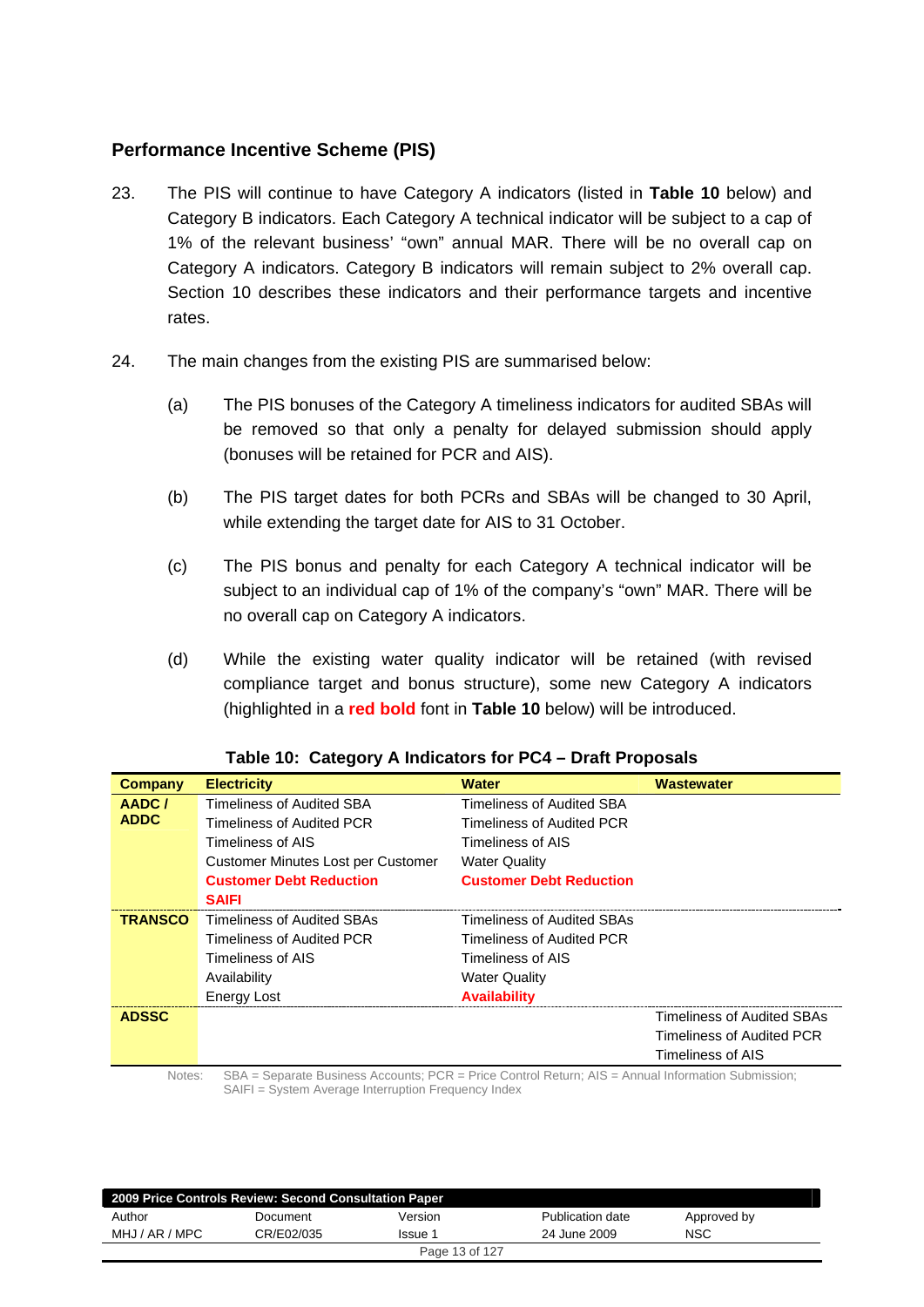## Performance Incentive Scheme (PIS)

23. The PIS will continue to have Category A indicators (listed in **Table 10** below) and Category B indicators. Each Category A technical indicator will be subject to a cap of 1% of the relevant business' "own" annual MAR. There will be no overall cap on Category A indicators. Category B indicators will remain subject to 2% overall cap. Section 10 describes these indicators and their performance targets and incentive rates.

24. The main changes from the existing PIS are summarised below:

    (a) The PIS bonuses of the Category A timeliness indicators for audited SBAs will be removed so that only a penalty for delayed submission should apply (bonuses will be retained for PCR and AIS).

    (b) The PIS target dates for both PCRs and SBAs will be changed to 30 April, while extending the target date for AIS to 31 October.

    (c) The PIS bonus and penalty for each Category A technical indicator will be subject to an individual cap of 1% of the company's "own" MAR. There will be no overall cap on Category A indicators.

    (d) While the existing water quality indicator will be retained (with revised compliance target and bonus structure), some new Category A indicators (highlighted in a **red bold** font in **Table 10** below) will be introduced.

**Table 10: Category A Indicators for PC4 – Draft Proposals**

| Company | Electricity | Water | Wastewater |
|---|---|---|---|
| **AADC / ADDC** | Timeliness of Audited SBA | Timeliness of Audited SBA | |
| | Timeliness of Audited PCR | Timeliness of Audited PCR | |
| | Timeliness of AIS | Timeliness of AIS | |
| | Customer Minutes Lost per Customer | Water Quality | |
| | **Customer Debt Reduction** | **Customer Debt Reduction** | |
| | **SAIFI** | | |
| **TRANSCO** | Timeliness of Audited SBAs | Timeliness of Audited SBAs | |
| | Timeliness of Audited PCR | Timeliness of Audited PCR | |
| | Timeliness of AIS | Timeliness of AIS | |
| | Availability | Water Quality | |
| | Energy Lost | **Availability** | |
| **ADSSC** | | | Timeliness of Audited SBAs |
| | | | Timeliness of Audited PCR |
| | | | Timeliness of AIS |

Notes: SBA = Separate Business Accounts; PCR = Price Control Return; AIS = Annual Information Submission; SAIFI = System Average Interruption Frequency Index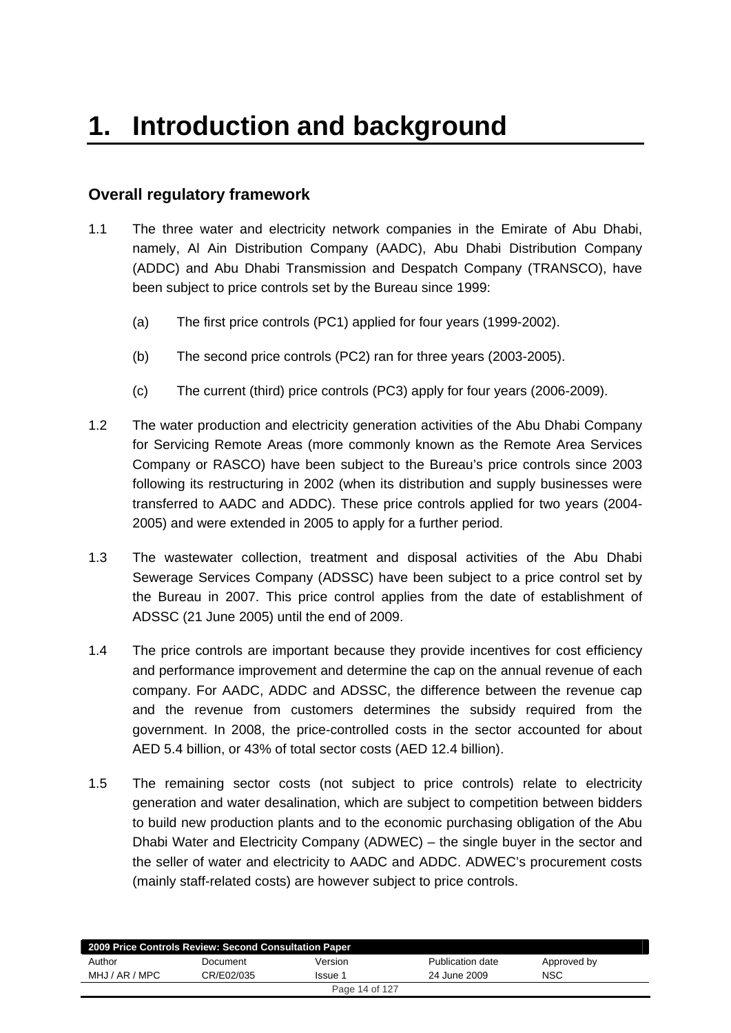# 1. Introduction and background

## Overall regulatory framework

1.1 The three water and electricity network companies in the Emirate of Abu Dhabi, namely, Al Ain Distribution Company (AADC), Abu Dhabi Distribution Company (ADDC) and Abu Dhabi Transmission and Despatch Company (TRANSCO), have been subject to price controls set by the Bureau since 1999:

(a) The first price controls (PC1) applied for four years (1999-2002).

(b) The second price controls (PC2) ran for three years (2003-2005).

(c) The current (third) price controls (PC3) apply for four years (2006-2009).

1.2 The water production and electricity generation activities of the Abu Dhabi Company for Servicing Remote Areas (more commonly known as the Remote Area Services Company or RASCO) have been subject to the Bureau's price controls since 2003 following its restructuring in 2002 (when its distribution and supply businesses were transferred to AADC and ADDC). These price controls applied for two years (2004-2005) and were extended in 2005 to apply for a further period.

1.3 The wastewater collection, treatment and disposal activities of the Abu Dhabi Sewerage Services Company (ADSSC) have been subject to a price control set by the Bureau in 2007. This price control applies from the date of establishment of ADSSC (21 June 2005) until the end of 2009.

1.4 The price controls are important because they provide incentives for cost efficiency and performance improvement and determine the cap on the annual revenue of each company. For AADC, ADDC and ADSSC, the difference between the revenue cap and the revenue from customers determines the subsidy required from the government. In 2008, the price-controlled costs in the sector accounted for about AED 5.4 billion, or 43% of total sector costs (AED 12.4 billion).

1.5 The remaining sector costs (not subject to price controls) relate to electricity generation and water desalination, which are subject to competition between bidders to build new production plants and to the economic purchasing obligation of the Abu Dhabi Water and Electricity Company (ADWEC) – the single buyer in the sector and the seller of water and electricity to AADC and ADDC. ADWEC's procurement costs (mainly staff-related costs) are however subject to price controls.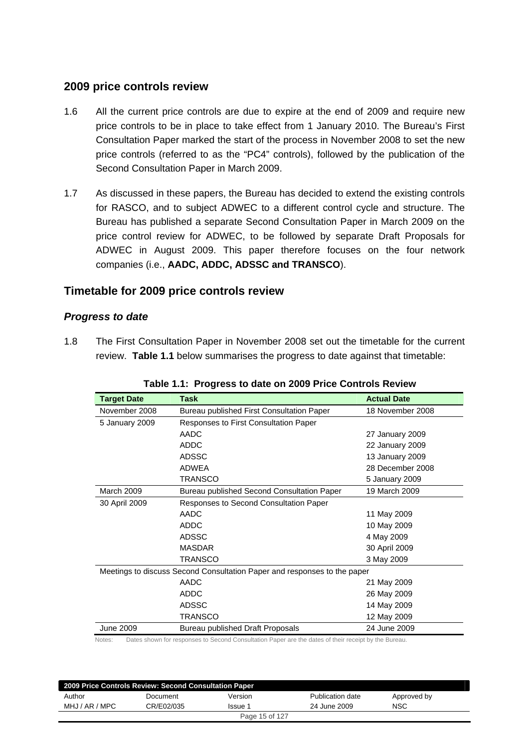## 2009 price controls review

1.6 All the current price controls are due to expire at the end of 2009 and require new price controls to be in place to take effect from 1 January 2010. The Bureau's First Consultation Paper marked the start of the process in November 2008 to set the new price controls (referred to as the "PC4" controls), followed by the publication of the Second Consultation Paper in March 2009.

1.7 As discussed in these papers, the Bureau has decided to extend the existing controls for RASCO, and to subject ADWEC to a different control cycle and structure. The Bureau has published a separate Second Consultation Paper in March 2009 on the price control review for ADWEC, to be followed by separate Draft Proposals for ADWEC in August 2009. This paper therefore focuses on the four network companies (i.e., **AADC, ADDC, ADSSC and TRANSCO**).

## Timetable for 2009 price controls review

### *Progress to date*

1.8 The First Consultation Paper in November 2008 set out the timetable for the current review. **Table 1.1** below summarises the progress to date against that timetable:

**Table 1.1: Progress to date on 2009 Price Controls Review**

| Target Date | Task | Actual Date |
|---|---|---|
| November 2008 | Bureau published First Consultation Paper | 18 November 2008 |
| 5 January 2009 | Responses to First Consultation Paper | |
| | AADC | 27 January 2009 |
| | ADDC | 22 January 2009 |
| | ADSSC | 13 January 2009 |
| | ADWEA | 28 December 2008 |
| | TRANSCO | 5 January 2009 |
| March 2009 | Bureau published Second Consultation Paper | 19 March 2009 |
| 30 April 2009 | Responses to Second Consultation Paper | |
| | AADC | 11 May 2009 |
| | ADDC | 10 May 2009 |
| | ADSSC | 4 May 2009 |
| | MASDAR | 30 April 2009 |
| | TRANSCO | 3 May 2009 |
| Meetings to discuss Second Consultation Paper and responses to the paper | | |
| | AADC | 21 May 2009 |
| | ADDC | 26 May 2009 |
| | ADSSC | 14 May 2009 |
| | TRANSCO | 12 May 2009 |
| June 2009 | Bureau published Draft Proposals | 24 June 2009 |

Notes: Dates shown for responses to Second Consultation Paper are the dates of their receipt by the Bureau.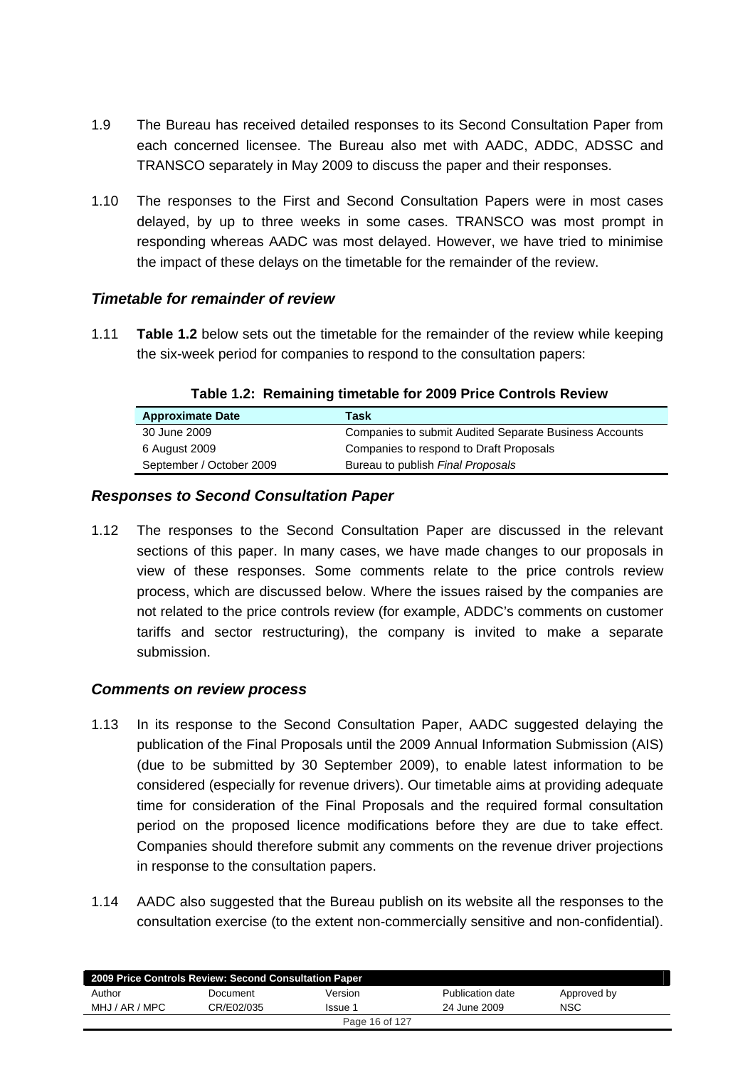1.9 The Bureau has received detailed responses to its Second Consultation Paper from each concerned licensee. The Bureau also met with AADC, ADDC, ADSSC and TRANSCO separately in May 2009 to discuss the paper and their responses.

1.10 The responses to the First and Second Consultation Papers were in most cases delayed, by up to three weeks in some cases. TRANSCO was most prompt in responding whereas AADC was most delayed. However, we have tried to minimise the impact of these delays on the timetable for the remainder of the review.

### *Timetable for remainder of review*

1.11 **Table 1.2** below sets out the timetable for the remainder of the review while keeping the six-week period for companies to respond to the consultation papers:

**Table 1.2: Remaining timetable for 2009 Price Controls Review**

| Approximate Date | Task |
|---|---|
| 30 June 2009 | Companies to submit Audited Separate Business Accounts |
| 6 August 2009 | Companies to respond to Draft Proposals |
| September / October 2009 | Bureau to publish *Final Proposals* |

### *Responses to Second Consultation Paper*

1.12 The responses to the Second Consultation Paper are discussed in the relevant sections of this paper. In many cases, we have made changes to our proposals in view of these responses. Some comments relate to the price controls review process, which are discussed below. Where the issues raised by the companies are not related to the price controls review (for example, ADDC's comments on customer tariffs and sector restructuring), the company is invited to make a separate submission.

### *Comments on review process*

1.13 In its response to the Second Consultation Paper, AADC suggested delaying the publication of the Final Proposals until the 2009 Annual Information Submission (AIS) (due to be submitted by 30 September 2009), to enable latest information to be considered (especially for revenue drivers). Our timetable aims at providing adequate time for consideration of the Final Proposals and the required formal consultation period on the proposed licence modifications before they are due to take effect. Companies should therefore submit any comments on the revenue driver projections in response to the consultation papers.

1.14 AADC also suggested that the Bureau publish on its website all the responses to the consultation exercise (to the extent non-commercially sensitive and non-confidential).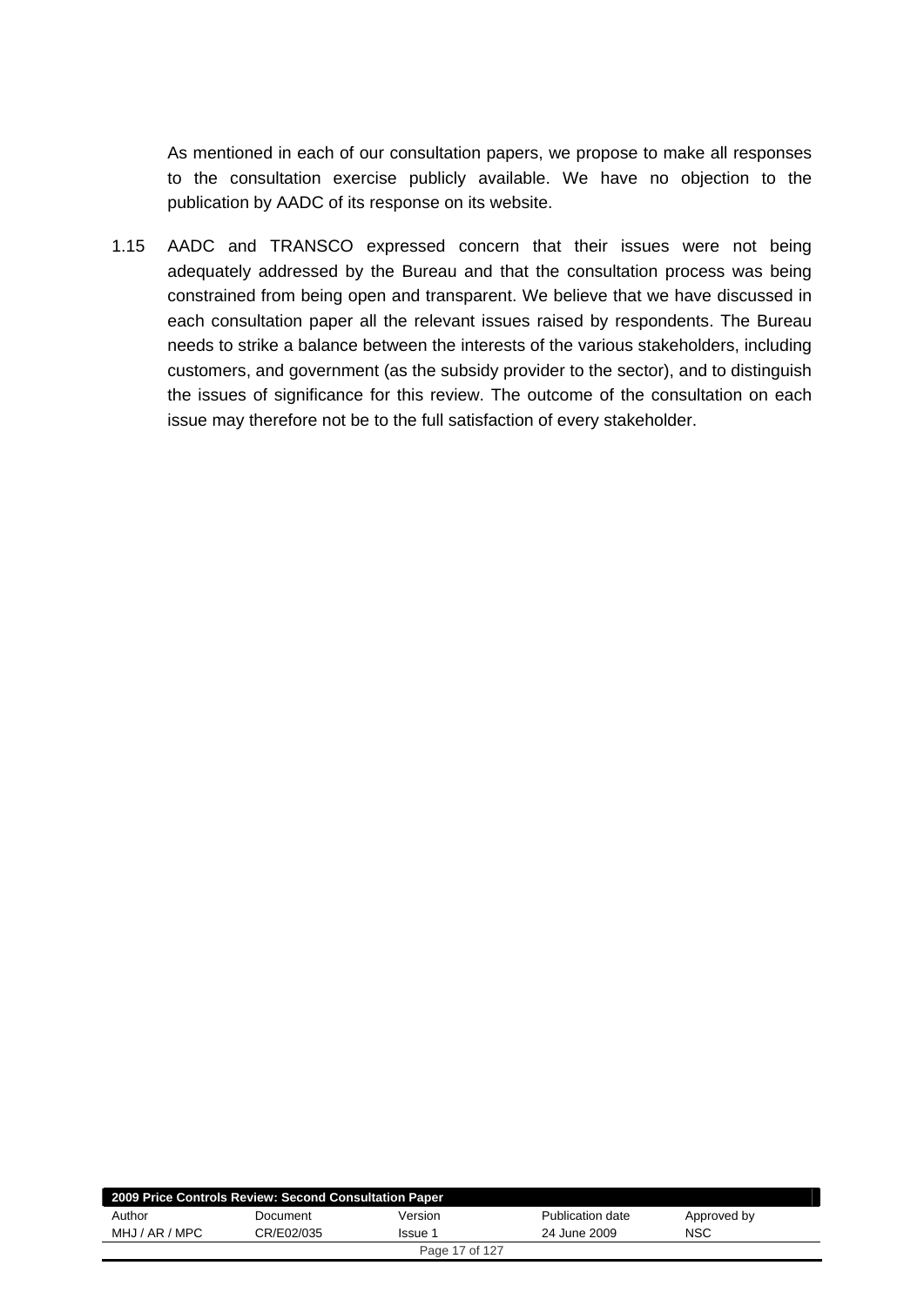As mentioned in each of our consultation papers, we propose to make all responses to the consultation exercise publicly available. We have no objection to the publication by AADC of its response on its website.

1.15 AADC and TRANSCO expressed concern that their issues were not being adequately addressed by the Bureau and that the consultation process was being constrained from being open and transparent. We believe that we have discussed in each consultation paper all the relevant issues raised by respondents. The Bureau needs to strike a balance between the interests of the various stakeholders, including customers, and government (as the subsidy provider to the sector), and to distinguish the issues of significance for this review. The outcome of the consultation on each issue may therefore not be to the full satisfaction of every stakeholder.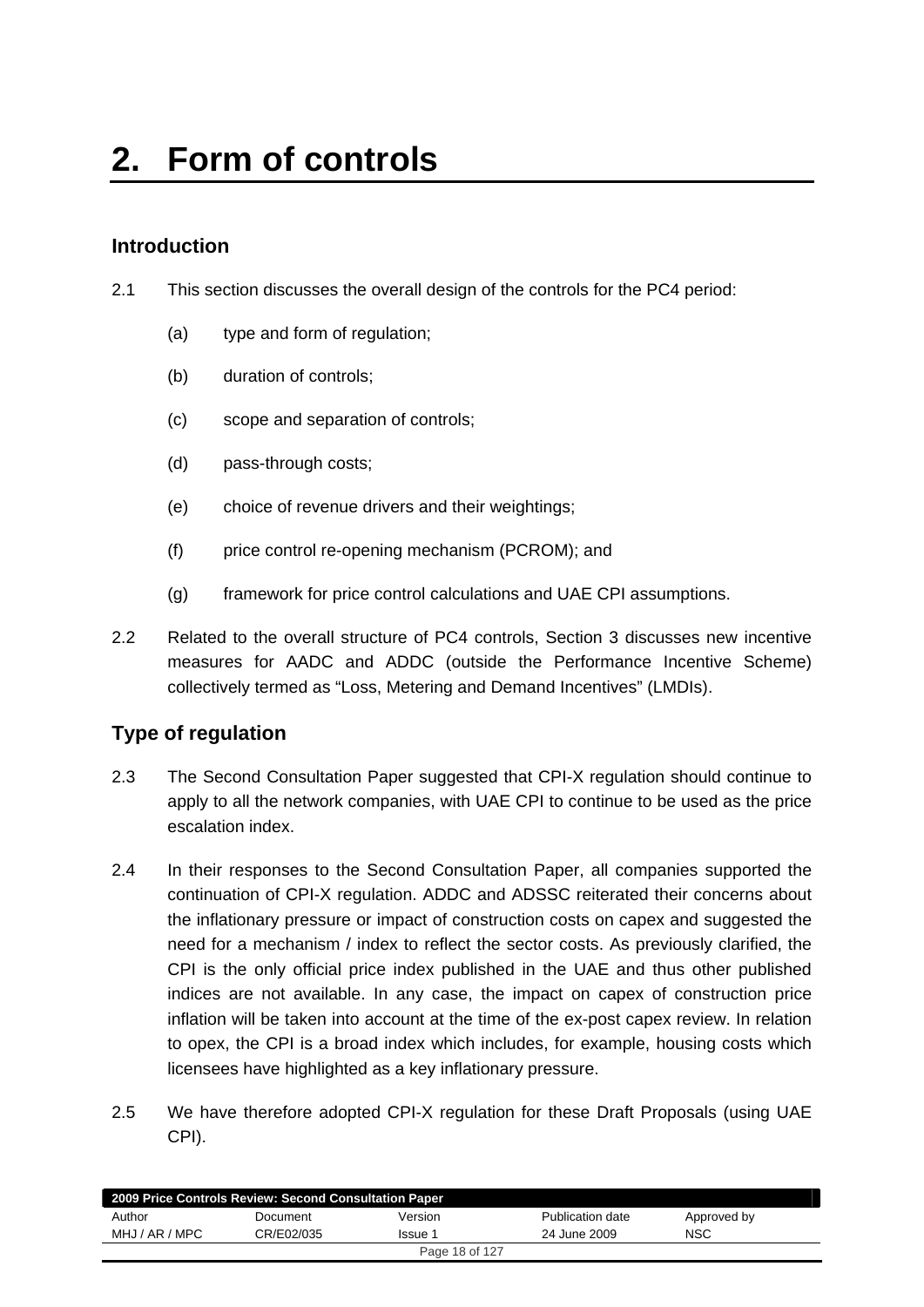# 2. Form of controls

## Introduction

2.1 This section discusses the overall design of the controls for the PC4 period:

(a) type and form of regulation;

(b) duration of controls;

(c) scope and separation of controls;

(d) pass-through costs;

(e) choice of revenue drivers and their weightings;

(f) price control re-opening mechanism (PCROM); and

(g) framework for price control calculations and UAE CPI assumptions.

2.2 Related to the overall structure of PC4 controls, Section 3 discusses new incentive measures for AADC and ADDC (outside the Performance Incentive Scheme) collectively termed as “Loss, Metering and Demand Incentives” (LMDIs).

## Type of regulation

2.3 The Second Consultation Paper suggested that CPI-X regulation should continue to apply to all the network companies, with UAE CPI to continue to be used as the price escalation index.

2.4 In their responses to the Second Consultation Paper, all companies supported the continuation of CPI-X regulation. ADDC and ADSSC reiterated their concerns about the inflationary pressure or impact of construction costs on capex and suggested the need for a mechanism / index to reflect the sector costs. As previously clarified, the CPI is the only official price index published in the UAE and thus other published indices are not available. In any case, the impact on capex of construction price inflation will be taken into account at the time of the ex-post capex review. In relation to opex, the CPI is a broad index which includes, for example, housing costs which licensees have highlighted as a key inflationary pressure.

2.5 We have therefore adopted CPI-X regulation for these Draft Proposals (using UAE CPI).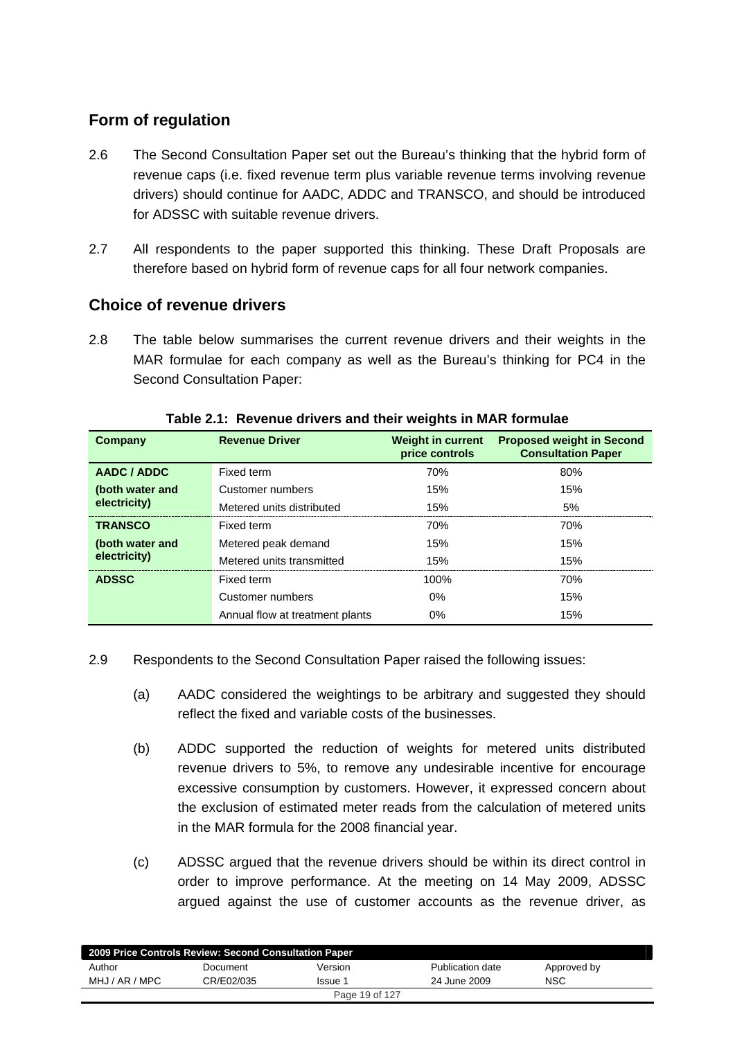## Form of regulation

2.6 The Second Consultation Paper set out the Bureau's thinking that the hybrid form of revenue caps (i.e. fixed revenue term plus variable revenue terms involving revenue drivers) should continue for AADC, ADDC and TRANSCO, and should be introduced for ADSSC with suitable revenue drivers.

2.7 All respondents to the paper supported this thinking. These Draft Proposals are therefore based on hybrid form of revenue caps for all four network companies.

## Choice of revenue drivers

2.8 The table below summarises the current revenue drivers and their weights in the MAR formulae for each company as well as the Bureau's thinking for PC4 in the Second Consultation Paper:

**Table 2.1: Revenue drivers and their weights in MAR formulae**

| Company | Revenue Driver | Weight in current price controls | Proposed weight in Second Consultation Paper |
|---|---|---|---|
| **AADC / ADDC** | Fixed term | 70% | 80% |
| **(both water and** | Customer numbers | 15% | 15% |
| **electricity)** | Metered units distributed | 15% | 5% |
| **TRANSCO** | Fixed term | 70% | 70% |
| **(both water and** | Metered peak demand | 15% | 15% |
| **electricity)** | Metered units transmitted | 15% | 15% |
| **ADSSC** | Fixed term | 100% | 70% |
| | Customer numbers | 0% | 15% |
| | Annual flow at treatment plants | 0% | 15% |

2.9 Respondents to the Second Consultation Paper raised the following issues:

(a) AADC considered the weightings to be arbitrary and suggested they should reflect the fixed and variable costs of the businesses.

(b) ADDC supported the reduction of weights for metered units distributed revenue drivers to 5%, to remove any undesirable incentive for encourage excessive consumption by customers. However, it expressed concern about the exclusion of estimated meter reads from the calculation of metered units in the MAR formula for the 2008 financial year.

(c) ADSSC argued that the revenue drivers should be within its direct control in order to improve performance. At the meeting on 14 May 2009, ADSSC argued against the use of customer accounts as the revenue driver, as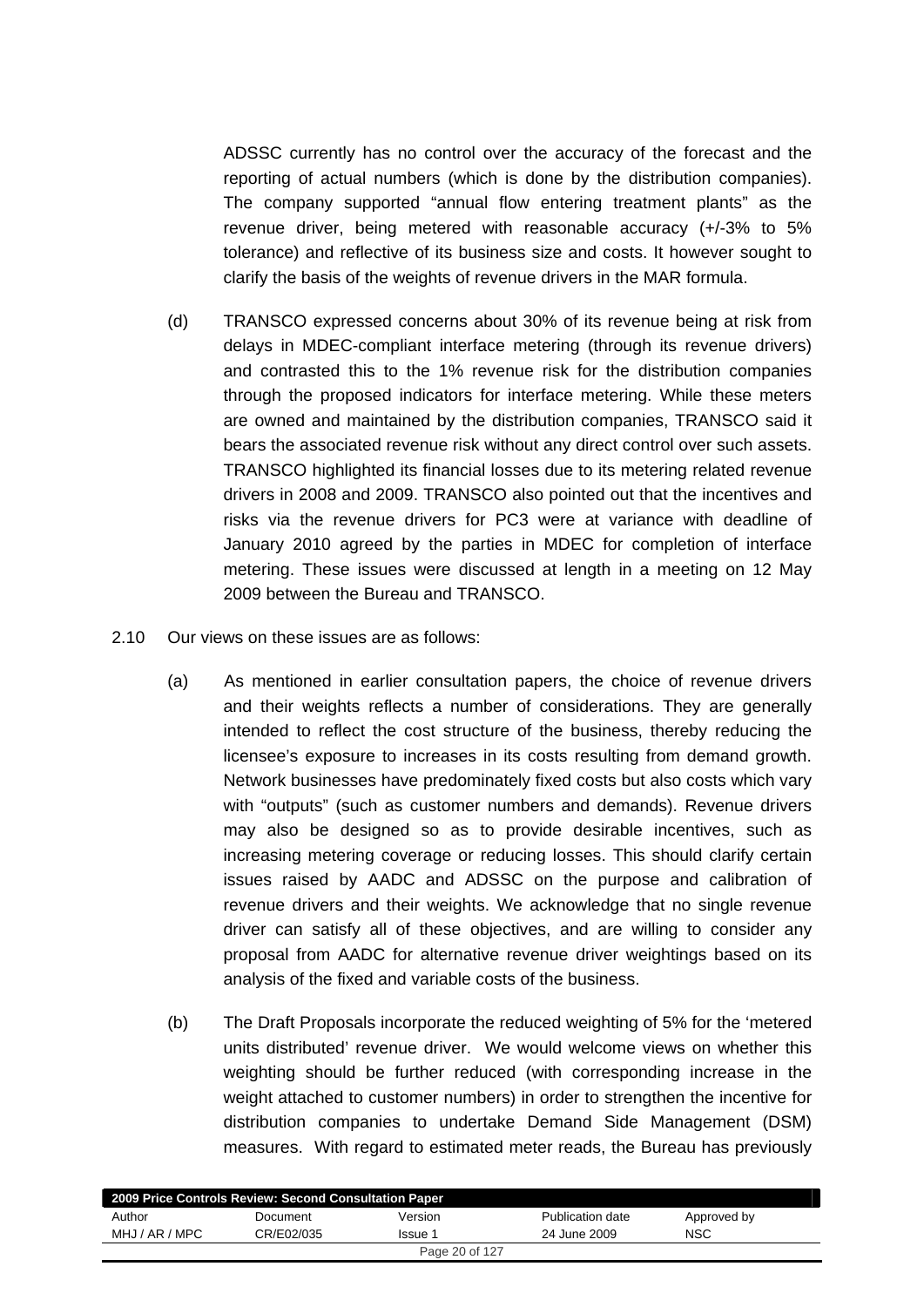ADSSC currently has no control over the accuracy of the forecast and the reporting of actual numbers (which is done by the distribution companies). The company supported "annual flow entering treatment plants" as the revenue driver, being metered with reasonable accuracy (+/-3% to 5% tolerance) and reflective of its business size and costs. It however sought to clarify the basis of the weights of revenue drivers in the MAR formula.

(d) TRANSCO expressed concerns about 30% of its revenue being at risk from delays in MDEC-compliant interface metering (through its revenue drivers) and contrasted this to the 1% revenue risk for the distribution companies through the proposed indicators for interface metering. While these meters are owned and maintained by the distribution companies, TRANSCO said it bears the associated revenue risk without any direct control over such assets. TRANSCO highlighted its financial losses due to its metering related revenue drivers in 2008 and 2009. TRANSCO also pointed out that the incentives and risks via the revenue drivers for PC3 were at variance with deadline of January 2010 agreed by the parties in MDEC for completion of interface metering. These issues were discussed at length in a meeting on 12 May 2009 between the Bureau and TRANSCO.

2.10 Our views on these issues are as follows:

(a) As mentioned in earlier consultation papers, the choice of revenue drivers and their weights reflects a number of considerations. They are generally intended to reflect the cost structure of the business, thereby reducing the licensee's exposure to increases in its costs resulting from demand growth. Network businesses have predominately fixed costs but also costs which vary with "outputs" (such as customer numbers and demands). Revenue drivers may also be designed so as to provide desirable incentives, such as increasing metering coverage or reducing losses. This should clarify certain issues raised by AADC and ADSSC on the purpose and calibration of revenue drivers and their weights. We acknowledge that no single revenue driver can satisfy all of these objectives, and are willing to consider any proposal from AADC for alternative revenue driver weightings based on its analysis of the fixed and variable costs of the business.

(b) The Draft Proposals incorporate the reduced weighting of 5% for the 'metered units distributed' revenue driver. We would welcome views on whether this weighting should be further reduced (with corresponding increase in the weight attached to customer numbers) in order to strengthen the incentive for distribution companies to undertake Demand Side Management (DSM) measures. With regard to estimated meter reads, the Bureau has previously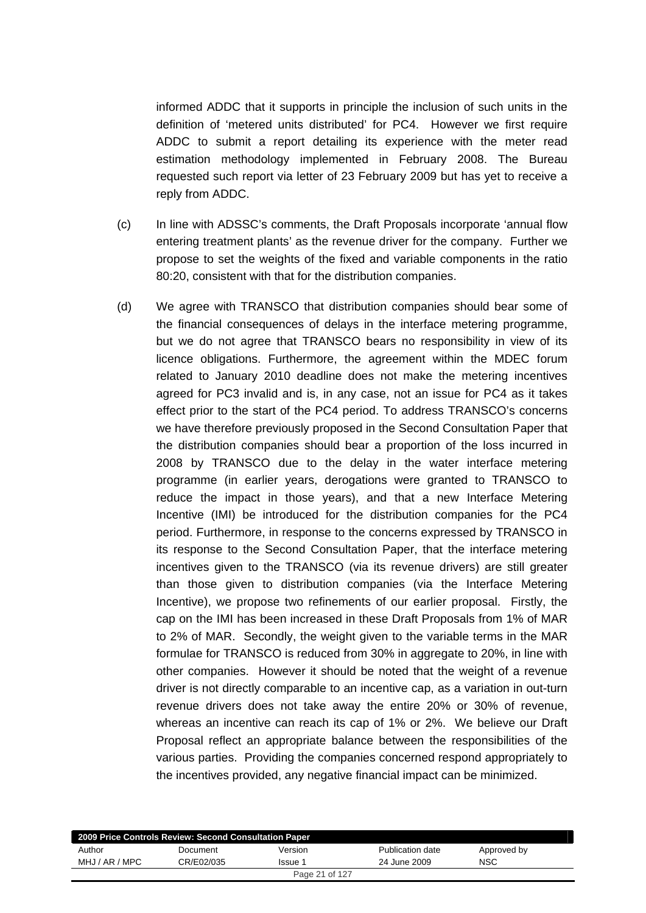informed ADDC that it supports in principle the inclusion of such units in the definition of 'metered units distributed' for PC4. However we first require ADDC to submit a report detailing its experience with the meter read estimation methodology implemented in February 2008. The Bureau requested such report via letter of 23 February 2009 but has yet to receive a reply from ADDC.

(c) In line with ADSSC's comments, the Draft Proposals incorporate 'annual flow entering treatment plants' as the revenue driver for the company. Further we propose to set the weights of the fixed and variable components in the ratio 80:20, consistent with that for the distribution companies.

(d) We agree with TRANSCO that distribution companies should bear some of the financial consequences of delays in the interface metering programme, but we do not agree that TRANSCO bears no responsibility in view of its licence obligations. Furthermore, the agreement within the MDEC forum related to January 2010 deadline does not make the metering incentives agreed for PC3 invalid and is, in any case, not an issue for PC4 as it takes effect prior to the start of the PC4 period. To address TRANSCO's concerns we have therefore previously proposed in the Second Consultation Paper that the distribution companies should bear a proportion of the loss incurred in 2008 by TRANSCO due to the delay in the water interface metering programme (in earlier years, derogations were granted to TRANSCO to reduce the impact in those years), and that a new Interface Metering Incentive (IMI) be introduced for the distribution companies for the PC4 period. Furthermore, in response to the concerns expressed by TRANSCO in its response to the Second Consultation Paper, that the interface metering incentives given to the TRANSCO (via its revenue drivers) are still greater than those given to distribution companies (via the Interface Metering Incentive), we propose two refinements of our earlier proposal. Firstly, the cap on the IMI has been increased in these Draft Proposals from 1% of MAR to 2% of MAR. Secondly, the weight given to the variable terms in the MAR formulae for TRANSCO is reduced from 30% in aggregate to 20%, in line with other companies. However it should be noted that the weight of a revenue driver is not directly comparable to an incentive cap, as a variation in out-turn revenue drivers does not take away the entire 20% or 30% of revenue, whereas an incentive can reach its cap of 1% or 2%. We believe our Draft Proposal reflect an appropriate balance between the responsibilities of the various parties. Providing the companies concerned respond appropriately to the incentives provided, any negative financial impact can be minimized.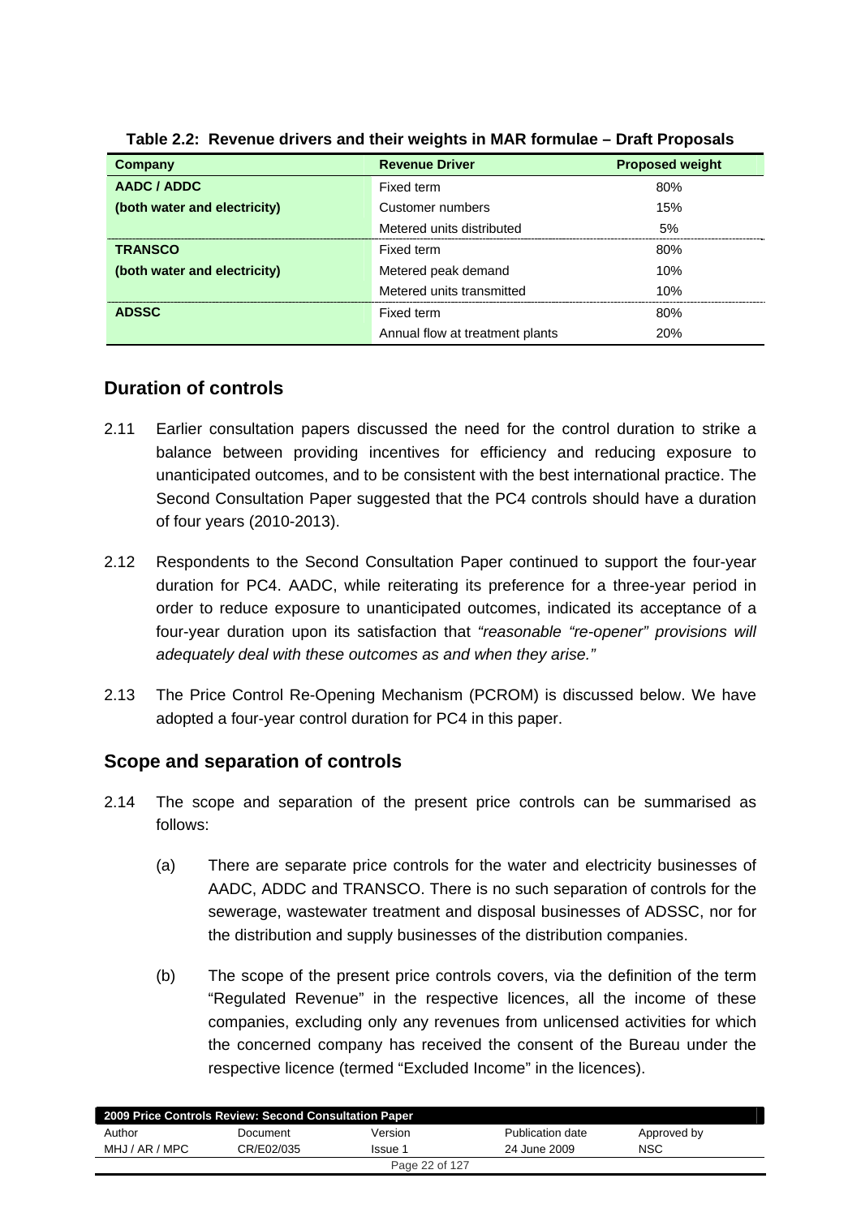**Table 2.2: Revenue drivers and their weights in MAR formulae – Draft Proposals**

| Company | Revenue Driver | Proposed weight |
|---|---|---|
| **AADC / ADDC** | Fixed term | 80% |
| **(both water and electricity)** | Customer numbers | 15% |
| | Metered units distributed | 5% |
| **TRANSCO** | Fixed term | 80% |
| **(both water and electricity)** | Metered peak demand | 10% |
| | Metered units transmitted | 10% |
| **ADSSC** | Fixed term | 80% |
| | Annual flow at treatment plants | 20% |

## Duration of controls

2.11 Earlier consultation papers discussed the need for the control duration to strike a balance between providing incentives for efficiency and reducing exposure to unanticipated outcomes, and to be consistent with the best international practice. The Second Consultation Paper suggested that the PC4 controls should have a duration of four years (2010-2013).

2.12 Respondents to the Second Consultation Paper continued to support the four-year duration for PC4. AADC, while reiterating its preference for a three-year period in order to reduce exposure to unanticipated outcomes, indicated its acceptance of a four-year duration upon its satisfaction that *"reasonable "re-opener" provisions will adequately deal with these outcomes as and when they arise."*

2.13 The Price Control Re-Opening Mechanism (PCROM) is discussed below. We have adopted a four-year control duration for PC4 in this paper.

## Scope and separation of controls

2.14 The scope and separation of the present price controls can be summarised as follows:

(a) There are separate price controls for the water and electricity businesses of AADC, ADDC and TRANSCO. There is no such separation of controls for the sewerage, wastewater treatment and disposal businesses of ADSSC, nor for the distribution and supply businesses of the distribution companies.

(b) The scope of the present price controls covers, via the definition of the term "Regulated Revenue" in the respective licences, all the income of these companies, excluding only any revenues from unlicensed activities for which the concerned company has received the consent of the Bureau under the respective licence (termed "Excluded Income" in the licences).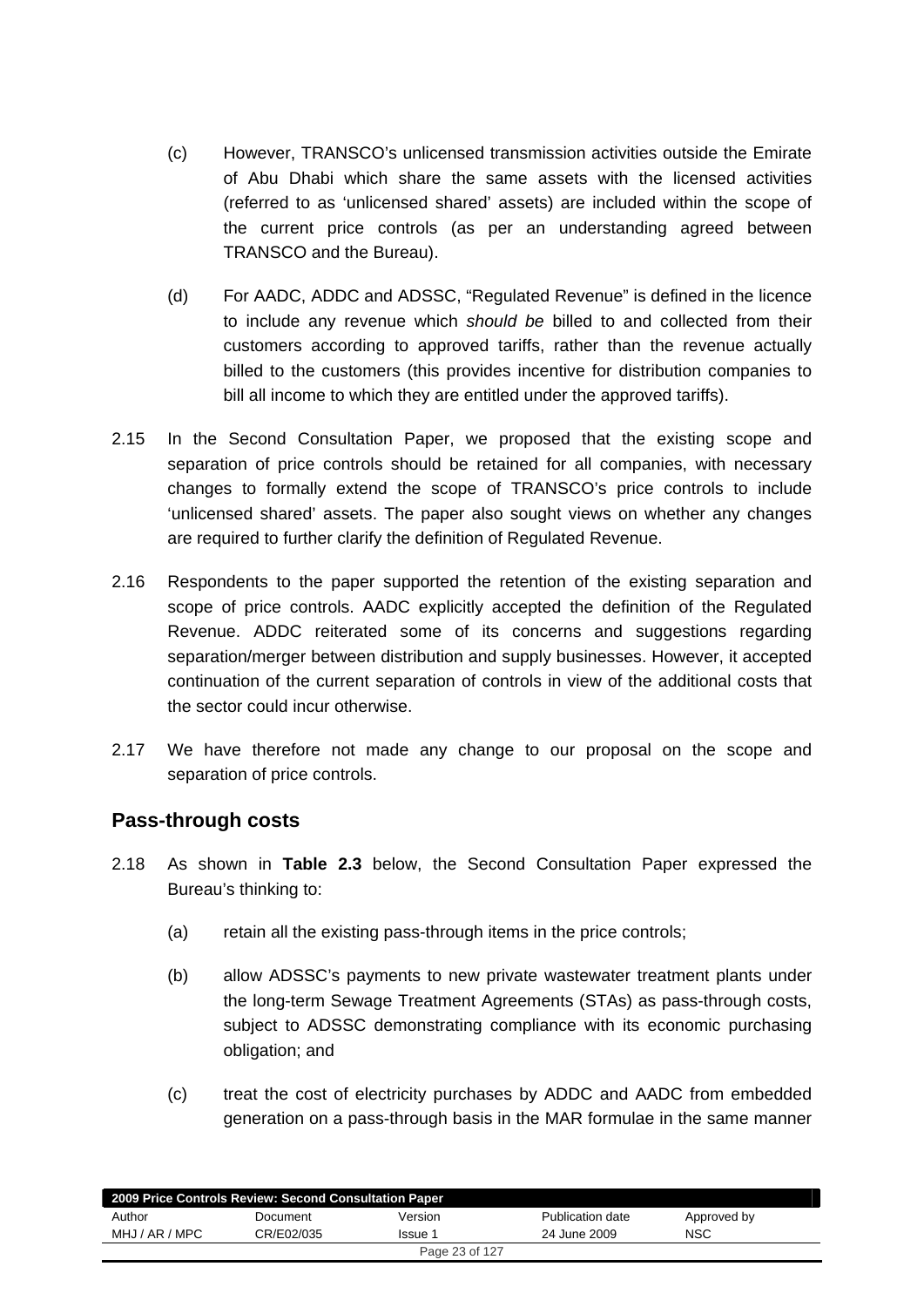(c) However, TRANSCO's unlicensed transmission activities outside the Emirate of Abu Dhabi which share the same assets with the licensed activities (referred to as 'unlicensed shared' assets) are included within the scope of the current price controls (as per an understanding agreed between TRANSCO and the Bureau).

(d) For AADC, ADDC and ADSSC, "Regulated Revenue" is defined in the licence to include any revenue which *should be* billed to and collected from their customers according to approved tariffs, rather than the revenue actually billed to the customers (this provides incentive for distribution companies to bill all income to which they are entitled under the approved tariffs).

2.15 In the Second Consultation Paper, we proposed that the existing scope and separation of price controls should be retained for all companies, with necessary changes to formally extend the scope of TRANSCO's price controls to include 'unlicensed shared' assets. The paper also sought views on whether any changes are required to further clarify the definition of Regulated Revenue.

2.16 Respondents to the paper supported the retention of the existing separation and scope of price controls. AADC explicitly accepted the definition of the Regulated Revenue. ADDC reiterated some of its concerns and suggestions regarding separation/merger between distribution and supply businesses. However, it accepted continuation of the current separation of controls in view of the additional costs that the sector could incur otherwise.

2.17 We have therefore not made any change to our proposal on the scope and separation of price controls.

## Pass-through costs

2.18 As shown in **Table 2.3** below, the Second Consultation Paper expressed the Bureau's thinking to:

(a) retain all the existing pass-through items in the price controls;

(b) allow ADSSC's payments to new private wastewater treatment plants under the long-term Sewage Treatment Agreements (STAs) as pass-through costs, subject to ADSSC demonstrating compliance with its economic purchasing obligation; and

(c) treat the cost of electricity purchases by ADDC and AADC from embedded generation on a pass-through basis in the MAR formulae in the same manner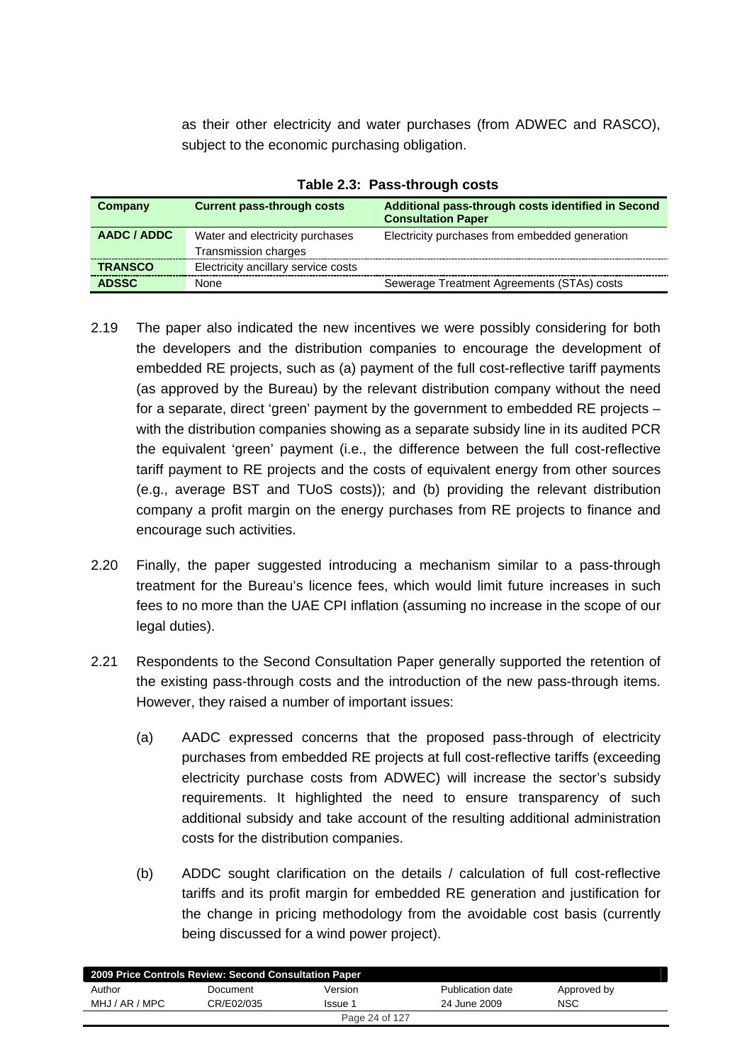as their other electricity and water purchases (from ADWEC and RASCO), subject to the economic purchasing obligation.

**Table 2.3: Pass-through costs**

| Company | Current pass-through costs | Additional pass-through costs identified in Second Consultation Paper |
|---|---|---|
| AADC / ADDC | Water and electricity purchases<br>Transmission charges | Electricity purchases from embedded generation |
| TRANSCO | Electricity ancillary service costs | |
| ADSSC | None | Sewerage Treatment Agreements (STAs) costs |

2.19 The paper also indicated the new incentives we were possibly considering for both the developers and the distribution companies to encourage the development of embedded RE projects, such as (a) payment of the full cost-reflective tariff payments (as approved by the Bureau) by the relevant distribution company without the need for a separate, direct 'green' payment by the government to embedded RE projects – with the distribution companies showing as a separate subsidy line in its audited PCR the equivalent 'green' payment (i.e., the difference between the full cost-reflective tariff payment to RE projects and the costs of equivalent energy from other sources (e.g., average BST and TUoS costs)); and (b) providing the relevant distribution company a profit margin on the energy purchases from RE projects to finance and encourage such activities.

2.20 Finally, the paper suggested introducing a mechanism similar to a pass-through treatment for the Bureau's licence fees, which would limit future increases in such fees to no more than the UAE CPI inflation (assuming no increase in the scope of our legal duties).

2.21 Respondents to the Second Consultation Paper generally supported the retention of the existing pass-through costs and the introduction of the new pass-through items. However, they raised a number of important issues:

(a) AADC expressed concerns that the proposed pass-through of electricity purchases from embedded RE projects at full cost-reflective tariffs (exceeding electricity purchase costs from ADWEC) will increase the sector's subsidy requirements. It highlighted the need to ensure transparency of such additional subsidy and take account of the resulting additional administration costs for the distribution companies.

(b) ADDC sought clarification on the details / calculation of full cost-reflective tariffs and its profit margin for embedded RE generation and justification for the change in pricing methodology from the avoidable cost basis (currently being discussed for a wind power project).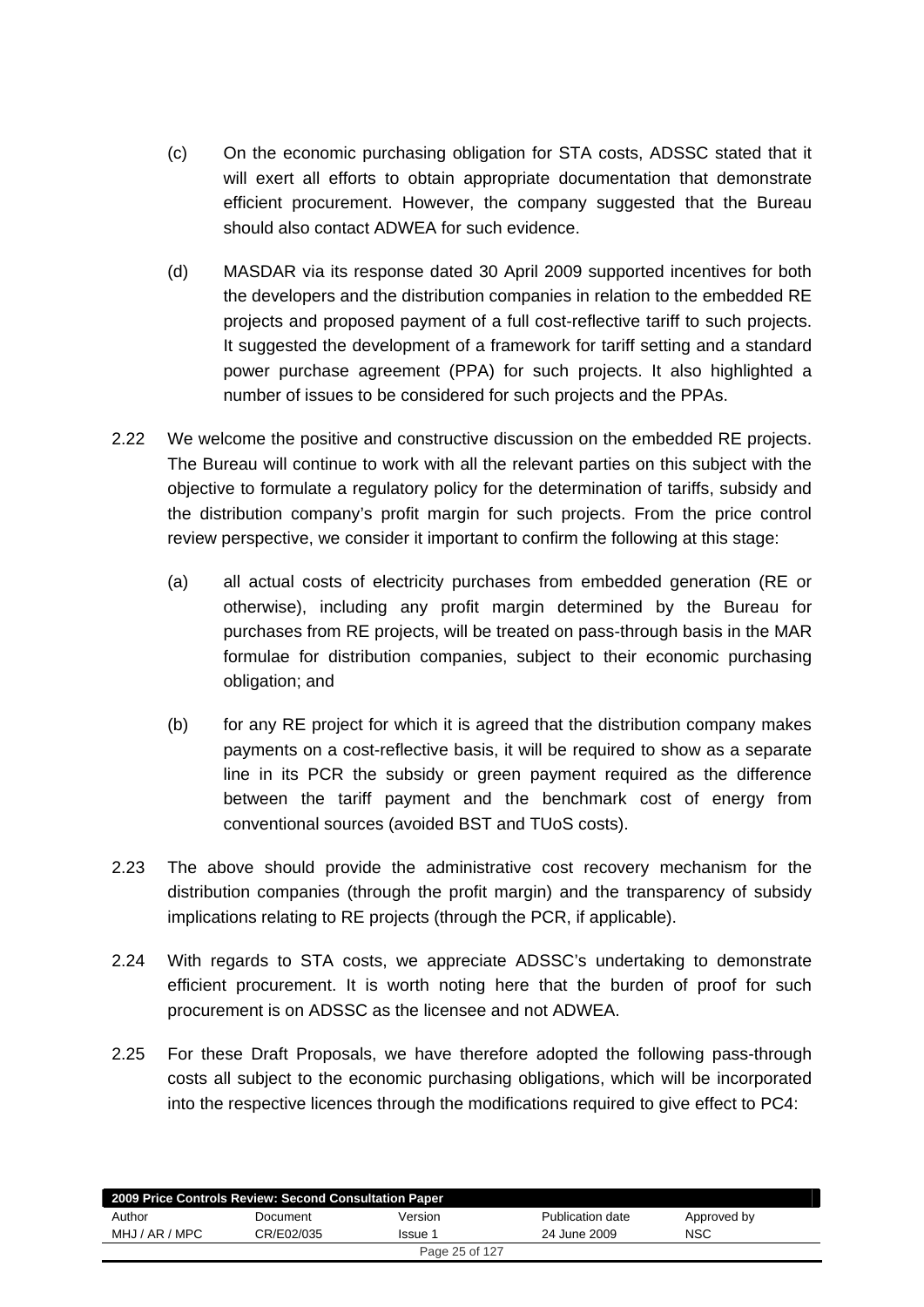(c) On the economic purchasing obligation for STA costs, ADSSC stated that it will exert all efforts to obtain appropriate documentation that demonstrate efficient procurement. However, the company suggested that the Bureau should also contact ADWEA for such evidence.

(d) MASDAR via its response dated 30 April 2009 supported incentives for both the developers and the distribution companies in relation to the embedded RE projects and proposed payment of a full cost-reflective tariff to such projects. It suggested the development of a framework for tariff setting and a standard power purchase agreement (PPA) for such projects. It also highlighted a number of issues to be considered for such projects and the PPAs.

2.22 We welcome the positive and constructive discussion on the embedded RE projects. The Bureau will continue to work with all the relevant parties on this subject with the objective to formulate a regulatory policy for the determination of tariffs, subsidy and the distribution company's profit margin for such projects. From the price control review perspective, we consider it important to confirm the following at this stage:

(a) all actual costs of electricity purchases from embedded generation (RE or otherwise), including any profit margin determined by the Bureau for purchases from RE projects, will be treated on pass-through basis in the MAR formulae for distribution companies, subject to their economic purchasing obligation; and

(b) for any RE project for which it is agreed that the distribution company makes payments on a cost-reflective basis, it will be required to show as a separate line in its PCR the subsidy or green payment required as the difference between the tariff payment and the benchmark cost of energy from conventional sources (avoided BST and TUoS costs).

2.23 The above should provide the administrative cost recovery mechanism for the distribution companies (through the profit margin) and the transparency of subsidy implications relating to RE projects (through the PCR, if applicable).

2.24 With regards to STA costs, we appreciate ADSSC's undertaking to demonstrate efficient procurement. It is worth noting here that the burden of proof for such procurement is on ADSSC as the licensee and not ADWEA.

2.25 For these Draft Proposals, we have therefore adopted the following pass-through costs all subject to the economic purchasing obligations, which will be incorporated into the respective licences through the modifications required to give effect to PC4: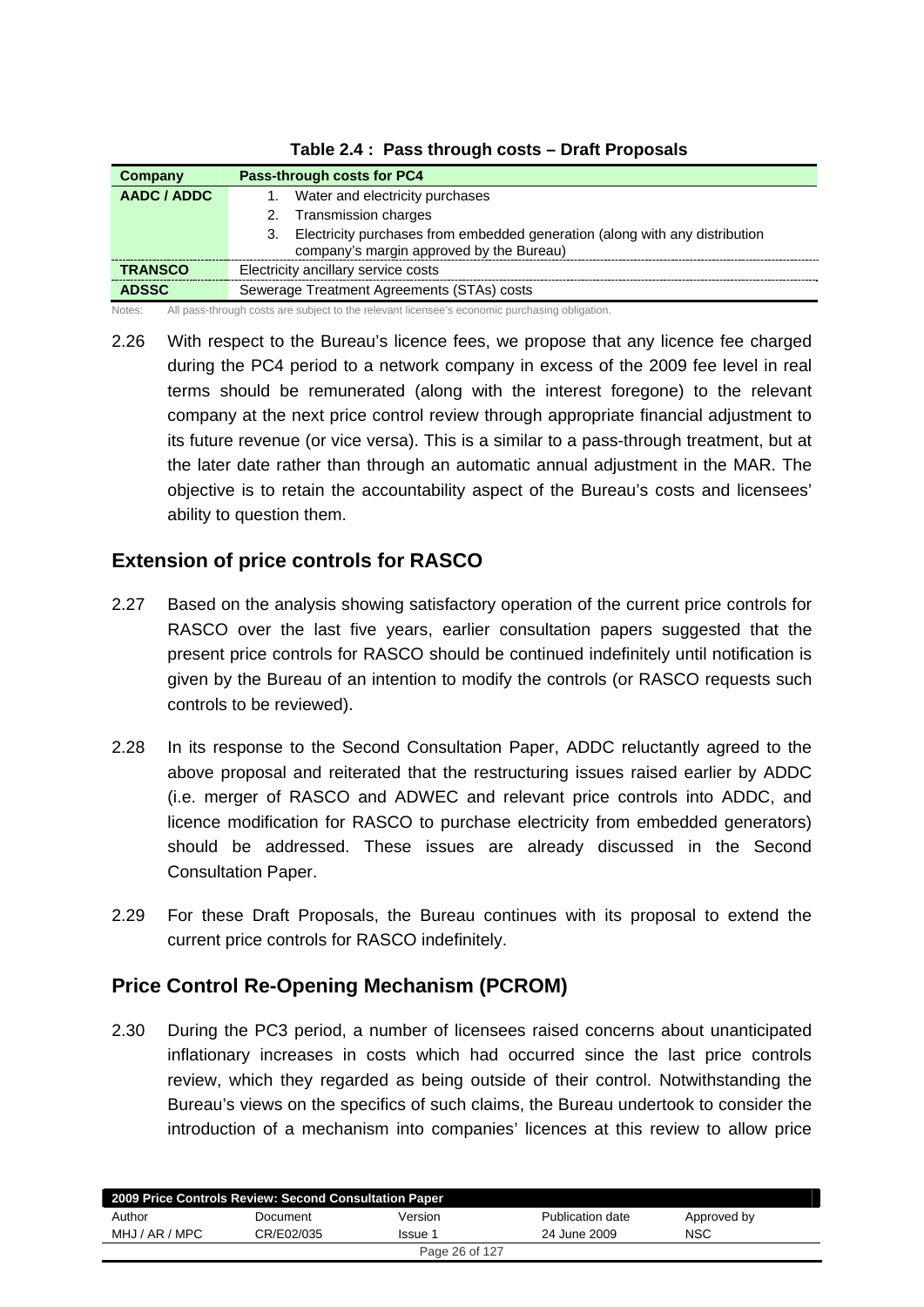**Table 2.4 : Pass through costs – Draft Proposals**

| Company | Pass-through costs for PC4 |
|---|---|
| AADC / ADDC | 1. Water and electricity purchases<br>2. Transmission charges<br>3. Electricity purchases from embedded generation (along with any distribution company's margin approved by the Bureau) |
| TRANSCO | Electricity ancillary service costs |
| ADSSC | Sewerage Treatment Agreements (STAs) costs |

Notes: All pass-through costs are subject to the relevant licensee's economic purchasing obligation.

2.26 With respect to the Bureau's licence fees, we propose that any licence fee charged during the PC4 period to a network company in excess of the 2009 fee level in real terms should be remunerated (along with the interest foregone) to the relevant company at the next price control review through appropriate financial adjustment to its future revenue (or vice versa). This is a similar to a pass-through treatment, but at the later date rather than through an automatic annual adjustment in the MAR. The objective is to retain the accountability aspect of the Bureau's costs and licensees' ability to question them.

## Extension of price controls for RASCO

2.27 Based on the analysis showing satisfactory operation of the current price controls for RASCO over the last five years, earlier consultation papers suggested that the present price controls for RASCO should be continued indefinitely until notification is given by the Bureau of an intention to modify the controls (or RASCO requests such controls to be reviewed).

2.28 In its response to the Second Consultation Paper, ADDC reluctantly agreed to the above proposal and reiterated that the restructuring issues raised earlier by ADDC (i.e. merger of RASCO and ADWEC and relevant price controls into ADDC, and licence modification for RASCO to purchase electricity from embedded generators) should be addressed. These issues are already discussed in the Second Consultation Paper.

2.29 For these Draft Proposals, the Bureau continues with its proposal to extend the current price controls for RASCO indefinitely.

## Price Control Re-Opening Mechanism (PCROM)

2.30 During the PC3 period, a number of licensees raised concerns about unanticipated inflationary increases in costs which had occurred since the last price controls review, which they regarded as being outside of their control. Notwithstanding the Bureau's views on the specifics of such claims, the Bureau undertook to consider the introduction of a mechanism into companies' licences at this review to allow price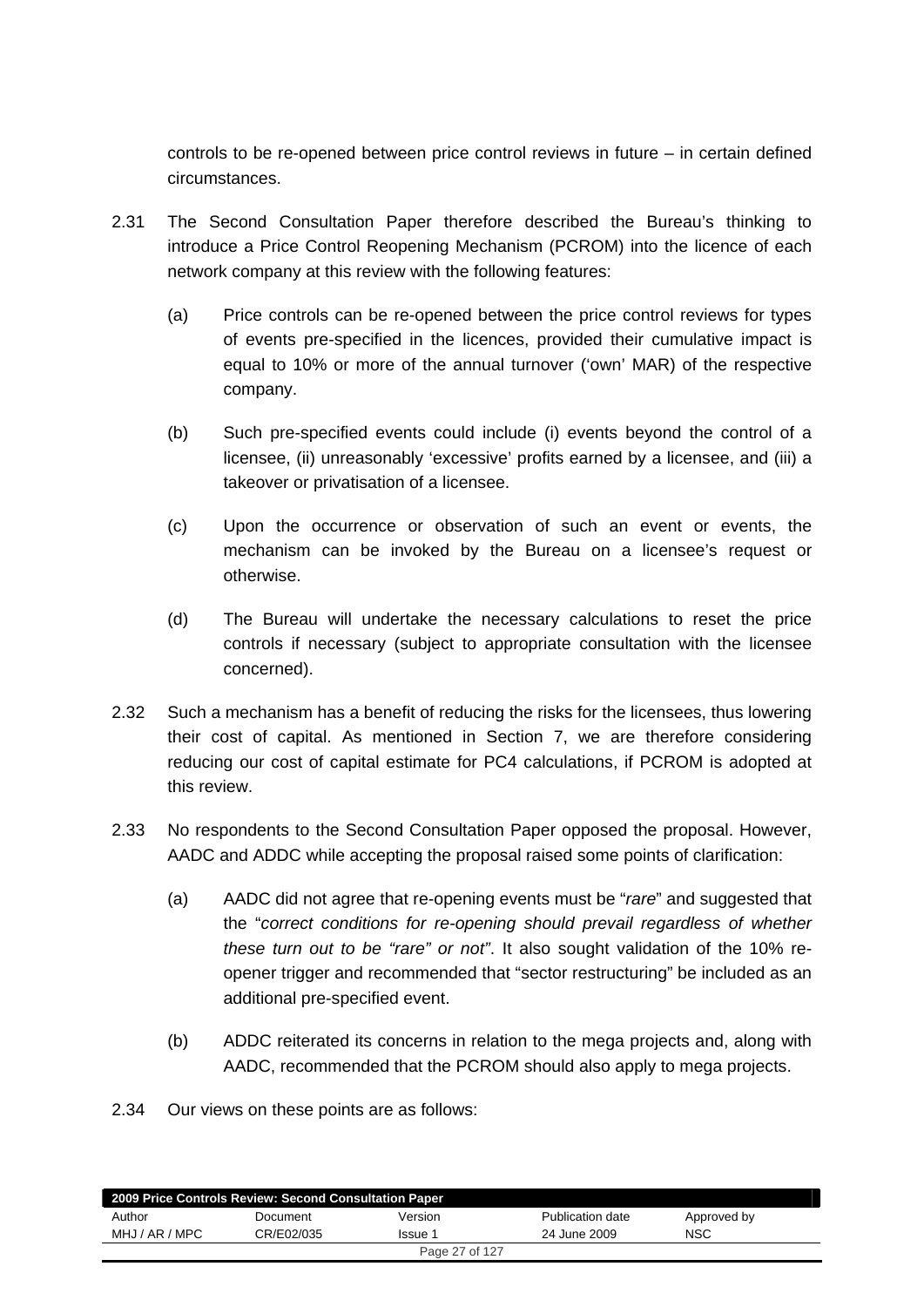controls to be re-opened between price control reviews in future – in certain defined circumstances.

2.31 The Second Consultation Paper therefore described the Bureau's thinking to introduce a Price Control Reopening Mechanism (PCROM) into the licence of each network company at this review with the following features:

(a) Price controls can be re-opened between the price control reviews for types of events pre-specified in the licences, provided their cumulative impact is equal to 10% or more of the annual turnover ('own' MAR) of the respective company.

(b) Such pre-specified events could include (i) events beyond the control of a licensee, (ii) unreasonably 'excessive' profits earned by a licensee, and (iii) a takeover or privatisation of a licensee.

(c) Upon the occurrence or observation of such an event or events, the mechanism can be invoked by the Bureau on a licensee's request or otherwise.

(d) The Bureau will undertake the necessary calculations to reset the price controls if necessary (subject to appropriate consultation with the licensee concerned).

2.32 Such a mechanism has a benefit of reducing the risks for the licensees, thus lowering their cost of capital. As mentioned in Section 7, we are therefore considering reducing our cost of capital estimate for PC4 calculations, if PCROM is adopted at this review.

2.33 No respondents to the Second Consultation Paper opposed the proposal. However, AADC and ADDC while accepting the proposal raised some points of clarification:

(a) AADC did not agree that re-opening events must be "*rare*" and suggested that the "*correct conditions for re-opening should prevail regardless of whether these turn out to be "rare" or not"*. It also sought validation of the 10% re-opener trigger and recommended that "sector restructuring" be included as an additional pre-specified event.

(b) ADDC reiterated its concerns in relation to the mega projects and, along with AADC, recommended that the PCROM should also apply to mega projects.

2.34 Our views on these points are as follows: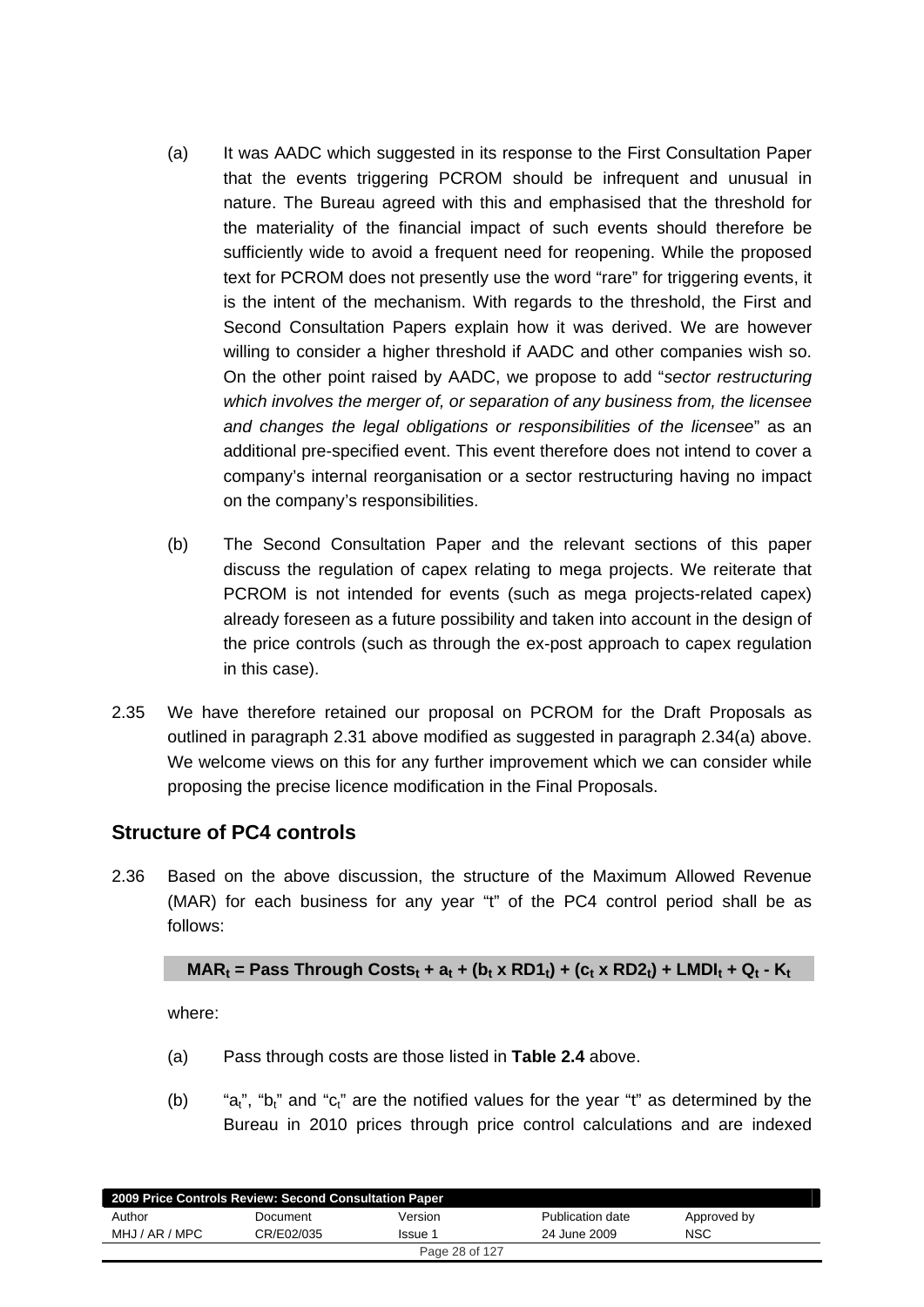(a) It was AADC which suggested in its response to the First Consultation Paper that the events triggering PCROM should be infrequent and unusual in nature. The Bureau agreed with this and emphasised that the threshold for the materiality of the financial impact of such events should therefore be sufficiently wide to avoid a frequent need for reopening. While the proposed text for PCROM does not presently use the word "rare" for triggering events, it is the intent of the mechanism. With regards to the threshold, the First and Second Consultation Papers explain how it was derived. We are however willing to consider a higher threshold if AADC and other companies wish so. On the other point raised by AADC, we propose to add "*sector restructuring which involves the merger of, or separation of any business from, the licensee and changes the legal obligations or responsibilities of the licensee*" as an additional pre-specified event. This event therefore does not intend to cover a company's internal reorganisation or a sector restructuring having no impact on the company's responsibilities.

(b) The Second Consultation Paper and the relevant sections of this paper discuss the regulation of capex relating to mega projects. We reiterate that PCROM is not intended for events (such as mega projects-related capex) already foreseen as a future possibility and taken into account in the design of the price controls (such as through the ex-post approach to capex regulation in this case).

2.35 We have therefore retained our proposal on PCROM for the Draft Proposals as outlined in paragraph 2.31 above modified as suggested in paragraph 2.34(a) above. We welcome views on this for any further improvement which we can consider while proposing the precise licence modification in the Final Proposals.

## Structure of PC4 controls

2.36 Based on the above discussion, the structure of the Maximum Allowed Revenue (MAR) for each business for any year "t" of the PC4 control period shall be as follows:

$$\mathbf{MAR_t = Pass\ Through\ Costs_t + a_t + (b_t \times RD1_t) + (c_t \times RD2_t) + LMDI_t + Q_t - K_t}$$

where:

(a) Pass through costs are those listed in **Table 2.4** above.

(b) "$a_t$", "$b_t$" and "$c_t$" are the notified values for the year "t" as determined by the Bureau in 2010 prices through price control calculations and are indexed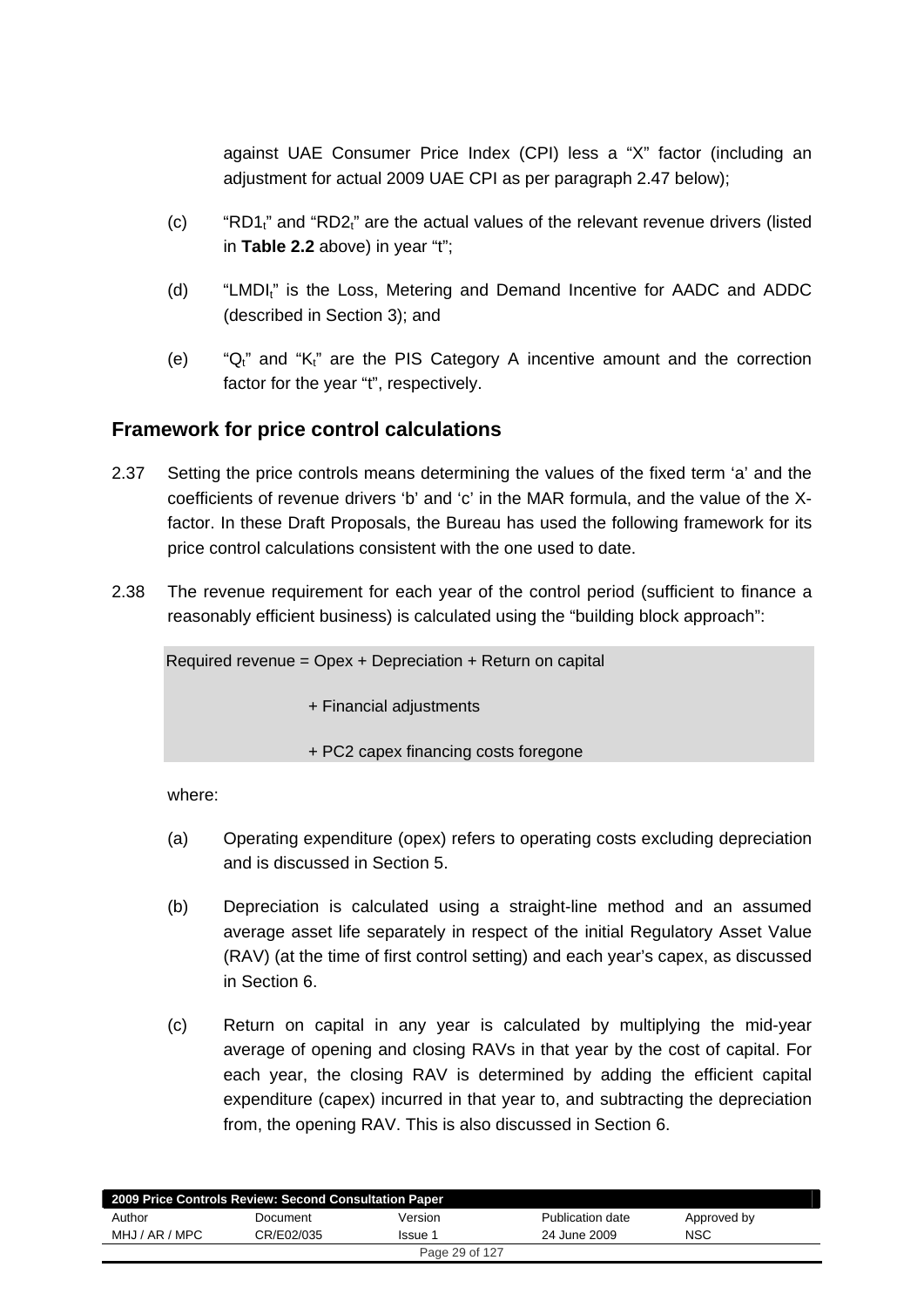against UAE Consumer Price Index (CPI) less a "X" factor (including an adjustment for actual 2009 UAE CPI as per paragraph 2.47 below);

(c) "$RD1_t$" and "$RD2_t$" are the actual values of the relevant revenue drivers (listed in **Table 2.2** above) in year "t";

(d) "$LMDI_t$" is the Loss, Metering and Demand Incentive for AADC and ADDC (described in Section 3); and

(e) "$Q_t$" and "$K_t$" are the PIS Category A incentive amount and the correction factor for the year "t", respectively.

## Framework for price control calculations

2.37 Setting the price controls means determining the values of the fixed term 'a' and the coefficients of revenue drivers 'b' and 'c' in the MAR formula, and the value of the X-factor. In these Draft Proposals, the Bureau has used the following framework for its price control calculations consistent with the one used to date.

2.38 The revenue requirement for each year of the control period (sufficient to finance a reasonably efficient business) is calculated using the "building block approach":

> Required revenue = Opex + Depreciation + Return on capital
>
> + Financial adjustments
>
> + PC2 capex financing costs foregone

where:

(a) Operating expenditure (opex) refers to operating costs excluding depreciation and is discussed in Section 5.

(b) Depreciation is calculated using a straight-line method and an assumed average asset life separately in respect of the initial Regulatory Asset Value (RAV) (at the time of first control setting) and each year's capex, as discussed in Section 6.

(c) Return on capital in any year is calculated by multiplying the mid-year average of opening and closing RAVs in that year by the cost of capital. For each year, the closing RAV is determined by adding the efficient capital expenditure (capex) incurred in that year to, and subtracting the depreciation from, the opening RAV. This is also discussed in Section 6.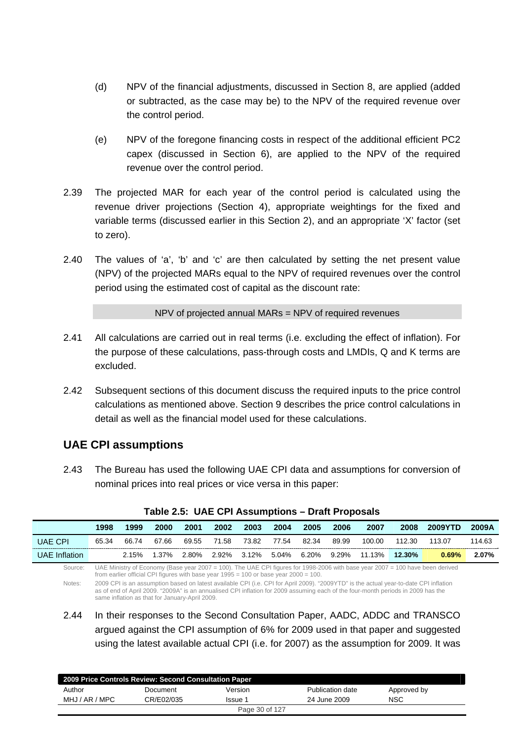(d) NPV of the financial adjustments, discussed in Section 8, are applied (added or subtracted, as the case may be) to the NPV of the required revenue over the control period.

(e) NPV of the foregone financing costs in respect of the additional efficient PC2 capex (discussed in Section 6), are applied to the NPV of the required revenue over the control period.

2.39 The projected MAR for each year of the control period is calculated using the revenue driver projections (Section 4), appropriate weightings for the fixed and variable terms (discussed earlier in this Section 2), and an appropriate 'X' factor (set to zero).

2.40 The values of 'a', 'b' and 'c' are then calculated by setting the net present value (NPV) of the projected MARs equal to the NPV of required revenues over the control period using the estimated cost of capital as the discount rate:

NPV of projected annual MARs = NPV of required revenues

2.41 All calculations are carried out in real terms (i.e. excluding the effect of inflation). For the purpose of these calculations, pass-through costs and LMDIs, Q and K terms are excluded.

2.42 Subsequent sections of this document discuss the required inputs to the price control calculations as mentioned above. Section 9 describes the price control calculations in detail as well as the financial model used for these calculations.

## UAE CPI assumptions

2.43 The Bureau has used the following UAE CPI data and assumptions for conversion of nominal prices into real prices or vice versa in this paper:

**Table 2.5: UAE CPI Assumptions – Draft Proposals**

| | 1998 | 1999 | 2000 | 2001 | 2002 | 2003 | 2004 | 2005 | 2006 | 2007 | 2008 | 2009YTD | 2009A |
|---|---|---|---|---|---|---|---|---|---|---|---|---|---|
| UAE CPI | 65.34 | 66.74 | 67.66 | 69.55 | 71.58 | 73.82 | 77.54 | 82.34 | 89.99 | 100.00 | 112.30 | 113.07 | 114.63 |
| UAE Inflation | | 2.15% | 1.37% | 2.80% | 2.92% | 3.12% | 5.04% | 6.20% | 9.29% | 11.13% | **12.30%** | **0.69%** | **2.07%** |

Source: UAE Ministry of Economy (Base year 2007 = 100). The UAE CPI figures for 1998-2006 with base year 2007 = 100 have been derived from earlier official CPI figures with base year 1995 = 100 or base year 2000 = 100.

Notes: 2009 CPI is an assumption based on latest available CPI (i.e. CPI for April 2009). "2009YTD" is the actual year-to-date CPI inflation as of end of April 2009. "2009A" is an annualised CPI inflation for 2009 assuming each of the four-month periods in 2009 has the same inflation as that for January-April 2009.

2.44 In their responses to the Second Consultation Paper, AADC, ADDC and TRANSCO argued against the CPI assumption of 6% for 2009 used in that paper and suggested using the latest available actual CPI (i.e. for 2007) as the assumption for 2009. It was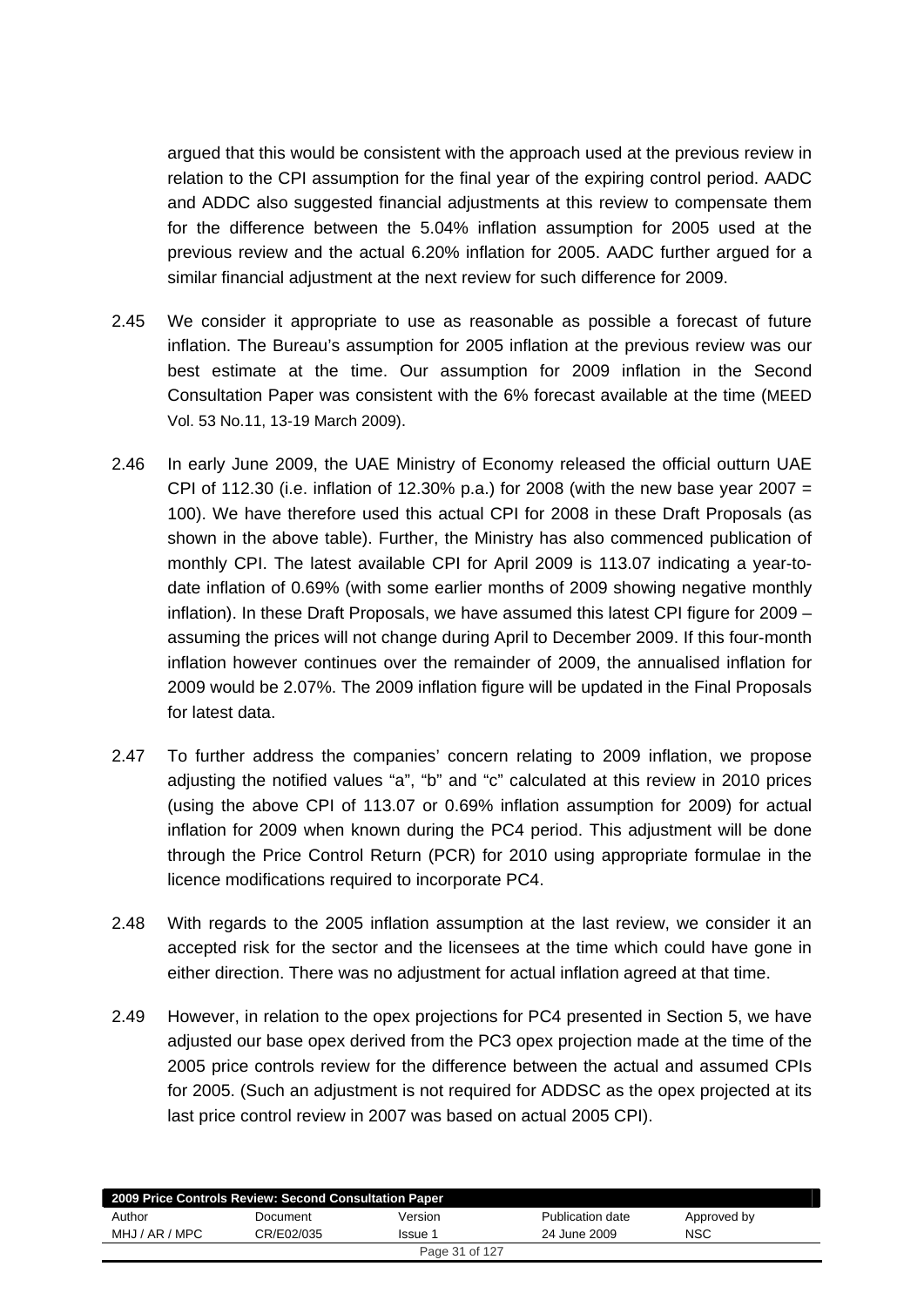argued that this would be consistent with the approach used at the previous review in relation to the CPI assumption for the final year of the expiring control period. AADC and ADDC also suggested financial adjustments at this review to compensate them for the difference between the 5.04% inflation assumption for 2005 used at the previous review and the actual 6.20% inflation for 2005. AADC further argued for a similar financial adjustment at the next review for such difference for 2009.

2.45 We consider it appropriate to use as reasonable as possible a forecast of future inflation. The Bureau's assumption for 2005 inflation at the previous review was our best estimate at the time. Our assumption for 2009 inflation in the Second Consultation Paper was consistent with the 6% forecast available at the time (MEED Vol. 53 No.11, 13-19 March 2009).

2.46 In early June 2009, the UAE Ministry of Economy released the official outturn UAE CPI of 112.30 (i.e. inflation of 12.30% p.a.) for 2008 (with the new base year 2007 = 100). We have therefore used this actual CPI for 2008 in these Draft Proposals (as shown in the above table). Further, the Ministry has also commenced publication of monthly CPI. The latest available CPI for April 2009 is 113.07 indicating a year-to-date inflation of 0.69% (with some earlier months of 2009 showing negative monthly inflation). In these Draft Proposals, we have assumed this latest CPI figure for 2009 – assuming the prices will not change during April to December 2009. If this four-month inflation however continues over the remainder of 2009, the annualised inflation for 2009 would be 2.07%. The 2009 inflation figure will be updated in the Final Proposals for latest data.

2.47 To further address the companies' concern relating to 2009 inflation, we propose adjusting the notified values "a", "b" and "c" calculated at this review in 2010 prices (using the above CPI of 113.07 or 0.69% inflation assumption for 2009) for actual inflation for 2009 when known during the PC4 period. This adjustment will be done through the Price Control Return (PCR) for 2010 using appropriate formulae in the licence modifications required to incorporate PC4.

2.48 With regards to the 2005 inflation assumption at the last review, we consider it an accepted risk for the sector and the licensees at the time which could have gone in either direction. There was no adjustment for actual inflation agreed at that time.

2.49 However, in relation to the opex projections for PC4 presented in Section 5, we have adjusted our base opex derived from the PC3 opex projection made at the time of the 2005 price controls review for the difference between the actual and assumed CPIs for 2005. (Such an adjustment is not required for ADDSC as the opex projected at its last price control review in 2007 was based on actual 2005 CPI).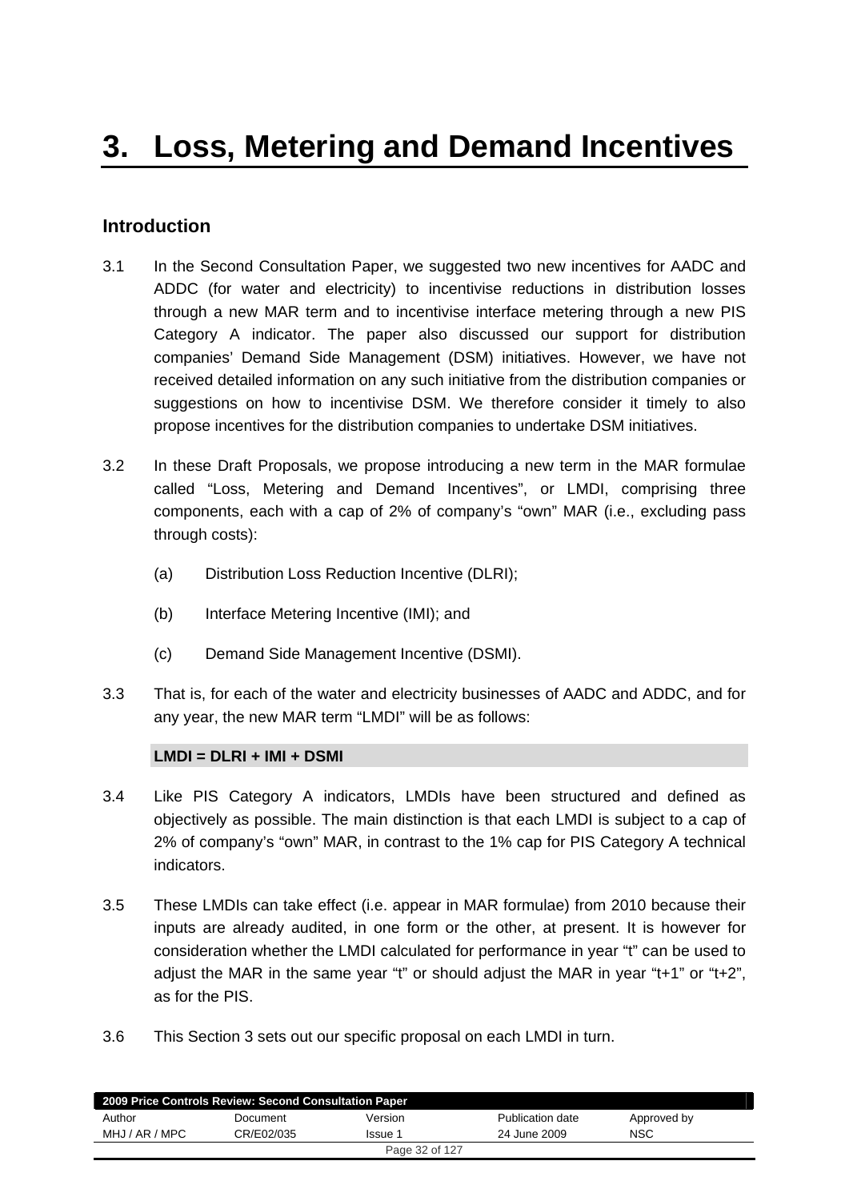# 3. Loss, Metering and Demand Incentives

## Introduction

3.1 In the Second Consultation Paper, we suggested two new incentives for AADC and ADDC (for water and electricity) to incentivise reductions in distribution losses through a new MAR term and to incentivise interface metering through a new PIS Category A indicator. The paper also discussed our support for distribution companies' Demand Side Management (DSM) initiatives. However, we have not received detailed information on any such initiative from the distribution companies or suggestions on how to incentivise DSM. We therefore consider it timely to also propose incentives for the distribution companies to undertake DSM initiatives.

3.2 In these Draft Proposals, we propose introducing a new term in the MAR formulae called "Loss, Metering and Demand Incentives", or LMDI, comprising three components, each with a cap of 2% of company's "own" MAR (i.e., excluding pass through costs):

(a) Distribution Loss Reduction Incentive (DLRI);

(b) Interface Metering Incentive (IMI); and

(c) Demand Side Management Incentive (DSMI).

3.3 That is, for each of the water and electricity businesses of AADC and ADDC, and for any year, the new MAR term "LMDI" will be as follows:

**LMDI = DLRI + IMI + DSMI**

3.4 Like PIS Category A indicators, LMDIs have been structured and defined as objectively as possible. The main distinction is that each LMDI is subject to a cap of 2% of company's "own" MAR, in contrast to the 1% cap for PIS Category A technical indicators.

3.5 These LMDIs can take effect (i.e. appear in MAR formulae) from 2010 because their inputs are already audited, in one form or the other, at present. It is however for consideration whether the LMDI calculated for performance in year "t" can be used to adjust the MAR in the same year "t" or should adjust the MAR in year "t+1" or "t+2", as for the PIS.

3.6 This Section 3 sets out our specific proposal on each LMDI in turn.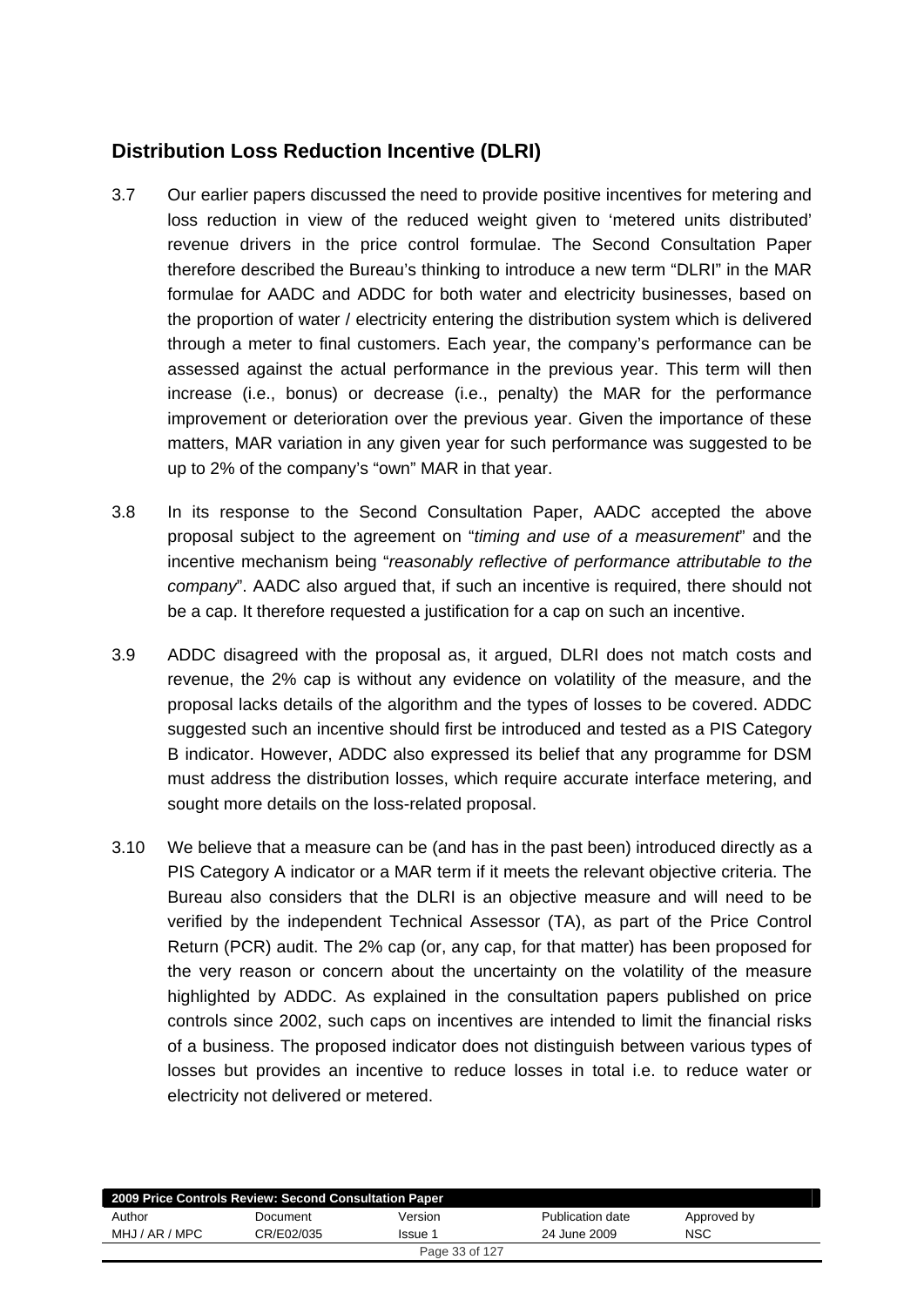## Distribution Loss Reduction Incentive (DLRI)

3.7 Our earlier papers discussed the need to provide positive incentives for metering and loss reduction in view of the reduced weight given to 'metered units distributed' revenue drivers in the price control formulae. The Second Consultation Paper therefore described the Bureau's thinking to introduce a new term "DLRI" in the MAR formulae for AADC and ADDC for both water and electricity businesses, based on the proportion of water / electricity entering the distribution system which is delivered through a meter to final customers. Each year, the company's performance can be assessed against the actual performance in the previous year. This term will then increase (i.e., bonus) or decrease (i.e., penalty) the MAR for the performance improvement or deterioration over the previous year. Given the importance of these matters, MAR variation in any given year for such performance was suggested to be up to 2% of the company's "own" MAR in that year.

3.8 In its response to the Second Consultation Paper, AADC accepted the above proposal subject to the agreement on "*timing and use of a measurement*" and the incentive mechanism being "*reasonably reflective of performance attributable to the company*". AADC also argued that, if such an incentive is required, there should not be a cap. It therefore requested a justification for a cap on such an incentive.

3.9 ADDC disagreed with the proposal as, it argued, DLRI does not match costs and revenue, the 2% cap is without any evidence on volatility of the measure, and the proposal lacks details of the algorithm and the types of losses to be covered. ADDC suggested such an incentive should first be introduced and tested as a PIS Category B indicator. However, ADDC also expressed its belief that any programme for DSM must address the distribution losses, which require accurate interface metering, and sought more details on the loss-related proposal.

3.10 We believe that a measure can be (and has in the past been) introduced directly as a PIS Category A indicator or a MAR term if it meets the relevant objective criteria. The Bureau also considers that the DLRI is an objective measure and will need to be verified by the independent Technical Assessor (TA), as part of the Price Control Return (PCR) audit. The 2% cap (or, any cap, for that matter) has been proposed for the very reason or concern about the uncertainty on the volatility of the measure highlighted by ADDC. As explained in the consultation papers published on price controls since 2002, such caps on incentives are intended to limit the financial risks of a business. The proposed indicator does not distinguish between various types of losses but provides an incentive to reduce losses in total i.e. to reduce water or electricity not delivered or metered.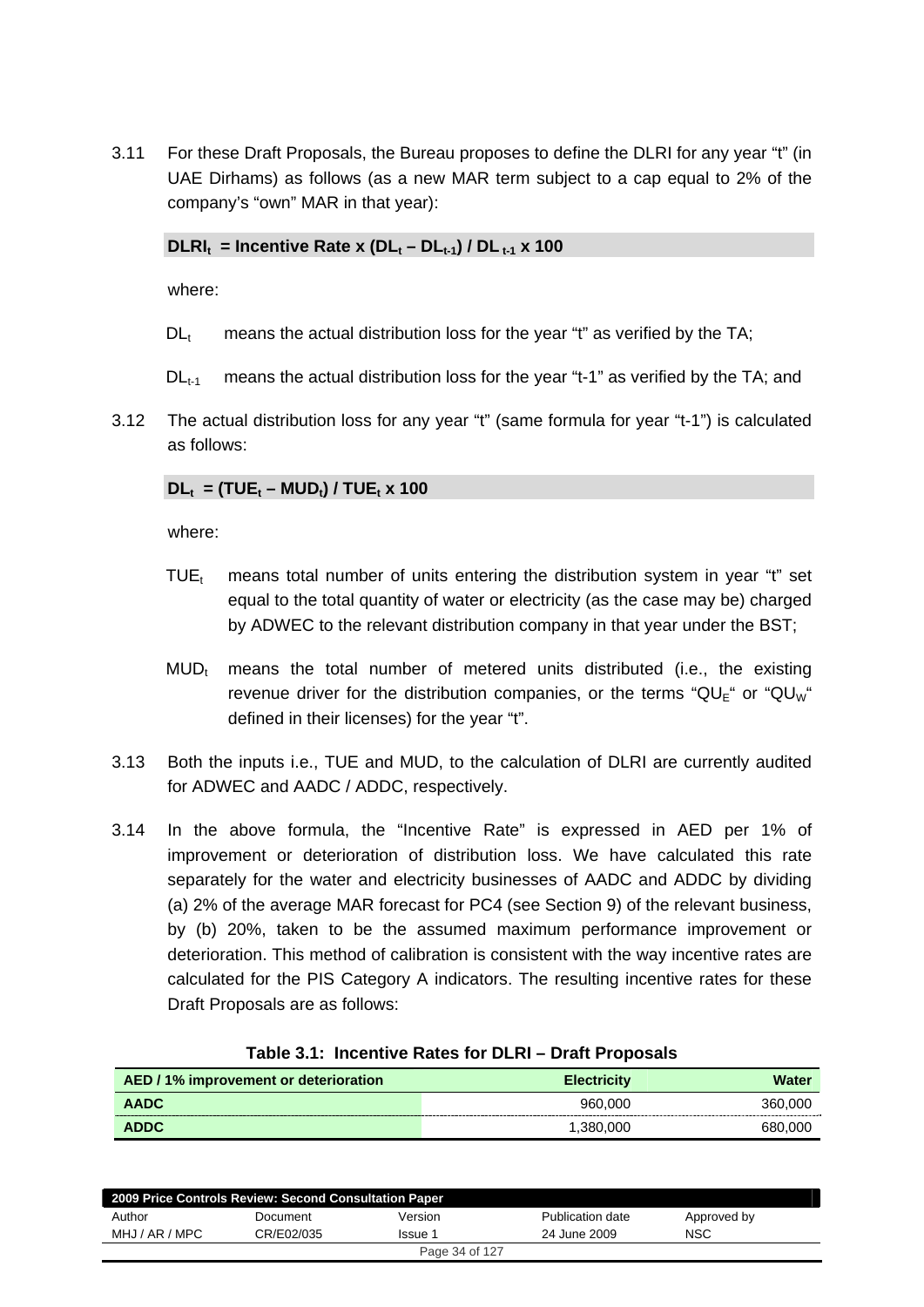3.11 For these Draft Proposals, the Bureau proposes to define the DLRI for any year "t" (in UAE Dirhams) as follows (as a new MAR term subject to a cap equal to 2% of the company's "own" MAR in that year):

$$DLRI_t = \text{Incentive Rate} \times (DL_t - DL_{t-1}) / DL_{t-1} \times 100$$

where:

$DL_t$ means the actual distribution loss for the year "t" as verified by the TA;

$DL_{t-1}$ means the actual distribution loss for the year "t-1" as verified by the TA; and

3.12 The actual distribution loss for any year "t" (same formula for year "t-1") is calculated as follows:

$$DL_t = (TUE_t - MUD_t) / TUE_t \times 100$$

where:

$TUE_t$ means total number of units entering the distribution system in year "t" set equal to the total quantity of water or electricity (as the case may be) charged by ADWEC to the relevant distribution company in that year under the BST;

$MUD_t$ means the total number of metered units distributed (i.e., the existing revenue driver for the distribution companies, or the terms "$QU_E$" or "$QU_W$" defined in their licenses) for the year "t".

3.13 Both the inputs i.e., TUE and MUD, to the calculation of DLRI are currently audited for ADWEC and AADC / ADDC, respectively.

3.14 In the above formula, the "Incentive Rate" is expressed in AED per 1% of improvement or deterioration of distribution loss. We have calculated this rate separately for the water and electricity businesses of AADC and ADDC by dividing (a) 2% of the average MAR forecast for PC4 (see Section 9) of the relevant business, by (b) 20%, taken to be the assumed maximum performance improvement or deterioration. This method of calibration is consistent with the way incentive rates are calculated for the PIS Category A indicators. The resulting incentive rates for these Draft Proposals are as follows:

**Table 3.1: Incentive Rates for DLRI – Draft Proposals**

| AED / 1% improvement or deterioration | Electricity | Water |
|---|---|---|
| AADC | 960,000 | 360,000 |
| ADDC | 1,380,000 | 680,000 |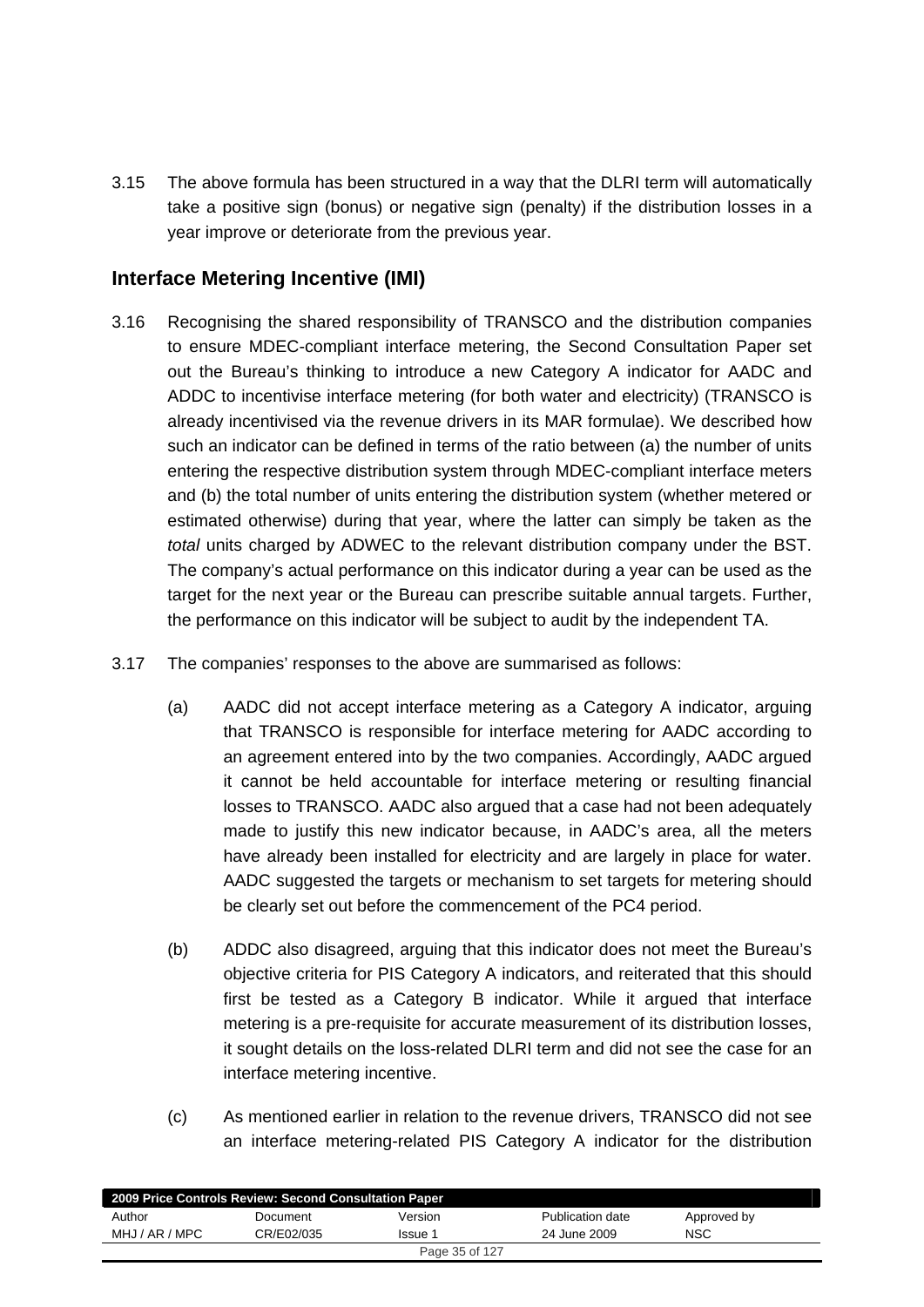3.15 The above formula has been structured in a way that the DLRI term will automatically take a positive sign (bonus) or negative sign (penalty) if the distribution losses in a year improve or deteriorate from the previous year.

## Interface Metering Incentive (IMI)

3.16 Recognising the shared responsibility of TRANSCO and the distribution companies to ensure MDEC-compliant interface metering, the Second Consultation Paper set out the Bureau's thinking to introduce a new Category A indicator for AADC and ADDC to incentivise interface metering (for both water and electricity) (TRANSCO is already incentivised via the revenue drivers in its MAR formulae). We described how such an indicator can be defined in terms of the ratio between (a) the number of units entering the respective distribution system through MDEC-compliant interface meters and (b) the total number of units entering the distribution system (whether metered or estimated otherwise) during that year, where the latter can simply be taken as the *total* units charged by ADWEC to the relevant distribution company under the BST. The company's actual performance on this indicator during a year can be used as the target for the next year or the Bureau can prescribe suitable annual targets. Further, the performance on this indicator will be subject to audit by the independent TA.

3.17 The companies' responses to the above are summarised as follows:

(a) AADC did not accept interface metering as a Category A indicator, arguing that TRANSCO is responsible for interface metering for AADC according to an agreement entered into by the two companies. Accordingly, AADC argued it cannot be held accountable for interface metering or resulting financial losses to TRANSCO. AADC also argued that a case had not been adequately made to justify this new indicator because, in AADC's area, all the meters have already been installed for electricity and are largely in place for water. AADC suggested the targets or mechanism to set targets for metering should be clearly set out before the commencement of the PC4 period.

(b) ADDC also disagreed, arguing that this indicator does not meet the Bureau's objective criteria for PIS Category A indicators, and reiterated that this should first be tested as a Category B indicator. While it argued that interface metering is a pre-requisite for accurate measurement of its distribution losses, it sought details on the loss-related DLRI term and did not see the case for an interface metering incentive.

(c) As mentioned earlier in relation to the revenue drivers, TRANSCO did not see an interface metering-related PIS Category A indicator for the distribution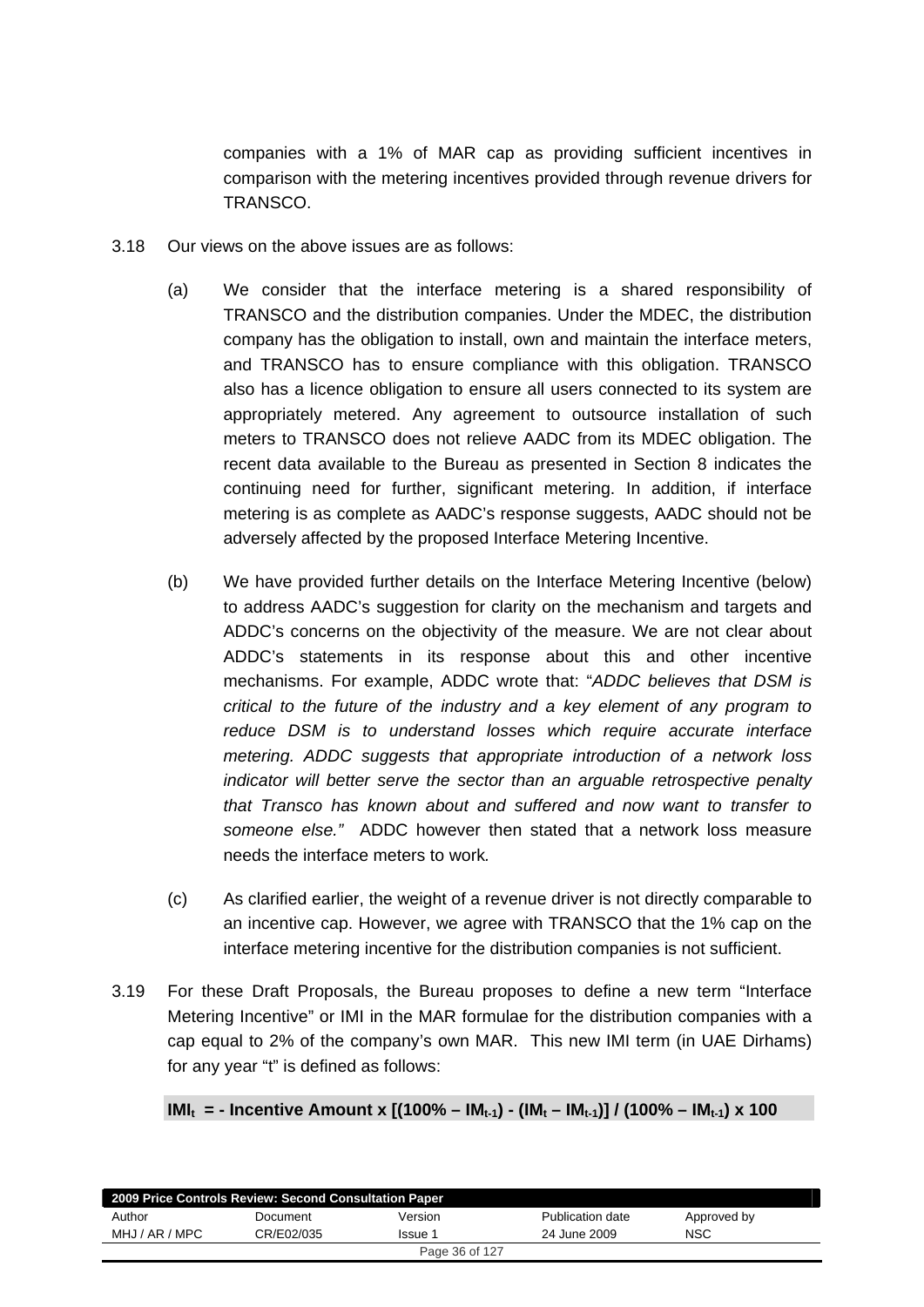companies with a 1% of MAR cap as providing sufficient incentives in comparison with the metering incentives provided through revenue drivers for TRANSCO.

3.18 Our views on the above issues are as follows:

(a) We consider that the interface metering is a shared responsibility of TRANSCO and the distribution companies. Under the MDEC, the distribution company has the obligation to install, own and maintain the interface meters, and TRANSCO has to ensure compliance with this obligation. TRANSCO also has a licence obligation to ensure all users connected to its system are appropriately metered. Any agreement to outsource installation of such meters to TRANSCO does not relieve AADC from its MDEC obligation. The recent data available to the Bureau as presented in Section 8 indicates the continuing need for further, significant metering. In addition, if interface metering is as complete as AADC's response suggests, AADC should not be adversely affected by the proposed Interface Metering Incentive.

(b) We have provided further details on the Interface Metering Incentive (below) to address AADC's suggestion for clarity on the mechanism and targets and ADDC's concerns on the objectivity of the measure. We are not clear about ADDC's statements in its response about this and other incentive mechanisms. For example, ADDC wrote that: "*ADDC believes that DSM is critical to the future of the industry and a key element of any program to reduce DSM is to understand losses which require accurate interface metering. ADDC suggests that appropriate introduction of a network loss indicator will better serve the sector than an arguable retrospective penalty that Transco has known about and suffered and now want to transfer to someone else.*" ADDC however then stated that a network loss measure needs the interface meters to work.

(c) As clarified earlier, the weight of a revenue driver is not directly comparable to an incentive cap. However, we agree with TRANSCO that the 1% cap on the interface metering incentive for the distribution companies is not sufficient.

3.19 For these Draft Proposals, the Bureau proposes to define a new term "Interface Metering Incentive" or IMI in the MAR formulae for the distribution companies with a cap equal to 2% of the company's own MAR. This new IMI term (in UAE Dirhams) for any year "t" is defined as follows:

$$\mathbf{IMI_t = - Incentive\ Amount \times [(100\% - IM_{t-1}) - (IM_t - IM_{t-1})] / (100\% - IM_{t-1}) \times 100}$$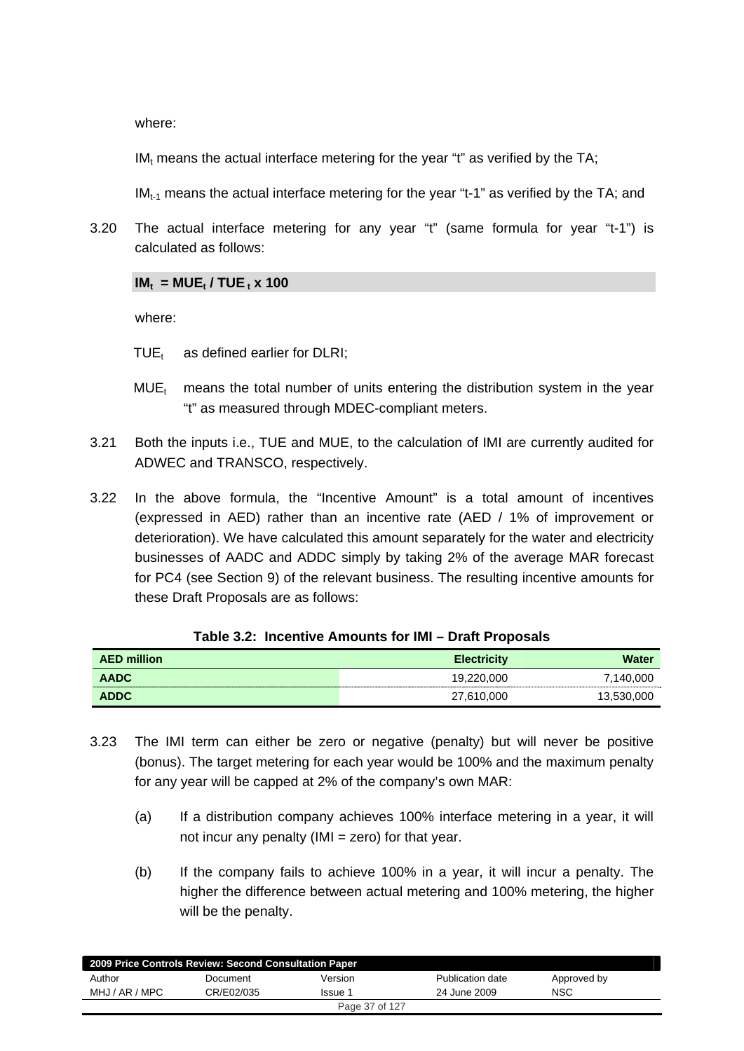where:

$IM_t$ means the actual interface metering for the year "t" as verified by the TA;

$IM_{t-1}$ means the actual interface metering for the year "t-1" as verified by the TA; and

3.20 The actual interface metering for any year "t" (same formula for year "t-1") is calculated as follows:

$$IM_t = MUE_t / TUE_t \times 100$$

where:

$TUE_t$ as defined earlier for DLRI;

$MUE_t$ means the total number of units entering the distribution system in the year "t" as measured through MDEC-compliant meters.

3.21 Both the inputs i.e., TUE and MUE, to the calculation of IMI are currently audited for ADWEC and TRANSCO, respectively.

3.22 In the above formula, the "Incentive Amount" is a total amount of incentives (expressed in AED) rather than an incentive rate (AED / 1% of improvement or deterioration). We have calculated this amount separately for the water and electricity businesses of AADC and ADDC simply by taking 2% of the average MAR forecast for PC4 (see Section 9) of the relevant business. The resulting incentive amounts for these Draft Proposals are as follows:

**Table 3.2: Incentive Amounts for IMI – Draft Proposals**

| AED million | Electricity | Water |
|---|---:|---:|
| AADC | 19,220,000 | 7,140,000 |
| ADDC | 27,610,000 | 13,530,000 |

3.23 The IMI term can either be zero or negative (penalty) but will never be positive (bonus). The target metering for each year would be 100% and the maximum penalty for any year will be capped at 2% of the company's own MAR:

(a) If a distribution company achieves 100% interface metering in a year, it will not incur any penalty (IMI = zero) for that year.

(b) If the company fails to achieve 100% in a year, it will incur a penalty. The higher the difference between actual metering and 100% metering, the higher will be the penalty.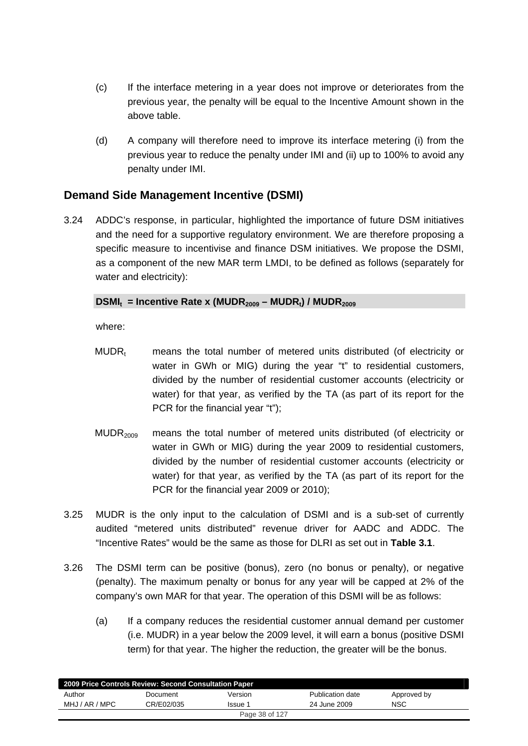(c) If the interface metering in a year does not improve or deteriorates from the previous year, the penalty will be equal to the Incentive Amount shown in the above table.

(d) A company will therefore need to improve its interface metering (i) from the previous year to reduce the penalty under IMI and (ii) up to 100% to avoid any penalty under IMI.

## Demand Side Management Incentive (DSMI)

3.24 ADDC's response, in particular, highlighted the importance of future DSM initiatives and the need for a supportive regulatory environment. We are therefore proposing a specific measure to incentivise and finance DSM initiatives. We propose the DSMI, as a component of the new MAR term LMDI, to be defined as follows (separately for water and electricity):

$$\mathbf{DSMI_t = Incentive\ Rate \times (MUDR_{2009} - MUDR_t) / MUDR_{2009}}$$

where:

$MUDR_t$ means the total number of metered units distributed (of electricity or water in GWh or MIG) during the year "t" to residential customers, divided by the number of residential customer accounts (electricity or water) for that year, as verified by the TA (as part of its report for the PCR for the financial year "t");

$MUDR_{2009}$ means the total number of metered units distributed (of electricity or water in GWh or MIG) during the year 2009 to residential customers, divided by the number of residential customer accounts (electricity or water) for that year, as verified by the TA (as part of its report for the PCR for the financial year 2009 or 2010);

3.25 MUDR is the only input to the calculation of DSMI and is a sub-set of currently audited "metered units distributed" revenue driver for AADC and ADDC. The "Incentive Rates" would be the same as those for DLRI as set out in **Table 3.1**.

3.26 The DSMI term can be positive (bonus), zero (no bonus or penalty), or negative (penalty). The maximum penalty or bonus for any year will be capped at 2% of the company's own MAR for that year. The operation of this DSMI will be as follows:

(a) If a company reduces the residential customer annual demand per customer (i.e. MUDR) in a year below the 2009 level, it will earn a bonus (positive DSMI term) for that year. The higher the reduction, the greater will be the bonus.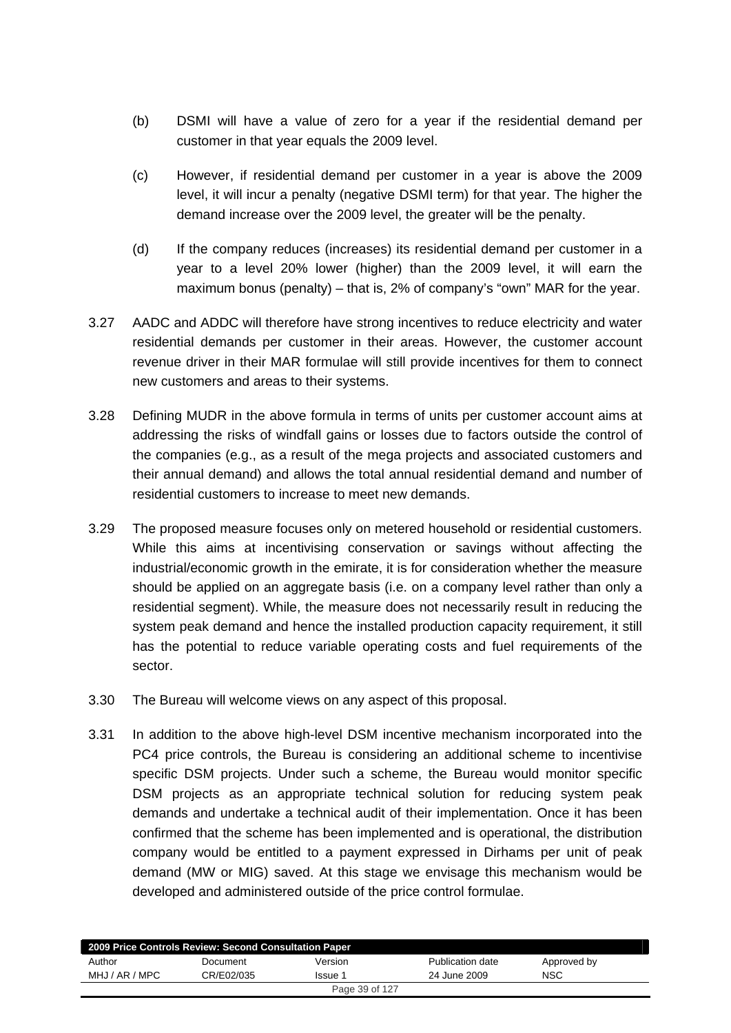(b) DSMI will have a value of zero for a year if the residential demand per customer in that year equals the 2009 level.

(c) However, if residential demand per customer in a year is above the 2009 level, it will incur a penalty (negative DSMI term) for that year. The higher the demand increase over the 2009 level, the greater will be the penalty.

(d) If the company reduces (increases) its residential demand per customer in a year to a level 20% lower (higher) than the 2009 level, it will earn the maximum bonus (penalty) – that is, 2% of company's "own" MAR for the year.

3.27 AADC and ADDC will therefore have strong incentives to reduce electricity and water residential demands per customer in their areas. However, the customer account revenue driver in their MAR formulae will still provide incentives for them to connect new customers and areas to their systems.

3.28 Defining MUDR in the above formula in terms of units per customer account aims at addressing the risks of windfall gains or losses due to factors outside the control of the companies (e.g., as a result of the mega projects and associated customers and their annual demand) and allows the total annual residential demand and number of residential customers to increase to meet new demands.

3.29 The proposed measure focuses only on metered household or residential customers. While this aims at incentivising conservation or savings without affecting the industrial/economic growth in the emirate, it is for consideration whether the measure should be applied on an aggregate basis (i.e. on a company level rather than only a residential segment). While, the measure does not necessarily result in reducing the system peak demand and hence the installed production capacity requirement, it still has the potential to reduce variable operating costs and fuel requirements of the sector.

3.30 The Bureau will welcome views on any aspect of this proposal.

3.31 In addition to the above high-level DSM incentive mechanism incorporated into the PC4 price controls, the Bureau is considering an additional scheme to incentivise specific DSM projects. Under such a scheme, the Bureau would monitor specific DSM projects as an appropriate technical solution for reducing system peak demands and undertake a technical audit of their implementation. Once it has been confirmed that the scheme has been implemented and is operational, the distribution company would be entitled to a payment expressed in Dirhams per unit of peak demand (MW or MIG) saved. At this stage we envisage this mechanism would be developed and administered outside of the price control formulae.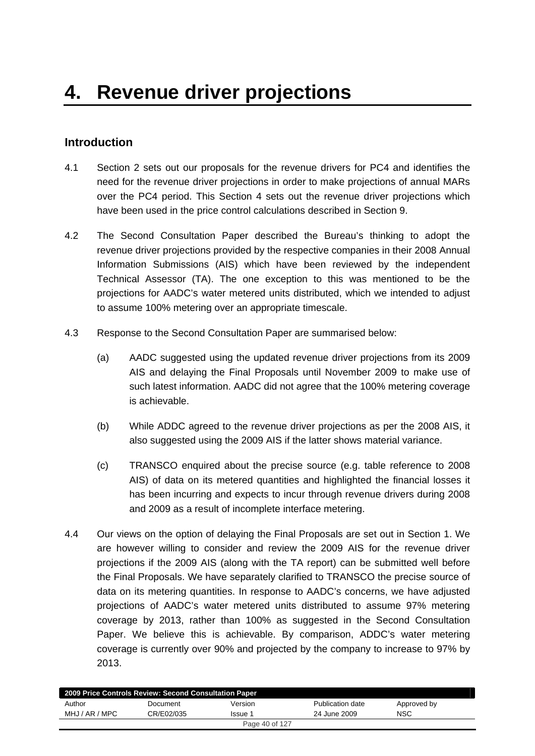# 4. Revenue driver projections

## Introduction

4.1 Section 2 sets out our proposals for the revenue drivers for PC4 and identifies the need for the revenue driver projections in order to make projections of annual MARs over the PC4 period. This Section 4 sets out the revenue driver projections which have been used in the price control calculations described in Section 9.

4.2 The Second Consultation Paper described the Bureau's thinking to adopt the revenue driver projections provided by the respective companies in their 2008 Annual Information Submissions (AIS) which have been reviewed by the independent Technical Assessor (TA). The one exception to this was mentioned to be the projections for AADC's water metered units distributed, which we intended to adjust to assume 100% metering over an appropriate timescale.

4.3 Response to the Second Consultation Paper are summarised below:

(a) AADC suggested using the updated revenue driver projections from its 2009 AIS and delaying the Final Proposals until November 2009 to make use of such latest information. AADC did not agree that the 100% metering coverage is achievable.

(b) While ADDC agreed to the revenue driver projections as per the 2008 AIS, it also suggested using the 2009 AIS if the latter shows material variance.

(c) TRANSCO enquired about the precise source (e.g. table reference to 2008 AIS) of data on its metered quantities and highlighted the financial losses it has been incurring and expects to incur through revenue drivers during 2008 and 2009 as a result of incomplete interface metering.

4.4 Our views on the option of delaying the Final Proposals are set out in Section 1. We are however willing to consider and review the 2009 AIS for the revenue driver projections if the 2009 AIS (along with the TA report) can be submitted well before the Final Proposals. We have separately clarified to TRANSCO the precise source of data on its metering quantities. In response to AADC's concerns, we have adjusted projections of AADC's water metered units distributed to assume 97% metering coverage by 2013, rather than 100% as suggested in the Second Consultation Paper. We believe this is achievable. By comparison, ADDC's water metering coverage is currently over 90% and projected by the company to increase to 97% by 2013.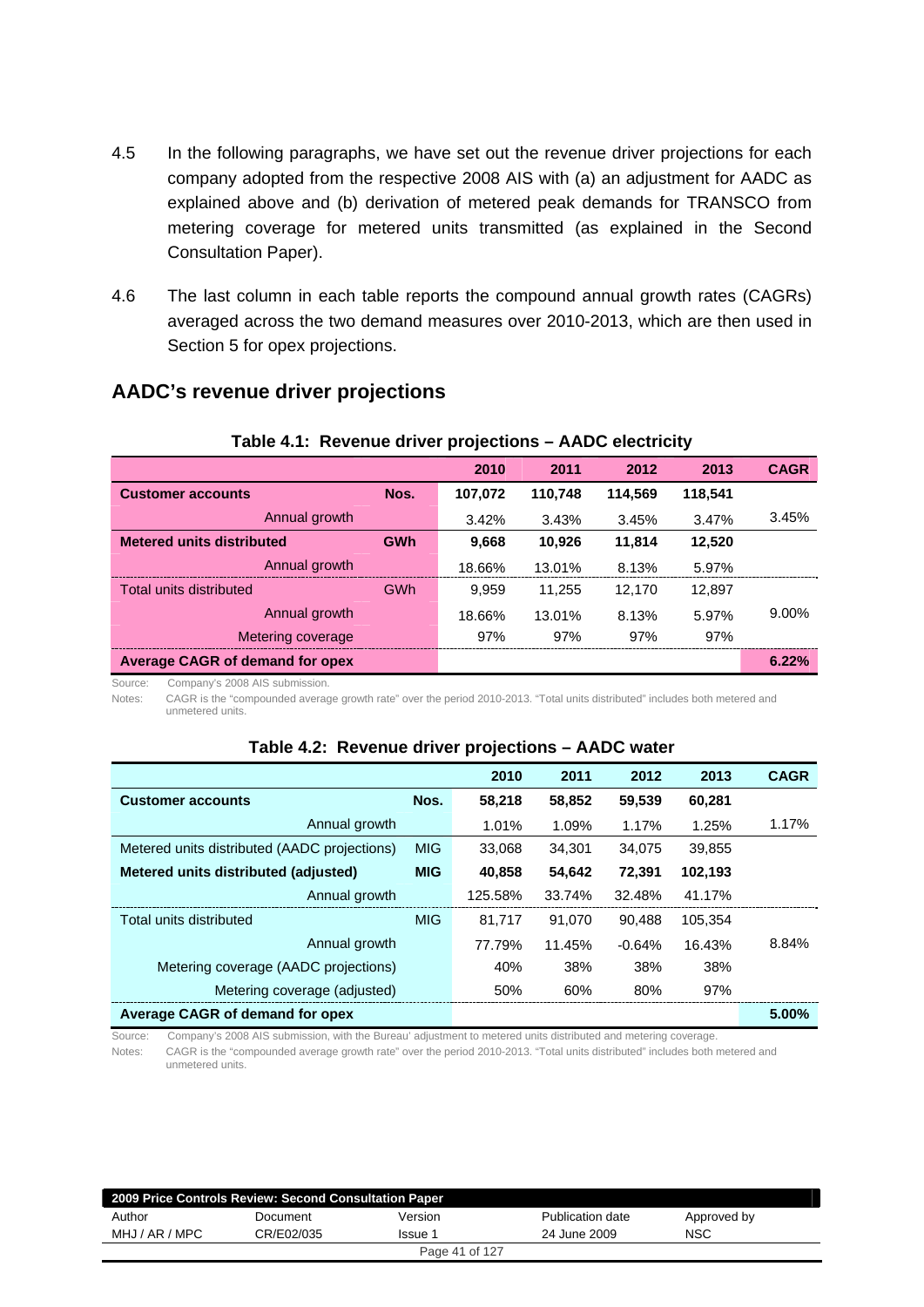4.5 In the following paragraphs, we have set out the revenue driver projections for each company adopted from the respective 2008 AIS with (a) an adjustment for AADC as explained above and (b) derivation of metered peak demands for TRANSCO from metering coverage for metered units transmitted (as explained in the Second Consultation Paper).

4.6 The last column in each table reports the compound annual growth rates (CAGRs) averaged across the two demand measures over 2010-2013, which are then used in Section 5 for opex projections.

## AADC's revenue driver projections

**Table 4.1: Revenue driver projections – AADC electricity**

| | | 2010 | 2011 | 2012 | 2013 | CAGR |
|---|---|---|---|---|---|---|
| **Customer accounts** | **Nos.** | **107,072** | **110,748** | **114,569** | **118,541** | |
| Annual growth | | 3.42% | 3.43% | 3.45% | 3.47% | 3.45% |
| **Metered units distributed** | **GWh** | **9,668** | **10,926** | **11,814** | **12,520** | |
| Annual growth | | 18.66% | 13.01% | 8.13% | 5.97% | |
| Total units distributed | GWh | 9,959 | 11,255 | 12,170 | 12,897 | |
| Annual growth | | 18.66% | 13.01% | 8.13% | 5.97% | 9.00% |
| Metering coverage | | 97% | 97% | 97% | 97% | |
| **Average CAGR of demand for opex** | | | | | | **6.22%** |

Source: Company's 2008 AIS submission.

Notes: CAGR is the "compounded average growth rate" over the period 2010-2013. "Total units distributed" includes both metered and unmetered units.

**Table 4.2: Revenue driver projections – AADC water**

| | | 2010 | 2011 | 2012 | 2013 | CAGR |
|---|---|---|---|---|---|---|
| **Customer accounts** | **Nos.** | **58,218** | **58,852** | **59,539** | **60,281** | |
| Annual growth | | 1.01% | 1.09% | 1.17% | 1.25% | 1.17% |
| Metered units distributed (AADC projections) | MIG | 33,068 | 34,301 | 34,075 | 39,855 | |
| **Metered units distributed (adjusted)** | **MIG** | **40,858** | **54,642** | **72,391** | **102,193** | |
| Annual growth | | 125.58% | 33.74% | 32.48% | 41.17% | |
| Total units distributed | MIG | 81,717 | 91,070 | 90,488 | 105,354 | |
| Annual growth | | 77.79% | 11.45% | -0.64% | 16.43% | 8.84% |
| Metering coverage (AADC projections) | | 40% | 38% | 38% | 38% | |
| Metering coverage (adjusted) | | 50% | 60% | 80% | 97% | |
| **Average CAGR of demand for opex** | | | | | | **5.00%** |

Source: Company's 2008 AIS submission, with the Bureau' adjustment to metered units distributed and metering coverage.

Notes: CAGR is the "compounded average growth rate" over the period 2010-2013. "Total units distributed" includes both metered and unmetered units.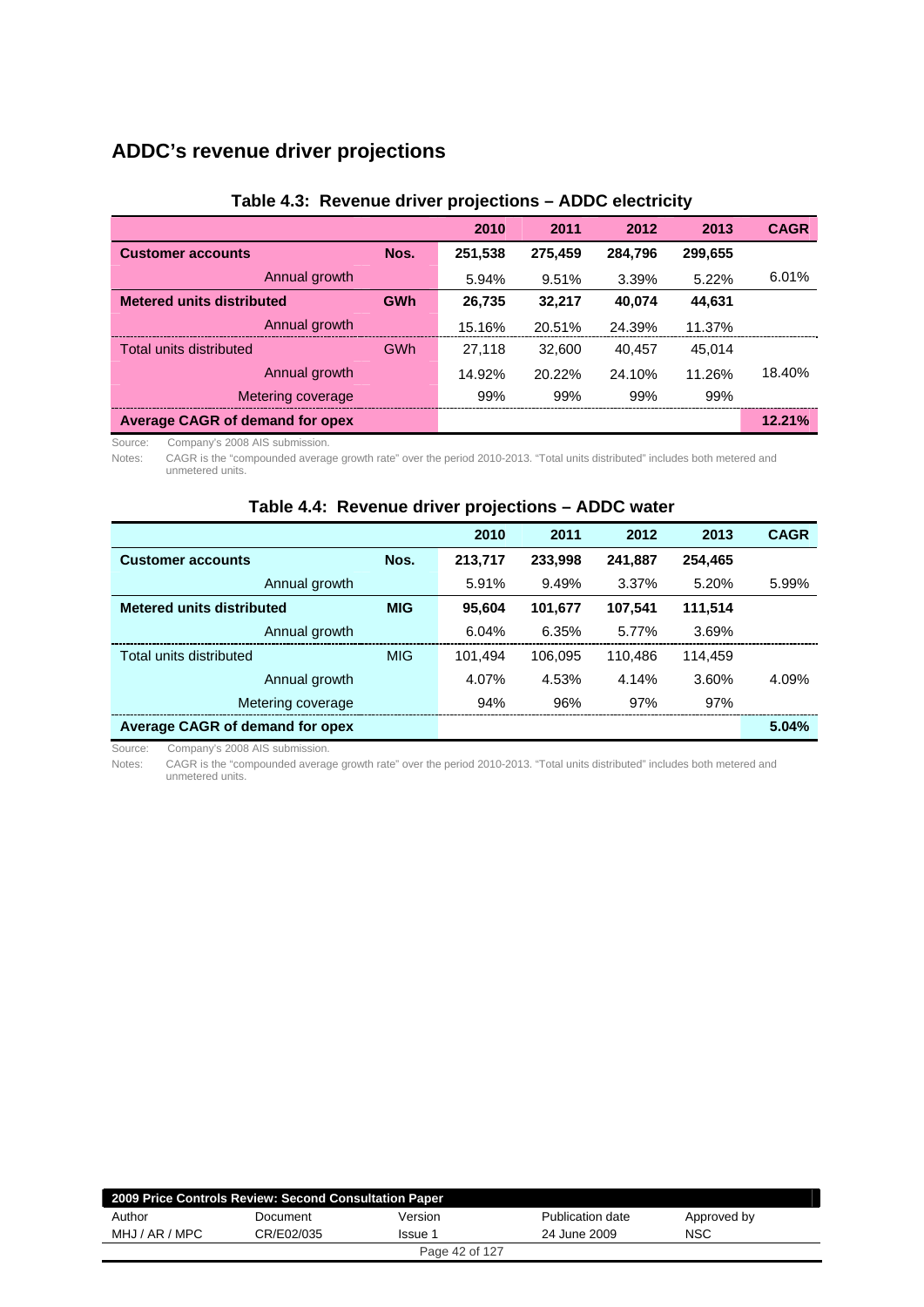## ADDC's revenue driver projections

**Table 4.3: Revenue driver projections – ADDC electricity**

| | | 2010 | 2011 | 2012 | 2013 | CAGR |
|---|---|---|---|---|---|---|
| **Customer accounts** | **Nos.** | **251,538** | **275,459** | **284,796** | **299,655** | |
| Annual growth | | 5.94% | 9.51% | 3.39% | 5.22% | 6.01% |
| **Metered units distributed** | **GWh** | **26,735** | **32,217** | **40,074** | **44,631** | |
| Annual growth | | 15.16% | 20.51% | 24.39% | 11.37% | |
| Total units distributed | GWh | 27,118 | 32,600 | 40,457 | 45,014 | |
| Annual growth | | 14.92% | 20.22% | 24.10% | 11.26% | 18.40% |
| Metering coverage | | 99% | 99% | 99% | 99% | |
| **Average CAGR of demand for opex** | | | | | | **12.21%** |

Source: Company's 2008 AIS submission.

Notes: CAGR is the "compounded average growth rate" over the period 2010-2013. "Total units distributed" includes both metered and unmetered units.

**Table 4.4: Revenue driver projections – ADDC water**

| | | 2010 | 2011 | 2012 | 2013 | CAGR |
|---|---|---|---|---|---|---|
| **Customer accounts** | **Nos.** | **213,717** | **233,998** | **241,887** | **254,465** | |
| Annual growth | | 5.91% | 9.49% | 3.37% | 5.20% | 5.99% |
| **Metered units distributed** | **MIG** | **95,604** | **101,677** | **107,541** | **111,514** | |
| Annual growth | | 6.04% | 6.35% | 5.77% | 3.69% | |
| Total units distributed | MIG | 101,494 | 106,095 | 110,486 | 114,459 | |
| Annual growth | | 4.07% | 4.53% | 4.14% | 3.60% | 4.09% |
| Metering coverage | | 94% | 96% | 97% | 97% | |
| **Average CAGR of demand for opex** | | | | | | **5.04%** |

Source: Company's 2008 AIS submission.

Notes: CAGR is the "compounded average growth rate" over the period 2010-2013. "Total units distributed" includes both metered and unmetered units.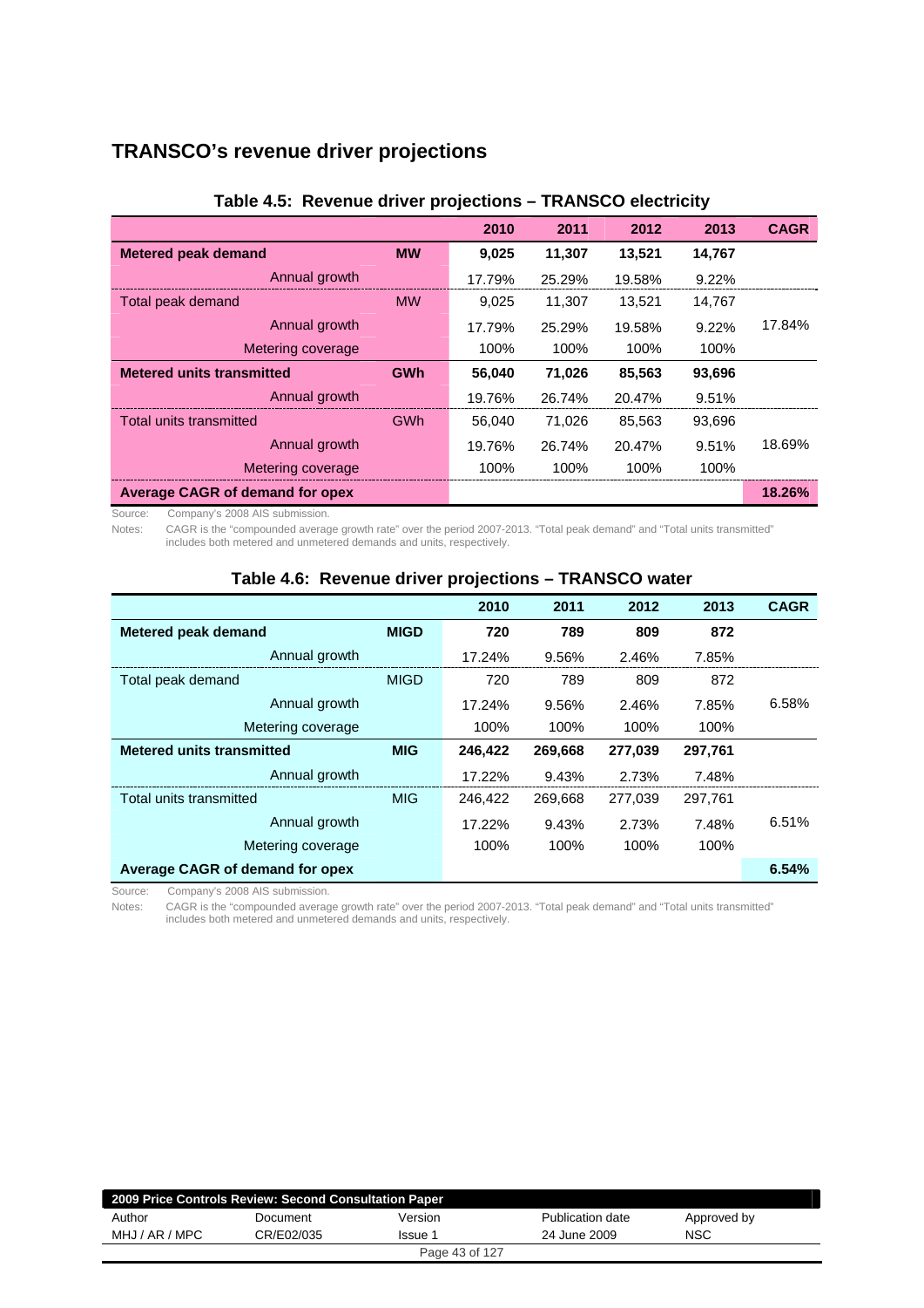## TRANSCO's revenue driver projections

**Table 4.5: Revenue driver projections – TRANSCO electricity**

| | | 2010 | 2011 | 2012 | 2013 | CAGR |
|---|---|---|---|---|---|---|
| **Metered peak demand** | **MW** | **9,025** | **11,307** | **13,521** | **14,767** | |
| Annual growth | | 17.79% | 25.29% | 19.58% | 9.22% | |
| Total peak demand | MW | 9,025 | 11,307 | 13,521 | 14,767 | |
| Annual growth | | 17.79% | 25.29% | 19.58% | 9.22% | 17.84% |
| Metering coverage | | 100% | 100% | 100% | 100% | |
| **Metered units transmitted** | **GWh** | **56,040** | **71,026** | **85,563** | **93,696** | |
| Annual growth | | 19.76% | 26.74% | 20.47% | 9.51% | |
| Total units transmitted | GWh | 56,040 | 71,026 | 85,563 | 93,696 | |
| Annual growth | | 19.76% | 26.74% | 20.47% | 9.51% | 18.69% |
| Metering coverage | | 100% | 100% | 100% | 100% | |
| **Average CAGR of demand for opex** | | | | | | **18.26%** |

Source: Company's 2008 AIS submission.

Notes: CAGR is the "compounded average growth rate" over the period 2007-2013. "Total peak demand" and "Total units transmitted" includes both metered and unmetered demands and units, respectively.

**Table 4.6: Revenue driver projections – TRANSCO water**

| | | 2010 | 2011 | 2012 | 2013 | CAGR |
|---|---|---|---|---|---|---|
| **Metered peak demand** | **MIGD** | **720** | **789** | **809** | **872** | |
| Annual growth | | 17.24% | 9.56% | 2.46% | 7.85% | |
| Total peak demand | MIGD | 720 | 789 | 809 | 872 | |
| Annual growth | | 17.24% | 9.56% | 2.46% | 7.85% | 6.58% |
| Metering coverage | | 100% | 100% | 100% | 100% | |
| **Metered units transmitted** | **MIG** | **246,422** | **269,668** | **277,039** | **297,761** | |
| Annual growth | | 17.22% | 9.43% | 2.73% | 7.48% | |
| Total units transmitted | MIG | 246,422 | 269,668 | 277,039 | 297,761 | |
| Annual growth | | 17.22% | 9.43% | 2.73% | 7.48% | 6.51% |
| Metering coverage | | 100% | 100% | 100% | 100% | |
| **Average CAGR of demand for opex** | | | | | | **6.54%** |

Source: Company's 2008 AIS submission.

Notes: CAGR is the "compounded average growth rate" over the period 2007-2013. "Total peak demand" and "Total units transmitted" includes both metered and unmetered demands and units, respectively.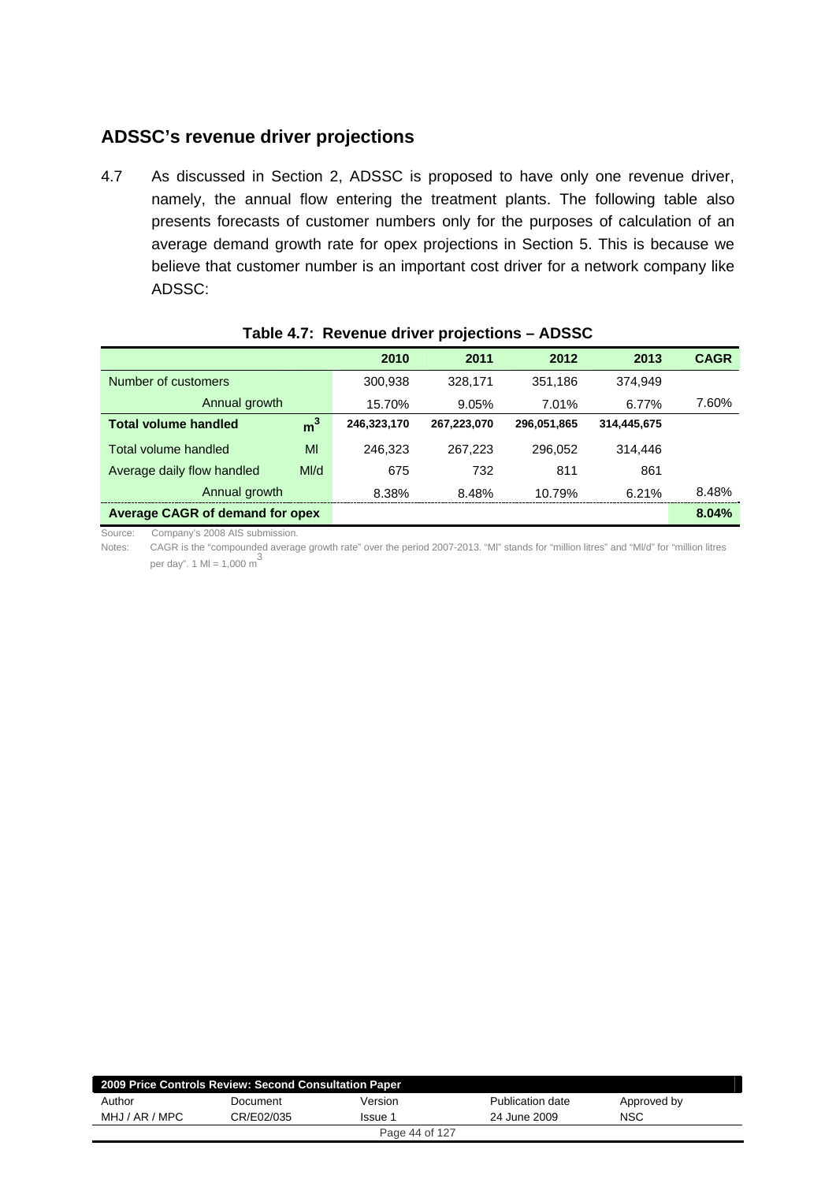## ADSSC's revenue driver projections

4.7 As discussed in Section 2, ADSSC is proposed to have only one revenue driver, namely, the annual flow entering the treatment plants. The following table also presents forecasts of customer numbers only for the purposes of calculation of an average demand growth rate for opex projections in Section 5. This is because we believe that customer number is an important cost driver for a network company like ADSSC:

**Table 4.7: Revenue driver projections – ADSSC**

| | | 2010 | 2011 | 2012 | 2013 | CAGR |
|---|---|---|---|---|---|---|
| Number of customers | | 300,938 | 328,171 | 351,186 | 374,949 | |
| Annual growth | | 15.70% | 9.05% | 7.01% | 6.77% | 7.60% |
| **Total volume handled** | $m^3$ | **246,323,170** | **267,223,070** | **296,051,865** | **314,445,675** | |
| Total volume handled | Ml | 246,323 | 267,223 | 296,052 | 314,446 | |
| Average daily flow handled | Ml/d | 675 | 732 | 811 | 861 | |
| Annual growth | | 8.38% | 8.48% | 10.79% | 6.21% | 8.48% |
| **Average CAGR of demand for opex** | | | | | | **8.04%** |

Source: Company's 2008 AIS submission.

Notes: CAGR is the "compounded average growth rate" over the period 2007-2013. "Ml" stands for "million litres" and "Ml/d" for "million litres per day". 1 Ml = 1,000 $m^3$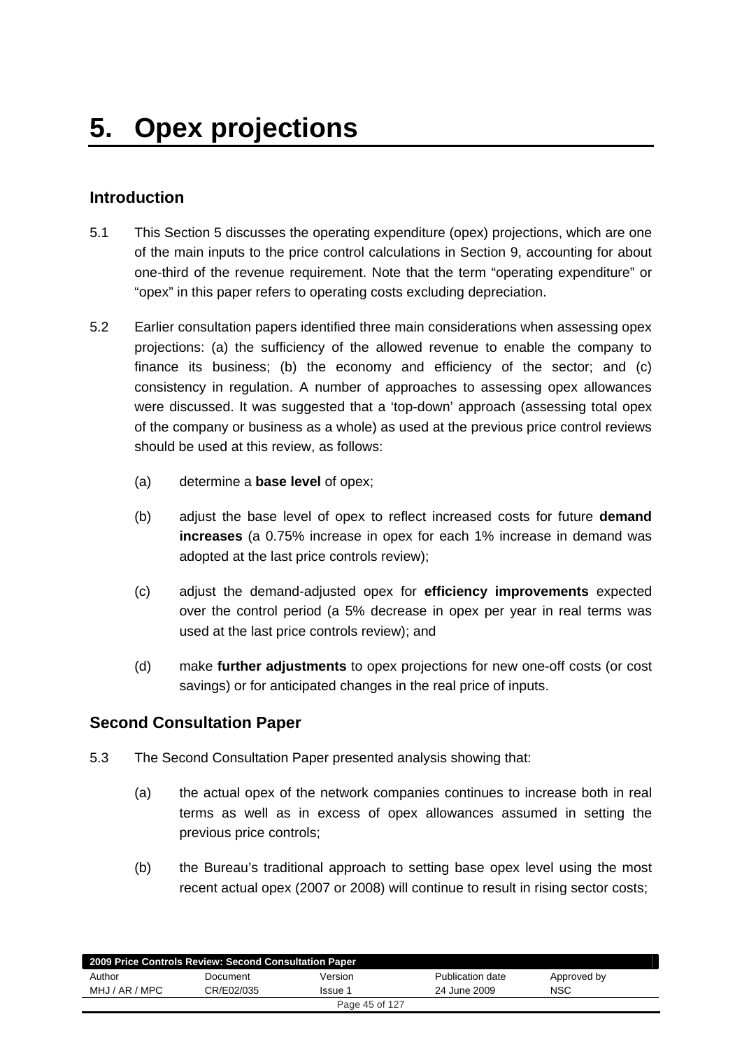# 5. Opex projections

## Introduction

5.1 This Section 5 discusses the operating expenditure (opex) projections, which are one of the main inputs to the price control calculations in Section 9, accounting for about one-third of the revenue requirement. Note that the term "operating expenditure" or "opex" in this paper refers to operating costs excluding depreciation.

5.2 Earlier consultation papers identified three main considerations when assessing opex projections: (a) the sufficiency of the allowed revenue to enable the company to finance its business; (b) the economy and efficiency of the sector; and (c) consistency in regulation. A number of approaches to assessing opex allowances were discussed. It was suggested that a 'top-down' approach (assessing total opex of the company or business as a whole) as used at the previous price control reviews should be used at this review, as follows:

(a) determine a **base level** of opex;

(b) adjust the base level of opex to reflect increased costs for future **demand increases** (a 0.75% increase in opex for each 1% increase in demand was adopted at the last price controls review);

(c) adjust the demand-adjusted opex for **efficiency improvements** expected over the control period (a 5% decrease in opex per year in real terms was used at the last price controls review); and

(d) make **further adjustments** to opex projections for new one-off costs (or cost savings) or for anticipated changes in the real price of inputs.

## Second Consultation Paper

5.3 The Second Consultation Paper presented analysis showing that:

(a) the actual opex of the network companies continues to increase both in real terms as well as in excess of opex allowances assumed in setting the previous price controls;

(b) the Bureau's traditional approach to setting base opex level using the most recent actual opex (2007 or 2008) will continue to result in rising sector costs;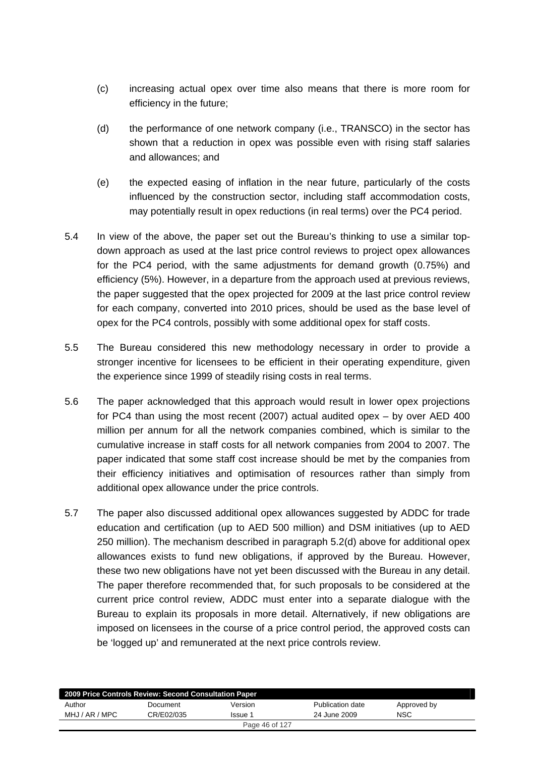(c) increasing actual opex over time also means that there is more room for efficiency in the future;

(d) the performance of one network company (i.e., TRANSCO) in the sector has shown that a reduction in opex was possible even with rising staff salaries and allowances; and

(e) the expected easing of inflation in the near future, particularly of the costs influenced by the construction sector, including staff accommodation costs, may potentially result in opex reductions (in real terms) over the PC4 period.

5.4 In view of the above, the paper set out the Bureau's thinking to use a similar top-down approach as used at the last price control reviews to project opex allowances for the PC4 period, with the same adjustments for demand growth (0.75%) and efficiency (5%). However, in a departure from the approach used at previous reviews, the paper suggested that the opex projected for 2009 at the last price control review for each company, converted into 2010 prices, should be used as the base level of opex for the PC4 controls, possibly with some additional opex for staff costs.

5.5 The Bureau considered this new methodology necessary in order to provide a stronger incentive for licensees to be efficient in their operating expenditure, given the experience since 1999 of steadily rising costs in real terms.

5.6 The paper acknowledged that this approach would result in lower opex projections for PC4 than using the most recent (2007) actual audited opex – by over AED 400 million per annum for all the network companies combined, which is similar to the cumulative increase in staff costs for all network companies from 2004 to 2007. The paper indicated that some staff cost increase should be met by the companies from their efficiency initiatives and optimisation of resources rather than simply from additional opex allowance under the price controls.

5.7 The paper also discussed additional opex allowances suggested by ADDC for trade education and certification (up to AED 500 million) and DSM initiatives (up to AED 250 million). The mechanism described in paragraph 5.2(d) above for additional opex allowances exists to fund new obligations, if approved by the Bureau. However, these two new obligations have not yet been discussed with the Bureau in any detail. The paper therefore recommended that, for such proposals to be considered at the current price control review, ADDC must enter into a separate dialogue with the Bureau to explain its proposals in more detail. Alternatively, if new obligations are imposed on licensees in the course of a price control period, the approved costs can be 'logged up' and remunerated at the next price controls review.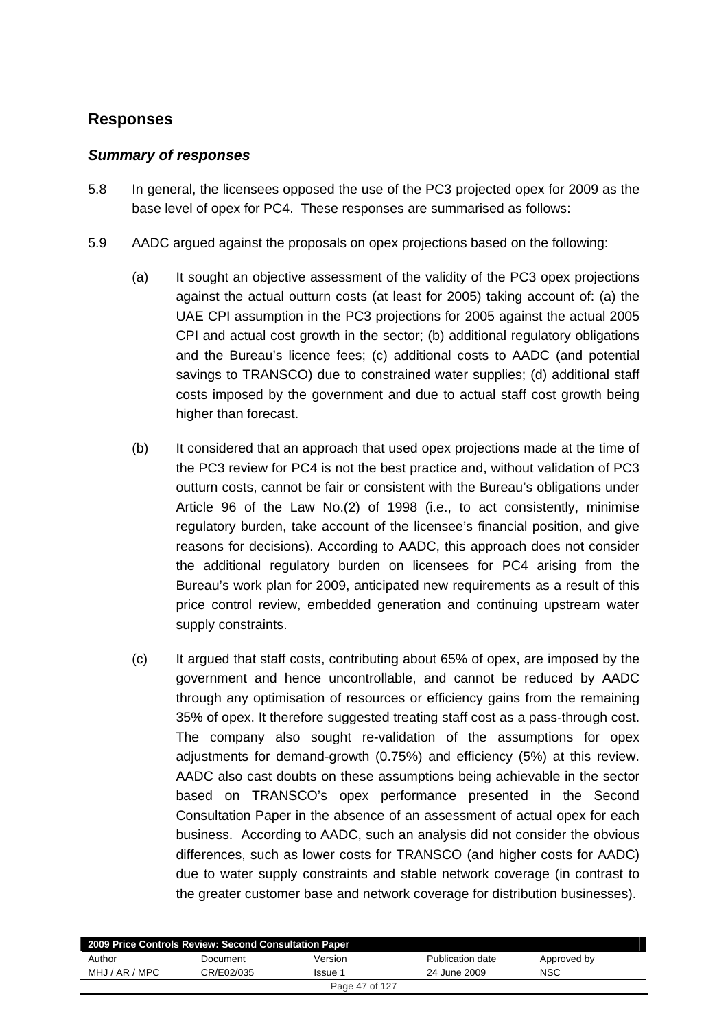## Responses

### *Summary of responses*

5.8 In general, the licensees opposed the use of the PC3 projected opex for 2009 as the base level of opex for PC4. These responses are summarised as follows:

5.9 AADC argued against the proposals on opex projections based on the following:

(a) It sought an objective assessment of the validity of the PC3 opex projections against the actual outturn costs (at least for 2005) taking account of: (a) the UAE CPI assumption in the PC3 projections for 2005 against the actual 2005 CPI and actual cost growth in the sector; (b) additional regulatory obligations and the Bureau's licence fees; (c) additional costs to AADC (and potential savings to TRANSCO) due to constrained water supplies; (d) additional staff costs imposed by the government and due to actual staff cost growth being higher than forecast.

(b) It considered that an approach that used opex projections made at the time of the PC3 review for PC4 is not the best practice and, without validation of PC3 outturn costs, cannot be fair or consistent with the Bureau's obligations under Article 96 of the Law No.(2) of 1998 (i.e., to act consistently, minimise regulatory burden, take account of the licensee's financial position, and give reasons for decisions). According to AADC, this approach does not consider the additional regulatory burden on licensees for PC4 arising from the Bureau's work plan for 2009, anticipated new requirements as a result of this price control review, embedded generation and continuing upstream water supply constraints.

(c) It argued that staff costs, contributing about 65% of opex, are imposed by the government and hence uncontrollable, and cannot be reduced by AADC through any optimisation of resources or efficiency gains from the remaining 35% of opex. It therefore suggested treating staff cost as a pass-through cost. The company also sought re-validation of the assumptions for opex adjustments for demand-growth (0.75%) and efficiency (5%) at this review. AADC also cast doubts on these assumptions being achievable in the sector based on TRANSCO's opex performance presented in the Second Consultation Paper in the absence of an assessment of actual opex for each business. According to AADC, such an analysis did not consider the obvious differences, such as lower costs for TRANSCO (and higher costs for AADC) due to water supply constraints and stable network coverage (in contrast to the greater customer base and network coverage for distribution businesses).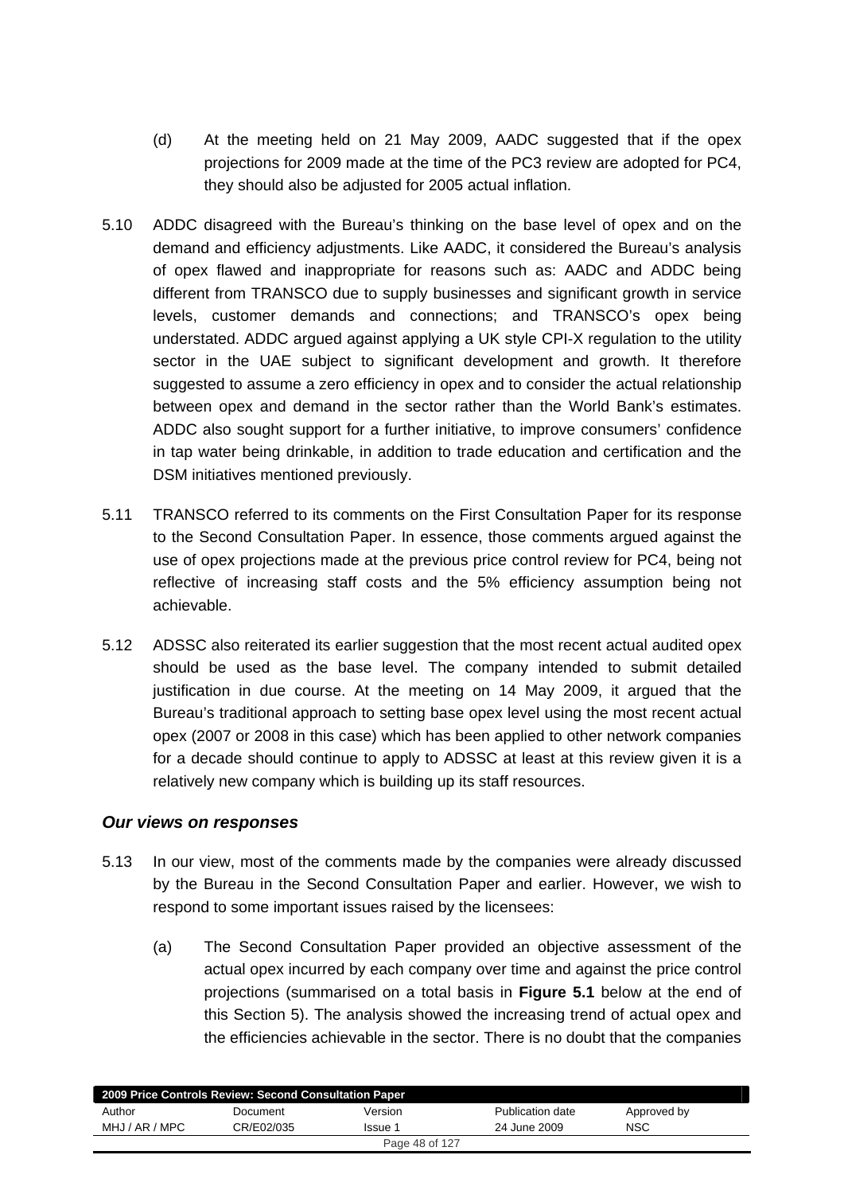(d) At the meeting held on 21 May 2009, AADC suggested that if the opex projections for 2009 made at the time of the PC3 review are adopted for PC4, they should also be adjusted for 2005 actual inflation.

5.10 ADDC disagreed with the Bureau's thinking on the base level of opex and on the demand and efficiency adjustments. Like AADC, it considered the Bureau's analysis of opex flawed and inappropriate for reasons such as: AADC and ADDC being different from TRANSCO due to supply businesses and significant growth in service levels, customer demands and connections; and TRANSCO's opex being understated. ADDC argued against applying a UK style CPI-X regulation to the utility sector in the UAE subject to significant development and growth. It therefore suggested to assume a zero efficiency in opex and to consider the actual relationship between opex and demand in the sector rather than the World Bank's estimates. ADDC also sought support for a further initiative, to improve consumers' confidence in tap water being drinkable, in addition to trade education and certification and the DSM initiatives mentioned previously.

5.11 TRANSCO referred to its comments on the First Consultation Paper for its response to the Second Consultation Paper. In essence, those comments argued against the use of opex projections made at the previous price control review for PC4, being not reflective of increasing staff costs and the 5% efficiency assumption being not achievable.

5.12 ADSSC also reiterated its earlier suggestion that the most recent actual audited opex should be used as the base level. The company intended to submit detailed justification in due course. At the meeting on 14 May 2009, it argued that the Bureau's traditional approach to setting base opex level using the most recent actual opex (2007 or 2008 in this case) which has been applied to other network companies for a decade should continue to apply to ADSSC at least at this review given it is a relatively new company which is building up its staff resources.

### *Our views on responses*

5.13 In our view, most of the comments made by the companies were already discussed by the Bureau in the Second Consultation Paper and earlier. However, we wish to respond to some important issues raised by the licensees:

(a) The Second Consultation Paper provided an objective assessment of the actual opex incurred by each company over time and against the price control projections (summarised on a total basis in **Figure 5.1** below at the end of this Section 5). The analysis showed the increasing trend of actual opex and the efficiencies achievable in the sector. There is no doubt that the companies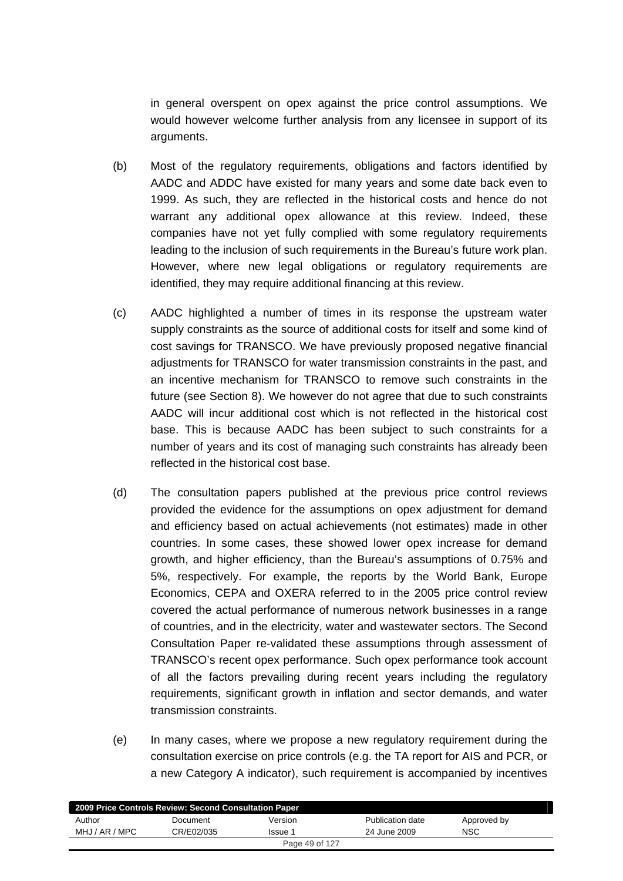in general overspent on opex against the price control assumptions. We would however welcome further analysis from any licensee in support of its arguments.

(b) Most of the regulatory requirements, obligations and factors identified by AADC and ADDC have existed for many years and some date back even to 1999. As such, they are reflected in the historical costs and hence do not warrant any additional opex allowance at this review. Indeed, these companies have not yet fully complied with some regulatory requirements leading to the inclusion of such requirements in the Bureau's future work plan. However, where new legal obligations or regulatory requirements are identified, they may require additional financing at this review.

(c) AADC highlighted a number of times in its response the upstream water supply constraints as the source of additional costs for itself and some kind of cost savings for TRANSCO. We have previously proposed negative financial adjustments for TRANSCO for water transmission constraints in the past, and an incentive mechanism for TRANSCO to remove such constraints in the future (see Section 8). We however do not agree that due to such constraints AADC will incur additional cost which is not reflected in the historical cost base. This is because AADC has been subject to such constraints for a number of years and its cost of managing such constraints has already been reflected in the historical cost base.

(d) The consultation papers published at the previous price control reviews provided the evidence for the assumptions on opex adjustment for demand and efficiency based on actual achievements (not estimates) made in other countries. In some cases, these showed lower opex increase for demand growth, and higher efficiency, than the Bureau's assumptions of 0.75% and 5%, respectively. For example, the reports by the World Bank, Europe Economics, CEPA and OXERA referred to in the 2005 price control review covered the actual performance of numerous network businesses in a range of countries, and in the electricity, water and wastewater sectors. The Second Consultation Paper re-validated these assumptions through assessment of TRANSCO's recent opex performance. Such opex performance took account of all the factors prevailing during recent years including the regulatory requirements, significant growth in inflation and sector demands, and water transmission constraints.

(e) In many cases, where we propose a new regulatory requirement during the consultation exercise on price controls (e.g. the TA report for AIS and PCR, or a new Category A indicator), such requirement is accompanied by incentives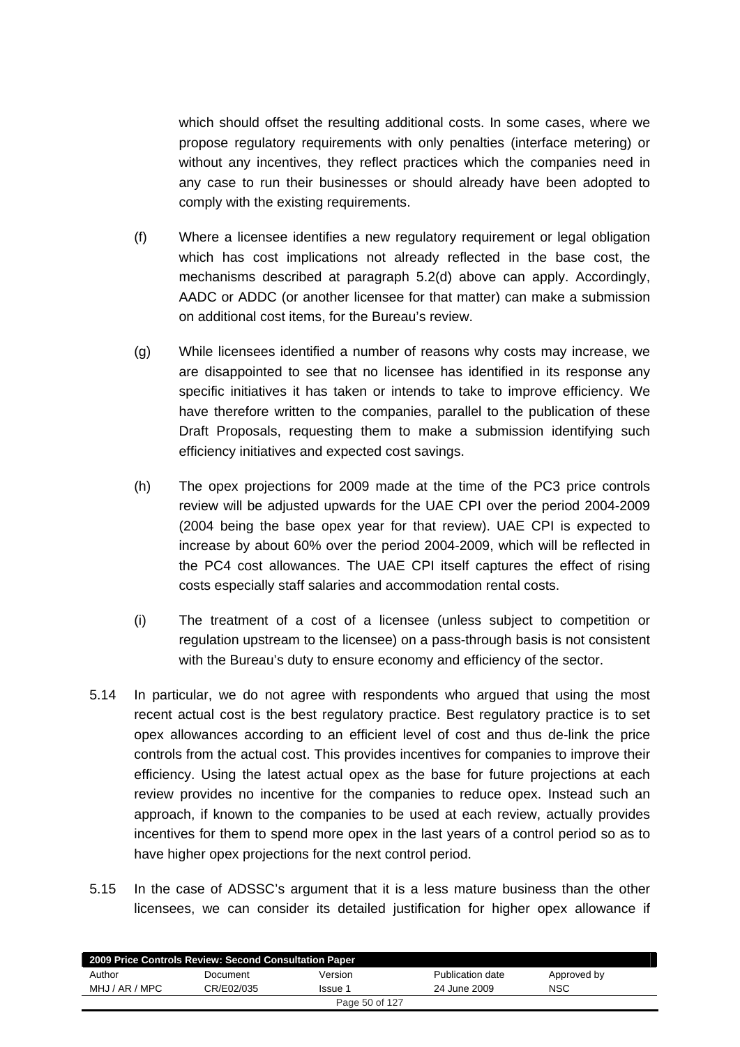which should offset the resulting additional costs. In some cases, where we propose regulatory requirements with only penalties (interface metering) or without any incentives, they reflect practices which the companies need in any case to run their businesses or should already have been adopted to comply with the existing requirements.

(f) Where a licensee identifies a new regulatory requirement or legal obligation which has cost implications not already reflected in the base cost, the mechanisms described at paragraph 5.2(d) above can apply. Accordingly, AADC or ADDC (or another licensee for that matter) can make a submission on additional cost items, for the Bureau's review.

(g) While licensees identified a number of reasons why costs may increase, we are disappointed to see that no licensee has identified in its response any specific initiatives it has taken or intends to take to improve efficiency. We have therefore written to the companies, parallel to the publication of these Draft Proposals, requesting them to make a submission identifying such efficiency initiatives and expected cost savings.

(h) The opex projections for 2009 made at the time of the PC3 price controls review will be adjusted upwards for the UAE CPI over the period 2004-2009 (2004 being the base opex year for that review). UAE CPI is expected to increase by about 60% over the period 2004-2009, which will be reflected in the PC4 cost allowances. The UAE CPI itself captures the effect of rising costs especially staff salaries and accommodation rental costs.

(i) The treatment of a cost of a licensee (unless subject to competition or regulation upstream to the licensee) on a pass-through basis is not consistent with the Bureau's duty to ensure economy and efficiency of the sector.

5.14 In particular, we do not agree with respondents who argued that using the most recent actual cost is the best regulatory practice. Best regulatory practice is to set opex allowances according to an efficient level of cost and thus de-link the price controls from the actual cost. This provides incentives for companies to improve their efficiency. Using the latest actual opex as the base for future projections at each review provides no incentive for the companies to reduce opex. Instead such an approach, if known to the companies to be used at each review, actually provides incentives for them to spend more opex in the last years of a control period so as to have higher opex projections for the next control period.

5.15 In the case of ADSSC's argument that it is a less mature business than the other licensees, we can consider its detailed justification for higher opex allowance if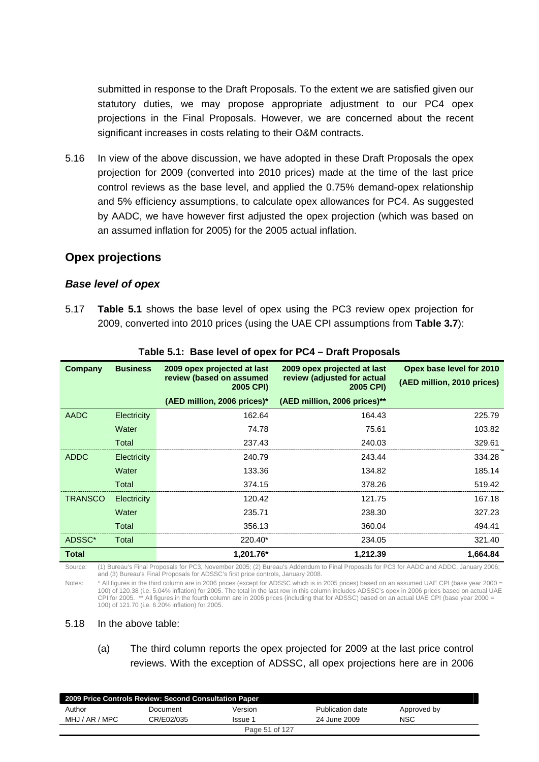submitted in response to the Draft Proposals. To the extent we are satisfied given our statutory duties, we may propose appropriate adjustment to our PC4 opex projections in the Final Proposals. However, we are concerned about the recent significant increases in costs relating to their O&M contracts.

5.16 In view of the above discussion, we have adopted in these Draft Proposals the opex projection for 2009 (converted into 2010 prices) made at the time of the last price control reviews as the base level, and applied the 0.75% demand-opex relationship and 5% efficiency assumptions, to calculate opex allowances for PC4. As suggested by AADC, we have however first adjusted the opex projection (which was based on an assumed inflation for 2005) for the 2005 actual inflation.

## Opex projections

### *Base level of opex*

5.17 **Table 5.1** shows the base level of opex using the PC3 review opex projection for 2009, converted into 2010 prices (using the UAE CPI assumptions from **Table 3.7**):

**Table 5.1: Base level of opex for PC4 – Draft Proposals**

| Company | Business | 2009 opex projected at last review (based on assumed 2005 CPI) (AED million, 2006 prices)* | 2009 opex projected at last review (adjusted for actual 2005 CPI) (AED million, 2006 prices)** | Opex base level for 2010 (AED million, 2010 prices) |
|---|---|---|---|---|
| AADC | Electricity | 162.64 | 164.43 | 225.79 |
| | Water | 74.78 | 75.61 | 103.82 |
| | Total | 237.43 | 240.03 | 329.61 |
| ADDC | Electricity | 240.79 | 243.44 | 334.28 |
| | Water | 133.36 | 134.82 | 185.14 |
| | Total | 374.15 | 378.26 | 519.42 |
| TRANSCO | Electricity | 120.42 | 121.75 | 167.18 |
| | Water | 235.71 | 238.30 | 327.23 |
| | Total | 356.13 | 360.04 | 494.41 |
| ADSSC* | Total | 220.40* | 234.05 | 321.40 |
| **Total** | | **1,201.76*** | **1,212.39** | **1,664.84** |

Source: (1) Bureau's Final Proposals for PC3, November 2005; (2) Bureau's Addendum to Final Proposals for PC3 for AADC and ADDC, January 2006; and (3) Bureau's Final Proposals for ADSSC's first price controls, January 2008.

Notes: * All figures in the third column are in 2006 prices (except for ADSSC which is in 2005 prices) based on an assumed UAE CPI (base year 2000 = 100) of 120.38 (i.e. 5.04% inflation) for 2005. The total in the last row in this column includes ADSSC's opex in 2006 prices based on actual UAE CPI for 2005. ** All figures in the fourth column are in 2006 prices (including that for ADSSC) based on an actual UAE CPI (base year 2000 = 100) of 121.70 (i.e. 6.20% inflation) for 2005.

5.18 In the above table:

(a) The third column reports the opex projected for 2009 at the last price control reviews. With the exception of ADSSC, all opex projections here are in 2006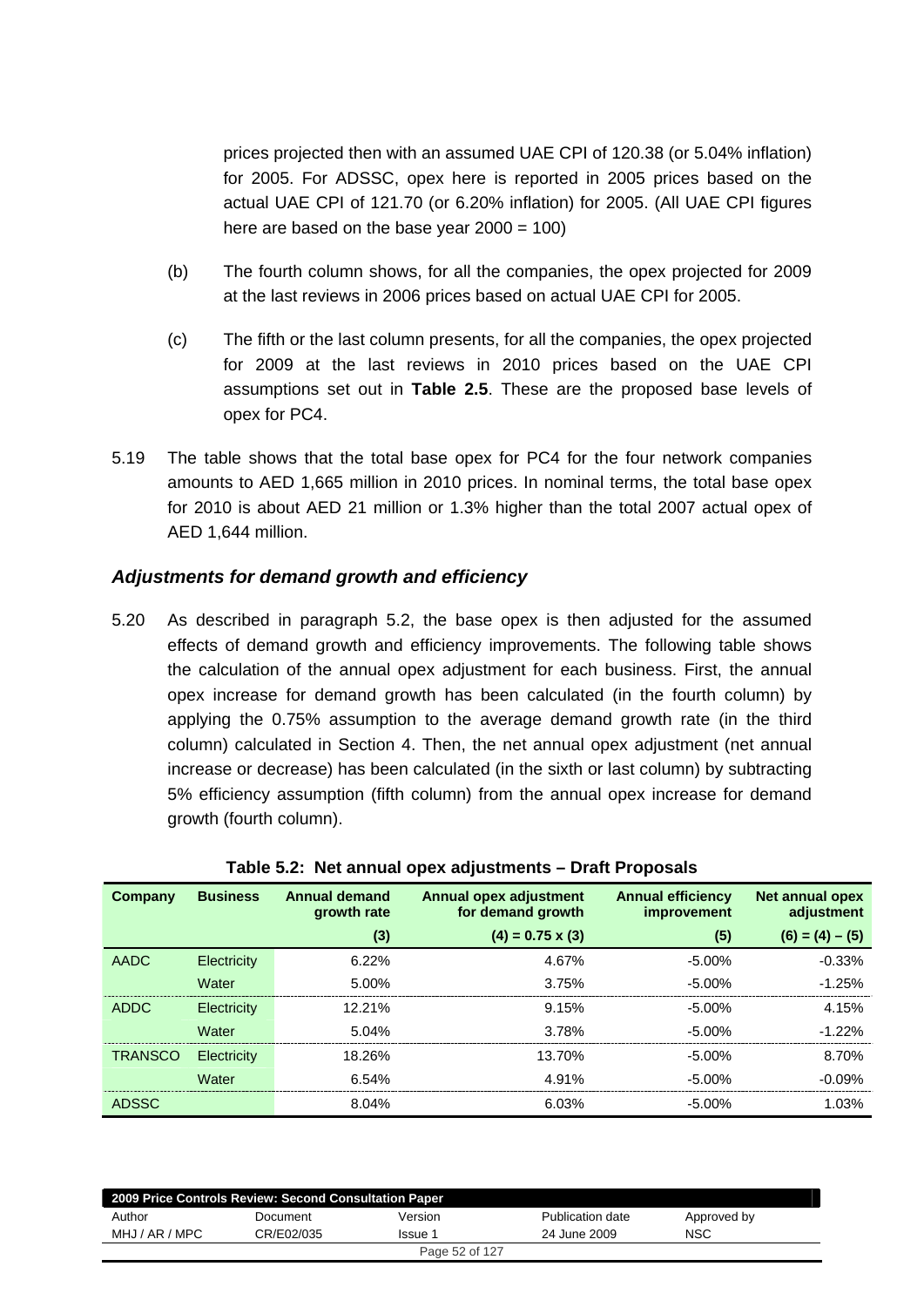prices projected then with an assumed UAE CPI of 120.38 (or 5.04% inflation) for 2005. For ADSSC, opex here is reported in 2005 prices based on the actual UAE CPI of 121.70 (or 6.20% inflation) for 2005. (All UAE CPI figures here are based on the base year 2000 = 100)

(b) The fourth column shows, for all the companies, the opex projected for 2009 at the last reviews in 2006 prices based on actual UAE CPI for 2005.

(c) The fifth or the last column presents, for all the companies, the opex projected for 2009 at the last reviews in 2010 prices based on the UAE CPI assumptions set out in **Table 2.5**. These are the proposed base levels of opex for PC4.

5.19 The table shows that the total base opex for PC4 for the four network companies amounts to AED 1,665 million in 2010 prices. In nominal terms, the total base opex for 2010 is about AED 21 million or 1.3% higher than the total 2007 actual opex of AED 1,644 million.

### *Adjustments for demand growth and efficiency*

5.20 As described in paragraph 5.2, the base opex is then adjusted for the assumed effects of demand growth and efficiency improvements. The following table shows the calculation of the annual opex adjustment for each business. First, the annual opex increase for demand growth has been calculated (in the fourth column) by applying the 0.75% assumption to the average demand growth rate (in the third column) calculated in Section 4. Then, the net annual opex adjustment (net annual increase or decrease) has been calculated (in the sixth or last column) by subtracting 5% efficiency assumption (fifth column) from the annual opex increase for demand growth (fourth column).

**Table 5.2: Net annual opex adjustments – Draft Proposals**

| Company | Business | Annual demand growth rate | Annual opex adjustment for demand growth | Annual efficiency improvement | Net annual opex adjustment |
|---|---|---|---|---|---|
| | | (3) | (4) = 0.75 x (3) | (5) | (6) = (4) – (5) |
| AADC | Electricity | 6.22% | 4.67% | -5.00% | -0.33% |
| | Water | 5.00% | 3.75% | -5.00% | -1.25% |
| ADDC | Electricity | 12.21% | 9.15% | -5.00% | 4.15% |
| | Water | 5.04% | 3.78% | -5.00% | -1.22% |
| TRANSCO | Electricity | 18.26% | 13.70% | -5.00% | 8.70% |
| | Water | 6.54% | 4.91% | -5.00% | -0.09% |
| ADSSC | | 8.04% | 6.03% | -5.00% | 1.03% |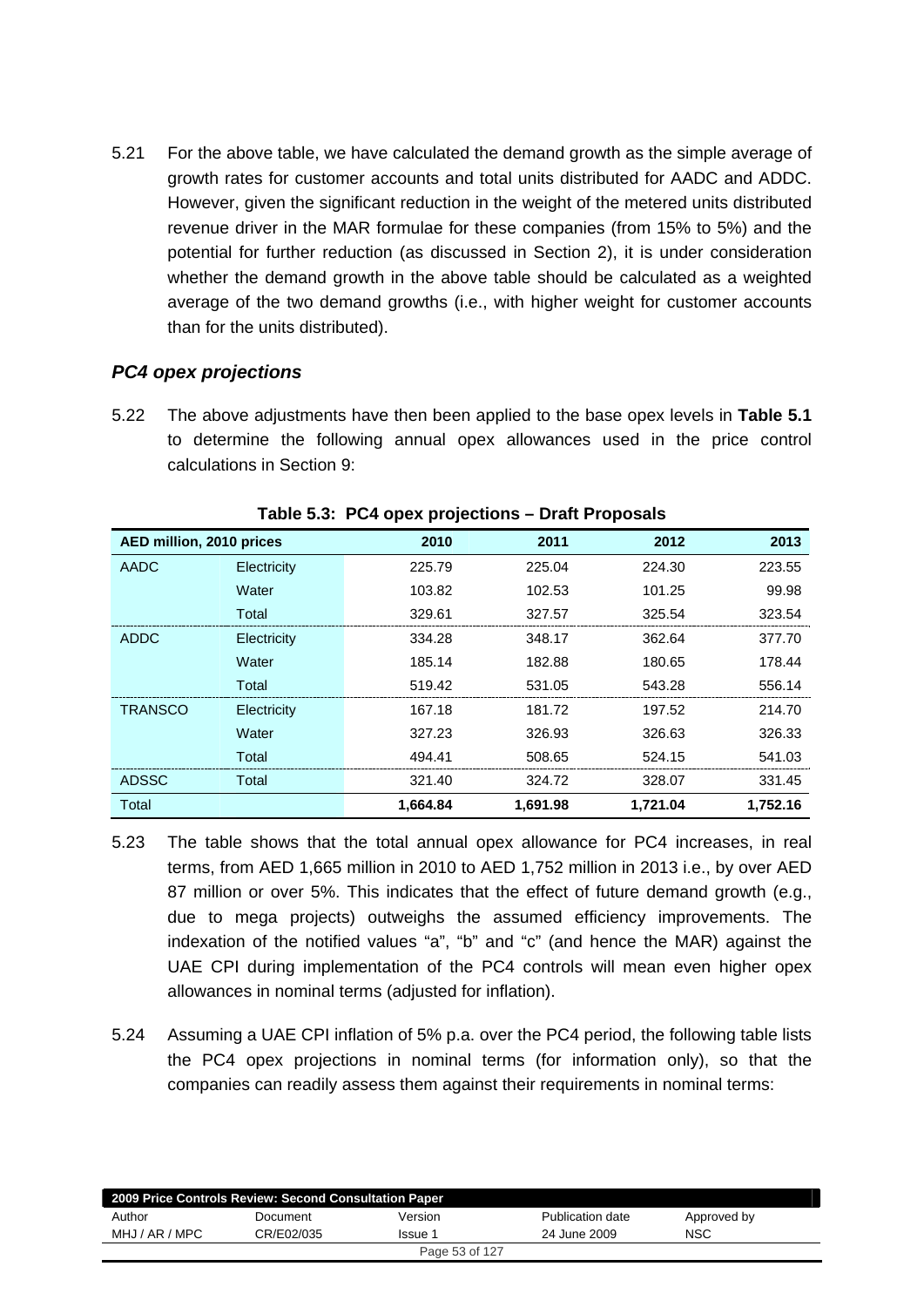5.21 For the above table, we have calculated the demand growth as the simple average of growth rates for customer accounts and total units distributed for AADC and ADDC. However, given the significant reduction in the weight of the metered units distributed revenue driver in the MAR formulae for these companies (from 15% to 5%) and the potential for further reduction (as discussed in Section 2), it is under consideration whether the demand growth in the above table should be calculated as a weighted average of the two demand growths (i.e., with higher weight for customer accounts than for the units distributed).

### *PC4 opex projections*

5.22 The above adjustments have then been applied to the base opex levels in **Table 5.1** to determine the following annual opex allowances used in the price control calculations in Section 9:

**Table 5.3: PC4 opex projections – Draft Proposals**

| AED million, 2010 prices | | 2010 | 2011 | 2012 | 2013 |
|---|---|---|---|---|---|
| AADC | Electricity | 225.79 | 225.04 | 224.30 | 223.55 |
| | Water | 103.82 | 102.53 | 101.25 | 99.98 |
| | Total | 329.61 | 327.57 | 325.54 | 323.54 |
| ADDC | Electricity | 334.28 | 348.17 | 362.64 | 377.70 |
| | Water | 185.14 | 182.88 | 180.65 | 178.44 |
| | Total | 519.42 | 531.05 | 543.28 | 556.14 |
| TRANSCO | Electricity | 167.18 | 181.72 | 197.52 | 214.70 |
| | Water | 327.23 | 326.93 | 326.63 | 326.33 |
| | Total | 494.41 | 508.65 | 524.15 | 541.03 |
| ADSSC | Total | 321.40 | 324.72 | 328.07 | 331.45 |
| Total | | **1,664.84** | **1,691.98** | **1,721.04** | **1,752.16** |

5.23 The table shows that the total annual opex allowance for PC4 increases, in real terms, from AED 1,665 million in 2010 to AED 1,752 million in 2013 i.e., by over AED 87 million or over 5%. This indicates that the effect of future demand growth (e.g., due to mega projects) outweighs the assumed efficiency improvements. The indexation of the notified values "a", "b" and "c" (and hence the MAR) against the UAE CPI during implementation of the PC4 controls will mean even higher opex allowances in nominal terms (adjusted for inflation).

5.24 Assuming a UAE CPI inflation of 5% p.a. over the PC4 period, the following table lists the PC4 opex projections in nominal terms (for information only), so that the companies can readily assess them against their requirements in nominal terms: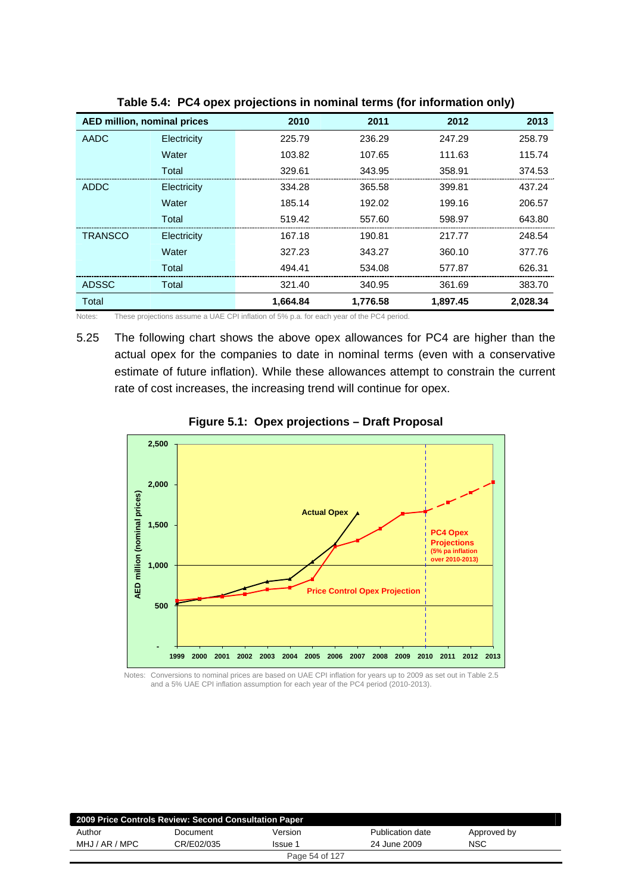**Table 5.4: PC4 opex projections in nominal terms (for information only)**

| AED million, nominal prices | | 2010 | 2011 | 2012 | 2013 |
|---|---|---|---|---|---|
| AADC | Electricity | 225.79 | 236.29 | 247.29 | 258.79 |
| | Water | 103.82 | 107.65 | 111.63 | 115.74 |
| | Total | 329.61 | 343.95 | 358.91 | 374.53 |
| ADDC | Electricity | 334.28 | 365.58 | 399.81 | 437.24 |
| | Water | 185.14 | 192.02 | 199.16 | 206.57 |
| | Total | 519.42 | 557.60 | 598.97 | 643.80 |
| TRANSCO | Electricity | 167.18 | 190.81 | 217.77 | 248.54 |
| | Water | 327.23 | 343.27 | 360.10 | 377.76 |
| | Total | 494.41 | 534.08 | 577.87 | 626.31 |
| ADSSC | Total | 321.40 | 340.95 | 361.69 | 383.70 |
| Total | | **1,664.84** | **1,776.58** | **1,897.45** | **2,028.34** |

Notes: These projections assume a UAE CPI inflation of 5% p.a. for each year of the PC4 period.

5.25 The following chart shows the above opex allowances for PC4 are higher than the actual opex for the companies to date in nominal terms (even with a conservative estimate of future inflation). While these allowances attempt to constrain the current rate of cost increases, the increasing trend will continue for opex.

**Figure 5.1: Opex projections – Draft Proposal**

Notes: Conversions to nominal prices are based on UAE CPI inflation for years up to 2009 as set out in Table 2.5 and a 5% UAE CPI inflation assumption for each year of the PC4 period (2010-2013).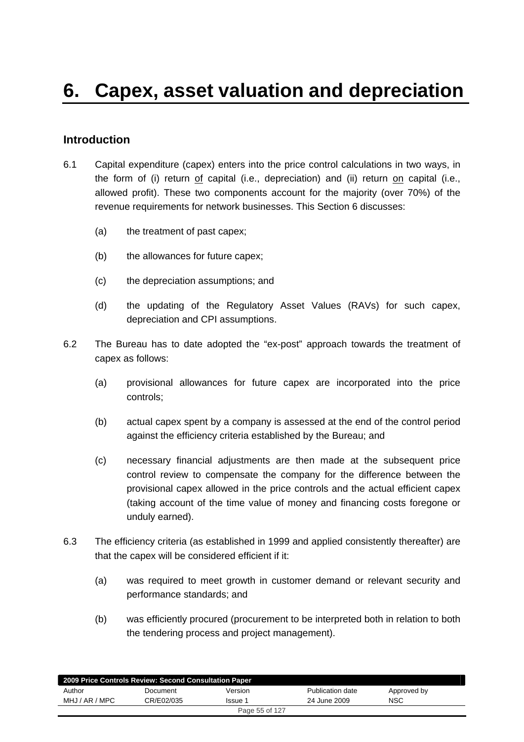# 6. Capex, asset valuation and depreciation

## Introduction

6.1 Capital expenditure (capex) enters into the price control calculations in two ways, in the form of (i) return <u>of</u> capital (i.e., depreciation) and (ii) return <u>on</u> capital (i.e., allowed profit). These two components account for the majority (over 70%) of the revenue requirements for network businesses. This Section 6 discusses:

(a) the treatment of past capex;

(b) the allowances for future capex;

(c) the depreciation assumptions; and

(d) the updating of the Regulatory Asset Values (RAVs) for such capex, depreciation and CPI assumptions.

6.2 The Bureau has to date adopted the "ex-post" approach towards the treatment of capex as follows:

(a) provisional allowances for future capex are incorporated into the price controls;

(b) actual capex spent by a company is assessed at the end of the control period against the efficiency criteria established by the Bureau; and

(c) necessary financial adjustments are then made at the subsequent price control review to compensate the company for the difference between the provisional capex allowed in the price controls and the actual efficient capex (taking account of the time value of money and financing costs foregone or unduly earned).

6.3 The efficiency criteria (as established in 1999 and applied consistently thereafter) are that the capex will be considered efficient if it:

(a) was required to meet growth in customer demand or relevant security and performance standards; and

(b) was efficiently procured (procurement to be interpreted both in relation to both the tendering process and project management).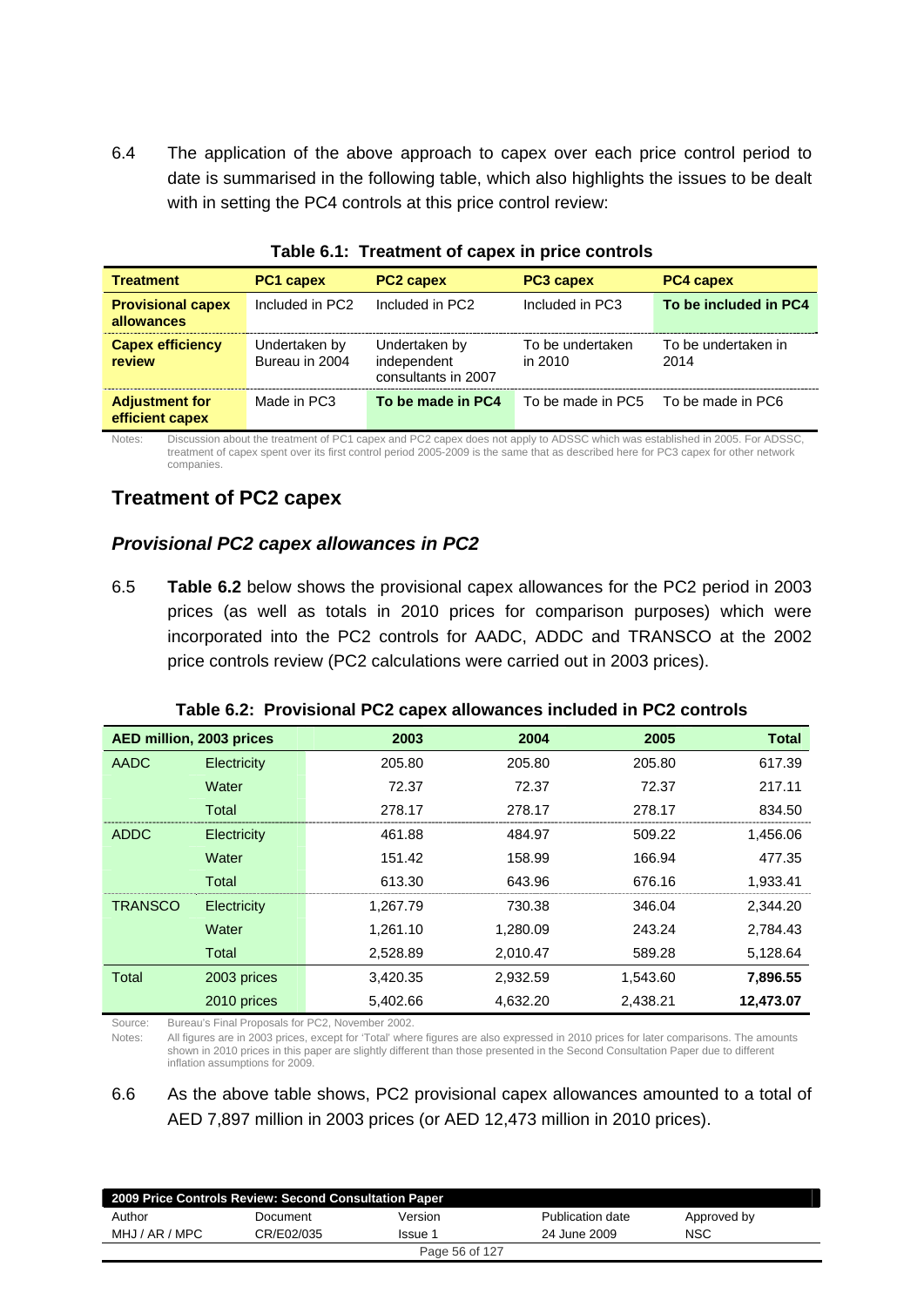6.4 The application of the above approach to capex over each price control period to date is summarised in the following table, which also highlights the issues to be dealt with in setting the PC4 controls at this price control review:

**Table 6.1: Treatment of capex in price controls**

| Treatment | PC1 capex | PC2 capex | PC3 capex | PC4 capex |
|---|---|---|---|---|
| **Provisional capex allowances** | Included in PC2 | Included in PC2 | Included in PC3 | **To be included in PC4** |
| **Capex efficiency review** | Undertaken by Bureau in 2004 | Undertaken by independent consultants in 2007 | To be undertaken in 2010 | To be undertaken in 2014 |
| **Adjustment for efficient capex** | Made in PC3 | **To be made in PC4** | To be made in PC5 | To be made in PC6 |

Notes: Discussion about the treatment of PC1 capex and PC2 capex does not apply to ADSSC which was established in 2005. For ADSSC, treatment of capex spent over its first control period 2005-2009 is the same that as described here for PC3 capex for other network companies.

## Treatment of PC2 capex

### *Provisional PC2 capex allowances in PC2*

6.5 **Table 6.2** below shows the provisional capex allowances for the PC2 period in 2003 prices (as well as totals in 2010 prices for comparison purposes) which were incorporated into the PC2 controls for AADC, ADDC and TRANSCO at the 2002 price controls review (PC2 calculations were carried out in 2003 prices).

**Table 6.2: Provisional PC2 capex allowances included in PC2 controls**

| AED million, 2003 prices | | 2003 | 2004 | 2005 | Total |
|---|---|---|---|---|---|
| AADC | Electricity | 205.80 | 205.80 | 205.80 | 617.39 |
| | Water | 72.37 | 72.37 | 72.37 | 217.11 |
| | Total | 278.17 | 278.17 | 278.17 | 834.50 |
| ADDC | Electricity | 461.88 | 484.97 | 509.22 | 1,456.06 |
| | Water | 151.42 | 158.99 | 166.94 | 477.35 |
| | Total | 613.30 | 643.96 | 676.16 | 1,933.41 |
| TRANSCO | Electricity | 1,267.79 | 730.38 | 346.04 | 2,344.20 |
| | Water | 1,261.10 | 1,280.09 | 243.24 | 2,784.43 |
| | Total | 2,528.89 | 2,010.47 | 589.28 | 5,128.64 |
| Total | 2003 prices | 3,420.35 | 2,932.59 | 1,543.60 | **7,896.55** |
| | 2010 prices | 5,402.66 | 4,632.20 | 2,438.21 | **12,473.07** |

Source: Bureau's Final Proposals for PC2, November 2002.

Notes: All figures are in 2003 prices, except for 'Total' where figures are also expressed in 2010 prices for later comparisons. The amounts shown in 2010 prices in this paper are slightly different than those presented in the Second Consultation Paper due to different inflation assumptions for 2009.

6.6 As the above table shows, PC2 provisional capex allowances amounted to a total of AED 7,897 million in 2003 prices (or AED 12,473 million in 2010 prices).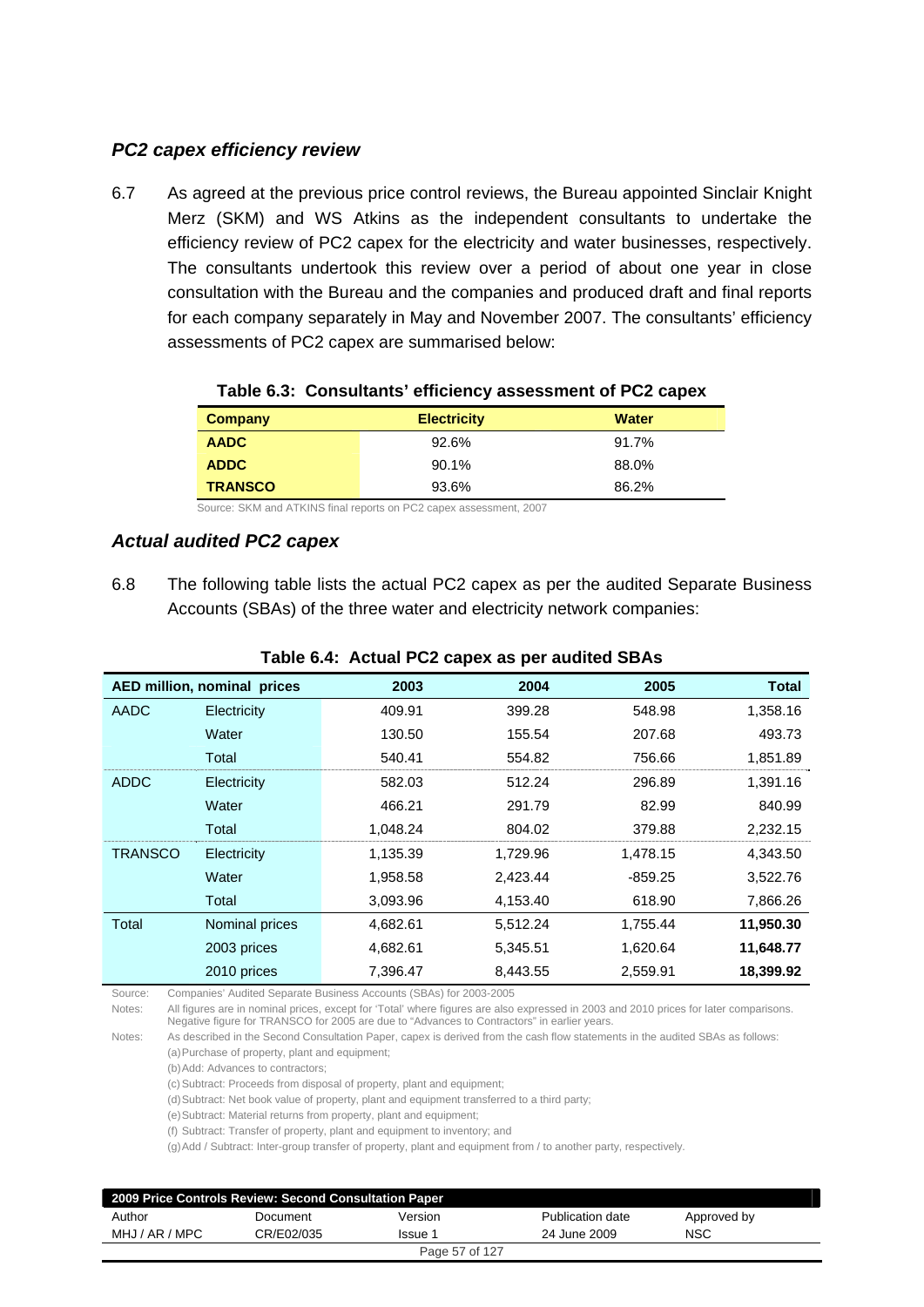### *PC2 capex efficiency review*

6.7 As agreed at the previous price control reviews, the Bureau appointed Sinclair Knight Merz (SKM) and WS Atkins as the independent consultants to undertake the efficiency review of PC2 capex for the electricity and water businesses, respectively. The consultants undertook this review over a period of about one year in close consultation with the Bureau and the companies and produced draft and final reports for each company separately in May and November 2007. The consultants' efficiency assessments of PC2 capex are summarised below:

**Table 6.3: Consultants' efficiency assessment of PC2 capex**

| Company | Electricity | Water |
|---|---|---|
| **AADC** | 92.6% | 91.7% |
| **ADDC** | 90.1% | 88.0% |
| **TRANSCO** | 93.6% | 86.2% |

Source: SKM and ATKINS final reports on PC2 capex assessment, 2007

### *Actual audited PC2 capex*

6.8 The following table lists the actual PC2 capex as per the audited Separate Business Accounts (SBAs) of the three water and electricity network companies:

**Table 6.4: Actual PC2 capex as per audited SBAs**

| AED million, nominal prices | | 2003 | 2004 | 2005 | Total |
|---|---|---|---|---|---|
| AADC | Electricity | 409.91 | 399.28 | 548.98 | 1,358.16 |
| | Water | 130.50 | 155.54 | 207.68 | 493.73 |
| | Total | 540.41 | 554.82 | 756.66 | 1,851.89 |
| ADDC | Electricity | 582.03 | 512.24 | 296.89 | 1,391.16 |
| | Water | 466.21 | 291.79 | 82.99 | 840.99 |
| | Total | 1,048.24 | 804.02 | 379.88 | 2,232.15 |
| TRANSCO | Electricity | 1,135.39 | 1,729.96 | 1,478.15 | 4,343.50 |
| | Water | 1,958.58 | 2,423.44 | -859.25 | 3,522.76 |
| | Total | 3,093.96 | 4,153.40 | 618.90 | 7,866.26 |
| Total | Nominal prices | 4,682.61 | 5,512.24 | 1,755.44 | **11,950.30** |
| | 2003 prices | 4,682.61 | 5,345.51 | 1,620.64 | **11,648.77** |
| | 2010 prices | 7,396.47 | 8,443.55 | 2,559.91 | **18,399.92** |

Source: Companies' Audited Separate Business Accounts (SBAs) for 2003-2005

Notes: All figures are in nominal prices, except for 'Total' where figures are also expressed in 2003 and 2010 prices for later comparisons. Negative figure for TRANSCO for 2005 are due to "Advances to Contractors" in earlier years.

Notes: As described in the Second Consultation Paper, capex is derived from the cash flow statements in the audited SBAs as follows:

(a) Purchase of property, plant and equipment;

(b) Add: Advances to contractors;

(c) Subtract: Proceeds from disposal of property, plant and equipment;

(d) Subtract: Net book value of property, plant and equipment transferred to a third party;

(e) Subtract: Material returns from property, plant and equipment;

(f) Subtract: Transfer of property, plant and equipment to inventory; and

(g) Add / Subtract: Inter-group transfer of property, plant and equipment from / to another party, respectively.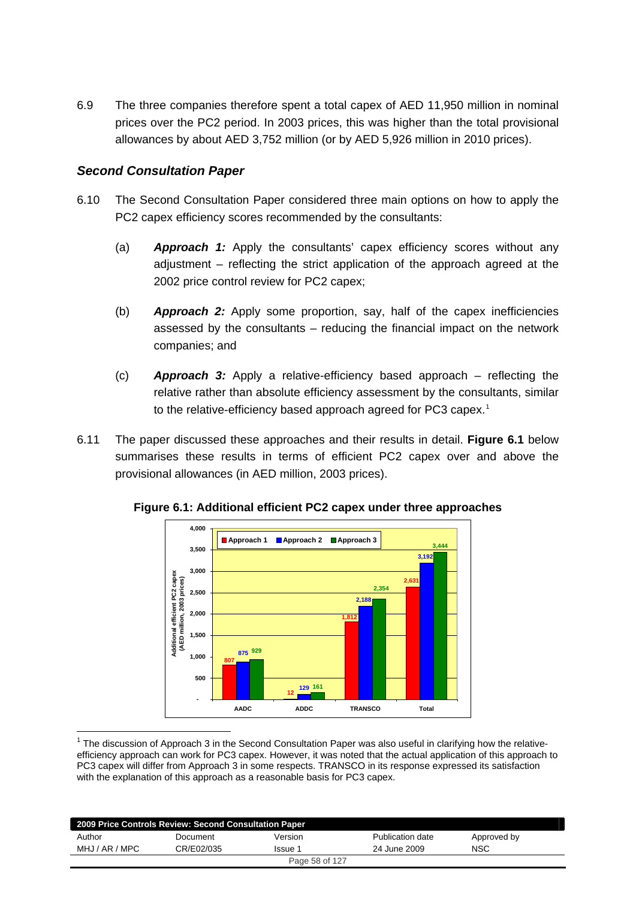6.9 The three companies therefore spent a total capex of AED 11,950 million in nominal prices over the PC2 period. In 2003 prices, this was higher than the total provisional allowances by about AED 3,752 million (or by AED 5,926 million in 2010 prices).

### *Second Consultation Paper*

6.10 The Second Consultation Paper considered three main options on how to apply the PC2 capex efficiency scores recommended by the consultants:

(a) ***Approach 1:*** Apply the consultants' capex efficiency scores without any adjustment – reflecting the strict application of the approach agreed at the 2002 price control review for PC2 capex;

(b) ***Approach 2:*** Apply some proportion, say, half of the capex inefficiencies assessed by the consultants – reducing the financial impact on the network companies; and

(c) ***Approach 3:*** Apply a relative-efficiency based approach – reflecting the relative rather than absolute efficiency assessment by the consultants, similar to the relative-efficiency based approach agreed for PC3 capex.[1]

6.11 The paper discussed these approaches and their results in detail. **Figure 6.1** below summarises these results in terms of efficient PC2 capex over and above the provisional allowances (in AED million, 2003 prices).

**Figure 6.1: Additional efficient PC2 capex under three approaches**

Additional efficient PC2 capex (AED million, 2003 prices)

| | Approach 1 | Approach 2 | Approach 3 |
|---|---|---|---|
| AADC | 807 | 875 | 929 |
| ADDC | 12 | 129 | 161 |
| TRANSCO | 1,812 | 2,188 | 2,354 |
| Total | 2,631 | 3,192 | 3,444 |

[1] The discussion of Approach 3 in the Second Consultation Paper was also useful in clarifying how the relative-efficiency approach can work for PC3 capex. However, it was noted that the actual application of this approach to PC3 capex will differ from Approach 3 in some respects. TRANSCO in its response expressed its satisfaction with the explanation of this approach as a reasonable basis for PC3 capex.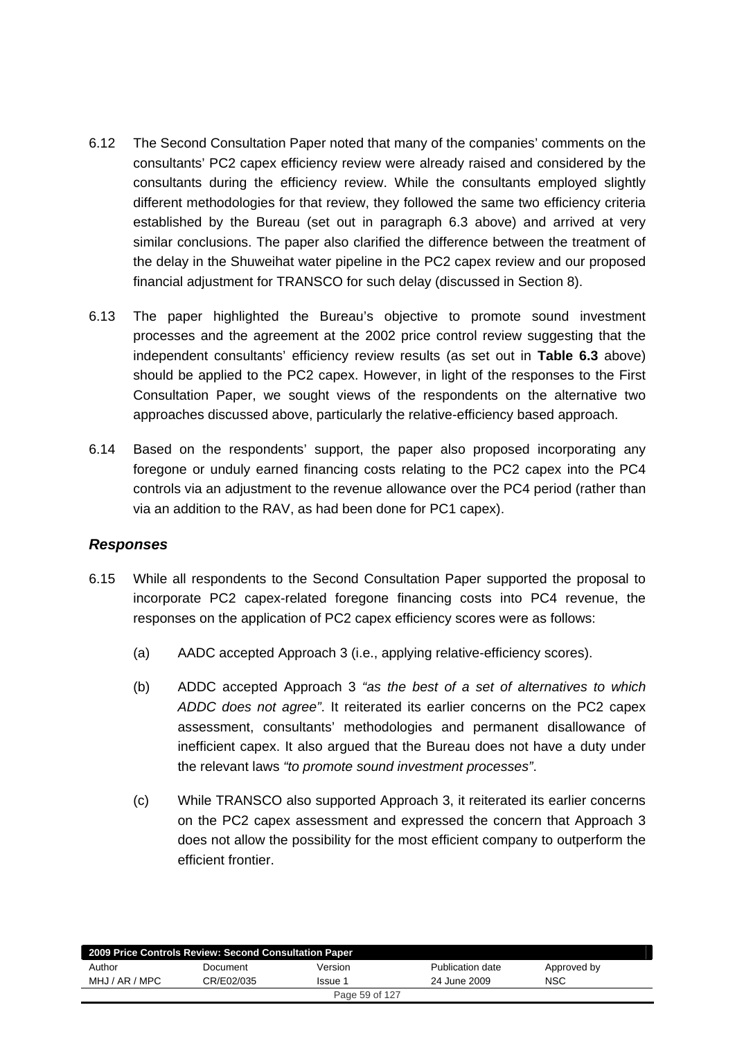6.12 The Second Consultation Paper noted that many of the companies' comments on the consultants' PC2 capex efficiency review were already raised and considered by the consultants during the efficiency review. While the consultants employed slightly different methodologies for that review, they followed the same two efficiency criteria established by the Bureau (set out in paragraph 6.3 above) and arrived at very similar conclusions. The paper also clarified the difference between the treatment of the delay in the Shuweihat water pipeline in the PC2 capex review and our proposed financial adjustment for TRANSCO for such delay (discussed in Section 8).

6.13 The paper highlighted the Bureau's objective to promote sound investment processes and the agreement at the 2002 price control review suggesting that the independent consultants' efficiency review results (as set out in **Table 6.3** above) should be applied to the PC2 capex. However, in light of the responses to the First Consultation Paper, we sought views of the respondents on the alternative two approaches discussed above, particularly the relative-efficiency based approach.

6.14 Based on the respondents' support, the paper also proposed incorporating any foregone or unduly earned financing costs relating to the PC2 capex into the PC4 controls via an adjustment to the revenue allowance over the PC4 period (rather than via an addition to the RAV, as had been done for PC1 capex).

### *Responses*

6.15 While all respondents to the Second Consultation Paper supported the proposal to incorporate PC2 capex-related foregone financing costs into PC4 revenue, the responses on the application of PC2 capex efficiency scores were as follows:

(a) AADC accepted Approach 3 (i.e., applying relative-efficiency scores).

(b) ADDC accepted Approach 3 *"as the best of a set of alternatives to which ADDC does not agree"*. It reiterated its earlier concerns on the PC2 capex assessment, consultants' methodologies and permanent disallowance of inefficient capex. It also argued that the Bureau does not have a duty under the relevant laws *"to promote sound investment processes"*.

(c) While TRANSCO also supported Approach 3, it reiterated its earlier concerns on the PC2 capex assessment and expressed the concern that Approach 3 does not allow the possibility for the most efficient company to outperform the efficient frontier.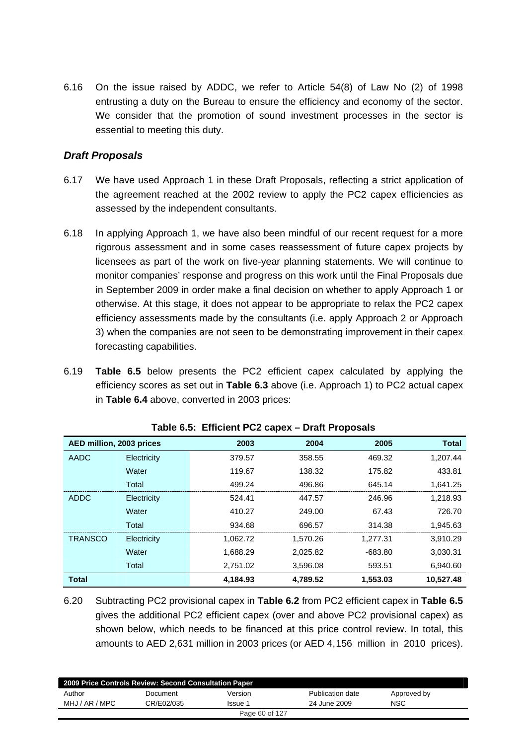6.16 On the issue raised by ADDC, we refer to Article 54(8) of Law No (2) of 1998 entrusting a duty on the Bureau to ensure the efficiency and economy of the sector. We consider that the promotion of sound investment processes in the sector is essential to meeting this duty.

### *Draft Proposals*

6.17 We have used Approach 1 in these Draft Proposals, reflecting a strict application of the agreement reached at the 2002 review to apply the PC2 capex efficiencies as assessed by the independent consultants.

6.18 In applying Approach 1, we have also been mindful of our recent request for a more rigorous assessment and in some cases reassessment of future capex projects by licensees as part of the work on five-year planning statements. We will continue to monitor companies' response and progress on this work until the Final Proposals due in September 2009 in order make a final decision on whether to apply Approach 1 or otherwise. At this stage, it does not appear to be appropriate to relax the PC2 capex efficiency assessments made by the consultants (i.e. apply Approach 2 or Approach 3) when the companies are not seen to be demonstrating improvement in their capex forecasting capabilities.

6.19 **Table 6.5** below presents the PC2 efficient capex calculated by applying the efficiency scores as set out in **Table 6.3** above (i.e. Approach 1) to PC2 actual capex in **Table 6.4** above, converted in 2003 prices:

**Table 6.5: Efficient PC2 capex – Draft Proposals**

| AED million, 2003 prices | | 2003 | 2004 | 2005 | Total |
|---|---|---|---|---|---|
| AADC | Electricity | 379.57 | 358.55 | 469.32 | 1,207.44 |
| | Water | 119.67 | 138.32 | 175.82 | 433.81 |
| | Total | 499.24 | 496.86 | 645.14 | 1,641.25 |
| ADDC | Electricity | 524.41 | 447.57 | 246.96 | 1,218.93 |
| | Water | 410.27 | 249.00 | 67.43 | 726.70 |
| | Total | 934.68 | 696.57 | 314.38 | 1,945.63 |
| TRANSCO | Electricity | 1,062.72 | 1,570.26 | 1,277.31 | 3,910.29 |
| | Water | 1,688.29 | 2,025.82 | -683.80 | 3,030.31 |
| | Total | 2,751.02 | 3,596.08 | 593.51 | 6,940.60 |
| **Total** | | **4,184.93** | **4,789.52** | **1,553.03** | **10,527.48** |

6.20 Subtracting PC2 provisional capex in **Table 6.2** from PC2 efficient capex in **Table 6.5** gives the additional PC2 efficient capex (over and above PC2 provisional capex) as shown below, which needs to be financed at this price control review. In total, this amounts to AED 2,631 million in 2003 prices (or AED 4,156 million in 2010 prices).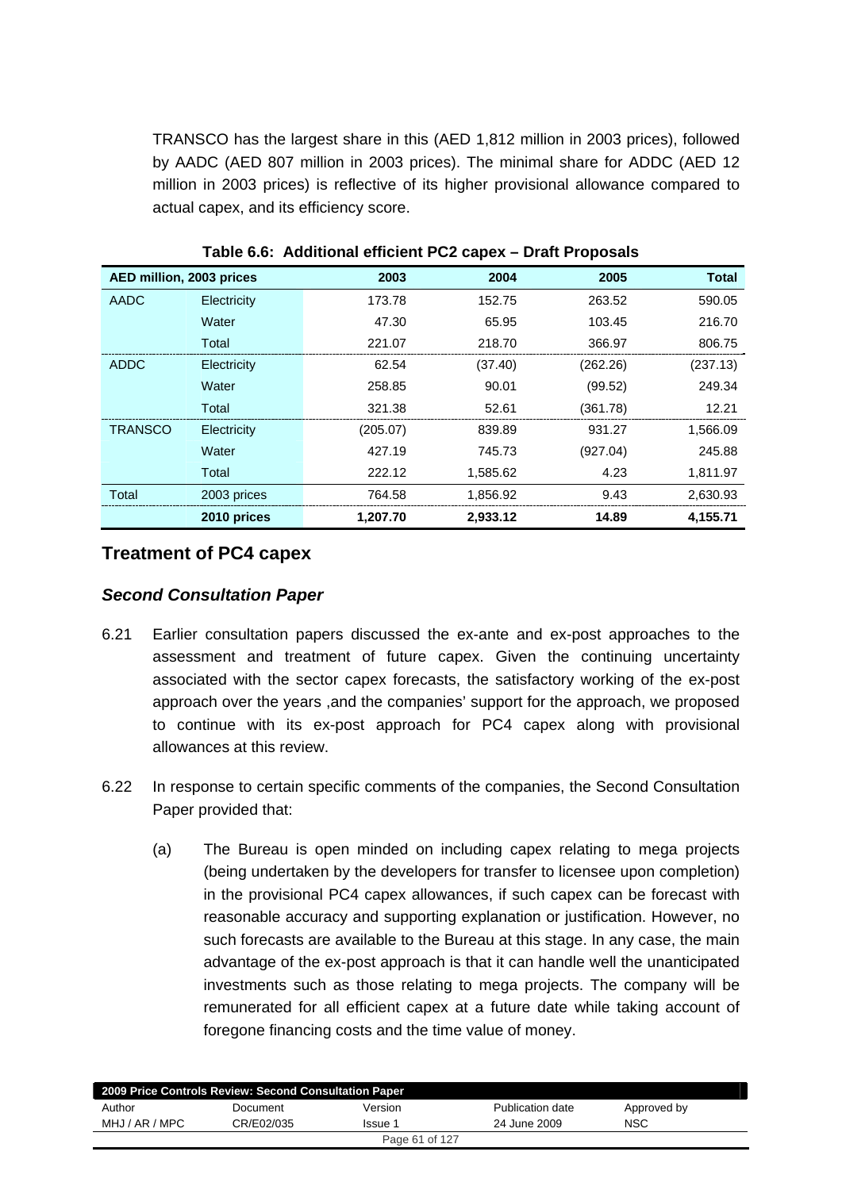TRANSCO has the largest share in this (AED 1,812 million in 2003 prices), followed by AADC (AED 807 million in 2003 prices). The minimal share for ADDC (AED 12 million in 2003 prices) is reflective of its higher provisional allowance compared to actual capex, and its efficiency score.

**Table 6.6: Additional efficient PC2 capex – Draft Proposals**

| AED million, 2003 prices | | 2003 | 2004 | 2005 | Total |
|---|---|---|---|---|---|
| AADC | Electricity | 173.78 | 152.75 | 263.52 | 590.05 |
| | Water | 47.30 | 65.95 | 103.45 | 216.70 |
| | Total | 221.07 | 218.70 | 366.97 | 806.75 |
| ADDC | Electricity | 62.54 | (37.40) | (262.26) | (237.13) |
| | Water | 258.85 | 90.01 | (99.52) | 249.34 |
| | Total | 321.38 | 52.61 | (361.78) | 12.21 |
| TRANSCO | Electricity | (205.07) | 839.89 | 931.27 | 1,566.09 |
| | Water | 427.19 | 745.73 | (927.04) | 245.88 |
| | Total | 222.12 | 1,585.62 | 4.23 | 1,811.97 |
| Total | 2003 prices | 764.58 | 1,856.92 | 9.43 | 2,630.93 |
| | **2010 prices** | **1,207.70** | **2,933.12** | **14.89** | **4,155.71** |

## Treatment of PC4 capex

### *Second Consultation Paper*

6.21 Earlier consultation papers discussed the ex-ante and ex-post approaches to the assessment and treatment of future capex. Given the continuing uncertainty associated with the sector capex forecasts, the satisfactory working of the ex-post approach over the years ,and the companies' support for the approach, we proposed to continue with its ex-post approach for PC4 capex along with provisional allowances at this review.

6.22 In response to certain specific comments of the companies, the Second Consultation Paper provided that:

(a) The Bureau is open minded on including capex relating to mega projects (being undertaken by the developers for transfer to licensee upon completion) in the provisional PC4 capex allowances, if such capex can be forecast with reasonable accuracy and supporting explanation or justification. However, no such forecasts are available to the Bureau at this stage. In any case, the main advantage of the ex-post approach is that it can handle well the unanticipated investments such as those relating to mega projects. The company will be remunerated for all efficient capex at a future date while taking account of foregone financing costs and the time value of money.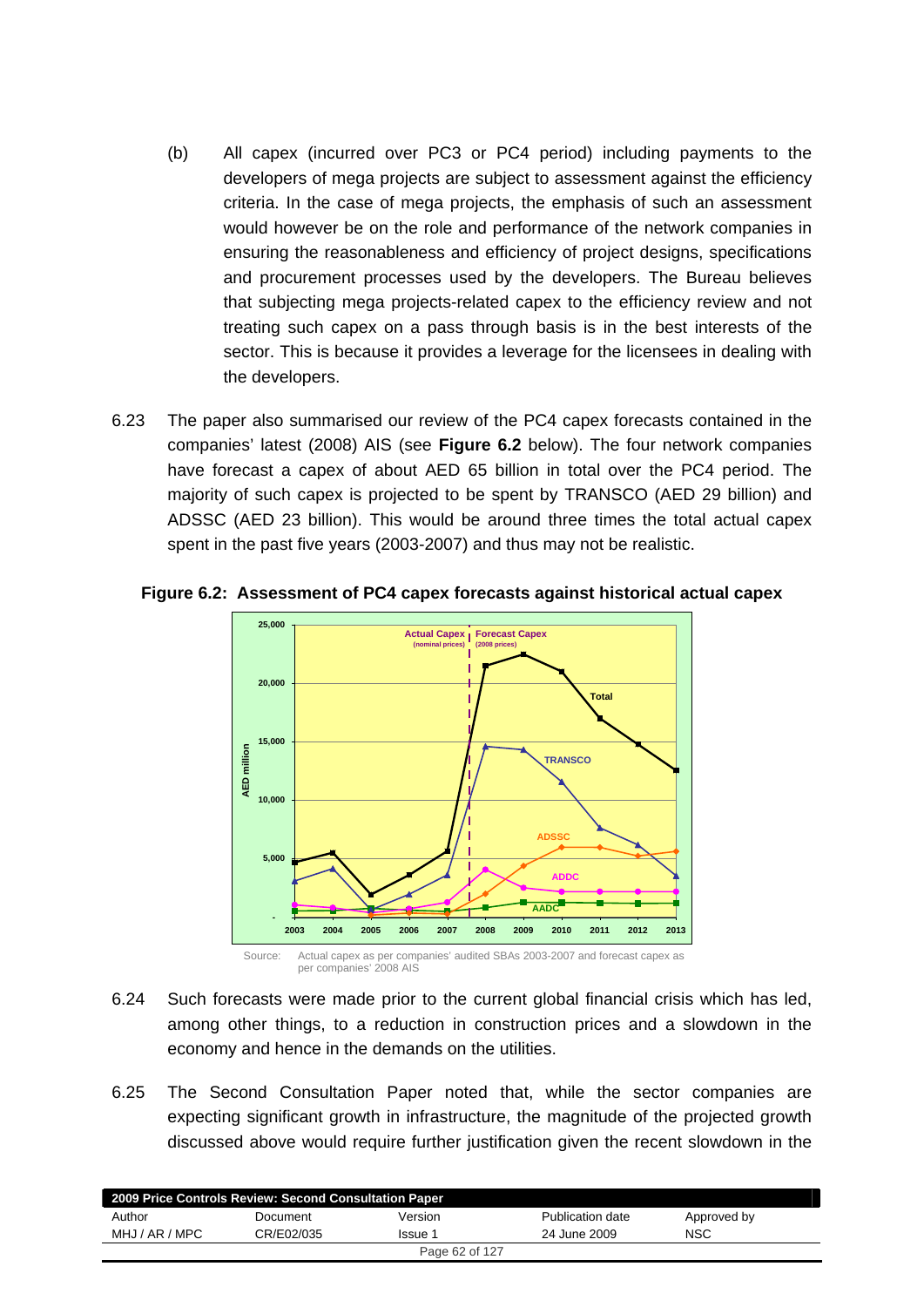(b) All capex (incurred over PC3 or PC4 period) including payments to the developers of mega projects are subject to assessment against the efficiency criteria. In the case of mega projects, the emphasis of such an assessment would however be on the role and performance of the network companies in ensuring the reasonableness and efficiency of project designs, specifications and procurement processes used by the developers. The Bureau believes that subjecting mega projects-related capex to the efficiency review and not treating such capex on a pass through basis is in the best interests of the sector. This is because it provides a leverage for the licensees in dealing with the developers.

6.23 The paper also summarised our review of the PC4 capex forecasts contained in the companies' latest (2008) AIS (see **Figure 6.2** below). The four network companies have forecast a capex of about AED 65 billion in total over the PC4 period. The majority of such capex is projected to be spent by TRANSCO (AED 29 billion) and ADSSC (AED 23 billion). This would be around three times the total actual capex spent in the past five years (2003-2007) and thus may not be realistic.

**Figure 6.2: Assessment of PC4 capex forecasts against historical actual capex**

Source: Actual capex as per companies' audited SBAs 2003-2007 and forecast capex as per companies' 2008 AIS

6.24 Such forecasts were made prior to the current global financial crisis which has led, among other things, to a reduction in construction prices and a slowdown in the economy and hence in the demands on the utilities.

6.25 The Second Consultation Paper noted that, while the sector companies are expecting significant growth in infrastructure, the magnitude of the projected growth discussed above would require further justification given the recent slowdown in the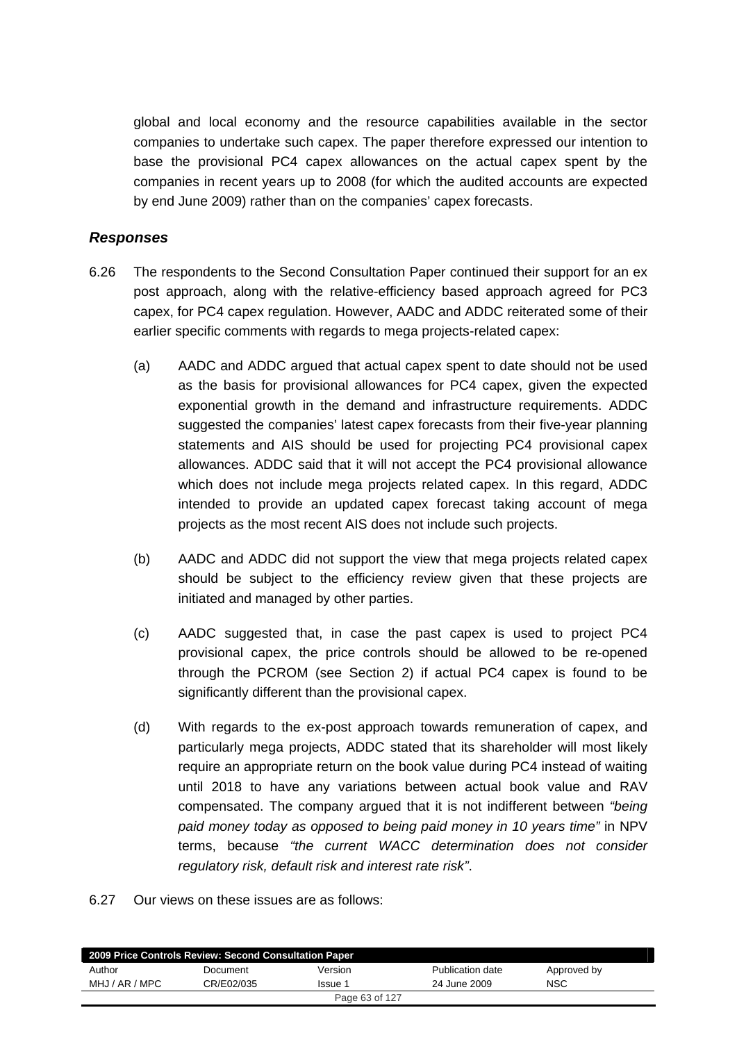global and local economy and the resource capabilities available in the sector companies to undertake such capex. The paper therefore expressed our intention to base the provisional PC4 capex allowances on the actual capex spent by the companies in recent years up to 2008 (for which the audited accounts are expected by end June 2009) rather than on the companies' capex forecasts.

### *Responses*

6.26 The respondents to the Second Consultation Paper continued their support for an ex post approach, along with the relative-efficiency based approach agreed for PC3 capex, for PC4 capex regulation. However, AADC and ADDC reiterated some of their earlier specific comments with regards to mega projects-related capex:

(a) AADC and ADDC argued that actual capex spent to date should not be used as the basis for provisional allowances for PC4 capex, given the expected exponential growth in the demand and infrastructure requirements. ADDC suggested the companies' latest capex forecasts from their five-year planning statements and AIS should be used for projecting PC4 provisional capex allowances. ADDC said that it will not accept the PC4 provisional allowance which does not include mega projects related capex. In this regard, ADDC intended to provide an updated capex forecast taking account of mega projects as the most recent AIS does not include such projects.

(b) AADC and ADDC did not support the view that mega projects related capex should be subject to the efficiency review given that these projects are initiated and managed by other parties.

(c) AADC suggested that, in case the past capex is used to project PC4 provisional capex, the price controls should be allowed to be re-opened through the PCROM (see Section 2) if actual PC4 capex is found to be significantly different than the provisional capex.

(d) With regards to the ex-post approach towards remuneration of capex, and particularly mega projects, ADDC stated that its shareholder will most likely require an appropriate return on the book value during PC4 instead of waiting until 2018 to have any variations between actual book value and RAV compensated. The company argued that it is not indifferent between *"being paid money today as opposed to being paid money in 10 years time"* in NPV terms, because *"the current WACC determination does not consider regulatory risk, default risk and interest rate risk"*.

6.27 Our views on these issues are as follows: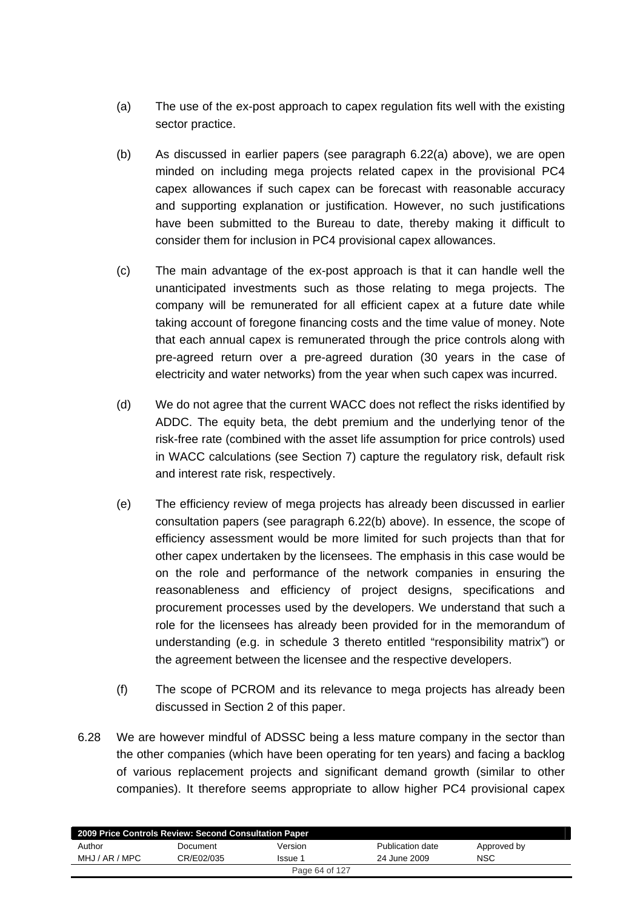(a) The use of the ex-post approach to capex regulation fits well with the existing sector practice.

(b) As discussed in earlier papers (see paragraph 6.22(a) above), we are open minded on including mega projects related capex in the provisional PC4 capex allowances if such capex can be forecast with reasonable accuracy and supporting explanation or justification. However, no such justifications have been submitted to the Bureau to date, thereby making it difficult to consider them for inclusion in PC4 provisional capex allowances.

(c) The main advantage of the ex-post approach is that it can handle well the unanticipated investments such as those relating to mega projects. The company will be remunerated for all efficient capex at a future date while taking account of foregone financing costs and the time value of money. Note that each annual capex is remunerated through the price controls along with pre-agreed return over a pre-agreed duration (30 years in the case of electricity and water networks) from the year when such capex was incurred.

(d) We do not agree that the current WACC does not reflect the risks identified by ADDC. The equity beta, the debt premium and the underlying tenor of the risk-free rate (combined with the asset life assumption for price controls) used in WACC calculations (see Section 7) capture the regulatory risk, default risk and interest rate risk, respectively.

(e) The efficiency review of mega projects has already been discussed in earlier consultation papers (see paragraph 6.22(b) above). In essence, the scope of efficiency assessment would be more limited for such projects than that for other capex undertaken by the licensees. The emphasis in this case would be on the role and performance of the network companies in ensuring the reasonableness and efficiency of project designs, specifications and procurement processes used by the developers. We understand that such a role for the licensees has already been provided for in the memorandum of understanding (e.g. in schedule 3 thereto entitled "responsibility matrix") or the agreement between the licensee and the respective developers.

(f) The scope of PCROM and its relevance to mega projects has already been discussed in Section 2 of this paper.

6.28 We are however mindful of ADSSC being a less mature company in the sector than the other companies (which have been operating for ten years) and facing a backlog of various replacement projects and significant demand growth (similar to other companies). It therefore seems appropriate to allow higher PC4 provisional capex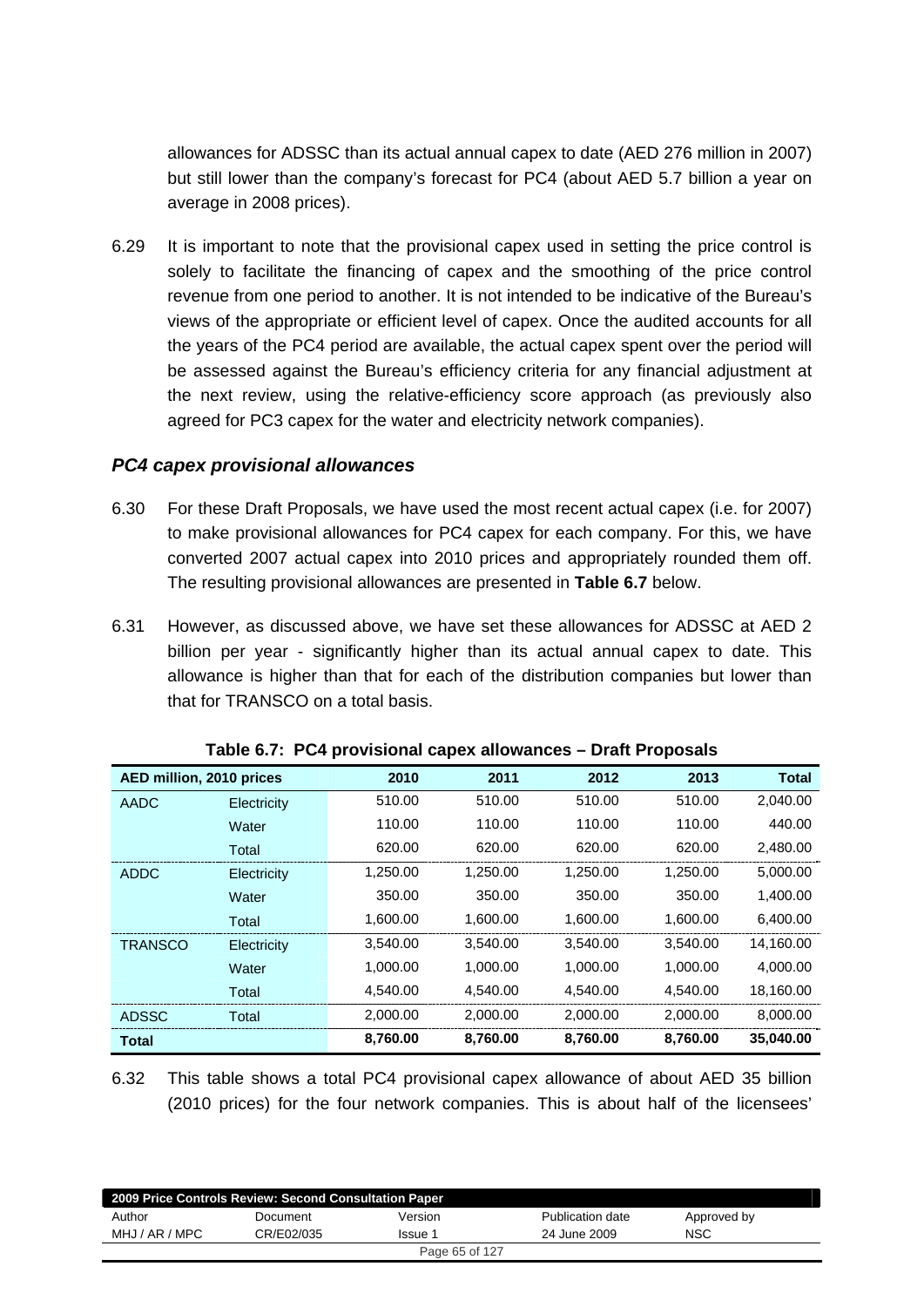allowances for ADSSC than its actual annual capex to date (AED 276 million in 2007) but still lower than the company's forecast for PC4 (about AED 5.7 billion a year on average in 2008 prices).

6.29 It is important to note that the provisional capex used in setting the price control is solely to facilitate the financing of capex and the smoothing of the price control revenue from one period to another. It is not intended to be indicative of the Bureau's views of the appropriate or efficient level of capex. Once the audited accounts for all the years of the PC4 period are available, the actual capex spent over the period will be assessed against the Bureau's efficiency criteria for any financial adjustment at the next review, using the relative-efficiency score approach (as previously also agreed for PC3 capex for the water and electricity network companies).

### *PC4 capex provisional allowances*

6.30 For these Draft Proposals, we have used the most recent actual capex (i.e. for 2007) to make provisional allowances for PC4 capex for each company. For this, we have converted 2007 actual capex into 2010 prices and appropriately rounded them off. The resulting provisional allowances are presented in **Table 6.7** below.

6.31 However, as discussed above, we have set these allowances for ADSSC at AED 2 billion per year - significantly higher than its actual annual capex to date. This allowance is higher than that for each of the distribution companies but lower than that for TRANSCO on a total basis.

**Table 6.7: PC4 provisional capex allowances – Draft Proposals**

| AED million, 2010 prices | | 2010 | 2011 | 2012 | 2013 | Total |
|---|---|---|---|---|---|---|
| AADC | Electricity | 510.00 | 510.00 | 510.00 | 510.00 | 2,040.00 |
| | Water | 110.00 | 110.00 | 110.00 | 110.00 | 440.00 |
| | Total | 620.00 | 620.00 | 620.00 | 620.00 | 2,480.00 |
| ADDC | Electricity | 1,250.00 | 1,250.00 | 1,250.00 | 1,250.00 | 5,000.00 |
| | Water | 350.00 | 350.00 | 350.00 | 350.00 | 1,400.00 |
| | Total | 1,600.00 | 1,600.00 | 1,600.00 | 1,600.00 | 6,400.00 |
| TRANSCO | Electricity | 3,540.00 | 3,540.00 | 3,540.00 | 3,540.00 | 14,160.00 |
| | Water | 1,000.00 | 1,000.00 | 1,000.00 | 1,000.00 | 4,000.00 |
| | Total | 4,540.00 | 4,540.00 | 4,540.00 | 4,540.00 | 18,160.00 |
| ADSSC | Total | 2,000.00 | 2,000.00 | 2,000.00 | 2,000.00 | 8,000.00 |
| **Total** | | **8,760.00** | **8,760.00** | **8,760.00** | **8,760.00** | **35,040.00** |

6.32 This table shows a total PC4 provisional capex allowance of about AED 35 billion (2010 prices) for the four network companies. This is about half of the licensees'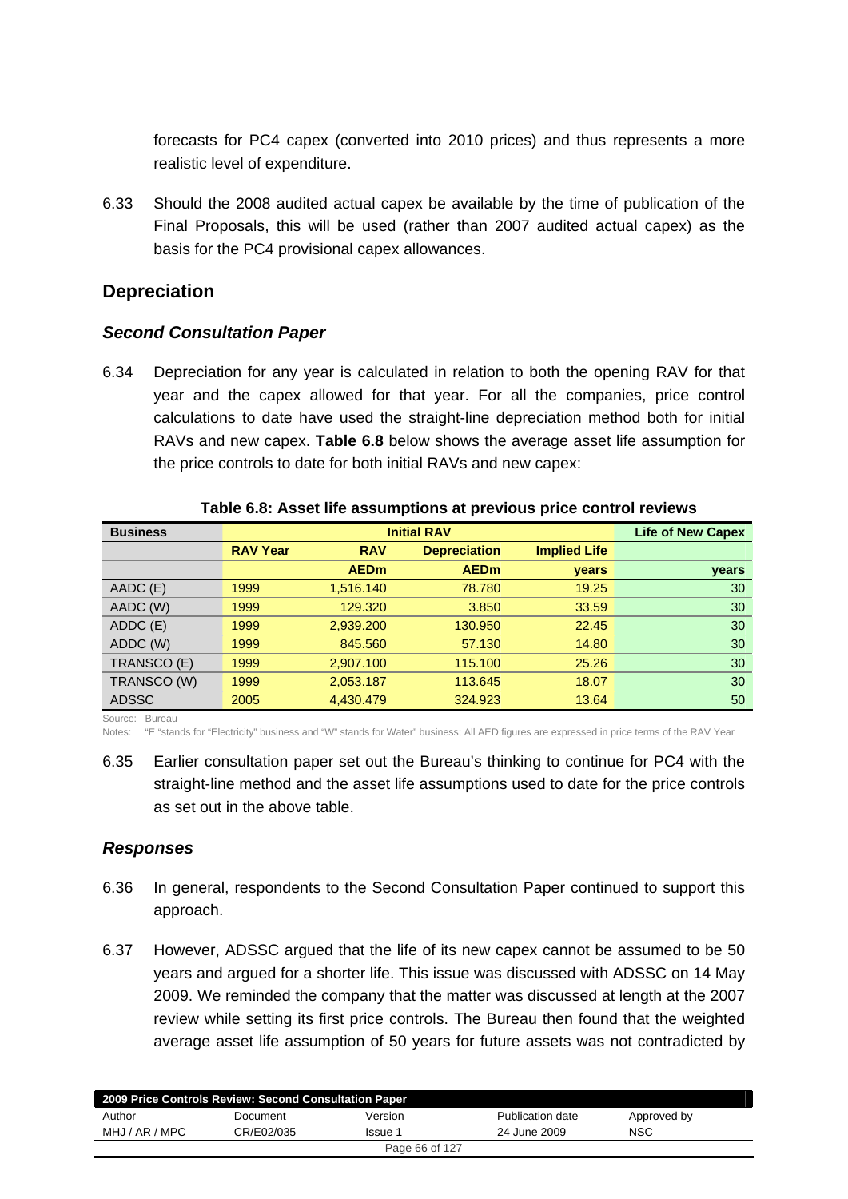forecasts for PC4 capex (converted into 2010 prices) and thus represents a more realistic level of expenditure.

6.33 Should the 2008 audited actual capex be available by the time of publication of the Final Proposals, this will be used (rather than 2007 audited actual capex) as the basis for the PC4 provisional capex allowances.

## Depreciation

### *Second Consultation Paper*

6.34 Depreciation for any year is calculated in relation to both the opening RAV for that year and the capex allowed for that year. For all the companies, price control calculations to date have used the straight-line depreciation method both for initial RAVs and new capex. **Table 6.8** below shows the average asset life assumption for the price controls to date for both initial RAVs and new capex:

**Table 6.8: Asset life assumptions at previous price control reviews**

| Business | Initial RAV | | | | Life of New Capex |
|---|---|---|---|---|---|
| | RAV Year | RAV | Depreciation | Implied Life | |
| | | AEDm | AEDm | years | years |
| AADC (E) | 1999 | 1,516.140 | 78.780 | 19.25 | 30 |
| AADC (W) | 1999 | 129.320 | 3.850 | 33.59 | 30 |
| ADDC (E) | 1999 | 2,939.200 | 130.950 | 22.45 | 30 |
| ADDC (W) | 1999 | 845.560 | 57.130 | 14.80 | 30 |
| TRANSCO (E) | 1999 | 2,907.100 | 115.100 | 25.26 | 30 |
| TRANSCO (W) | 1999 | 2,053.187 | 113.645 | 18.07 | 30 |
| ADSSC | 2005 | 4,430.479 | 324.923 | 13.64 | 50 |

Source: Bureau
Notes: "E "stands for "Electricity" business and "W" stands for Water" business; All AED figures are expressed in price terms of the RAV Year

6.35 Earlier consultation paper set out the Bureau's thinking to continue for PC4 with the straight-line method and the asset life assumptions used to date for the price controls as set out in the above table.

### *Responses*

6.36 In general, respondents to the Second Consultation Paper continued to support this approach.

6.37 However, ADSSC argued that the life of its new capex cannot be assumed to be 50 years and argued for a shorter life. This issue was discussed with ADSSC on 14 May 2009. We reminded the company that the matter was discussed at length at the 2007 review while setting its first price controls. The Bureau then found that the weighted average asset life assumption of 50 years for future assets was not contradicted by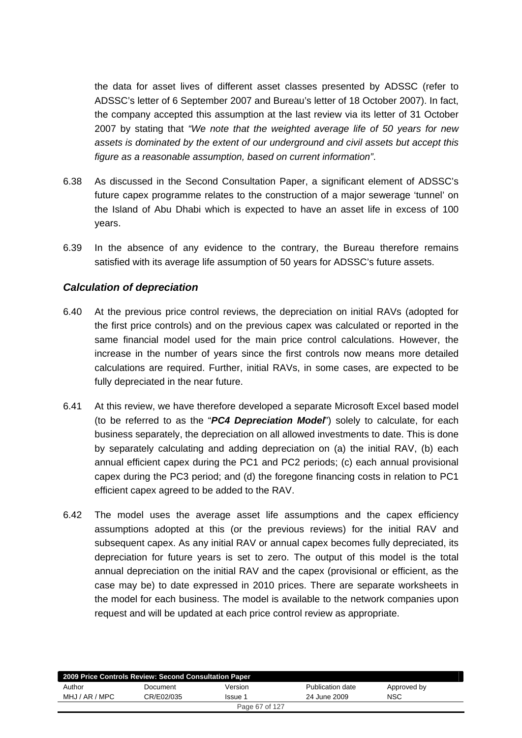the data for asset lives of different asset classes presented by ADSSC (refer to ADSSC's letter of 6 September 2007 and Bureau's letter of 18 October 2007). In fact, the company accepted this assumption at the last review via its letter of 31 October 2007 by stating that *"We note that the weighted average life of 50 years for new assets is dominated by the extent of our underground and civil assets but accept this figure as a reasonable assumption, based on current information"*.

6.38 As discussed in the Second Consultation Paper, a significant element of ADSSC's future capex programme relates to the construction of a major sewerage 'tunnel' on the Island of Abu Dhabi which is expected to have an asset life in excess of 100 years.

6.39 In the absence of any evidence to the contrary, the Bureau therefore remains satisfied with its average life assumption of 50 years for ADSSC's future assets.

### *Calculation of depreciation*

6.40 At the previous price control reviews, the depreciation on initial RAVs (adopted for the first price controls) and on the previous capex was calculated or reported in the same financial model used for the main price control calculations. However, the increase in the number of years since the first controls now means more detailed calculations are required. Further, initial RAVs, in some cases, are expected to be fully depreciated in the near future.

6.41 At this review, we have therefore developed a separate Microsoft Excel based model (to be referred to as the "***PC4 Depreciation Model***") solely to calculate, for each business separately, the depreciation on all allowed investments to date. This is done by separately calculating and adding depreciation on (a) the initial RAV, (b) each annual efficient capex during the PC1 and PC2 periods; (c) each annual provisional capex during the PC3 period; and (d) the foregone financing costs in relation to PC1 efficient capex agreed to be added to the RAV.

6.42 The model uses the average asset life assumptions and the capex efficiency assumptions adopted at this (or the previous reviews) for the initial RAV and subsequent capex. As any initial RAV or annual capex becomes fully depreciated, its depreciation for future years is set to zero. The output of this model is the total annual depreciation on the initial RAV and the capex (provisional or efficient, as the case may be) to date expressed in 2010 prices. There are separate worksheets in the model for each business. The model is available to the network companies upon request and will be updated at each price control review as appropriate.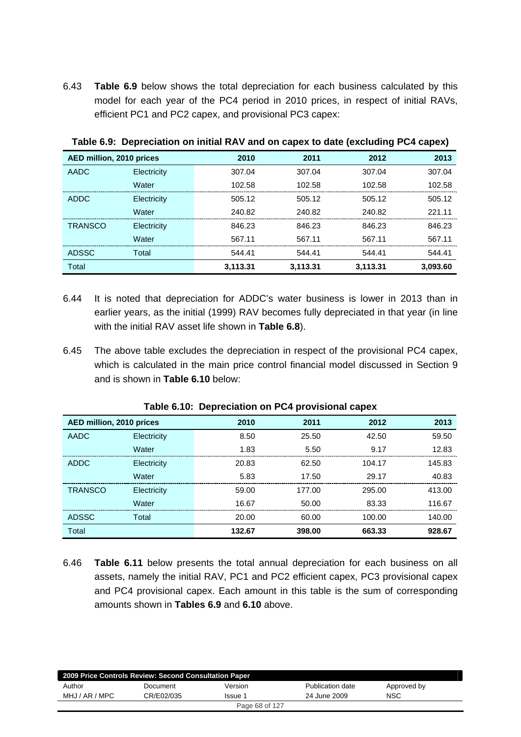6.43 **Table 6.9** below shows the total depreciation for each business calculated by this model for each year of the PC4 period in 2010 prices, in respect of initial RAVs, efficient PC1 and PC2 capex, and provisional PC3 capex:

**Table 6.9: Depreciation on initial RAV and on capex to date (excluding PC4 capex)**

| AED million, 2010 prices | | 2010 | 2011 | 2012 | 2013 |
|---|---|---|---|---|---|
| AADC | Electricity | 307.04 | 307.04 | 307.04 | 307.04 |
| | Water | 102.58 | 102.58 | 102.58 | 102.58 |
| ADDC | Electricity | 505.12 | 505.12 | 505.12 | 505.12 |
| | Water | 240.82 | 240.82 | 240.82 | 221.11 |
| TRANSCO | Electricity | 846.23 | 846.23 | 846.23 | 846.23 |
| | Water | 567.11 | 567.11 | 567.11 | 567.11 |
| ADSSC | Total | 544.41 | 544.41 | 544.41 | 544.41 |
| Total | | **3,113.31** | **3,113.31** | **3,113.31** | **3,093.60** |

6.44 It is noted that depreciation for ADDC's water business is lower in 2013 than in earlier years, as the initial (1999) RAV becomes fully depreciated in that year (in line with the initial RAV asset life shown in **Table 6.8**).

6.45 The above table excludes the depreciation in respect of the provisional PC4 capex, which is calculated in the main price control financial model discussed in Section 9 and is shown in **Table 6.10** below:

**Table 6.10: Depreciation on PC4 provisional capex**

| AED million, 2010 prices | | 2010 | 2011 | 2012 | 2013 |
|---|---|---|---|---|---|
| AADC | Electricity | 8.50 | 25.50 | 42.50 | 59.50 |
| | Water | 1.83 | 5.50 | 9.17 | 12.83 |
| ADDC | Electricity | 20.83 | 62.50 | 104.17 | 145.83 |
| | Water | 5.83 | 17.50 | 29.17 | 40.83 |
| TRANSCO | Electricity | 59.00 | 177.00 | 295.00 | 413.00 |
| | Water | 16.67 | 50.00 | 83.33 | 116.67 |
| ADSSC | Total | 20.00 | 60.00 | 100.00 | 140.00 |
| Total | | **132.67** | **398.00** | **663.33** | **928.67** |

6.46 **Table 6.11** below presents the total annual depreciation for each business on all assets, namely the initial RAV, PC1 and PC2 efficient capex, PC3 provisional capex and PC4 provisional capex. Each amount in this table is the sum of corresponding amounts shown in **Tables 6.9** and **6.10** above.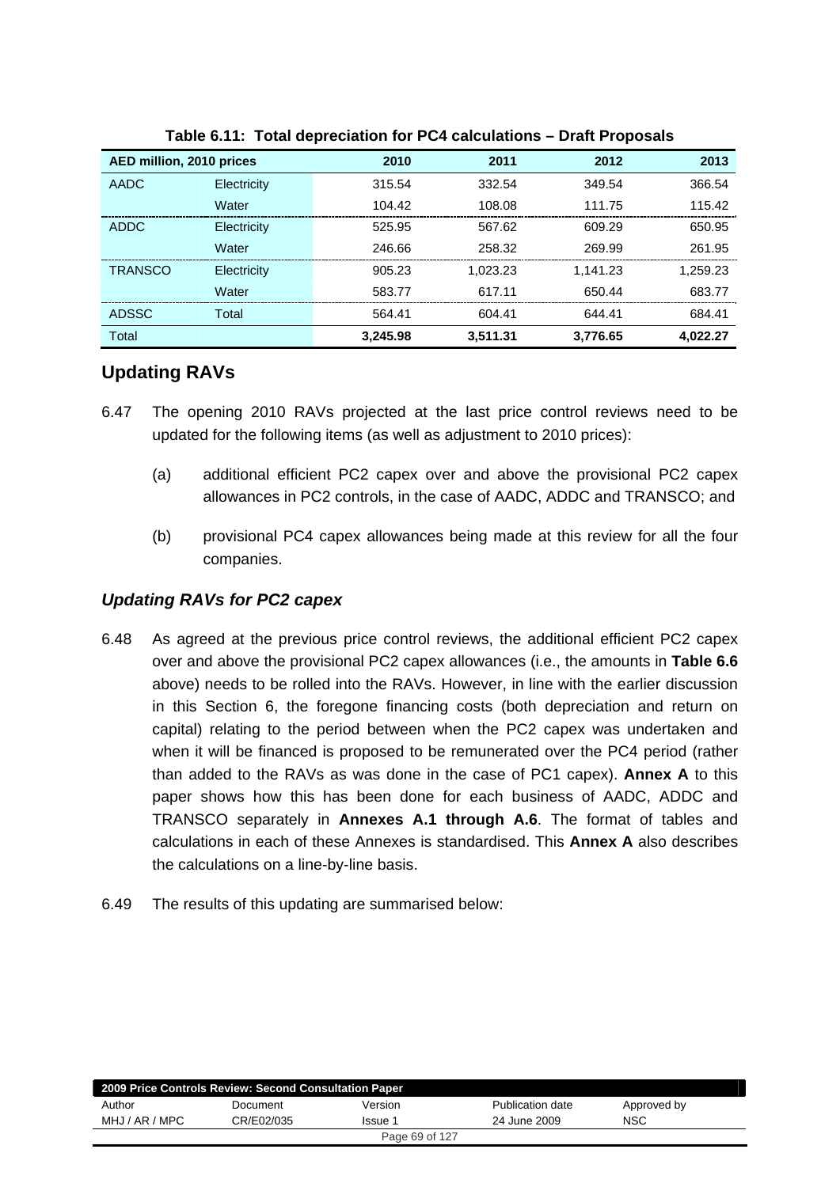**Table 6.11: Total depreciation for PC4 calculations – Draft Proposals**

| AED million, 2010 prices | | 2010 | 2011 | 2012 | 2013 |
|---|---|---|---|---|---|
| AADC | Electricity | 315.54 | 332.54 | 349.54 | 366.54 |
| | Water | 104.42 | 108.08 | 111.75 | 115.42 |
| ADDC | Electricity | 525.95 | 567.62 | 609.29 | 650.95 |
| | Water | 246.66 | 258.32 | 269.99 | 261.95 |
| TRANSCO | Electricity | 905.23 | 1,023.23 | 1,141.23 | 1,259.23 |
| | Water | 583.77 | 617.11 | 650.44 | 683.77 |
| ADSSC | Total | 564.41 | 604.41 | 644.41 | 684.41 |
| Total | | **3,245.98** | **3,511.31** | **3,776.65** | **4,022.27** |

## Updating RAVs

6.47 The opening 2010 RAVs projected at the last price control reviews need to be updated for the following items (as well as adjustment to 2010 prices):

(a) additional efficient PC2 capex over and above the provisional PC2 capex allowances in PC2 controls, in the case of AADC, ADDC and TRANSCO; and

(b) provisional PC4 capex allowances being made at this review for all the four companies.

### *Updating RAVs for PC2 capex*

6.48 As agreed at the previous price control reviews, the additional efficient PC2 capex over and above the provisional PC2 capex allowances (i.e., the amounts in **Table 6.6** above) needs to be rolled into the RAVs. However, in line with the earlier discussion in this Section 6, the foregone financing costs (both depreciation and return on capital) relating to the period between when the PC2 capex was undertaken and when it will be financed is proposed to be remunerated over the PC4 period (rather than added to the RAVs as was done in the case of PC1 capex). **Annex A** to this paper shows how this has been done for each business of AADC, ADDC and TRANSCO separately in **Annexes A.1 through A.6**. The format of tables and calculations in each of these Annexes is standardised. This **Annex A** also describes the calculations on a line-by-line basis.

6.49 The results of this updating are summarised below: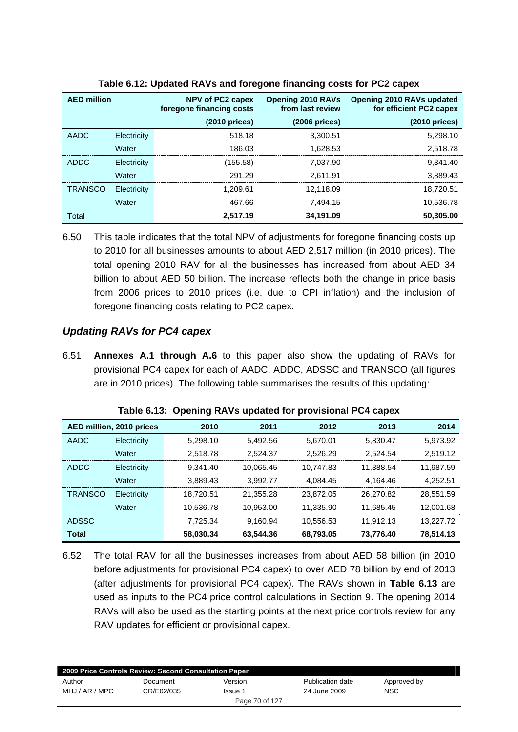**Table 6.12: Updated RAVs and foregone financing costs for PC2 capex**

| AED million | | NPV of PC2 capex foregone financing costs | Opening 2010 RAVs from last review | Opening 2010 RAVs updated for efficient PC2 capex |
|---|---|---|---|---|
| | | (2010 prices) | (2006 prices) | (2010 prices) |
| AADC | Electricity | 518.18 | 3,300.51 | 5,298.10 |
| | Water | 186.03 | 1,628.53 | 2,518.78 |
| ADDC | Electricity | (155.58) | 7,037.90 | 9,341.40 |
| | Water | 291.29 | 2,611.91 | 3,889.43 |
| TRANSCO | Electricity | 1,209.61 | 12,118.09 | 18,720.51 |
| | Water | 467.66 | 7,494.15 | 10,536.78 |
| Total | | **2,517.19** | **34,191.09** | **50,305.00** |

6.50 This table indicates that the total NPV of adjustments for foregone financing costs up to 2010 for all businesses amounts to about AED 2,517 million (in 2010 prices). The total opening 2010 RAV for all the businesses has increased from about AED 34 billion to about AED 50 billion. The increase reflects both the change in price basis from 2006 prices to 2010 prices (i.e. due to CPI inflation) and the inclusion of foregone financing costs relating to PC2 capex.

### *Updating RAVs for PC4 capex*

6.51 **Annexes A.1 through A.6** to this paper also show the updating of RAVs for provisional PC4 capex for each of AADC, ADDC, ADSSC and TRANSCO (all figures are in 2010 prices). The following table summarises the results of this updating:

**Table 6.13: Opening RAVs updated for provisional PC4 capex**

| AED million, 2010 prices | | 2010 | 2011 | 2012 | 2013 | 2014 |
|---|---|---|---|---|---|---|
| AADC | Electricity | 5,298.10 | 5,492.56 | 5,670.01 | 5,830.47 | 5,973.92 |
| | Water | 2,518.78 | 2,524.37 | 2,526.29 | 2,524.54 | 2,519.12 |
| ADDC | Electricity | 9,341.40 | 10,065.45 | 10,747.83 | 11,388.54 | 11,987.59 |
| | Water | 3,889.43 | 3,992.77 | 4,084.45 | 4,164.46 | 4,252.51 |
| TRANSCO | Electricity | 18,720.51 | 21,355.28 | 23,872.05 | 26,270.82 | 28,551.59 |
| | Water | 10,536.78 | 10,953.00 | 11,335.90 | 11,685.45 | 12,001.68 |
| ADSSC | | 7,725.34 | 9,160.94 | 10,556.53 | 11,912.13 | 13,227.72 |
| **Total** | | **58,030.34** | **63,544.36** | **68,793.05** | **73,776.40** | **78,514.13** |

6.52 The total RAV for all the businesses increases from about AED 58 billion (in 2010 before adjustments for provisional PC4 capex) to over AED 78 billion by end of 2013 (after adjustments for provisional PC4 capex). The RAVs shown in **Table 6.13** are used as inputs to the PC4 price control calculations in Section 9. The opening 2014 RAVs will also be used as the starting points at the next price controls review for any RAV updates for efficient or provisional capex.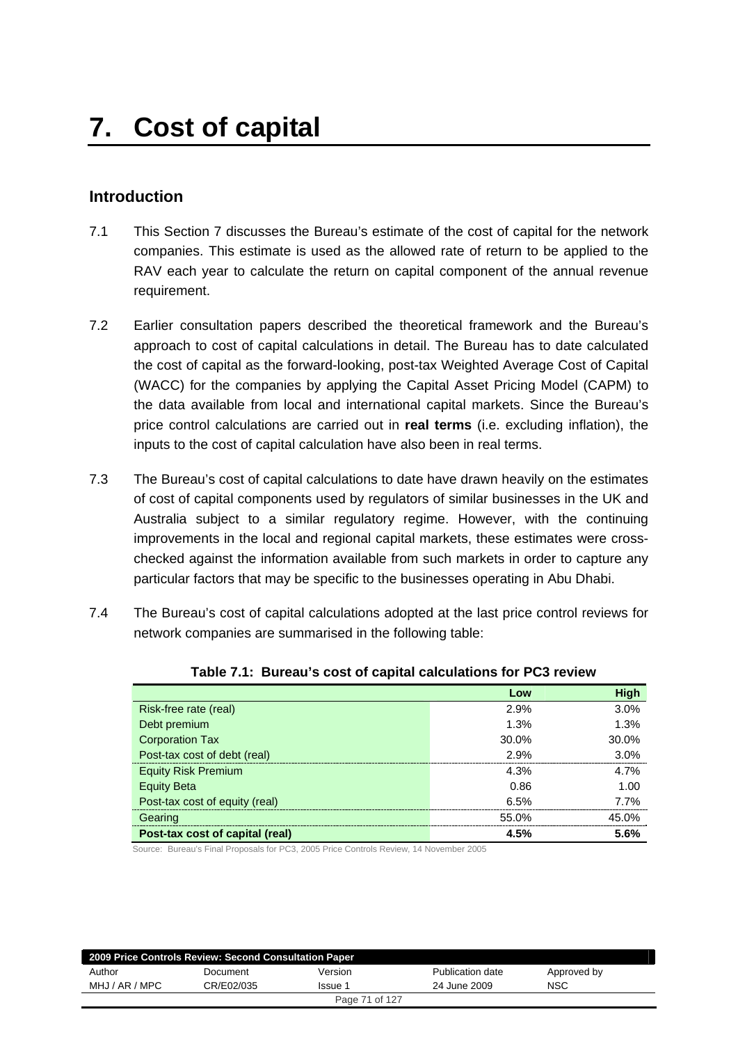# 7. Cost of capital

## Introduction

7.1 This Section 7 discusses the Bureau's estimate of the cost of capital for the network companies. This estimate is used as the allowed rate of return to be applied to the RAV each year to calculate the return on capital component of the annual revenue requirement.

7.2 Earlier consultation papers described the theoretical framework and the Bureau's approach to cost of capital calculations in detail. The Bureau has to date calculated the cost of capital as the forward-looking, post-tax Weighted Average Cost of Capital (WACC) for the companies by applying the Capital Asset Pricing Model (CAPM) to the data available from local and international capital markets. Since the Bureau's price control calculations are carried out in **real terms** (i.e. excluding inflation), the inputs to the cost of capital calculation have also been in real terms.

7.3 The Bureau's cost of capital calculations to date have drawn heavily on the estimates of cost of capital components used by regulators of similar businesses in the UK and Australia subject to a similar regulatory regime. However, with the continuing improvements in the local and regional capital markets, these estimates were cross-checked against the information available from such markets in order to capture any particular factors that may be specific to the businesses operating in Abu Dhabi.

7.4 The Bureau's cost of capital calculations adopted at the last price control reviews for network companies are summarised in the following table:

**Table 7.1: Bureau's cost of capital calculations for PC3 review**

| | Low | High |
|---|---|---|
| Risk-free rate (real) | 2.9% | 3.0% |
| Debt premium | 1.3% | 1.3% |
| Corporation Tax | 30.0% | 30.0% |
| Post-tax cost of debt (real) | 2.9% | 3.0% |
| Equity Risk Premium | 4.3% | 4.7% |
| Equity Beta | 0.86 | 1.00 |
| Post-tax cost of equity (real) | 6.5% | 7.7% |
| Gearing | 55.0% | 45.0% |
| **Post-tax cost of capital (real)** | **4.5%** | **5.6%** |

Source: Bureau's Final Proposals for PC3, 2005 Price Controls Review, 14 November 2005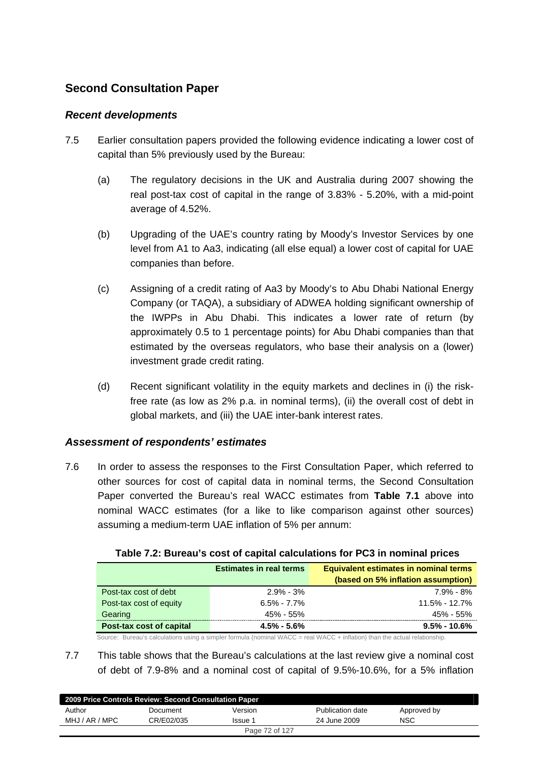## Second Consultation Paper

### *Recent developments*

7.5 Earlier consultation papers provided the following evidence indicating a lower cost of capital than 5% previously used by the Bureau:

(a) The regulatory decisions in the UK and Australia during 2007 showing the real post-tax cost of capital in the range of 3.83% - 5.20%, with a mid-point average of 4.52%.

(b) Upgrading of the UAE's country rating by Moody's Investor Services by one level from A1 to Aa3, indicating (all else equal) a lower cost of capital for UAE companies than before.

(c) Assigning of a credit rating of Aa3 by Moody's to Abu Dhabi National Energy Company (or TAQA), a subsidiary of ADWEA holding significant ownership of the IWPPs in Abu Dhabi. This indicates a lower rate of return (by approximately 0.5 to 1 percentage points) for Abu Dhabi companies than that estimated by the overseas regulators, who base their analysis on a (lower) investment grade credit rating.

(d) Recent significant volatility in the equity markets and declines in (i) the risk-free rate (as low as 2% p.a. in nominal terms), (ii) the overall cost of debt in global markets, and (iii) the UAE inter-bank interest rates.

### *Assessment of respondents' estimates*

7.6 In order to assess the responses to the First Consultation Paper, which referred to other sources for cost of capital data in nominal terms, the Second Consultation Paper converted the Bureau's real WACC estimates from **Table 7.1** above into nominal WACC estimates (for a like to like comparison against other sources) assuming a medium-term UAE inflation of 5% per annum:

**Table 7.2: Bureau's cost of capital calculations for PC3 in nominal prices**

| | Estimates in real terms | Equivalent estimates in nominal terms (based on 5% inflation assumption) |
|---|---|---|
| Post-tax cost of debt | 2.9% - 3% | 7.9% - 8% |
| Post-tax cost of equity | 6.5% - 7.7% | 11.5% - 12.7% |
| Gearing | 45% - 55% | 45% - 55% |
| **Post-tax cost of capital** | **4.5% - 5.6%** | **9.5% - 10.6%** |

Source: Bureau's calculations using a simpler formula (nominal WACC = real WACC + inflation) than the actual relationship.

7.7 This table shows that the Bureau's calculations at the last review give a nominal cost of debt of 7.9-8% and a nominal cost of capital of 9.5%-10.6%, for a 5% inflation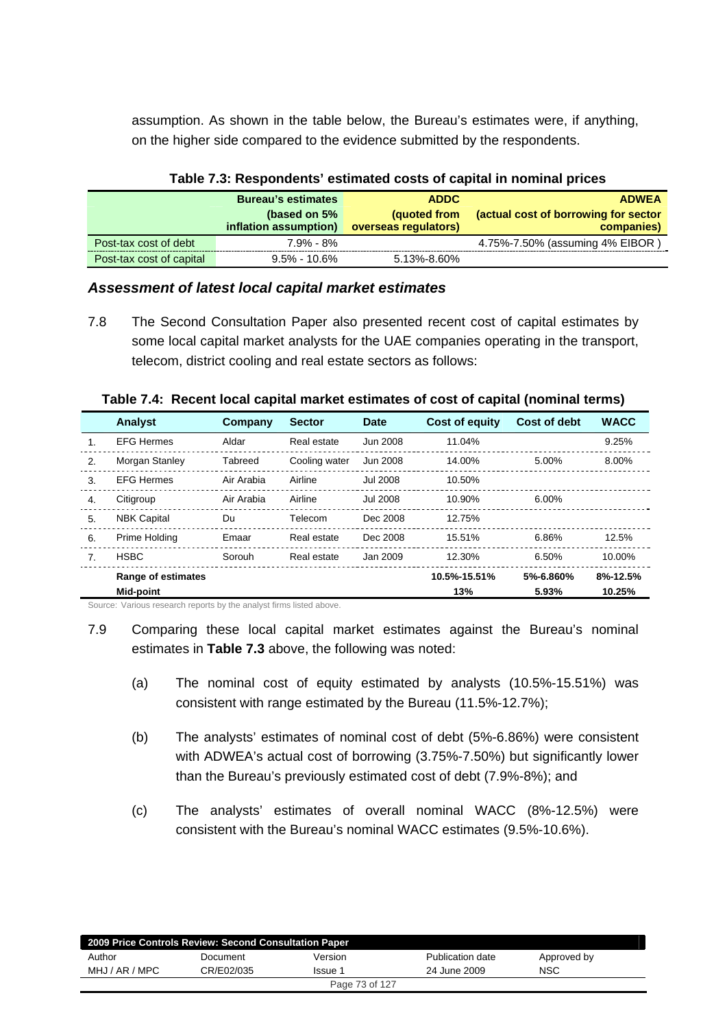assumption. As shown in the table below, the Bureau's estimates were, if anything, on the higher side compared to the evidence submitted by the respondents.

**Table 7.3: Respondents' estimated costs of capital in nominal prices**

| | Bureau's estimates (based on 5% inflation assumption) | ADDC (quoted from overseas regulators) | ADWEA (actual cost of borrowing for sector companies) |
|---|---|---|---|
| Post-tax cost of debt | 7.9% - 8% | | 4.75%-7.50% (assuming 4% EIBOR ) |
| Post-tax cost of capital | 9.5% - 10.6% | 5.13%-8.60% | |

### *Assessment of latest local capital market estimates*

7.8 The Second Consultation Paper also presented recent cost of capital estimates by some local capital market analysts for the UAE companies operating in the transport, telecom, district cooling and real estate sectors as follows:

**Table 7.4: Recent local capital market estimates of cost of capital (nominal terms)**

| | Analyst | Company | Sector | Date | Cost of equity | Cost of debt | WACC |
|---|---|---|---|---|---|---|---|
| 1. | EFG Hermes | Aldar | Real estate | Jun 2008 | 11.04% | | 9.25% |
| 2. | Morgan Stanley | Tabreed | Cooling water | Jun 2008 | 14.00% | 5.00% | 8.00% |
| 3. | EFG Hermes | Air Arabia | Airline | Jul 2008 | 10.50% | | |
| 4. | Citigroup | Air Arabia | Airline | Jul 2008 | 10.90% | 6.00% | |
| 5. | NBK Capital | Du | Telecom | Dec 2008 | 12.75% | | |
| 6. | Prime Holding | Emaar | Real estate | Dec 2008 | 15.51% | 6.86% | 12.5% |
| 7. | HSBC | Sorouh | Real estate | Jan 2009 | 12.30% | 6.50% | 10.00% |
| | **Range of estimates** | | | | **10.5%-15.51%** | **5%-6.860%** | **8%-12.5%** |
| | **Mid-point** | | | | **13%** | **5.93%** | **10.25%** |

Source: Various research reports by the analyst firms listed above.

7.9 Comparing these local capital market estimates against the Bureau's nominal estimates in **Table 7.3** above, the following was noted:

(a) The nominal cost of equity estimated by analysts (10.5%-15.51%) was consistent with range estimated by the Bureau (11.5%-12.7%);

(b) The analysts' estimates of nominal cost of debt (5%-6.86%) were consistent with ADWEA's actual cost of borrowing (3.75%-7.50%) but significantly lower than the Bureau's previously estimated cost of debt (7.9%-8%); and

(c) The analysts' estimates of overall nominal WACC (8%-12.5%) were consistent with the Bureau's nominal WACC estimates (9.5%-10.6%).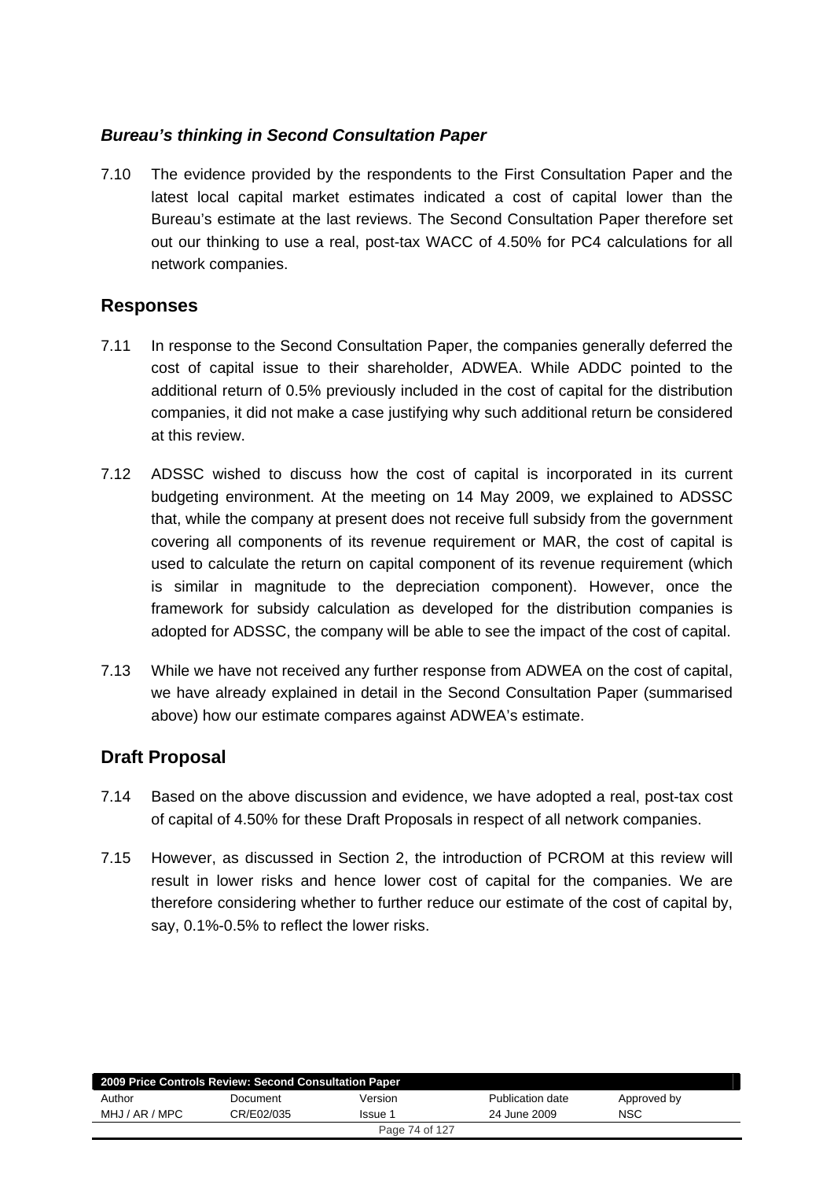### *Bureau's thinking in Second Consultation Paper*

7.10 The evidence provided by the respondents to the First Consultation Paper and the latest local capital market estimates indicated a cost of capital lower than the Bureau's estimate at the last reviews. The Second Consultation Paper therefore set out our thinking to use a real, post-tax WACC of 4.50% for PC4 calculations for all network companies.

## Responses

7.11 In response to the Second Consultation Paper, the companies generally deferred the cost of capital issue to their shareholder, ADWEA. While ADDC pointed to the additional return of 0.5% previously included in the cost of capital for the distribution companies, it did not make a case justifying why such additional return be considered at this review.

7.12 ADSSC wished to discuss how the cost of capital is incorporated in its current budgeting environment. At the meeting on 14 May 2009, we explained to ADSSC that, while the company at present does not receive full subsidy from the government covering all components of its revenue requirement or MAR, the cost of capital is used to calculate the return on capital component of its revenue requirement (which is similar in magnitude to the depreciation component). However, once the framework for subsidy calculation as developed for the distribution companies is adopted for ADSSC, the company will be able to see the impact of the cost of capital.

7.13 While we have not received any further response from ADWEA on the cost of capital, we have already explained in detail in the Second Consultation Paper (summarised above) how our estimate compares against ADWEA's estimate.

## Draft Proposal

7.14 Based on the above discussion and evidence, we have adopted a real, post-tax cost of capital of 4.50% for these Draft Proposals in respect of all network companies.

7.15 However, as discussed in Section 2, the introduction of PCROM at this review will result in lower risks and hence lower cost of capital for the companies. We are therefore considering whether to further reduce our estimate of the cost of capital by, say, 0.1%-0.5% to reflect the lower risks.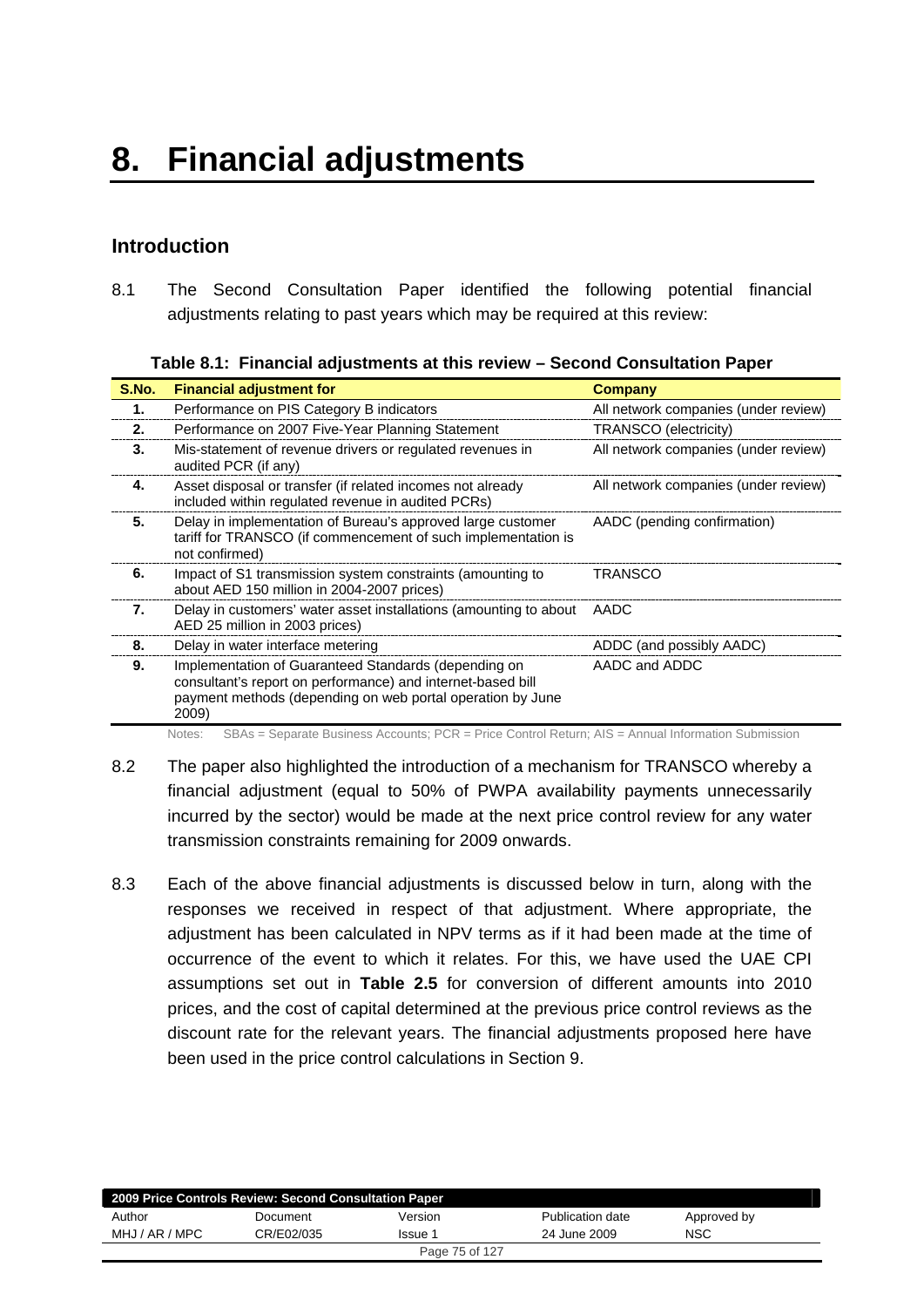# 8. Financial adjustments

## Introduction

8.1 The Second Consultation Paper identified the following potential financial adjustments relating to past years which may be required at this review:

**Table 8.1: Financial adjustments at this review – Second Consultation Paper**

| S.No. | Financial adjustment for | Company |
|---|---|---|
| 1. | Performance on PIS Category B indicators | All network companies (under review) |
| 2. | Performance on 2007 Five-Year Planning Statement | TRANSCO (electricity) |
| 3. | Mis-statement of revenue drivers or regulated revenues in audited PCR (if any) | All network companies (under review) |
| 4. | Asset disposal or transfer (if related incomes not already included within regulated revenue in audited PCRs) | All network companies (under review) |
| 5. | Delay in implementation of Bureau's approved large customer tariff for TRANSCO (if commencement of such implementation is not confirmed) | AADC (pending confirmation) |
| 6. | Impact of S1 transmission system constraints (amounting to about AED 150 million in 2004-2007 prices) | TRANSCO |
| 7. | Delay in customers' water asset installations (amounting to about AED 25 million in 2003 prices) | AADC |
| 8. | Delay in water interface metering | ADDC (and possibly AADC) |
| 9. | Implementation of Guaranteed Standards (depending on consultant's report on performance) and internet-based bill payment methods (depending on web portal operation by June 2009) | AADC and ADDC |

Notes: SBAs = Separate Business Accounts; PCR = Price Control Return; AIS = Annual Information Submission

8.2 The paper also highlighted the introduction of a mechanism for TRANSCO whereby a financial adjustment (equal to 50% of PWPA availability payments unnecessarily incurred by the sector) would be made at the next price control review for any water transmission constraints remaining for 2009 onwards.

8.3 Each of the above financial adjustments is discussed below in turn, along with the responses we received in respect of that adjustment. Where appropriate, the adjustment has been calculated in NPV terms as if it had been made at the time of occurrence of the event to which it relates. For this, we have used the UAE CPI assumptions set out in **Table 2.5** for conversion of different amounts into 2010 prices, and the cost of capital determined at the previous price control reviews as the discount rate for the relevant years. The financial adjustments proposed here have been used in the price control calculations in Section 9.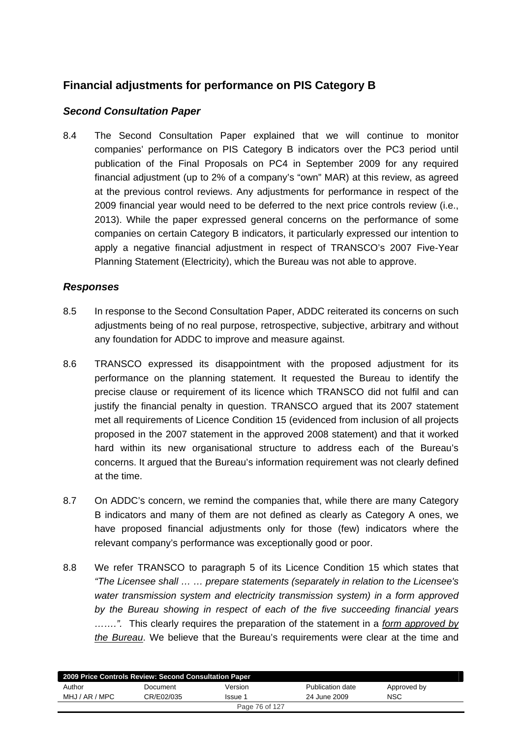## Financial adjustments for performance on PIS Category B

### *Second Consultation Paper*

8.4 The Second Consultation Paper explained that we will continue to monitor companies' performance on PIS Category B indicators over the PC3 period until publication of the Final Proposals on PC4 in September 2009 for any required financial adjustment (up to 2% of a company's "own" MAR) at this review, as agreed at the previous control reviews. Any adjustments for performance in respect of the 2009 financial year would need to be deferred to the next price controls review (i.e., 2013). While the paper expressed general concerns on the performance of some companies on certain Category B indicators, it particularly expressed our intention to apply a negative financial adjustment in respect of TRANSCO's 2007 Five-Year Planning Statement (Electricity), which the Bureau was not able to approve.

### *Responses*

8.5 In response to the Second Consultation Paper, ADDC reiterated its concerns on such adjustments being of no real purpose, retrospective, subjective, arbitrary and without any foundation for ADDC to improve and measure against.

8.6 TRANSCO expressed its disappointment with the proposed adjustment for its performance on the planning statement. It requested the Bureau to identify the precise clause or requirement of its licence which TRANSCO did not fulfil and can justify the financial penalty in question. TRANSCO argued that its 2007 statement met all requirements of Licence Condition 15 (evidenced from inclusion of all projects proposed in the 2007 statement in the approved 2008 statement) and that it worked hard within its new organisational structure to address each of the Bureau's concerns. It argued that the Bureau's information requirement was not clearly defined at the time.

8.7 On ADDC's concern, we remind the companies that, while there are many Category B indicators and many of them are not defined as clearly as Category A ones, we have proposed financial adjustments only for those (few) indicators where the relevant company's performance was exceptionally good or poor.

8.8 We refer TRANSCO to paragraph 5 of its Licence Condition 15 which states that *"The Licensee shall … … prepare statements (separately in relation to the Licensee's water transmission system and electricity transmission system) in a form approved by the Bureau showing in respect of each of the five succeeding financial years …….".* This clearly requires the preparation of the statement in a *form approved by the Bureau*. We believe that the Bureau's requirements were clear at the time and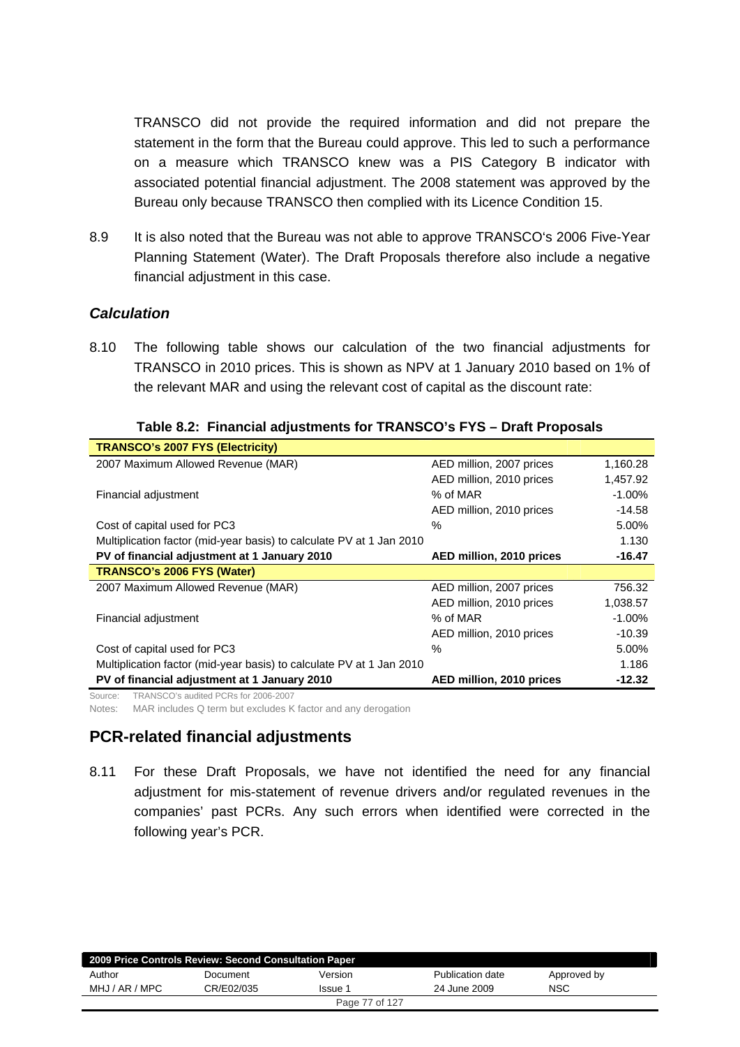TRANSCO did not provide the required information and did not prepare the statement in the form that the Bureau could approve. This led to such a performance on a measure which TRANSCO knew was a PIS Category B indicator with associated potential financial adjustment. The 2008 statement was approved by the Bureau only because TRANSCO then complied with its Licence Condition 15.

8.9 It is also noted that the Bureau was not able to approve TRANSCO's 2006 Five-Year Planning Statement (Water). The Draft Proposals therefore also include a negative financial adjustment in this case.

### *Calculation*

8.10 The following table shows our calculation of the two financial adjustments for TRANSCO in 2010 prices. This is shown as NPV at 1 January 2010 based on 1% of the relevant MAR and using the relevant cost of capital as the discount rate:

**Table 8.2: Financial adjustments for TRANSCO's FYS – Draft Proposals**

| **TRANSCO's 2007 FYS (Electricity)** | | |
|---|---|---|
| 2007 Maximum Allowed Revenue (MAR) | AED million, 2007 prices | 1,160.28 |
| | AED million, 2010 prices | 1,457.92 |
| Financial adjustment | % of MAR | -1.00% |
| | AED million, 2010 prices | -14.58 |
| Cost of capital used for PC3 | % | 5.00% |
| Multiplication factor (mid-year basis) to calculate PV at 1 Jan 2010 | | 1.130 |
| **PV of financial adjustment at 1 January 2010** | **AED million, 2010 prices** | **-16.47** |
| **TRANSCO's 2006 FYS (Water)** | | |
| 2007 Maximum Allowed Revenue (MAR) | AED million, 2007 prices | 756.32 |
| | AED million, 2010 prices | 1,038.57 |
| Financial adjustment | % of MAR | -1.00% |
| | AED million, 2010 prices | -10.39 |
| Cost of capital used for PC3 | % | 5.00% |
| Multiplication factor (mid-year basis) to calculate PV at 1 Jan 2010 | | 1.186 |
| **PV of financial adjustment at 1 January 2010** | **AED million, 2010 prices** | **-12.32** |

Source: TRANSCO's audited PCRs for 2006-2007

Notes: MAR includes Q term but excludes K factor and any derogation

## PCR-related financial adjustments

8.11 For these Draft Proposals, we have not identified the need for any financial adjustment for mis-statement of revenue drivers and/or regulated revenues in the companies' past PCRs. Any such errors when identified were corrected in the following year's PCR.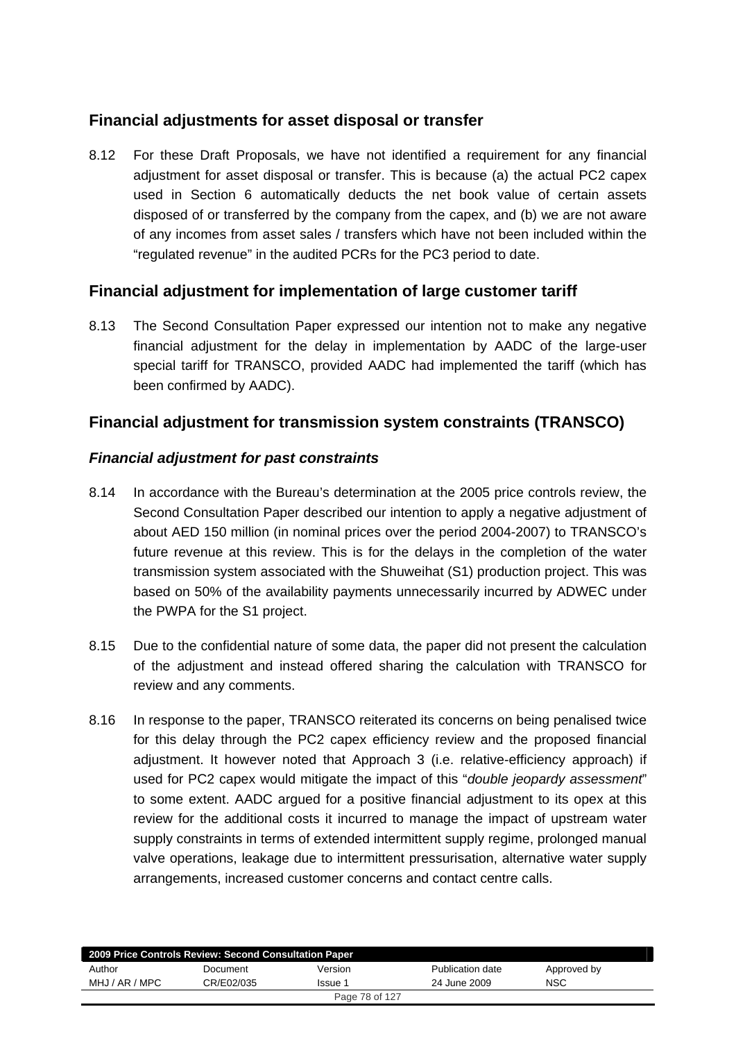## Financial adjustments for asset disposal or transfer

8.12 For these Draft Proposals, we have not identified a requirement for any financial adjustment for asset disposal or transfer. This is because (a) the actual PC2 capex used in Section 6 automatically deducts the net book value of certain assets disposed of or transferred by the company from the capex, and (b) we are not aware of any incomes from asset sales / transfers which have not been included within the "regulated revenue" in the audited PCRs for the PC3 period to date.

## Financial adjustment for implementation of large customer tariff

8.13 The Second Consultation Paper expressed our intention not to make any negative financial adjustment for the delay in implementation by AADC of the large-user special tariff for TRANSCO, provided AADC had implemented the tariff (which has been confirmed by AADC).

## Financial adjustment for transmission system constraints (TRANSCO)

### *Financial adjustment for past constraints*

8.14 In accordance with the Bureau's determination at the 2005 price controls review, the Second Consultation Paper described our intention to apply a negative adjustment of about AED 150 million (in nominal prices over the period 2004-2007) to TRANSCO's future revenue at this review. This is for the delays in the completion of the water transmission system associated with the Shuweihat (S1) production project. This was based on 50% of the availability payments unnecessarily incurred by ADWEC under the PWPA for the S1 project.

8.15 Due to the confidential nature of some data, the paper did not present the calculation of the adjustment and instead offered sharing the calculation with TRANSCO for review and any comments.

8.16 In response to the paper, TRANSCO reiterated its concerns on being penalised twice for this delay through the PC2 capex efficiency review and the proposed financial adjustment. It however noted that Approach 3 (i.e. relative-efficiency approach) if used for PC2 capex would mitigate the impact of this "*double jeopardy assessment*" to some extent. AADC argued for a positive financial adjustment to its opex at this review for the additional costs it incurred to manage the impact of upstream water supply constraints in terms of extended intermittent supply regime, prolonged manual valve operations, leakage due to intermittent pressurisation, alternative water supply arrangements, increased customer concerns and contact centre calls.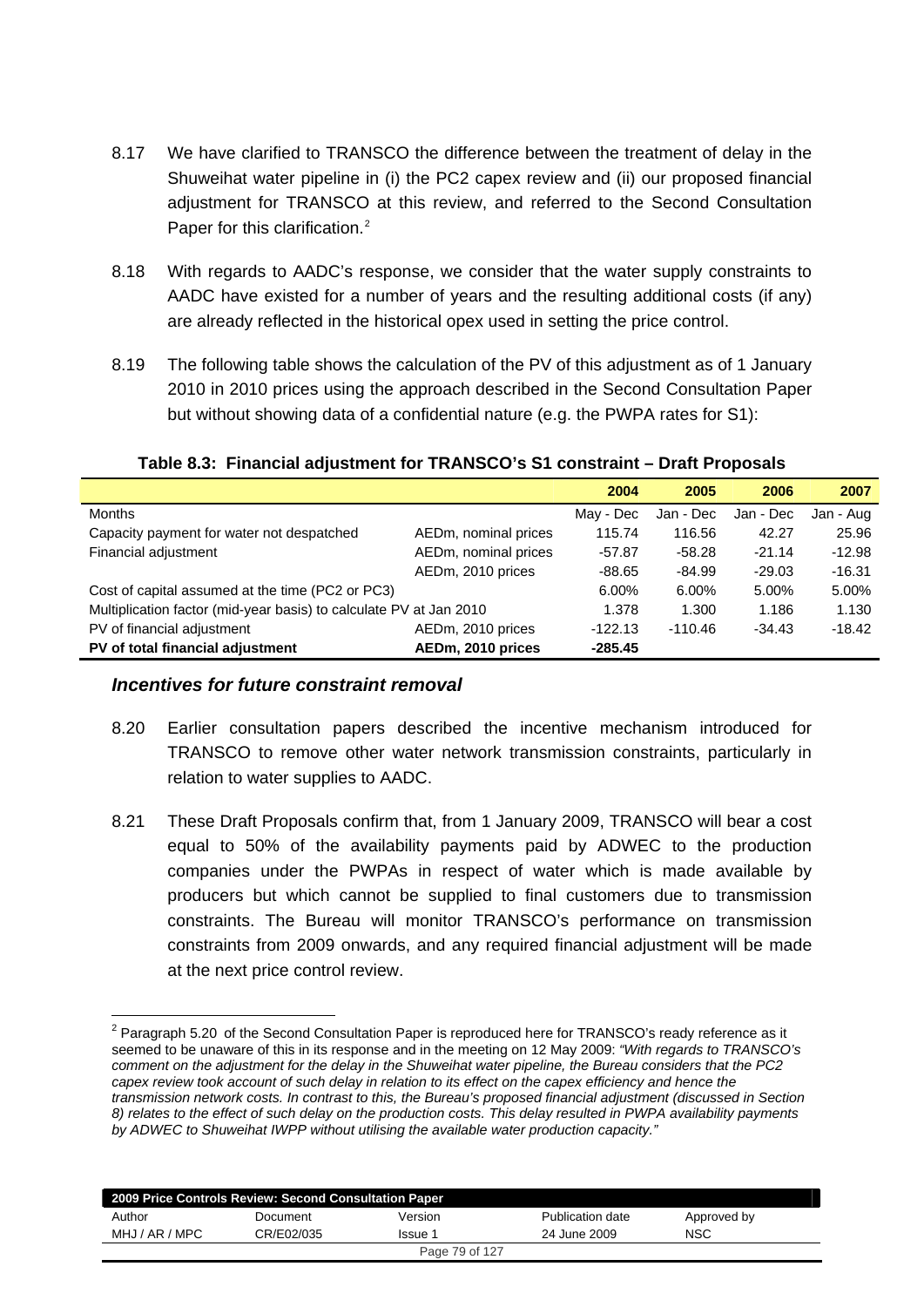8.17 We have clarified to TRANSCO the difference between the treatment of delay in the Shuweihat water pipeline in (i) the PC2 capex review and (ii) our proposed financial adjustment for TRANSCO at this review, and referred to the Second Consultation Paper for this clarification.[2]

8.18 With regards to AADC's response, we consider that the water supply constraints to AADC have existed for a number of years and the resulting additional costs (if any) are already reflected in the historical opex used in setting the price control.

8.19 The following table shows the calculation of the PV of this adjustment as of 1 January 2010 in 2010 prices using the approach described in the Second Consultation Paper but without showing data of a confidential nature (e.g. the PWPA rates for S1):

**Table 8.3: Financial adjustment for TRANSCO's S1 constraint – Draft Proposals**

| | | 2004 | 2005 | 2006 | 2007 |
|---|---|---|---|---|---|
| Months | | May - Dec | Jan - Dec | Jan - Dec | Jan - Aug |
| Capacity payment for water not despatched | AEDm, nominal prices | 115.74 | 116.56 | 42.27 | 25.96 |
| Financial adjustment | AEDm, nominal prices | -57.87 | -58.28 | -21.14 | -12.98 |
| | AEDm, 2010 prices | -88.65 | -84.99 | -29.03 | -16.31 |
| Cost of capital assumed at the time (PC2 or PC3) | | 6.00% | 6.00% | 5.00% | 5.00% |
| Multiplication factor (mid-year basis) to calculate PV at Jan 2010 | | 1.378 | 1.300 | 1.186 | 1.130 |
| PV of financial adjustment | AEDm, 2010 prices | -122.13 | -110.46 | -34.43 | -18.42 |
| **PV of total financial adjustment** | **AEDm, 2010 prices** | **-285.45** | | | |

### *Incentives for future constraint removal*

8.20 Earlier consultation papers described the incentive mechanism introduced for TRANSCO to remove other water network transmission constraints, particularly in relation to water supplies to AADC.

8.21 These Draft Proposals confirm that, from 1 January 2009, TRANSCO will bear a cost equal to 50% of the availability payments paid by ADWEC to the production companies under the PWPAs in respect of water which is made available by producers but which cannot be supplied to final customers due to transmission constraints. The Bureau will monitor TRANSCO's performance on transmission constraints from 2009 onwards, and any required financial adjustment will be made at the next price control review.

[2] Paragraph 5.20 of the Second Consultation Paper is reproduced here for TRANSCO's ready reference as it seemed to be unaware of this in its response and in the meeting on 12 May 2009: *"With regards to TRANSCO's comment on the adjustment for the delay in the Shuweihat water pipeline, the Bureau considers that the PC2 capex review took account of such delay in relation to its effect on the capex efficiency and hence the transmission network costs. In contrast to this, the Bureau's proposed financial adjustment (discussed in Section 8) relates to the effect of such delay on the production costs. This delay resulted in PWPA availability payments by ADWEC to Shuweihat IWPP without utilising the available water production capacity."*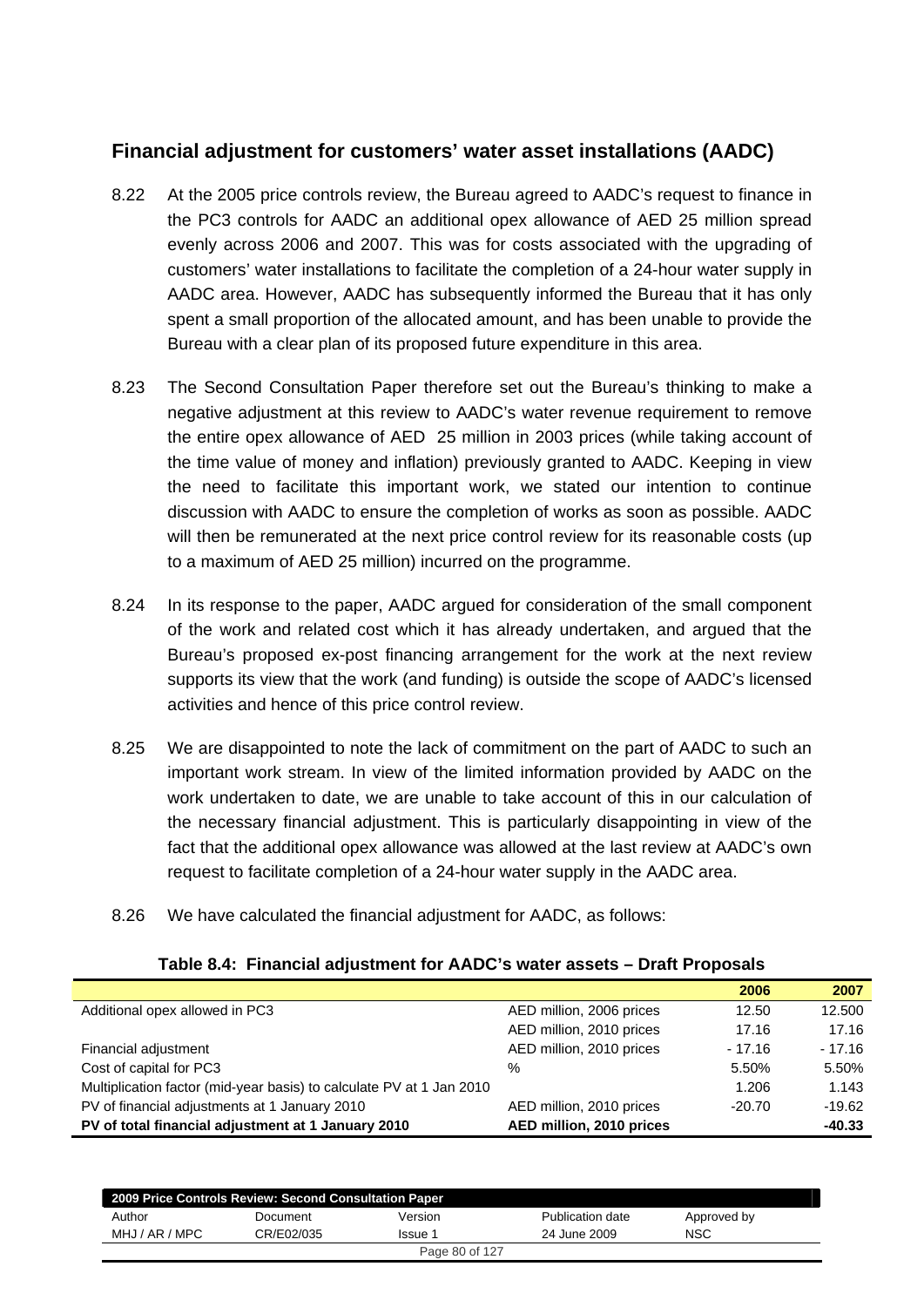## Financial adjustment for customers' water asset installations (AADC)

8.22 At the 2005 price controls review, the Bureau agreed to AADC's request to finance in the PC3 controls for AADC an additional opex allowance of AED 25 million spread evenly across 2006 and 2007. This was for costs associated with the upgrading of customers' water installations to facilitate the completion of a 24-hour water supply in AADC area. However, AADC has subsequently informed the Bureau that it has only spent a small proportion of the allocated amount, and has been unable to provide the Bureau with a clear plan of its proposed future expenditure in this area.

8.23 The Second Consultation Paper therefore set out the Bureau's thinking to make a negative adjustment at this review to AADC's water revenue requirement to remove the entire opex allowance of AED 25 million in 2003 prices (while taking account of the time value of money and inflation) previously granted to AADC. Keeping in view the need to facilitate this important work, we stated our intention to continue discussion with AADC to ensure the completion of works as soon as possible. AADC will then be remunerated at the next price control review for its reasonable costs (up to a maximum of AED 25 million) incurred on the programme.

8.24 In its response to the paper, AADC argued for consideration of the small component of the work and related cost which it has already undertaken, and argued that the Bureau's proposed ex-post financing arrangement for the work at the next review supports its view that the work (and funding) is outside the scope of AADC's licensed activities and hence of this price control review.

8.25 We are disappointed to note the lack of commitment on the part of AADC to such an important work stream. In view of the limited information provided by AADC on the work undertaken to date, we are unable to take account of this in our calculation of the necessary financial adjustment. This is particularly disappointing in view of the fact that the additional opex allowance was allowed at the last review at AADC's own request to facilitate completion of a 24-hour water supply in the AADC area.

8.26 We have calculated the financial adjustment for AADC, as follows:

**Table 8.4: Financial adjustment for AADC's water assets – Draft Proposals**

| | | 2006 | 2007 |
|---|---|---|---|
| Additional opex allowed in PC3 | AED million, 2006 prices | 12.50 | 12.500 |
| | AED million, 2010 prices | 17.16 | 17.16 |
| Financial adjustment | AED million, 2010 prices | - 17.16 | - 17.16 |
| Cost of capital for PC3 | % | 5.50% | 5.50% |
| Multiplication factor (mid-year basis) to calculate PV at 1 Jan 2010 | | 1.206 | 1.143 |
| PV of financial adjustments at 1 January 2010 | AED million, 2010 prices | -20.70 | -19.62 |
| **PV of total financial adjustment at 1 January 2010** | **AED million, 2010 prices** | | **-40.33** |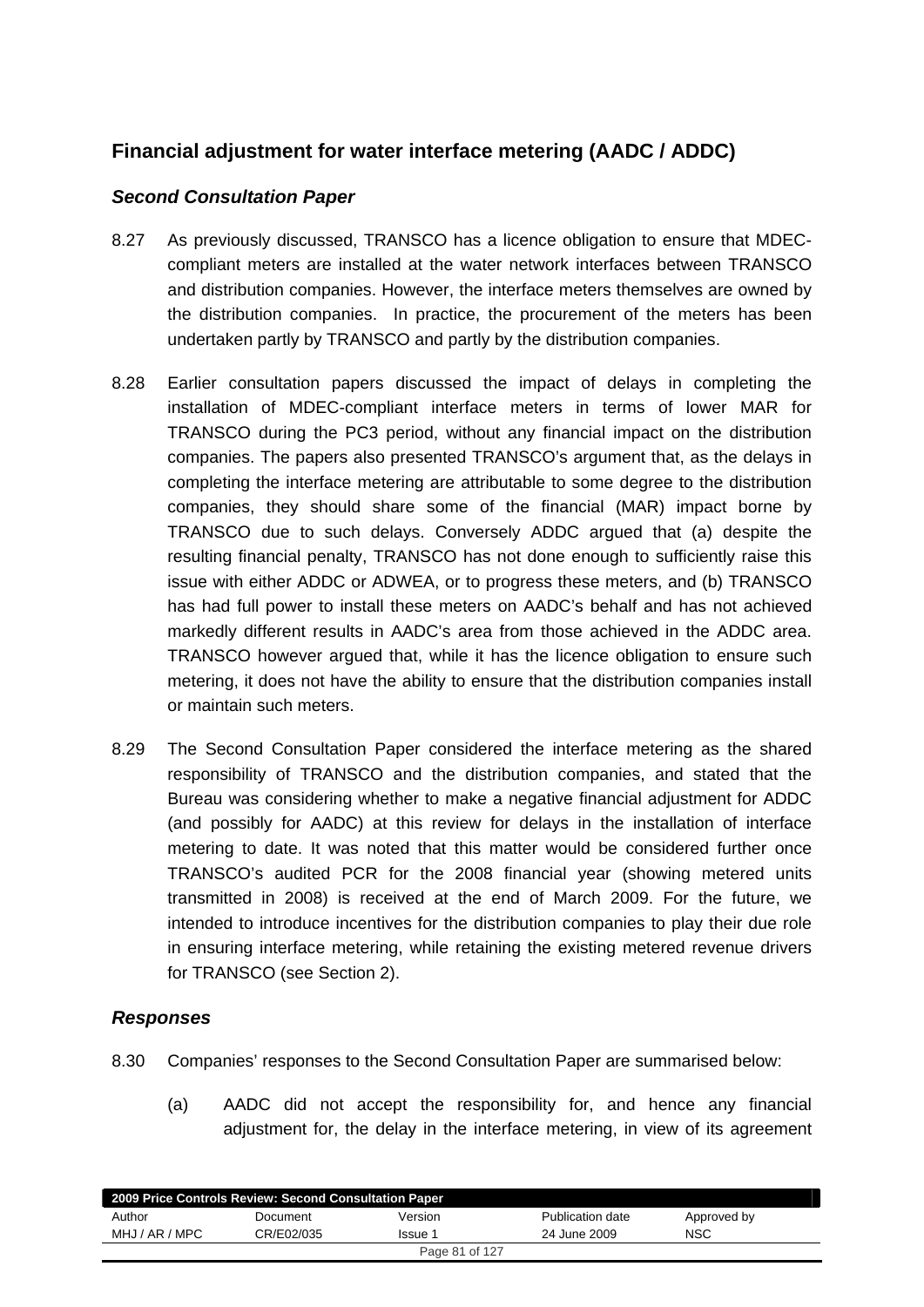## Financial adjustment for water interface metering (AADC / ADDC)

### *Second Consultation Paper*

8.27 As previously discussed, TRANSCO has a licence obligation to ensure that MDEC-compliant meters are installed at the water network interfaces between TRANSCO and distribution companies. However, the interface meters themselves are owned by the distribution companies. In practice, the procurement of the meters has been undertaken partly by TRANSCO and partly by the distribution companies.

8.28 Earlier consultation papers discussed the impact of delays in completing the installation of MDEC-compliant interface meters in terms of lower MAR for TRANSCO during the PC3 period, without any financial impact on the distribution companies. The papers also presented TRANSCO's argument that, as the delays in completing the interface metering are attributable to some degree to the distribution companies, they should share some of the financial (MAR) impact borne by TRANSCO due to such delays. Conversely ADDC argued that (a) despite the resulting financial penalty, TRANSCO has not done enough to sufficiently raise this issue with either ADDC or ADWEA, or to progress these meters, and (b) TRANSCO has had full power to install these meters on AADC's behalf and has not achieved markedly different results in AADC's area from those achieved in the ADDC area. TRANSCO however argued that, while it has the licence obligation to ensure such metering, it does not have the ability to ensure that the distribution companies install or maintain such meters.

8.29 The Second Consultation Paper considered the interface metering as the shared responsibility of TRANSCO and the distribution companies, and stated that the Bureau was considering whether to make a negative financial adjustment for ADDC (and possibly for AADC) at this review for delays in the installation of interface metering to date. It was noted that this matter would be considered further once TRANSCO's audited PCR for the 2008 financial year (showing metered units transmitted in 2008) is received at the end of March 2009. For the future, we intended to introduce incentives for the distribution companies to play their due role in ensuring interface metering, while retaining the existing metered revenue drivers for TRANSCO (see Section 2).

### *Responses*

8.30 Companies' responses to the Second Consultation Paper are summarised below:

(a) AADC did not accept the responsibility for, and hence any financial adjustment for, the delay in the interface metering, in view of its agreement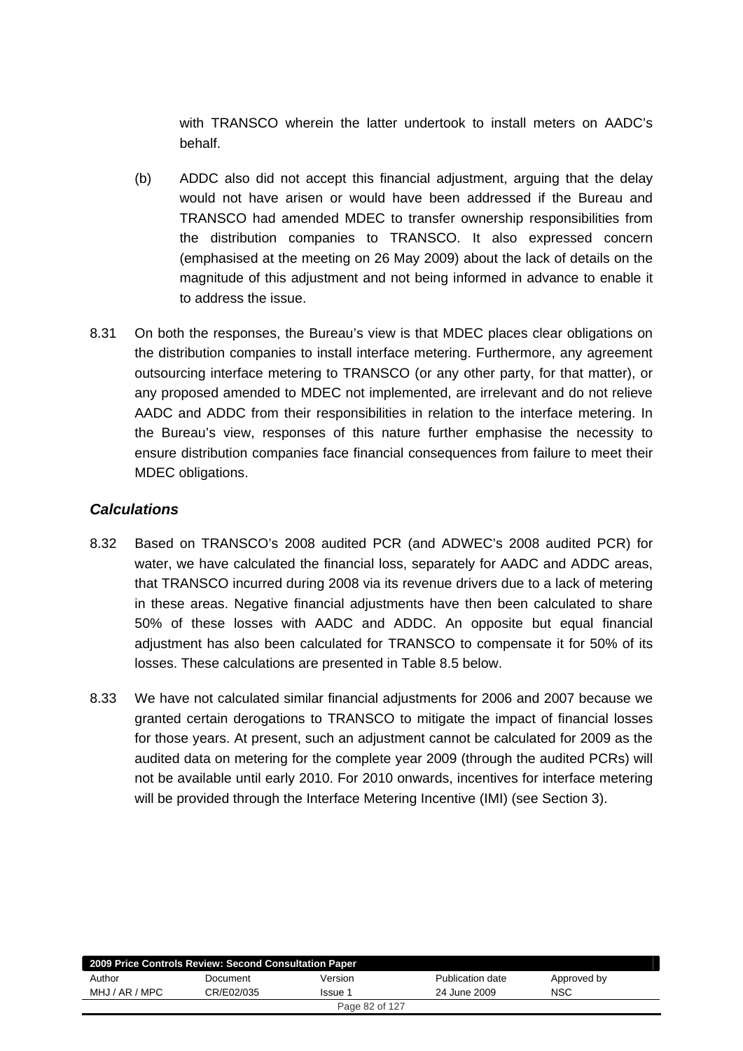with TRANSCO wherein the latter undertook to install meters on AADC's behalf.

(b) ADDC also did not accept this financial adjustment, arguing that the delay would not have arisen or would have been addressed if the Bureau and TRANSCO had amended MDEC to transfer ownership responsibilities from the distribution companies to TRANSCO. It also expressed concern (emphasised at the meeting on 26 May 2009) about the lack of details on the magnitude of this adjustment and not being informed in advance to enable it to address the issue.

8.31 On both the responses, the Bureau's view is that MDEC places clear obligations on the distribution companies to install interface metering. Furthermore, any agreement outsourcing interface metering to TRANSCO (or any other party, for that matter), or any proposed amended to MDEC not implemented, are irrelevant and do not relieve AADC and ADDC from their responsibilities in relation to the interface metering. In the Bureau's view, responses of this nature further emphasise the necessity to ensure distribution companies face financial consequences from failure to meet their MDEC obligations.

### *Calculations*

8.32 Based on TRANSCO's 2008 audited PCR (and ADWEC's 2008 audited PCR) for water, we have calculated the financial loss, separately for AADC and ADDC areas, that TRANSCO incurred during 2008 via its revenue drivers due to a lack of metering in these areas. Negative financial adjustments have then been calculated to share 50% of these losses with AADC and ADDC. An opposite but equal financial adjustment has also been calculated for TRANSCO to compensate it for 50% of its losses. These calculations are presented in Table 8.5 below.

8.33 We have not calculated similar financial adjustments for 2006 and 2007 because we granted certain derogations to TRANSCO to mitigate the impact of financial losses for those years. At present, such an adjustment cannot be calculated for 2009 as the audited data on metering for the complete year 2009 (through the audited PCRs) will not be available until early 2010. For 2010 onwards, incentives for interface metering will be provided through the Interface Metering Incentive (IMI) (see Section 3).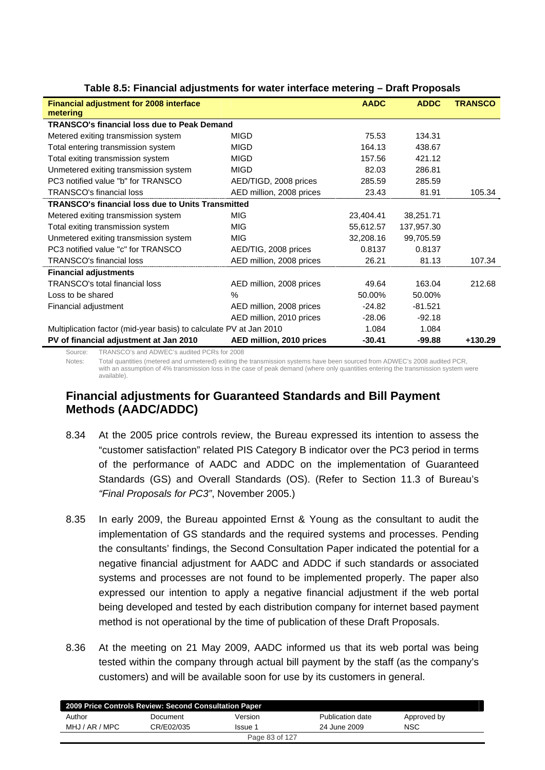**Table 8.5: Financial adjustments for water interface metering – Draft Proposals**

| Financial adjustment for 2008 interface metering | | AADC | ADDC | TRANSCO |
|---|---|---|---|---|
| **TRANSCO's financial loss due to Peak Demand** | | | | |
| Metered exiting transmission system | MIGD | 75.53 | 134.31 | |
| Total entering transmission system | MIGD | 164.13 | 438.67 | |
| Total exiting transmission system | MIGD | 157.56 | 421.12 | |
| Unmetered exiting transmission system | MIGD | 82.03 | 286.81 | |
| PC3 notified value "b" for TRANSCO | AED/TIGD, 2008 prices | 285.59 | 285.59 | |
| TRANSCO's financial loss | AED million, 2008 prices | 23.43 | 81.91 | 105.34 |
| **TRANSCO's financial loss due to Units Transmitted** | | | | |
| Metered exiting transmission system | MIG | 23,404.41 | 38,251.71 | |
| Total exiting transmission system | MIG | 55,612.57 | 137,957.30 | |
| Unmetered exiting transmission system | MIG | 32,208.16 | 99,705.59 | |
| PC3 notified value "c" for TRANSCO | AED/TIG, 2008 prices | 0.8137 | 0.8137 | |
| TRANSCO's financial loss | AED million, 2008 prices | 26.21 | 81.13 | 107.34 |
| **Financial adjustments** | | | | |
| TRANSCO's total financial loss | AED million, 2008 prices | 49.64 | 163.04 | 212.68 |
| Loss to be shared | % | 50.00% | 50.00% | |
| Financial adjustment | AED million, 2008 prices | -24.82 | -81.521 | |
| | AED million, 2010 prices | -28.06 | -92.18 | |
| Multiplication factor (mid-year basis) to calculate PV at Jan 2010 | | 1.084 | 1.084 | |
| **PV of financial adjustment at Jan 2010** | **AED million, 2010 prices** | **-30.41** | **-99.88** | **+130.29** |

Source: TRANSCO's and ADWEC's audited PCRs for 2008

Notes: Total quantities (metered and unmetered) exiting the transmission systems have been sourced from ADWEC's 2008 audited PCR, with an assumption of 4% transmission loss in the case of peak demand (where only quantities entering the transmission system were available).

## Financial adjustments for Guaranteed Standards and Bill Payment Methods (AADC/ADDC)

8.34 At the 2005 price controls review, the Bureau expressed its intention to assess the "customer satisfaction" related PIS Category B indicator over the PC3 period in terms of the performance of AADC and ADDC on the implementation of Guaranteed Standards (GS) and Overall Standards (OS). (Refer to Section 11.3 of Bureau's *"Final Proposals for PC3"*, November 2005.)

8.35 In early 2009, the Bureau appointed Ernst & Young as the consultant to audit the implementation of GS standards and the required systems and processes. Pending the consultants' findings, the Second Consultation Paper indicated the potential for a negative financial adjustment for AADC and ADDC if such standards or associated systems and processes are not found to be implemented properly. The paper also expressed our intention to apply a negative financial adjustment if the web portal being developed and tested by each distribution company for internet based payment method is not operational by the time of publication of these Draft Proposals.

8.36 At the meeting on 21 May 2009, AADC informed us that its web portal was being tested within the company through actual bill payment by the staff (as the company's customers) and will be available soon for use by its customers in general.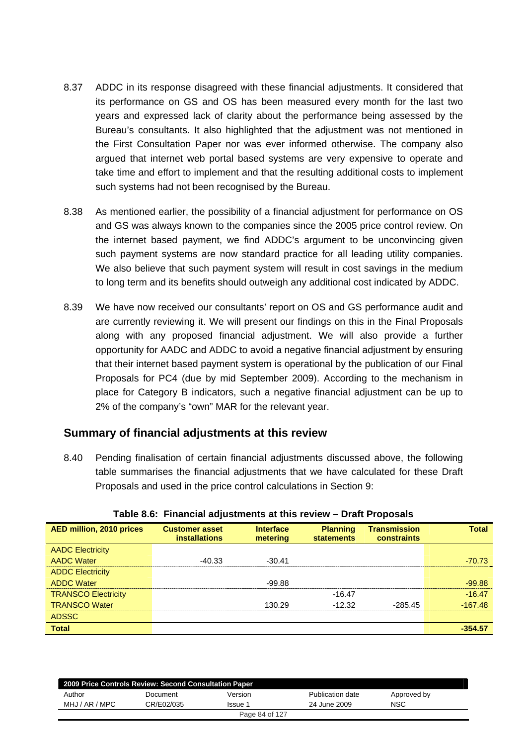8.37 ADDC in its response disagreed with these financial adjustments. It considered that its performance on GS and OS has been measured every month for the last two years and expressed lack of clarity about the performance being assessed by the Bureau's consultants. It also highlighted that the adjustment was not mentioned in the First Consultation Paper nor was ever informed otherwise. The company also argued that internet web portal based systems are very expensive to operate and take time and effort to implement and that the resulting additional costs to implement such systems had not been recognised by the Bureau.

8.38 As mentioned earlier, the possibility of a financial adjustment for performance on OS and GS was always known to the companies since the 2005 price control review. On the internet based payment, we find ADDC's argument to be unconvincing given such payment systems are now standard practice for all leading utility companies. We also believe that such payment system will result in cost savings in the medium to long term and its benefits should outweigh any additional cost indicated by ADDC.

8.39 We have now received our consultants' report on OS and GS performance audit and are currently reviewing it. We will present our findings on this in the Final Proposals along with any proposed financial adjustment. We will also provide a further opportunity for AADC and ADDC to avoid a negative financial adjustment by ensuring that their internet based payment system is operational by the publication of our Final Proposals for PC4 (due by mid September 2009). According to the mechanism in place for Category B indicators, such a negative financial adjustment can be up to 2% of the company's "own" MAR for the relevant year.

## Summary of financial adjustments at this review

8.40 Pending finalisation of certain financial adjustments discussed above, the following table summarises the financial adjustments that we have calculated for these Draft Proposals and used in the price control calculations in Section 9:

**Table 8.6: Financial adjustments at this review – Draft Proposals**

| AED million, 2010 prices | Customer asset installations | Interface metering | Planning statements | Transmission constraints | Total |
|---|---|---|---|---|---|
| AADC Electricity | | | | | |
| AADC Water | -40.33 | -30.41 | | | -70.73 |
| ADDC Electricity | | | | | |
| ADDC Water | | -99.88 | | | -99.88 |
| TRANSCO Electricity | | | -16.47 | | -16.47 |
| TRANSCO Water | | 130.29 | -12.32 | -285.45 | -167.48 |
| ADSSC | | | | | |
| **Total** | | | | | **-354.57** |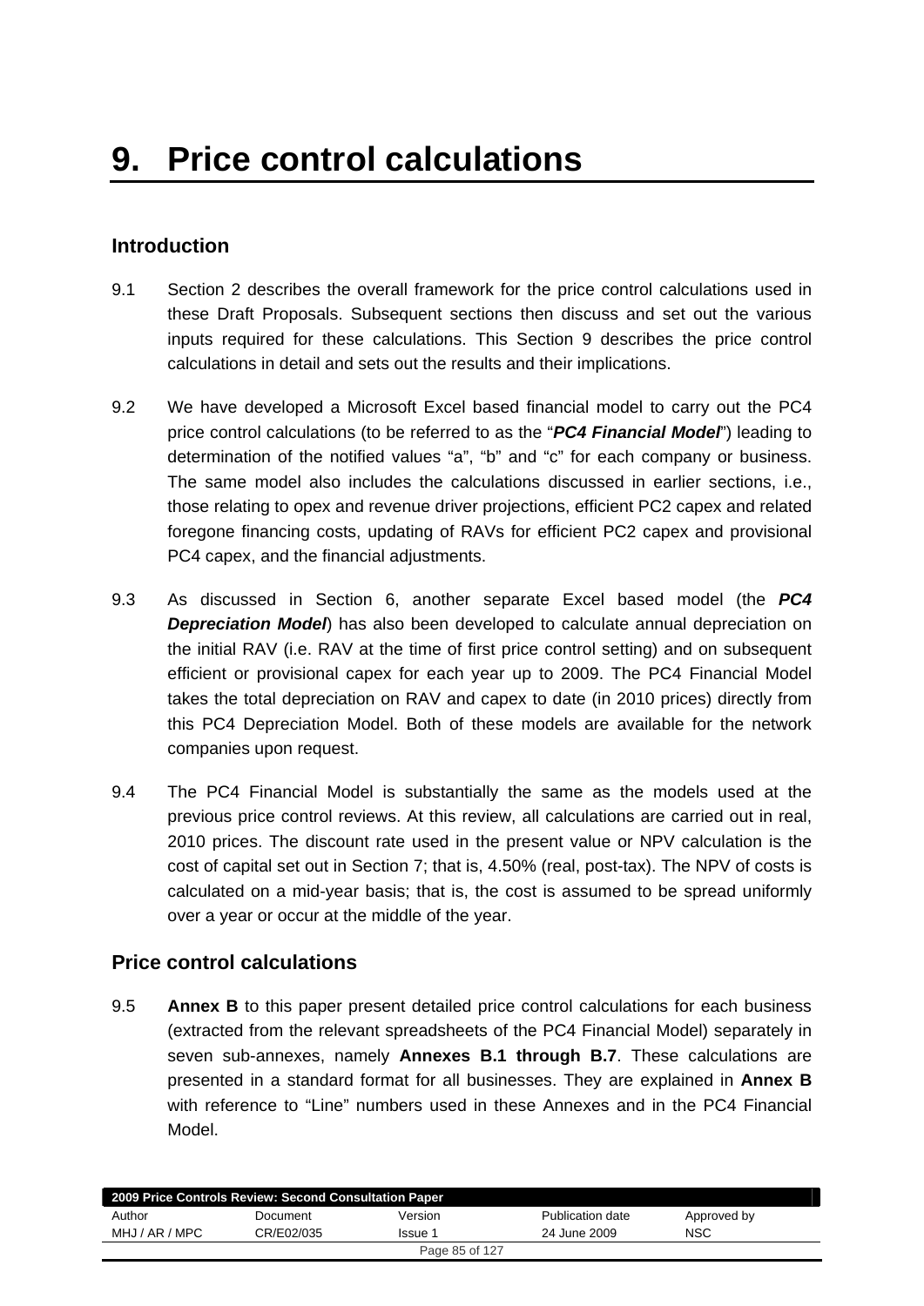// 9. Price control calculations

## Introduction

9.1 Section 2 describes the overall framework for the price control calculations used in these Draft Proposals. Subsequent sections then discuss and set out the various inputs required for these calculations. This Section 9 describes the price control calculations in detail and sets out the results and their implications.

9.2 We have developed a Microsoft Excel based financial model to carry out the PC4 price control calculations (to be referred to as the "***PC4 Financial Model***") leading to determination of the notified values "a", "b" and "c" for each company or business. The same model also includes the calculations discussed in earlier sections, i.e., those relating to opex and revenue driver projections, efficient PC2 capex and related foregone financing costs, updating of RAVs for efficient PC2 capex and provisional PC4 capex, and the financial adjustments.

9.3 As discussed in Section 6, another separate Excel based model (the ***PC4 Depreciation Model***) has also been developed to calculate annual depreciation on the initial RAV (i.e. RAV at the time of first price control setting) and on subsequent efficient or provisional capex for each year up to 2009. The PC4 Financial Model takes the total depreciation on RAV and capex to date (in 2010 prices) directly from this PC4 Depreciation Model. Both of these models are available for the network companies upon request.

9.4 The PC4 Financial Model is substantially the same as the models used at the previous price control reviews. At this review, all calculations are carried out in real, 2010 prices. The discount rate used in the present value or NPV calculation is the cost of capital set out in Section 7; that is, 4.50% (real, post-tax). The NPV of costs is calculated on a mid-year basis; that is, the cost is assumed to be spread uniformly over a year or occur at the middle of the year.

## Price control calculations

9.5 **Annex B** to this paper present detailed price control calculations for each business (extracted from the relevant spreadsheets of the PC4 Financial Model) separately in seven sub-annexes, namely **Annexes B.1 through B.7**. These calculations are presented in a standard format for all businesses. They are explained in **Annex B** with reference to "Line" numbers used in these Annexes and in the PC4 Financial Model.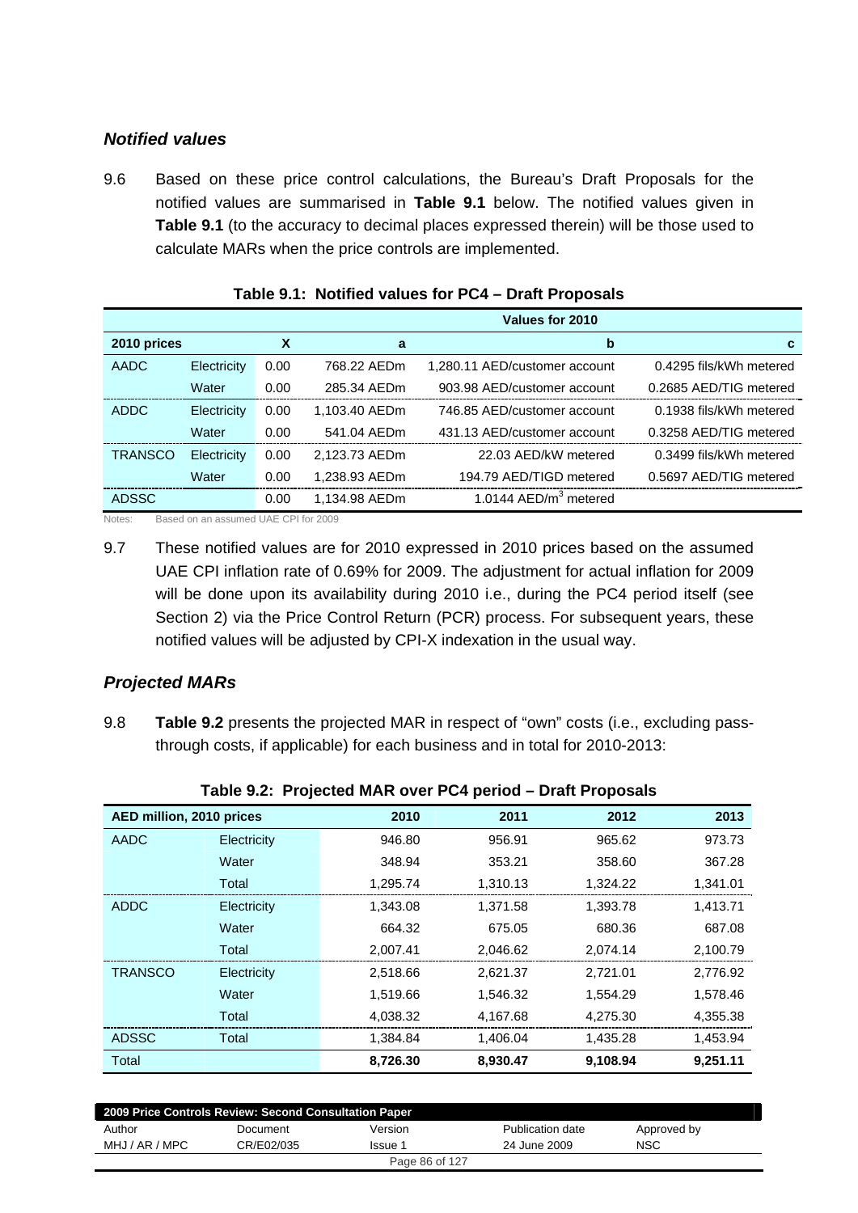## *Notified values*

9.6 Based on these price control calculations, the Bureau's Draft Proposals for the notified values are summarised in **Table 9.1** below. The notified values given in **Table 9.1** (to the accuracy to decimal places expressed therein) will be those used to calculate MARs when the price controls are implemented.

**Table 9.1: Notified values for PC4 – Draft Proposals**

| | | Values for 2010 | | | |
|---|---|---|---|---|---|
| **2010 prices** | | **X** | **a** | **b** | **c** |
| AADC | Electricity | 0.00 | 768.22 AEDm | 1,280.11 AED/customer account | 0.4295 fils/kWh metered |
| | Water | 0.00 | 285.34 AEDm | 903.98 AED/customer account | 0.2685 AED/TIG metered |
| ADDC | Electricity | 0.00 | 1,103.40 AEDm | 746.85 AED/customer account | 0.1938 fils/kWh metered |
| | Water | 0.00 | 541.04 AEDm | 431.13 AED/customer account | 0.3258 AED/TIG metered |
| TRANSCO | Electricity | 0.00 | 2,123.73 AEDm | 22.03 AED/kW metered | 0.3499 fils/kWh metered |
| | Water | 0.00 | 1,238.93 AEDm | 194.79 AED/TIGD metered | 0.5697 AED/TIG metered |
| ADSSC | | 0.00 | 1,134.98 AEDm | 1.0144 AED/m$^3$ metered | |

Notes: Based on an assumed UAE CPI for 2009

9.7 These notified values are for 2010 expressed in 2010 prices based on the assumed UAE CPI inflation rate of 0.69% for 2009. The adjustment for actual inflation for 2009 will be done upon its availability during 2010 i.e., during the PC4 period itself (see Section 2) via the Price Control Return (PCR) process. For subsequent years, these notified values will be adjusted by CPI-X indexation in the usual way.

## *Projected MARs*

9.8 **Table 9.2** presents the projected MAR in respect of "own" costs (i.e., excluding pass-through costs, if applicable) for each business and in total for 2010-2013:

**Table 9.2: Projected MAR over PC4 period – Draft Proposals**

| AED million, 2010 prices | | 2010 | 2011 | 2012 | 2013 |
|---|---|---|---|---|---|
| AADC | Electricity | 946.80 | 956.91 | 965.62 | 973.73 |
| | Water | 348.94 | 353.21 | 358.60 | 367.28 |
| | Total | 1,295.74 | 1,310.13 | 1,324.22 | 1,341.01 |
| ADDC | Electricity | 1,343.08 | 1,371.58 | 1,393.78 | 1,413.71 |
| | Water | 664.32 | 675.05 | 680.36 | 687.08 |
| | Total | 2,007.41 | 2,046.62 | 2,074.14 | 2,100.79 |
| TRANSCO | Electricity | 2,518.66 | 2,621.37 | 2,721.01 | 2,776.92 |
| | Water | 1,519.66 | 1,546.32 | 1,554.29 | 1,578.46 |
| | Total | 4,038.32 | 4,167.68 | 4,275.30 | 4,355.38 |
| ADSSC | Total | 1,384.84 | 1,406.04 | 1,435.28 | 1,453.94 |
| Total | | **8,726.30** | **8,930.47** | **9,108.94** | **9,251.11** |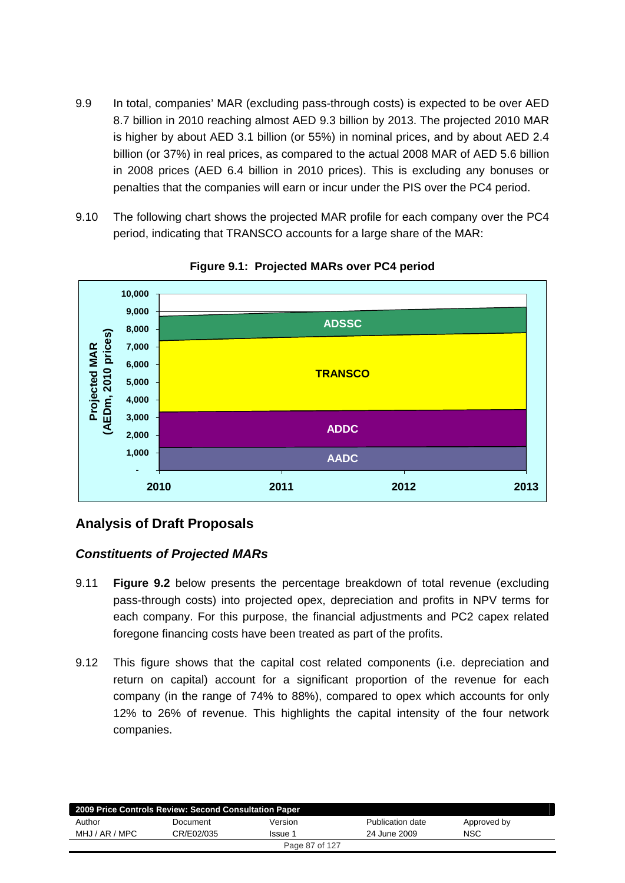9.9 In total, companies' MAR (excluding pass-through costs) is expected to be over AED 8.7 billion in 2010 reaching almost AED 9.3 billion by 2013. The projected 2010 MAR is higher by about AED 3.1 billion (or 55%) in nominal prices, and by about AED 2.4 billion (or 37%) in real prices, as compared to the actual 2008 MAR of AED 5.6 billion in 2008 prices (AED 6.4 billion in 2010 prices). This is excluding any bonuses or penalties that the companies will earn or incur under the PIS over the PC4 period.

9.10 The following chart shows the projected MAR profile for each company over the PC4 period, indicating that TRANSCO accounts for a large share of the MAR:

**Figure 9.1: Projected MARs over PC4 period**

## Analysis of Draft Proposals

### *Constituents of Projected MARs*

9.11 **Figure 9.2** below presents the percentage breakdown of total revenue (excluding pass-through costs) into projected opex, depreciation and profits in NPV terms for each company. For this purpose, the financial adjustments and PC2 capex related foregone financing costs have been treated as part of the profits.

9.12 This figure shows that the capital cost related components (i.e. depreciation and return on capital) account for a significant proportion of the revenue for each company (in the range of 74% to 88%), compared to opex which accounts for only 12% to 26% of revenue. This highlights the capital intensity of the four network companies.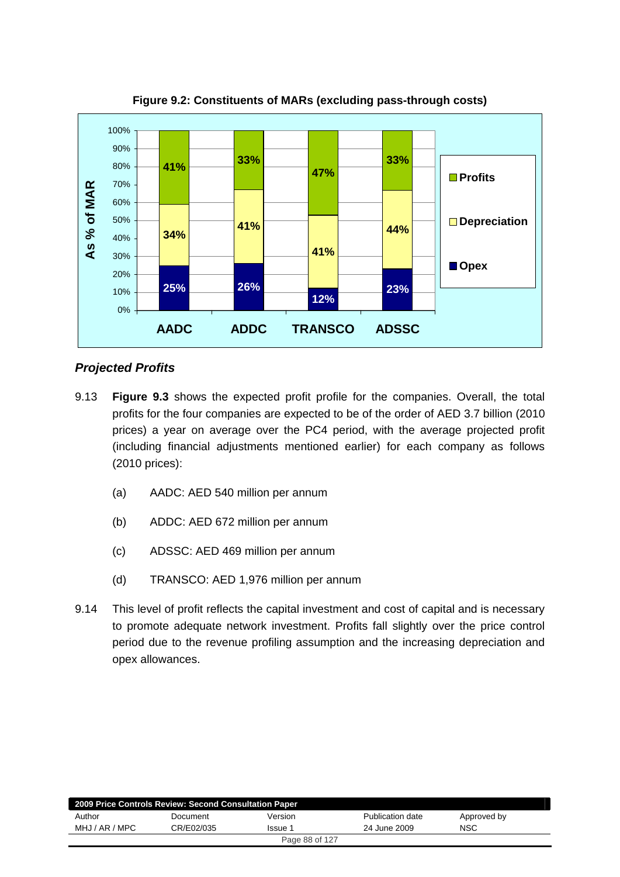**Figure 9.2: Constituents of MARs (excluding pass-through costs)**

| As % of MAR | AADC | ADDC | TRANSCO | ADSSC |
| --- | --- | --- | --- | --- |
| Profits | 41% | 33% | 47% | 33% |
| Depreciation | 34% | 41% | 41% | 44% |
| Opex | 25% | 26% | 12% | 23% |

### *Projected Profits*

9.13 **Figure 9.3** shows the expected profit profile for the companies. Overall, the total profits for the four companies are expected to be of the order of AED 3.7 billion (2010 prices) a year on average over the PC4 period, with the average projected profit (including financial adjustments mentioned earlier) for each company as follows (2010 prices):

(a) AADC: AED 540 million per annum

(b) ADDC: AED 672 million per annum

(c) ADSSC: AED 469 million per annum

(d) TRANSCO: AED 1,976 million per annum

9.14 This level of profit reflects the capital investment and cost of capital and is necessary to promote adequate network investment. Profits fall slightly over the price control period due to the revenue profiling assumption and the increasing depreciation and opex allowances.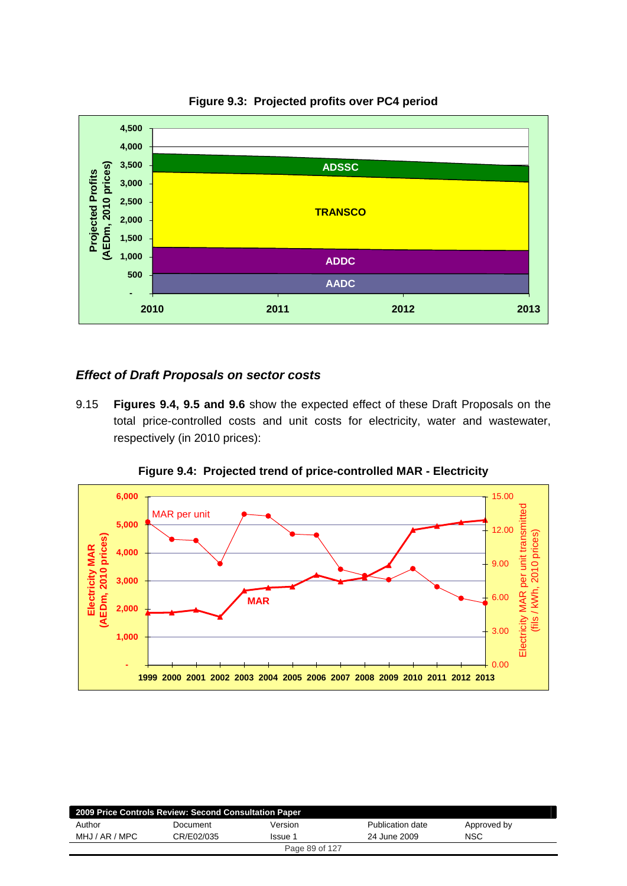**Figure 9.3: Projected profits over PC4 period**

### *Effect of Draft Proposals on sector costs*

9.15 **Figures 9.4, 9.5 and 9.6** show the expected effect of these Draft Proposals on the total price-controlled costs and unit costs for electricity, water and wastewater, respectively (in 2010 prices):

**Figure 9.4: Projected trend of price-controlled MAR - Electricity**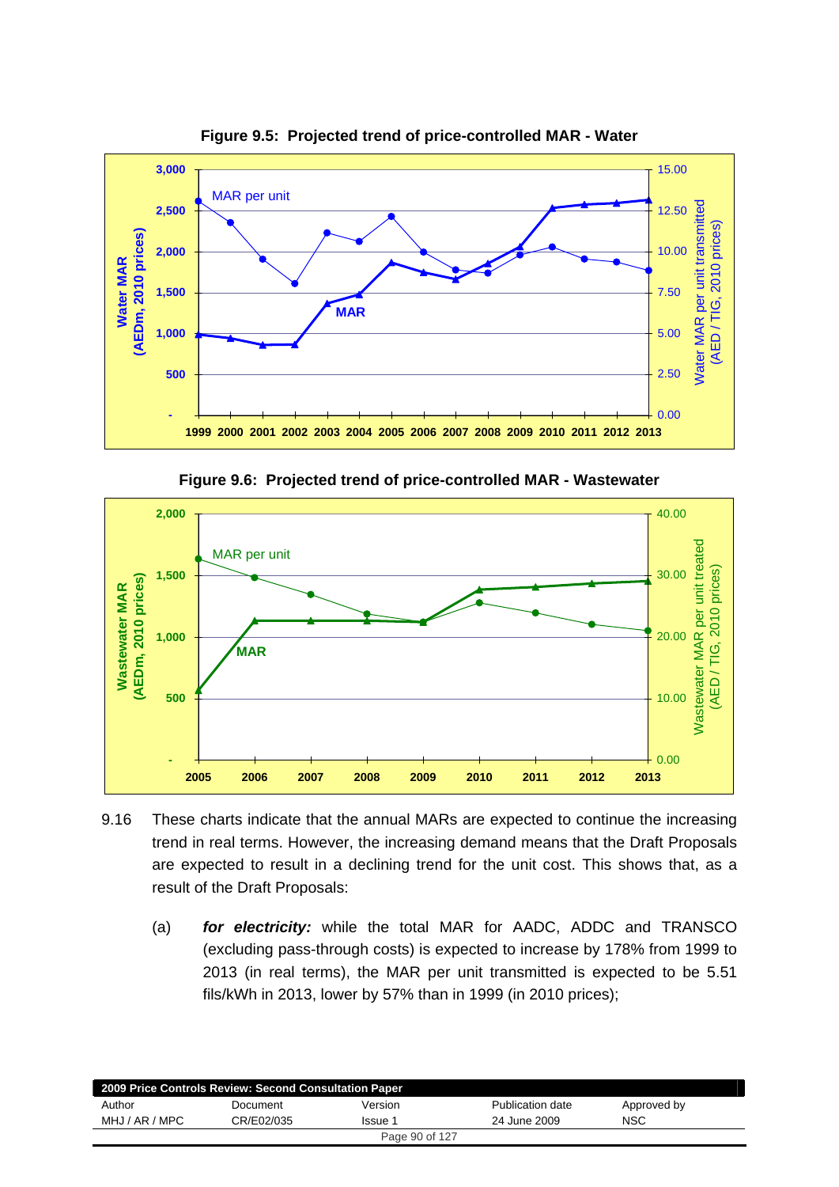**Figure 9.5: Projected trend of price-controlled MAR - Water**

**Figure 9.6: Projected trend of price-controlled MAR - Wastewater**

9.16 These charts indicate that the annual MARs are expected to continue the increasing trend in real terms. However, the increasing demand means that the Draft Proposals are expected to result in a declining trend for the unit cost. This shows that, as a result of the Draft Proposals:

(a) ***for electricity:*** while the total MAR for AADC, ADDC and TRANSCO (excluding pass-through costs) is expected to increase by 178% from 1999 to 2013 (in real terms), the MAR per unit transmitted is expected to be 5.51 fils/kWh in 2013, lower by 57% than in 1999 (in 2010 prices);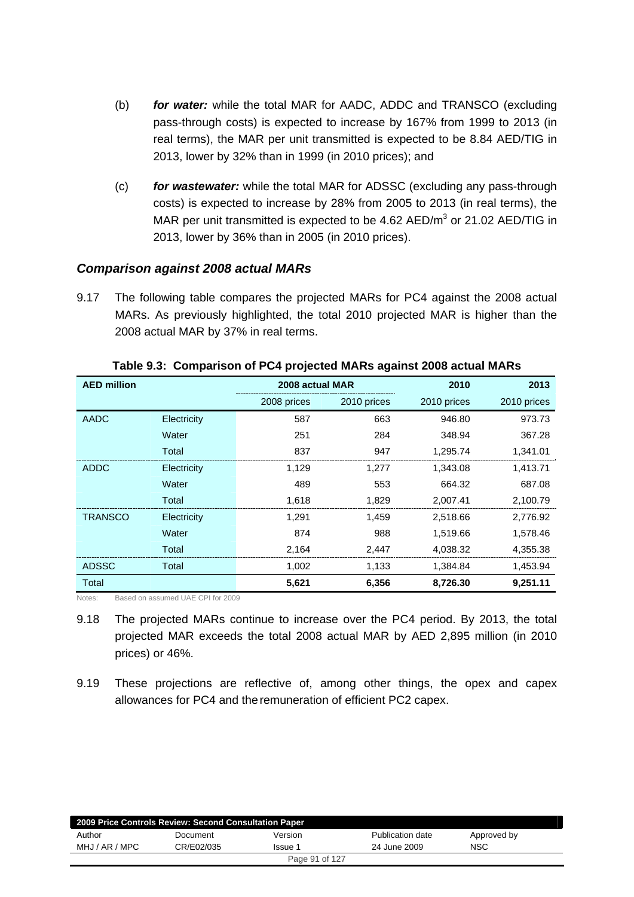(b) ***for water:*** while the total MAR for AADC, ADDC and TRANSCO (excluding pass-through costs) is expected to increase by 167% from 1999 to 2013 (in real terms), the MAR per unit transmitted is expected to be 8.84 AED/TIG in 2013, lower by 32% than in 1999 (in 2010 prices); and

(c) ***for wastewater:*** while the total MAR for ADSSC (excluding any pass-through costs) is expected to increase by 28% from 2005 to 2013 (in real terms), the MAR per unit transmitted is expected to be 4.62 AED/$m^3$ or 21.02 AED/TIG in 2013, lower by 36% than in 2005 (in 2010 prices).

### *Comparison against 2008 actual MARs*

9.17 The following table compares the projected MARs for PC4 against the 2008 actual MARs. As previously highlighted, the total 2010 projected MAR is higher than the 2008 actual MAR by 37% in real terms.

**Table 9.3: Comparison of PC4 projected MARs against 2008 actual MARs**

| AED million | | 2008 actual MAR | | 2010 | 2013 |
|---|---|---|---|---|---|
| | | 2008 prices | 2010 prices | 2010 prices | 2010 prices |
| AADC | Electricity | 587 | 663 | 946.80 | 973.73 |
| | Water | 251 | 284 | 348.94 | 367.28 |
| | Total | 837 | 947 | 1,295.74 | 1,341.01 |
| ADDC | Electricity | 1,129 | 1,277 | 1,343.08 | 1,413.71 |
| | Water | 489 | 553 | 664.32 | 687.08 |
| | Total | 1,618 | 1,829 | 2,007.41 | 2,100.79 |
| TRANSCO | Electricity | 1,291 | 1,459 | 2,518.66 | 2,776.92 |
| | Water | 874 | 988 | 1,519.66 | 1,578.46 |
| | Total | 2,164 | 2,447 | 4,038.32 | 4,355.38 |
| ADSSC | Total | 1,002 | 1,133 | 1,384.84 | 1,453.94 |
| Total | | **5,621** | **6,356** | **8,726.30** | **9,251.11** |

Notes: Based on assumed UAE CPI for 2009

9.18 The projected MARs continue to increase over the PC4 period. By 2013, the total projected MAR exceeds the total 2008 actual MAR by AED 2,895 million (in 2010 prices) or 46%.

9.19 These projections are reflective of, among other things, the opex and capex allowances for PC4 and the remuneration of efficient PC2 capex.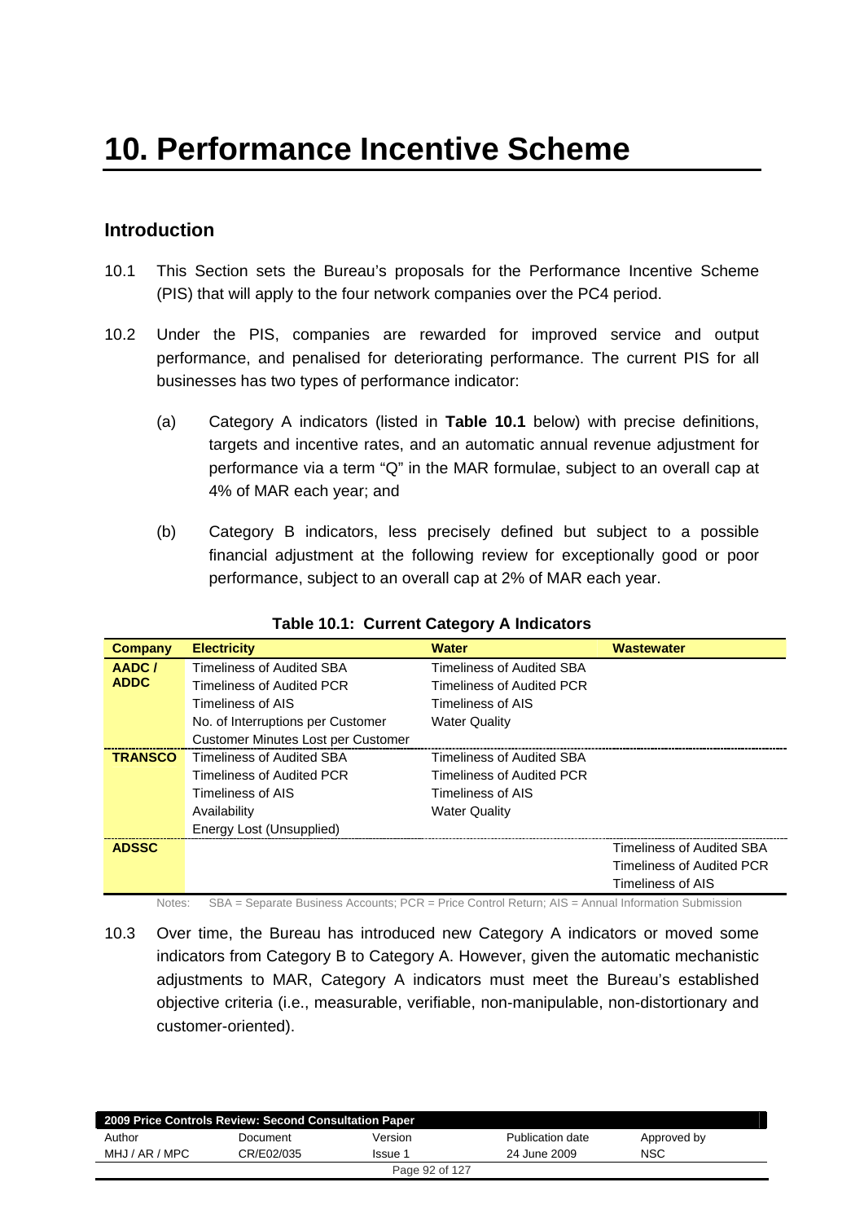# 10. Performance Incentive Scheme

## Introduction

10.1 This Section sets the Bureau's proposals for the Performance Incentive Scheme (PIS) that will apply to the four network companies over the PC4 period.

10.2 Under the PIS, companies are rewarded for improved service and output performance, and penalised for deteriorating performance. The current PIS for all businesses has two types of performance indicator:

(a) Category A indicators (listed in **Table 10.1** below) with precise definitions, targets and incentive rates, and an automatic annual revenue adjustment for performance via a term "Q" in the MAR formulae, subject to an overall cap at 4% of MAR each year; and

(b) Category B indicators, less precisely defined but subject to a possible financial adjustment at the following review for exceptionally good or poor performance, subject to an overall cap at 2% of MAR each year.

**Table 10.1: Current Category A Indicators**

| Company | Electricity | Water | Wastewater |
|---|---|---|---|
| **AADC / ADDC** | Timeliness of Audited SBA<br>Timeliness of Audited PCR<br>Timeliness of AIS<br>No. of Interruptions per Customer<br>Customer Minutes Lost per Customer | Timeliness of Audited SBA<br>Timeliness of Audited PCR<br>Timeliness of AIS<br>Water Quality | |
| **TRANSCO** | Timeliness of Audited SBA<br>Timeliness of Audited PCR<br>Timeliness of AIS<br>Availability<br>Energy Lost (Unsupplied) | Timeliness of Audited SBA<br>Timeliness of Audited PCR<br>Timeliness of AIS<br>Water Quality | |
| **ADSSC** | | | Timeliness of Audited SBA<br>Timeliness of Audited PCR<br>Timeliness of AIS |

Notes: SBA = Separate Business Accounts; PCR = Price Control Return; AIS = Annual Information Submission

10.3 Over time, the Bureau has introduced new Category A indicators or moved some indicators from Category B to Category A. However, given the automatic mechanistic adjustments to MAR, Category A indicators must meet the Bureau's established objective criteria (i.e., measurable, verifiable, non-manipulable, non-distortionary and customer-oriented).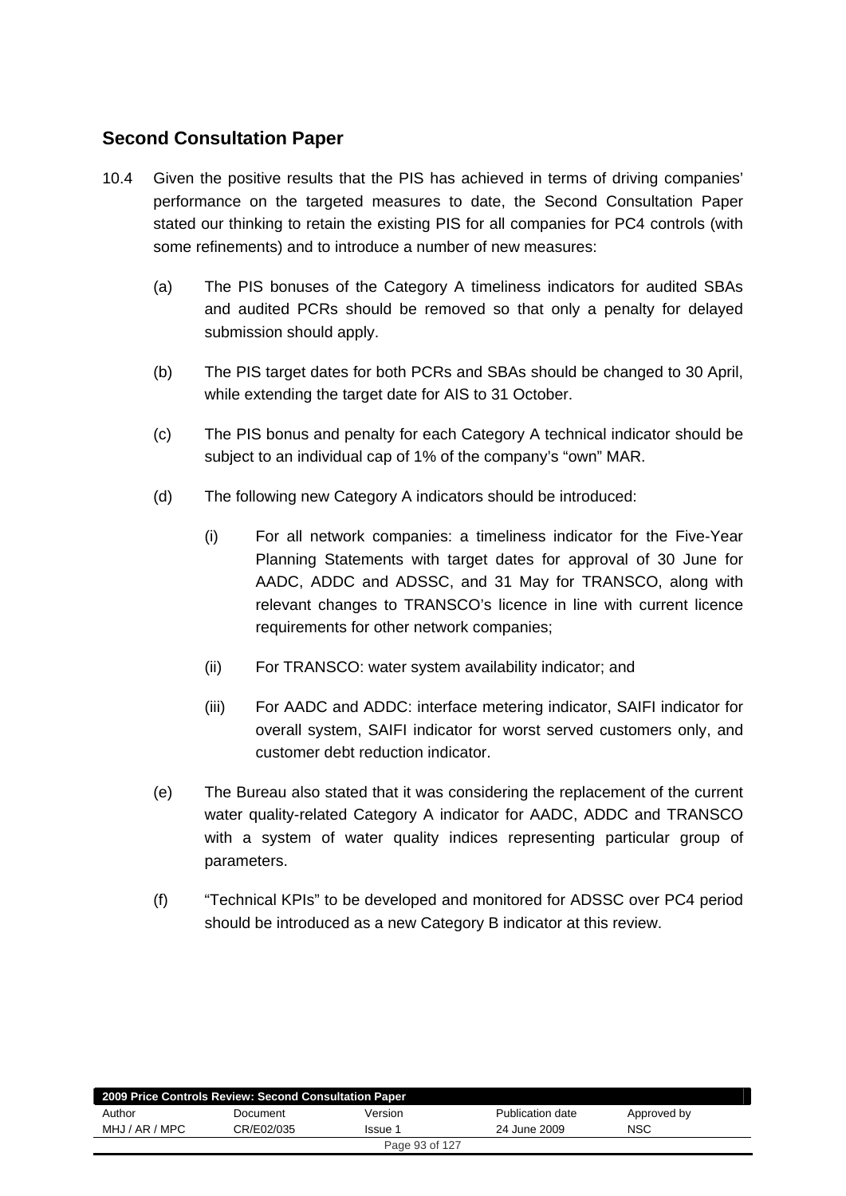## Second Consultation Paper

10.4 Given the positive results that the PIS has achieved in terms of driving companies' performance on the targeted measures to date, the Second Consultation Paper stated our thinking to retain the existing PIS for all companies for PC4 controls (with some refinements) and to introduce a number of new measures:

(a) The PIS bonuses of the Category A timeliness indicators for audited SBAs and audited PCRs should be removed so that only a penalty for delayed submission should apply.

(b) The PIS target dates for both PCRs and SBAs should be changed to 30 April, while extending the target date for AIS to 31 October.

(c) The PIS bonus and penalty for each Category A technical indicator should be subject to an individual cap of 1% of the company's "own" MAR.

(d) The following new Category A indicators should be introduced:

(i) For all network companies: a timeliness indicator for the Five-Year Planning Statements with target dates for approval of 30 June for AADC, ADDC and ADSSC, and 31 May for TRANSCO, along with relevant changes to TRANSCO's licence in line with current licence requirements for other network companies;

(ii) For TRANSCO: water system availability indicator; and

(iii) For AADC and ADDC: interface metering indicator, SAIFI indicator for overall system, SAIFI indicator for worst served customers only, and customer debt reduction indicator.

(e) The Bureau also stated that it was considering the replacement of the current water quality-related Category A indicator for AADC, ADDC and TRANSCO with a system of water quality indices representing particular group of parameters.

(f) "Technical KPIs" to be developed and monitored for ADSSC over PC4 period should be introduced as a new Category B indicator at this review.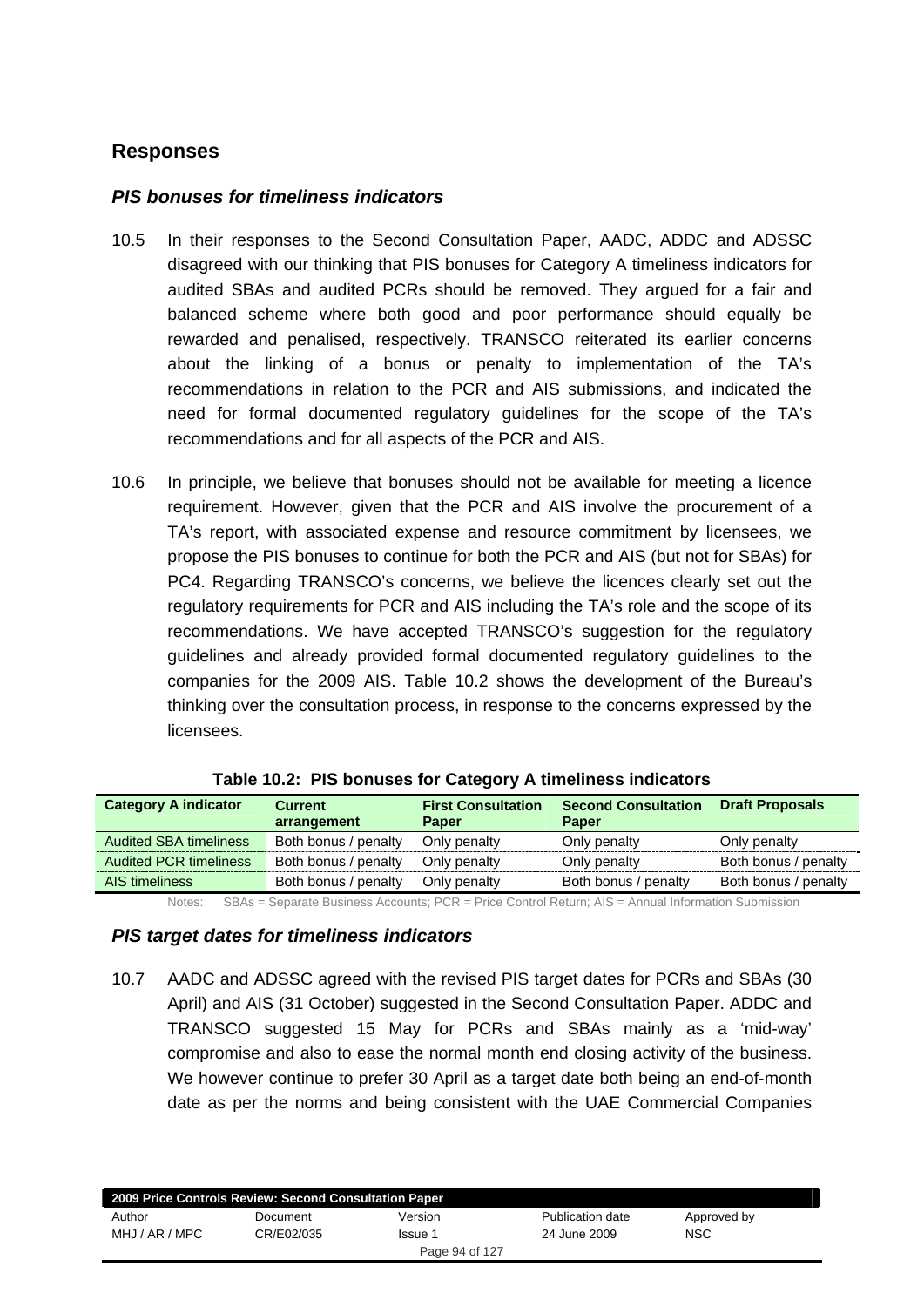## Responses

### *PIS bonuses for timeliness indicators*

10.5 In their responses to the Second Consultation Paper, AADC, ADDC and ADSSC disagreed with our thinking that PIS bonuses for Category A timeliness indicators for audited SBAs and audited PCRs should be removed. They argued for a fair and balanced scheme where both good and poor performance should equally be rewarded and penalised, respectively. TRANSCO reiterated its earlier concerns about the linking of a bonus or penalty to implementation of the TA's recommendations in relation to the PCR and AIS submissions, and indicated the need for formal documented regulatory guidelines for the scope of the TA's recommendations and for all aspects of the PCR and AIS.

10.6 In principle, we believe that bonuses should not be available for meeting a licence requirement. However, given that the PCR and AIS involve the procurement of a TA's report, with associated expense and resource commitment by licensees, we propose the PIS bonuses to continue for both the PCR and AIS (but not for SBAs) for PC4. Regarding TRANSCO's concerns, we believe the licences clearly set out the regulatory requirements for PCR and AIS including the TA's role and the scope of its recommendations. We have accepted TRANSCO's suggestion for the regulatory guidelines and already provided formal documented regulatory guidelines to the companies for the 2009 AIS. Table 10.2 shows the development of the Bureau's thinking over the consultation process, in response to the concerns expressed by the licensees.

**Table 10.2: PIS bonuses for Category A timeliness indicators**

| Category A indicator | Current arrangement | First Consultation Paper | Second Consultation Paper | Draft Proposals |
|---|---|---|---|---|
| Audited SBA timeliness | Both bonus / penalty | Only penalty | Only penalty | Only penalty |
| Audited PCR timeliness | Both bonus / penalty | Only penalty | Only penalty | Both bonus / penalty |
| AIS timeliness | Both bonus / penalty | Only penalty | Both bonus / penalty | Both bonus / penalty |

Notes: SBAs = Separate Business Accounts; PCR = Price Control Return; AIS = Annual Information Submission

### *PIS target dates for timeliness indicators*

10.7 AADC and ADSSC agreed with the revised PIS target dates for PCRs and SBAs (30 April) and AIS (31 October) suggested in the Second Consultation Paper. ADDC and TRANSCO suggested 15 May for PCRs and SBAs mainly as a 'mid-way' compromise and also to ease the normal month end closing activity of the business. We however continue to prefer 30 April as a target date both being an end-of-month date as per the norms and being consistent with the UAE Commercial Companies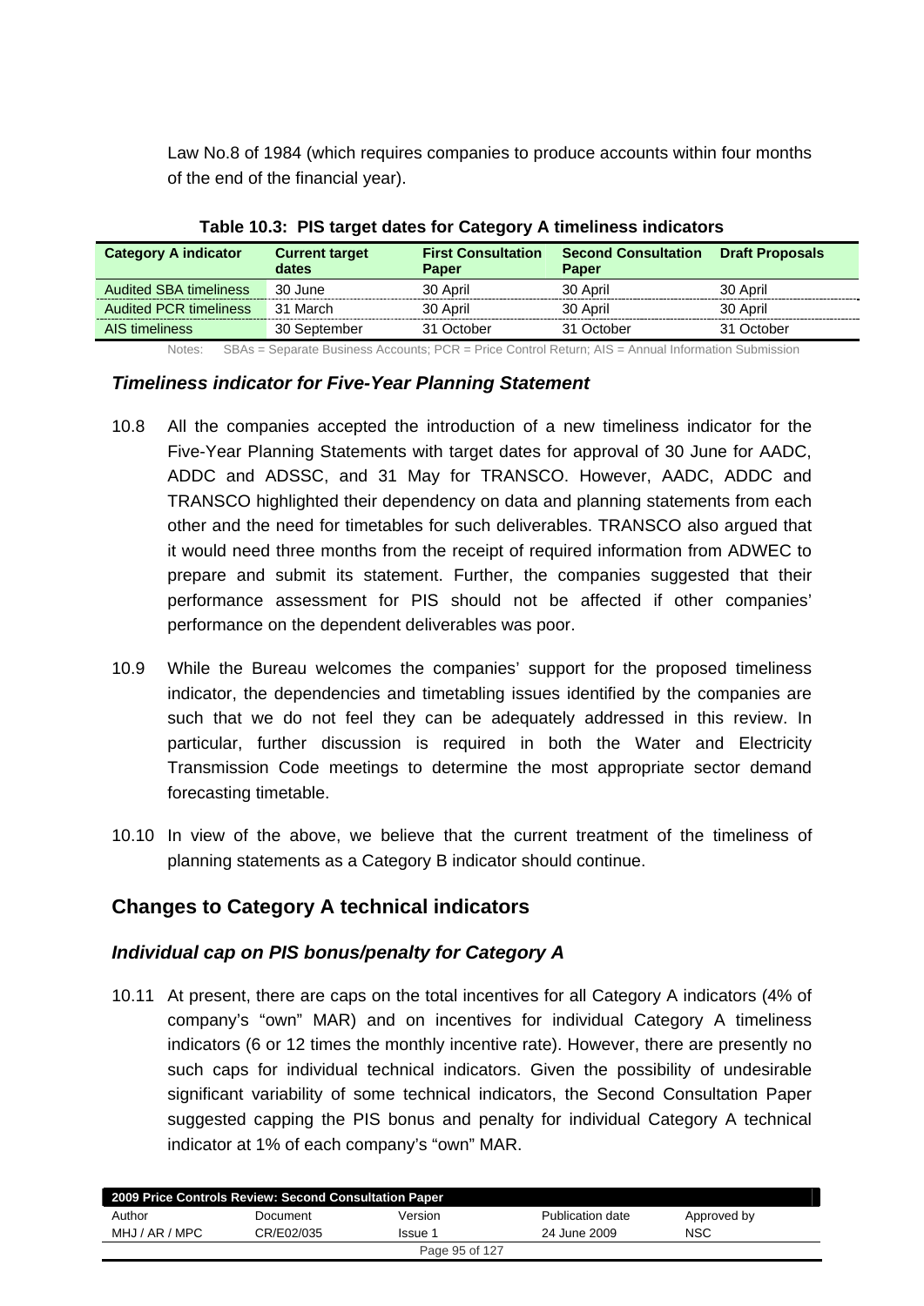Law No.8 of 1984 (which requires companies to produce accounts within four months of the end of the financial year).

**Table 10.3: PIS target dates for Category A timeliness indicators**

| Category A indicator | Current target dates | First Consultation Paper | Second Consultation Paper | Draft Proposals |
|---|---|---|---|---|
| Audited SBA timeliness | 30 June | 30 April | 30 April | 30 April |
| Audited PCR timeliness | 31 March | 30 April | 30 April | 30 April |
| AIS timeliness | 30 September | 31 October | 31 October | 31 October |

Notes: SBAs = Separate Business Accounts; PCR = Price Control Return; AIS = Annual Information Submission

### *Timeliness indicator for Five-Year Planning Statement*

10.8 All the companies accepted the introduction of a new timeliness indicator for the Five-Year Planning Statements with target dates for approval of 30 June for AADC, ADDC and ADSSC, and 31 May for TRANSCO. However, AADC, ADDC and TRANSCO highlighted their dependency on data and planning statements from each other and the need for timetables for such deliverables. TRANSCO also argued that it would need three months from the receipt of required information from ADWEC to prepare and submit its statement. Further, the companies suggested that their performance assessment for PIS should not be affected if other companies' performance on the dependent deliverables was poor.

10.9 While the Bureau welcomes the companies' support for the proposed timeliness indicator, the dependencies and timetabling issues identified by the companies are such that we do not feel they can be adequately addressed in this review. In particular, further discussion is required in both the Water and Electricity Transmission Code meetings to determine the most appropriate sector demand forecasting timetable.

10.10 In view of the above, we believe that the current treatment of the timeliness of planning statements as a Category B indicator should continue.

## Changes to Category A technical indicators

### *Individual cap on PIS bonus/penalty for Category A*

10.11 At present, there are caps on the total incentives for all Category A indicators (4% of company's "own" MAR) and on incentives for individual Category A timeliness indicators (6 or 12 times the monthly incentive rate). However, there are presently no such caps for individual technical indicators. Given the possibility of undesirable significant variability of some technical indicators, the Second Consultation Paper suggested capping the PIS bonus and penalty for individual Category A technical indicator at 1% of each company's "own" MAR.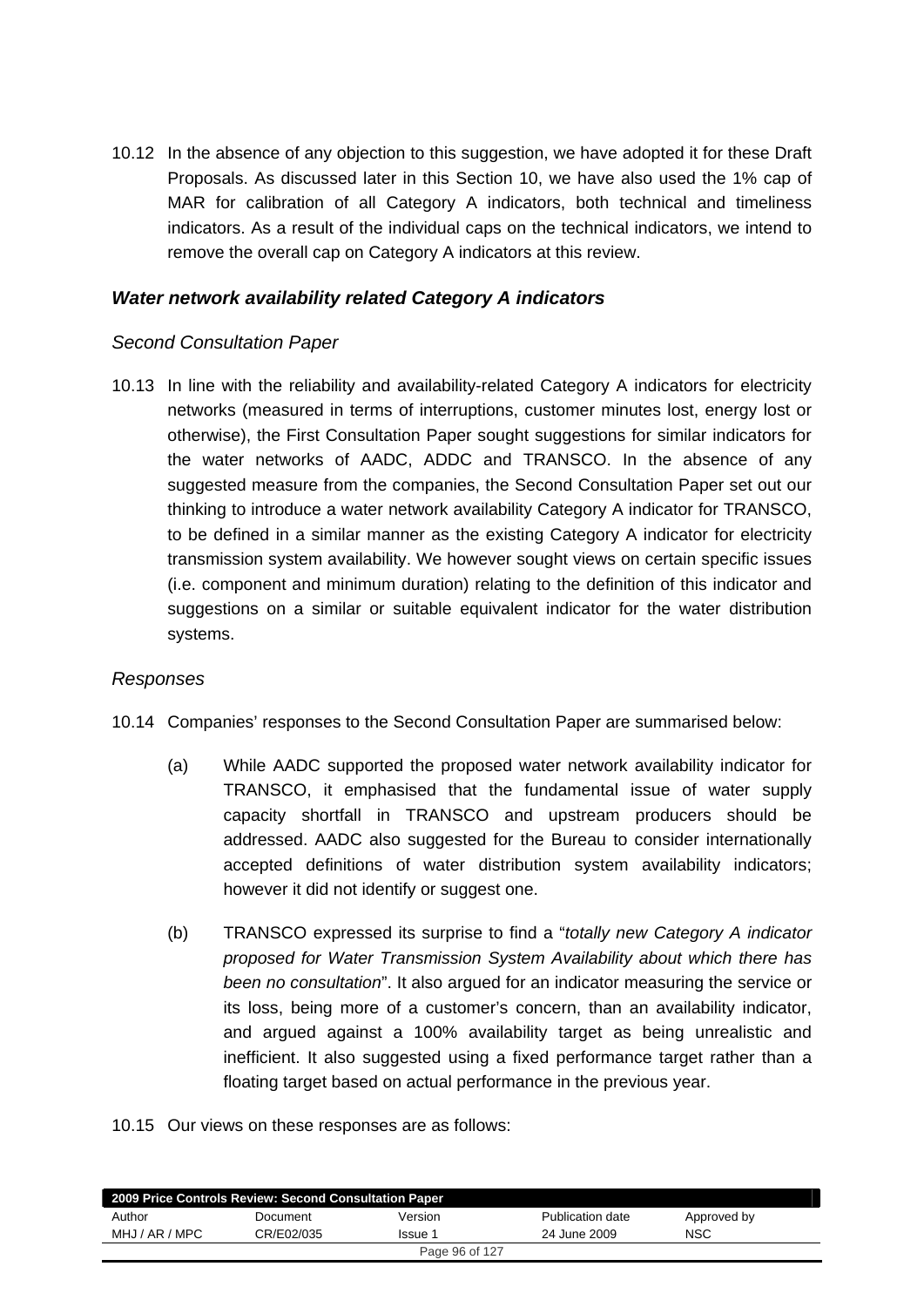10.12 In the absence of any objection to this suggestion, we have adopted it for these Draft Proposals. As discussed later in this Section 10, we have also used the 1% cap of MAR for calibration of all Category A indicators, both technical and timeliness indicators. As a result of the individual caps on the technical indicators, we intend to remove the overall cap on Category A indicators at this review.

### *Water network availability related Category A indicators*

#### *Second Consultation Paper*

10.13 In line with the reliability and availability-related Category A indicators for electricity networks (measured in terms of interruptions, customer minutes lost, energy lost or otherwise), the First Consultation Paper sought suggestions for similar indicators for the water networks of AADC, ADDC and TRANSCO. In the absence of any suggested measure from the companies, the Second Consultation Paper set out our thinking to introduce a water network availability Category A indicator for TRANSCO, to be defined in a similar manner as the existing Category A indicator for electricity transmission system availability. We however sought views on certain specific issues (i.e. component and minimum duration) relating to the definition of this indicator and suggestions on a similar or suitable equivalent indicator for the water distribution systems.

#### *Responses*

10.14 Companies' responses to the Second Consultation Paper are summarised below:

(a) While AADC supported the proposed water network availability indicator for TRANSCO, it emphasised that the fundamental issue of water supply capacity shortfall in TRANSCO and upstream producers should be addressed. AADC also suggested for the Bureau to consider internationally accepted definitions of water distribution system availability indicators; however it did not identify or suggest one.

(b) TRANSCO expressed its surprise to find a "*totally new Category A indicator proposed for Water Transmission System Availability about which there has been no consultation*". It also argued for an indicator measuring the service or its loss, being more of a customer's concern, than an availability indicator, and argued against a 100% availability target as being unrealistic and inefficient. It also suggested using a fixed performance target rather than a floating target based on actual performance in the previous year.

10.15 Our views on these responses are as follows: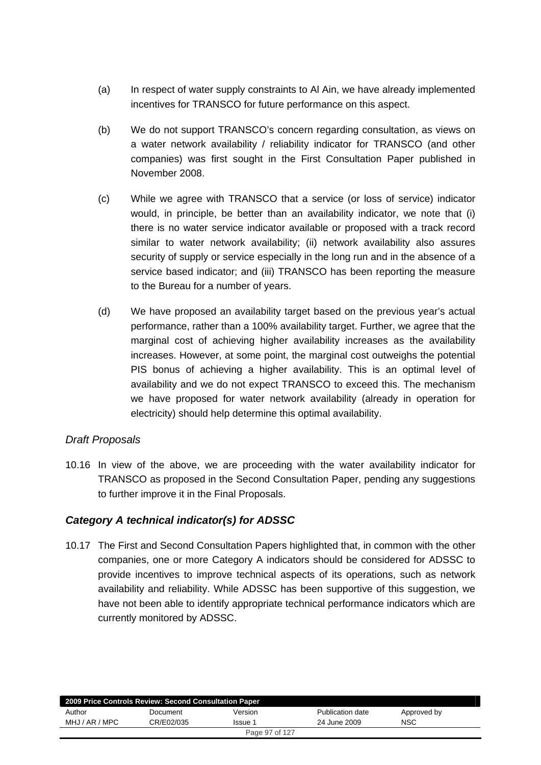(a) In respect of water supply constraints to Al Ain, we have already implemented incentives for TRANSCO for future performance on this aspect.

(b) We do not support TRANSCO's concern regarding consultation, as views on a water network availability / reliability indicator for TRANSCO (and other companies) was first sought in the First Consultation Paper published in November 2008.

(c) While we agree with TRANSCO that a service (or loss of service) indicator would, in principle, be better than an availability indicator, we note that (i) there is no water service indicator available or proposed with a track record similar to water network availability; (ii) network availability also assures security of supply or service especially in the long run and in the absence of a service based indicator; and (iii) TRANSCO has been reporting the measure to the Bureau for a number of years.

(d) We have proposed an availability target based on the previous year's actual performance, rather than a 100% availability target. Further, we agree that the marginal cost of achieving higher availability increases as the availability increases. However, at some point, the marginal cost outweighs the potential PIS bonus of achieving a higher availability. This is an optimal level of availability and we do not expect TRANSCO to exceed this. The mechanism we have proposed for water network availability (already in operation for electricity) should help determine this optimal availability.

*Draft Proposals*

10.16 In view of the above, we are proceeding with the water availability indicator for TRANSCO as proposed in the Second Consultation Paper, pending any suggestions to further improve it in the Final Proposals.

### *Category A technical indicator(s) for ADSSC*

10.17 The First and Second Consultation Papers highlighted that, in common with the other companies, one or more Category A indicators should be considered for ADSSC to provide incentives to improve technical aspects of its operations, such as network availability and reliability. While ADSSC has been supportive of this suggestion, we have not been able to identify appropriate technical performance indicators which are currently monitored by ADSSC.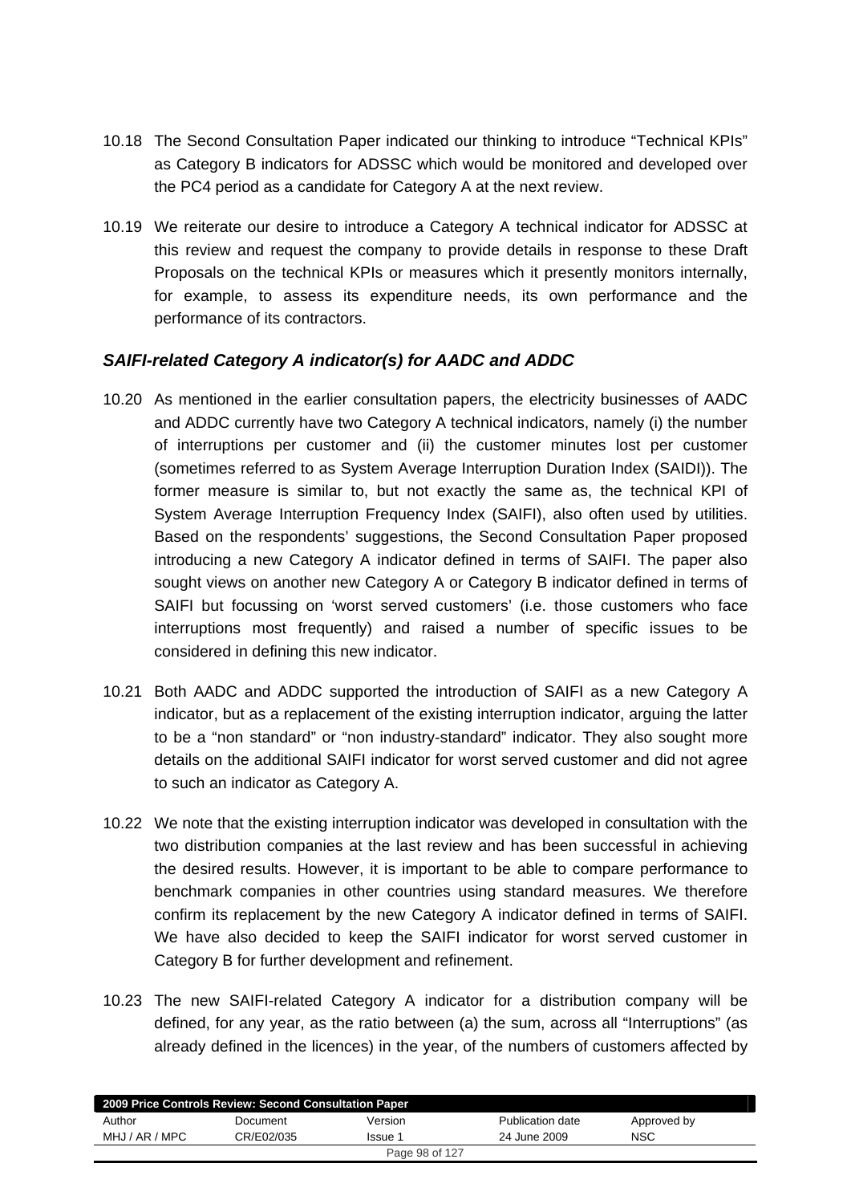10.18 The Second Consultation Paper indicated our thinking to introduce "Technical KPIs" as Category B indicators for ADSSC which would be monitored and developed over the PC4 period as a candidate for Category A at the next review.

10.19 We reiterate our desire to introduce a Category A technical indicator for ADSSC at this review and request the company to provide details in response to these Draft Proposals on the technical KPIs or measures which it presently monitors internally, for example, to assess its expenditure needs, its own performance and the performance of its contractors.

### *SAIFI-related Category A indicator(s) for AADC and ADDC*

10.20 As mentioned in the earlier consultation papers, the electricity businesses of AADC and ADDC currently have two Category A technical indicators, namely (i) the number of interruptions per customer and (ii) the customer minutes lost per customer (sometimes referred to as System Average Interruption Duration Index (SAIDI)). The former measure is similar to, but not exactly the same as, the technical KPI of System Average Interruption Frequency Index (SAIFI), also often used by utilities. Based on the respondents' suggestions, the Second Consultation Paper proposed introducing a new Category A indicator defined in terms of SAIFI. The paper also sought views on another new Category A or Category B indicator defined in terms of SAIFI but focussing on 'worst served customers' (i.e. those customers who face interruptions most frequently) and raised a number of specific issues to be considered in defining this new indicator.

10.21 Both AADC and ADDC supported the introduction of SAIFI as a new Category A indicator, but as a replacement of the existing interruption indicator, arguing the latter to be a "non standard" or "non industry-standard" indicator. They also sought more details on the additional SAIFI indicator for worst served customer and did not agree to such an indicator as Category A.

10.22 We note that the existing interruption indicator was developed in consultation with the two distribution companies at the last review and has been successful in achieving the desired results. However, it is important to be able to compare performance to benchmark companies in other countries using standard measures. We therefore confirm its replacement by the new Category A indicator defined in terms of SAIFI. We have also decided to keep the SAIFI indicator for worst served customer in Category B for further development and refinement.

10.23 The new SAIFI-related Category A indicator for a distribution company will be defined, for any year, as the ratio between (a) the sum, across all "Interruptions" (as already defined in the licences) in the year, of the numbers of customers affected by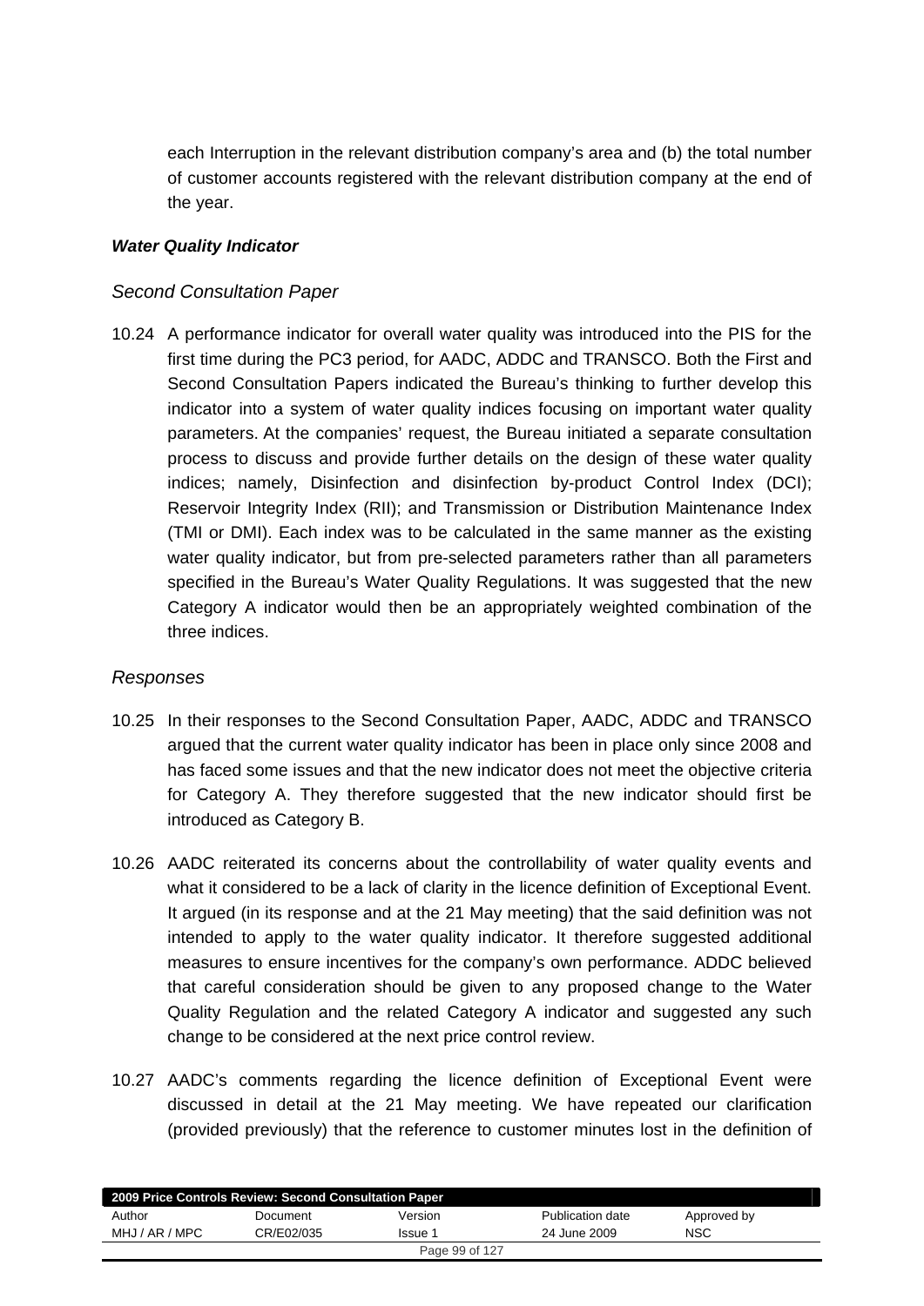each Interruption in the relevant distribution company's area and (b) the total number of customer accounts registered with the relevant distribution company at the end of the year.

***Water Quality Indicator***

*Second Consultation Paper*

10.24 A performance indicator for overall water quality was introduced into the PIS for the first time during the PC3 period, for AADC, ADDC and TRANSCO. Both the First and Second Consultation Papers indicated the Bureau's thinking to further develop this indicator into a system of water quality indices focusing on important water quality parameters. At the companies' request, the Bureau initiated a separate consultation process to discuss and provide further details on the design of these water quality indices; namely, Disinfection and disinfection by-product Control Index (DCI); Reservoir Integrity Index (RII); and Transmission or Distribution Maintenance Index (TMI or DMI). Each index was to be calculated in the same manner as the existing water quality indicator, but from pre-selected parameters rather than all parameters specified in the Bureau's Water Quality Regulations. It was suggested that the new Category A indicator would then be an appropriately weighted combination of the three indices.

*Responses*

10.25 In their responses to the Second Consultation Paper, AADC, ADDC and TRANSCO argued that the current water quality indicator has been in place only since 2008 and has faced some issues and that the new indicator does not meet the objective criteria for Category A. They therefore suggested that the new indicator should first be introduced as Category B.

10.26 AADC reiterated its concerns about the controllability of water quality events and what it considered to be a lack of clarity in the licence definition of Exceptional Event. It argued (in its response and at the 21 May meeting) that the said definition was not intended to apply to the water quality indicator. It therefore suggested additional measures to ensure incentives for the company's own performance. ADDC believed that careful consideration should be given to any proposed change to the Water Quality Regulation and the related Category A indicator and suggested any such change to be considered at the next price control review.

10.27 AADC's comments regarding the licence definition of Exceptional Event were discussed in detail at the 21 May meeting. We have repeated our clarification (provided previously) that the reference to customer minutes lost in the definition of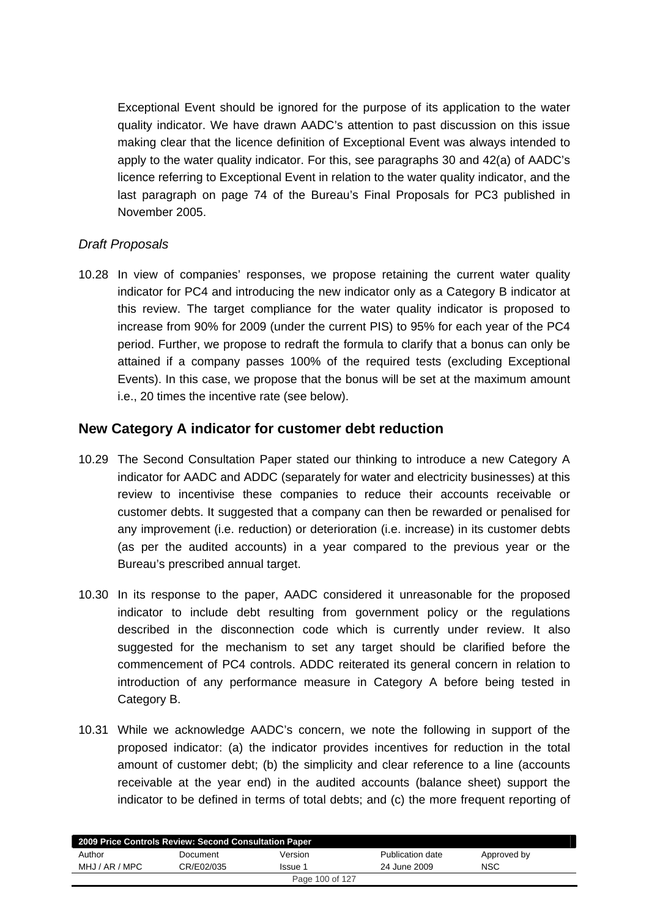Exceptional Event should be ignored for the purpose of its application to the water quality indicator. We have drawn AADC's attention to past discussion on this issue making clear that the licence definition of Exceptional Event was always intended to apply to the water quality indicator. For this, see paragraphs 30 and 42(a) of AADC's licence referring to Exceptional Event in relation to the water quality indicator, and the last paragraph on page 74 of the Bureau's Final Proposals for PC3 published in November 2005.

*Draft Proposals*

10.28 In view of companies' responses, we propose retaining the current water quality indicator for PC4 and introducing the new indicator only as a Category B indicator at this review. The target compliance for the water quality indicator is proposed to increase from 90% for 2009 (under the current PIS) to 95% for each year of the PC4 period. Further, we propose to redraft the formula to clarify that a bonus can only be attained if a company passes 100% of the required tests (excluding Exceptional Events). In this case, we propose that the bonus will be set at the maximum amount i.e., 20 times the incentive rate (see below).

## New Category A indicator for customer debt reduction

10.29 The Second Consultation Paper stated our thinking to introduce a new Category A indicator for AADC and ADDC (separately for water and electricity businesses) at this review to incentivise these companies to reduce their accounts receivable or customer debts. It suggested that a company can then be rewarded or penalised for any improvement (i.e. reduction) or deterioration (i.e. increase) in its customer debts (as per the audited accounts) in a year compared to the previous year or the Bureau's prescribed annual target.

10.30 In its response to the paper, AADC considered it unreasonable for the proposed indicator to include debt resulting from government policy or the regulations described in the disconnection code which is currently under review. It also suggested for the mechanism to set any target should be clarified before the commencement of PC4 controls. ADDC reiterated its general concern in relation to introduction of any performance measure in Category A before being tested in Category B.

10.31 While we acknowledge AADC's concern, we note the following in support of the proposed indicator: (a) the indicator provides incentives for reduction in the total amount of customer debt; (b) the simplicity and clear reference to a line (accounts receivable at the year end) in the audited accounts (balance sheet) support the indicator to be defined in terms of total debts; and (c) the more frequent reporting of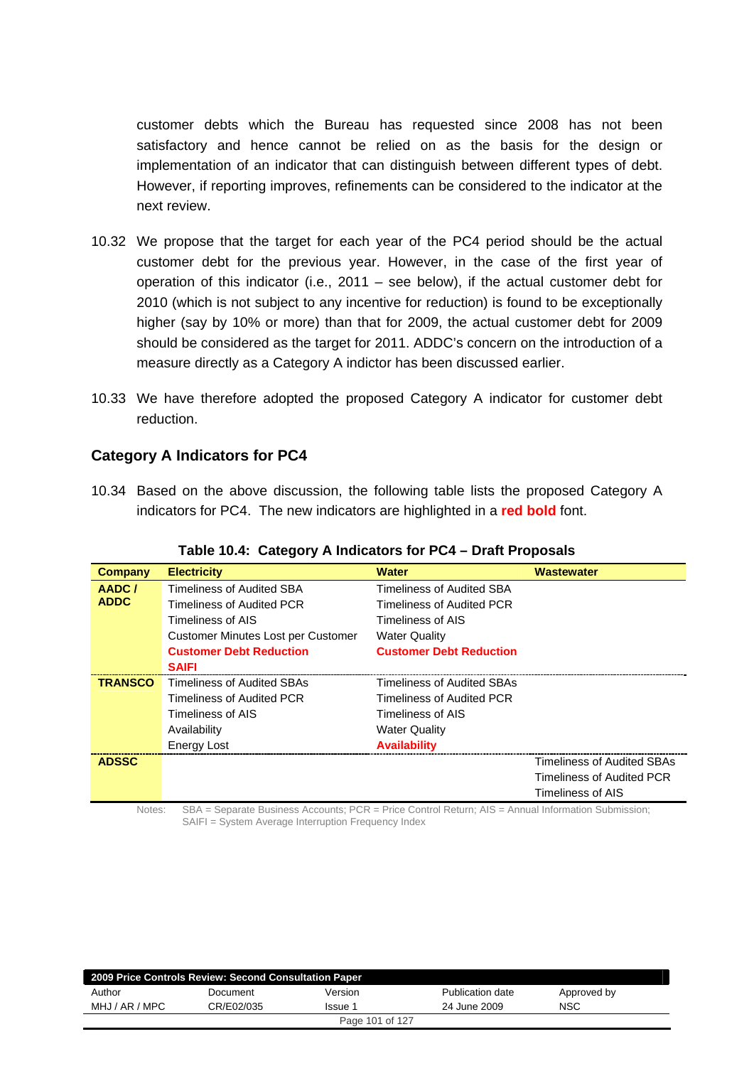customer debts which the Bureau has requested since 2008 has not been satisfactory and hence cannot be relied on as the basis for the design or implementation of an indicator that can distinguish between different types of debt. However, if reporting improves, refinements can be considered to the indicator at the next review.

10.32 We propose that the target for each year of the PC4 period should be the actual customer debt for the previous year. However, in the case of the first year of operation of this indicator (i.e., 2011 – see below), if the actual customer debt for 2010 (which is not subject to any incentive for reduction) is found to be exceptionally higher (say by 10% or more) than that for 2009, the actual customer debt for 2009 should be considered as the target for 2011. ADDC's concern on the introduction of a measure directly as a Category A indictor has been discussed earlier.

10.33 We have therefore adopted the proposed Category A indicator for customer debt reduction.

## Category A Indicators for PC4

10.34 Based on the above discussion, the following table lists the proposed Category A indicators for PC4. The new indicators are highlighted in a **red bold** font.

**Table 10.4: Category A Indicators for PC4 – Draft Proposals**

| Company | Electricity | Water | Wastewater |
|---|---|---|---|
| **AADC / ADDC** | Timeliness of Audited SBA<br>Timeliness of Audited PCR<br>Timeliness of AIS<br>Customer Minutes Lost per Customer<br>**Customer Debt Reduction**<br>**SAIFI** | Timeliness of Audited SBA<br>Timeliness of Audited PCR<br>Timeliness of AIS<br>Water Quality<br>**Customer Debt Reduction** | |
| **TRANSCO** | Timeliness of Audited SBAs<br>Timeliness of Audited PCR<br>Timeliness of AIS<br>Availability<br>Energy Lost | Timeliness of Audited SBAs<br>Timeliness of Audited PCR<br>Timeliness of AIS<br>Water Quality<br>**Availability** | |
| **ADSSC** | | | Timeliness of Audited SBAs<br>Timeliness of Audited PCR<br>Timeliness of AIS |

Notes: SBA = Separate Business Accounts; PCR = Price Control Return; AIS = Annual Information Submission; SAIFI = System Average Interruption Frequency Index

| 2009 Price Controls Review: Second Consultation Paper | | | | |
|---|---|---|---|---|
| Author | Document | Version | Publication date | Approved by |
| MHJ / AR / MPC | CR/E02/035 | Issue 1 | 24 June 2009 | NSC |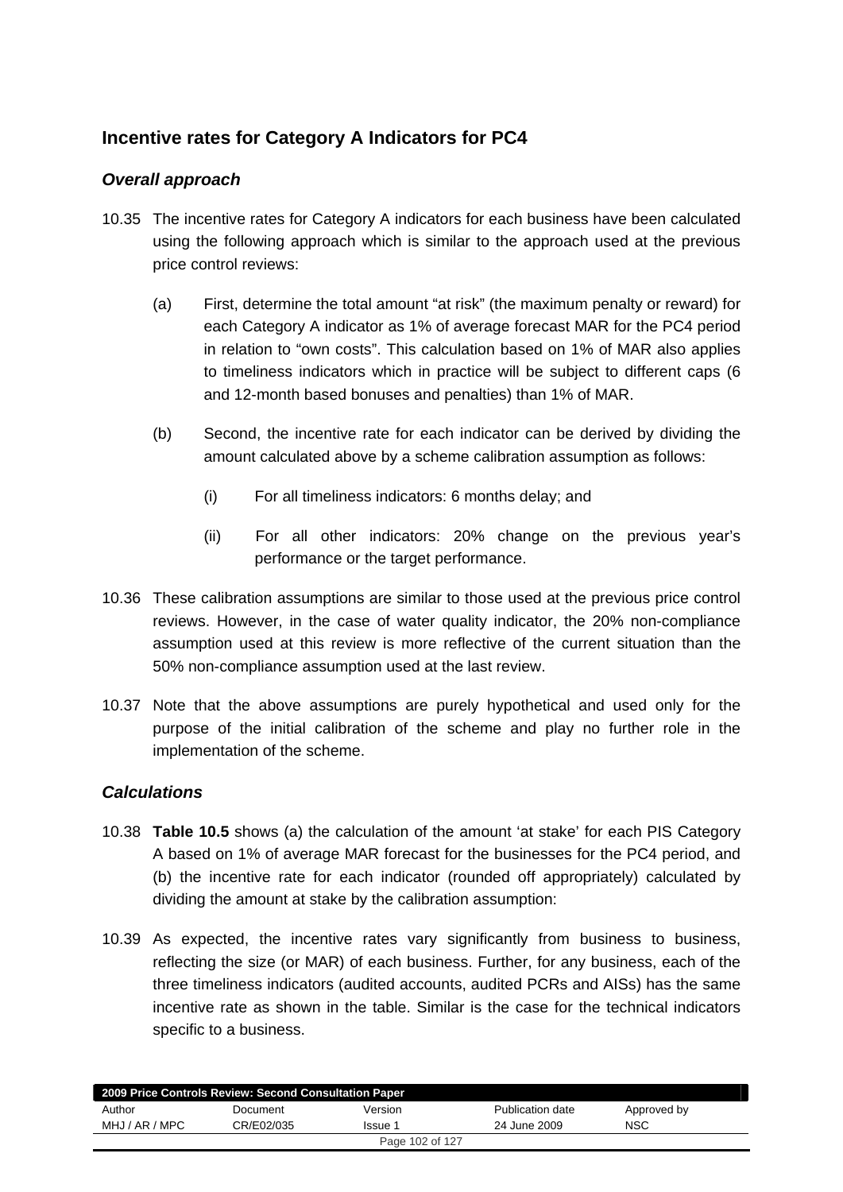## Incentive rates for Category A Indicators for PC4

### *Overall approach*

10.35 The incentive rates for Category A indicators for each business have been calculated using the following approach which is similar to the approach used at the previous price control reviews:

(a) First, determine the total amount "at risk" (the maximum penalty or reward) for each Category A indicator as 1% of average forecast MAR for the PC4 period in relation to "own costs". This calculation based on 1% of MAR also applies to timeliness indicators which in practice will be subject to different caps (6 and 12-month based bonuses and penalties) than 1% of MAR.

(b) Second, the incentive rate for each indicator can be derived by dividing the amount calculated above by a scheme calibration assumption as follows:

(i) For all timeliness indicators: 6 months delay; and

(ii) For all other indicators: 20% change on the previous year's performance or the target performance.

10.36 These calibration assumptions are similar to those used at the previous price control reviews. However, in the case of water quality indicator, the 20% non-compliance assumption used at this review is more reflective of the current situation than the 50% non-compliance assumption used at the last review.

10.37 Note that the above assumptions are purely hypothetical and used only for the purpose of the initial calibration of the scheme and play no further role in the implementation of the scheme.

### *Calculations*

10.38 **Table 10.5** shows (a) the calculation of the amount 'at stake' for each PIS Category A based on 1% of average MAR forecast for the businesses for the PC4 period, and (b) the incentive rate for each indicator (rounded off appropriately) calculated by dividing the amount at stake by the calibration assumption:

10.39 As expected, the incentive rates vary significantly from business to business, reflecting the size (or MAR) of each business. Further, for any business, each of the three timeliness indicators (audited accounts, audited PCRs and AISs) has the same incentive rate as shown in the table. Similar is the case for the technical indicators specific to a business.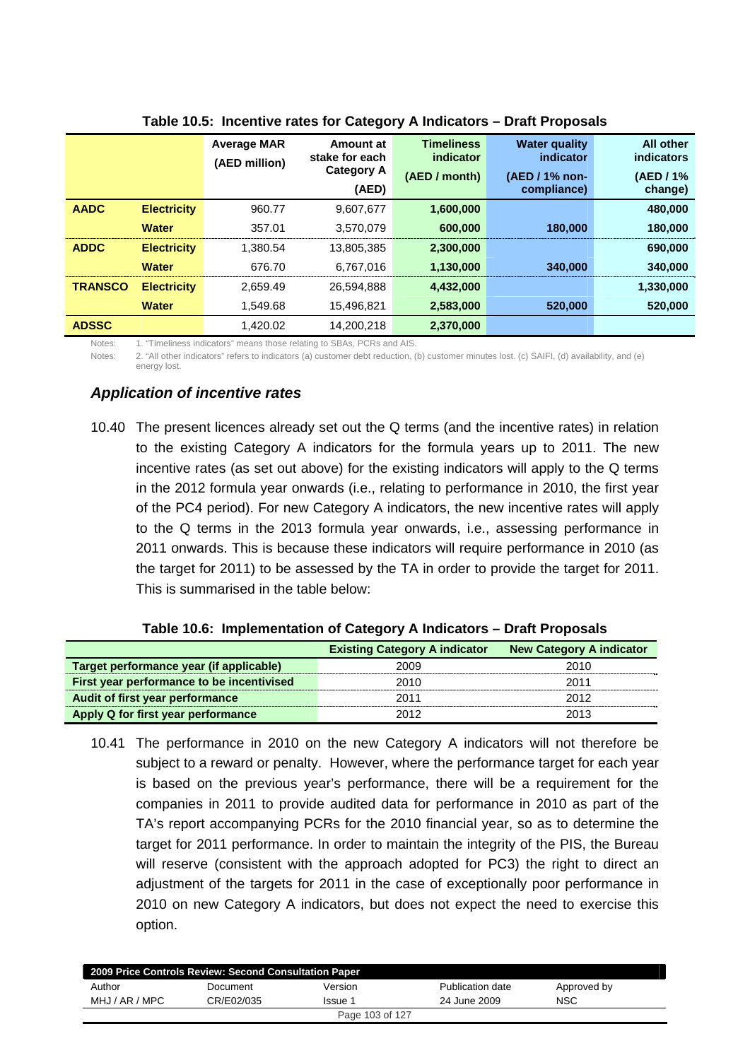**Table 10.5: Incentive rates for Category A Indicators – Draft Proposals**

| | | Average MAR (AED million) | Amount at stake for each Category A (AED) | Timeliness indicator (AED / month) | Water quality indicator (AED / 1% non-compliance) | All other indicators (AED / 1% change) |
|---|---|---|---|---|---|---|
| **AADC** | **Electricity** | 960.77 | 9,607,677 | **1,600,000** | | **480,000** |
| | **Water** | 357.01 | 3,570,079 | **600,000** | **180,000** | **180,000** |
| **ADDC** | **Electricity** | 1,380.54 | 13,805,385 | **2,300,000** | | **690,000** |
| | **Water** | 676.70 | 6,767,016 | **1,130,000** | **340,000** | **340,000** |
| **TRANSCO** | **Electricity** | 2,659.49 | 26,594,888 | **4,432,000** | | **1,330,000** |
| | **Water** | 1,549.68 | 15,496,821 | **2,583,000** | **520,000** | **520,000** |
| **ADSSC** | | 1,420.02 | 14,200,218 | **2,370,000** | | |

Notes: 1. "Timeliness indicators" means those relating to SBAs, PCRs and AIS.

Notes: 2. "All other indicators" refers to indicators (a) customer debt reduction, (b) customer minutes lost. (c) SAIFI, (d) availability, and (e) energy lost.

### *Application of incentive rates*

10.40 The present licences already set out the Q terms (and the incentive rates) in relation to the existing Category A indicators for the formula years up to 2011. The new incentive rates (as set out above) for the existing indicators will apply to the Q terms in the 2012 formula year onwards (i.e., relating to performance in 2010, the first year of the PC4 period). For new Category A indicators, the new incentive rates will apply to the Q terms in the 2013 formula year onwards, i.e., assessing performance in 2011 onwards. This is because these indicators will require performance in 2010 (as the target for 2011) to be assessed by the TA in order to provide the target for 2011. This is summarised in the table below:

**Table 10.6: Implementation of Category A Indicators – Draft Proposals**

| | Existing Category A indicator | New Category A indicator |
|---|---|---|
| **Target performance year (if applicable)** | 2009 | 2010 |
| **First year performance to be incentivised** | 2010 | 2011 |
| **Audit of first year performance** | 2011 | 2012 |
| **Apply Q for first year performance** | 2012 | 2013 |

10.41 The performance in 2010 on the new Category A indicators will not therefore be subject to a reward or penalty. However, where the performance target for each year is based on the previous year's performance, there will be a requirement for the companies in 2011 to provide audited data for performance in 2010 as part of the TA's report accompanying PCRs for the 2010 financial year, so as to determine the target for 2011 performance. In order to maintain the integrity of the PIS, the Bureau will reserve (consistent with the approach adopted for PC3) the right to direct an adjustment of the targets for 2011 in the case of exceptionally poor performance in 2010 on new Category A indicators, but does not expect the need to exercise this option.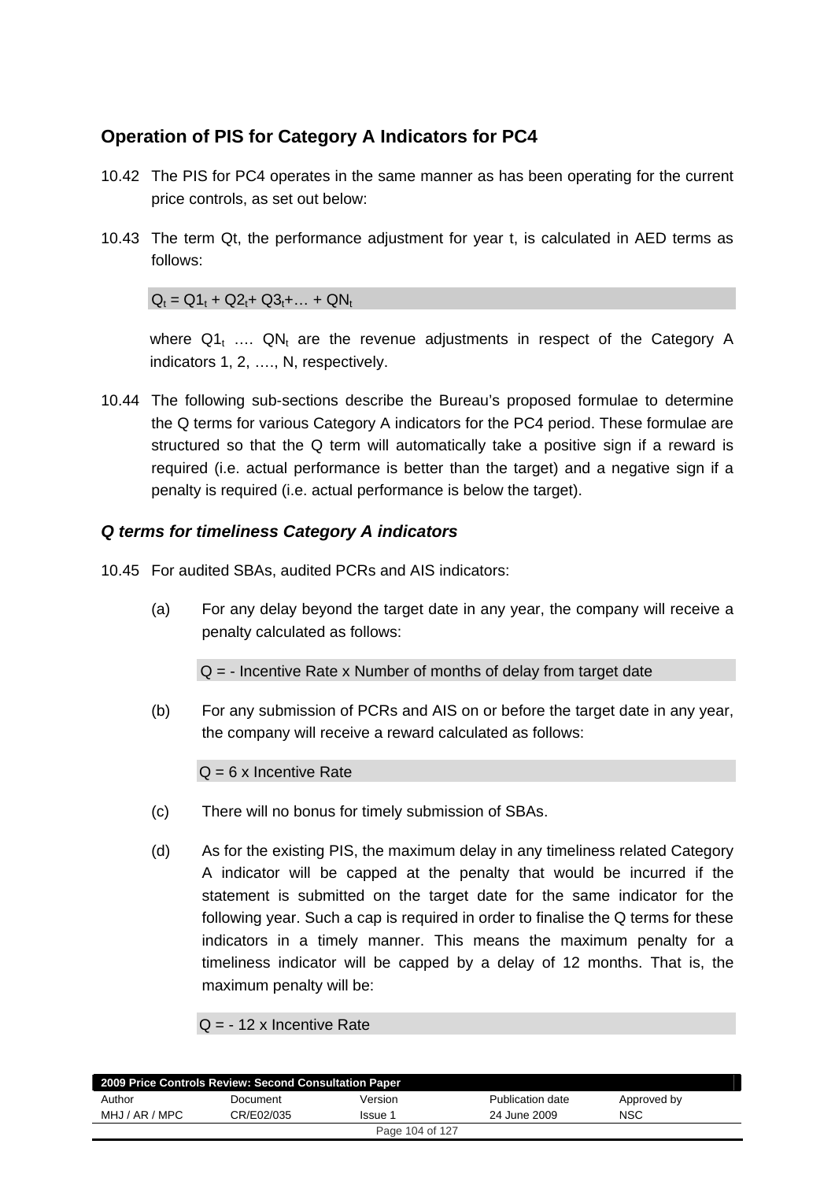## Operation of PIS for Category A Indicators for PC4

10.42 The PIS for PC4 operates in the same manner as has been operating for the current price controls, as set out below:

10.43 The term Qt, the performance adjustment for year t, is calculated in AED terms as follows:

$$Q_t = Q1_t + Q2_t + Q3_t + \ldots + QN_t$$

where $Q1_t$ …. $QN_t$ are the revenue adjustments in respect of the Category A indicators 1, 2, …., N, respectively.

10.44 The following sub-sections describe the Bureau's proposed formulae to determine the Q terms for various Category A indicators for the PC4 period. These formulae are structured so that the Q term will automatically take a positive sign if a reward is required (i.e. actual performance is better than the target) and a negative sign if a penalty is required (i.e. actual performance is below the target).

### *Q terms for timeliness Category A indicators*

10.45 For audited SBAs, audited PCRs and AIS indicators:

(a) For any delay beyond the target date in any year, the company will receive a penalty calculated as follows:

$$Q = -\text{ Incentive Rate} \times \text{Number of months of delay from target date}$$

(b) For any submission of PCRs and AIS on or before the target date in any year, the company will receive a reward calculated as follows:

$$Q = 6 \times \text{Incentive Rate}$$

(c) There will no bonus for timely submission of SBAs.

(d) As for the existing PIS, the maximum delay in any timeliness related Category A indicator will be capped at the penalty that would be incurred if the statement is submitted on the target date for the same indicator for the following year. Such a cap is required in order to finalise the Q terms for these indicators in a timely manner. This means the maximum penalty for a timeliness indicator will be capped by a delay of 12 months. That is, the maximum penalty will be:

$$Q = -12 \times \text{Incentive Rate}$$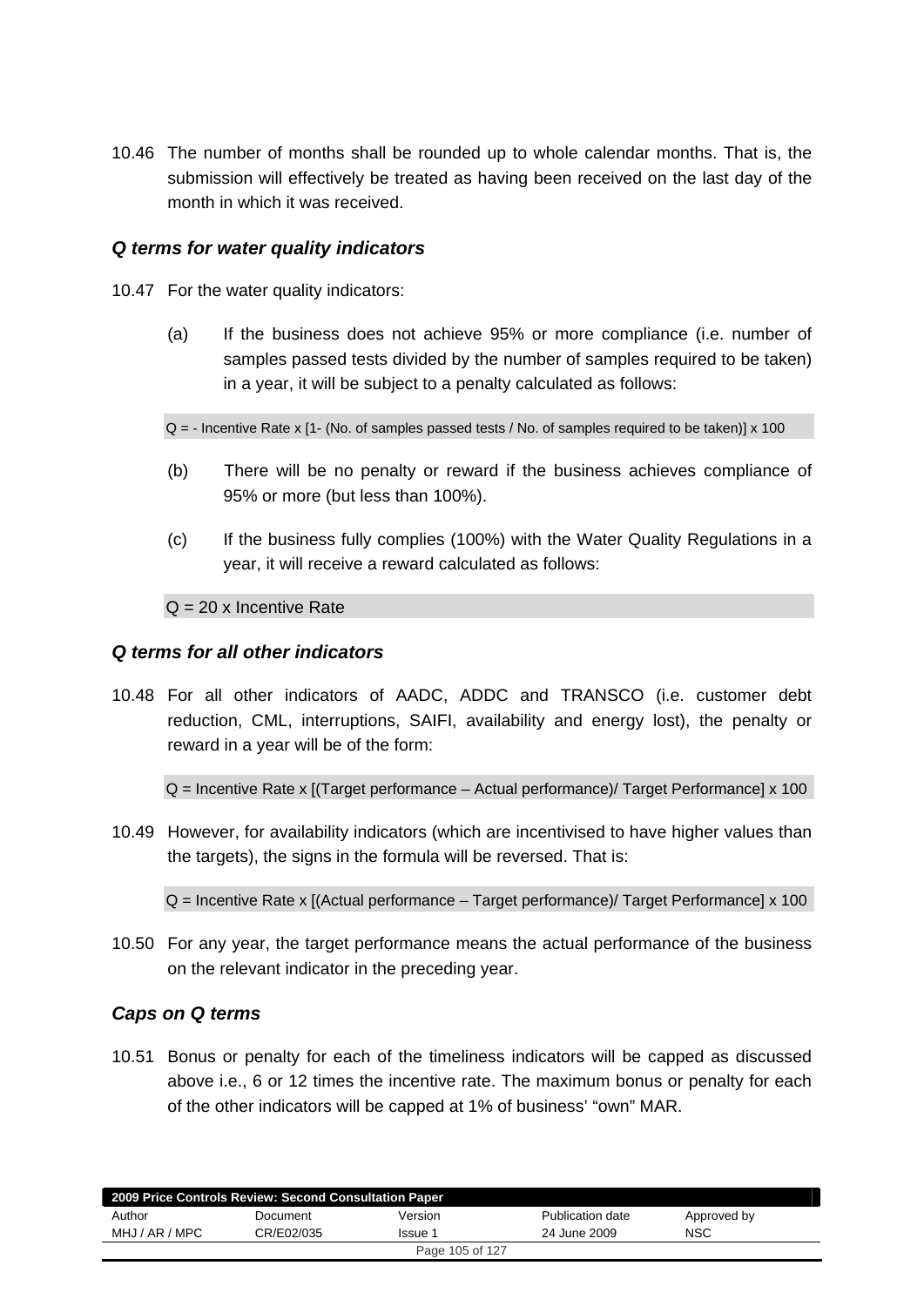10.46 The number of months shall be rounded up to whole calendar months. That is, the submission will effectively be treated as having been received on the last day of the month in which it was received.

### *Q terms for water quality indicators*

10.47 For the water quality indicators:

(a) If the business does not achieve 95% or more compliance (i.e. number of samples passed tests divided by the number of samples required to be taken) in a year, it will be subject to a penalty calculated as follows:

$$Q = -\text{Incentive Rate} \times [1 - (\text{No. of samples passed tests} / \text{No. of samples required to be taken})] \times 100$$

(b) There will be no penalty or reward if the business achieves compliance of 95% or more (but less than 100%).

(c) If the business fully complies (100%) with the Water Quality Regulations in a year, it will receive a reward calculated as follows:

$$Q = 20 \times \text{Incentive Rate}$$

### *Q terms for all other indicators*

10.48 For all other indicators of AADC, ADDC and TRANSCO (i.e. customer debt reduction, CML, interruptions, SAIFI, availability and energy lost), the penalty or reward in a year will be of the form:

$$Q = \text{Incentive Rate} \times [(\text{Target performance} - \text{Actual performance}) / \text{Target Performance}] \times 100$$

10.49 However, for availability indicators (which are incentivised to have higher values than the targets), the signs in the formula will be reversed. That is:

$$Q = \text{Incentive Rate} \times [(\text{Actual performance} - \text{Target performance}) / \text{Target Performance}] \times 100$$

10.50 For any year, the target performance means the actual performance of the business on the relevant indicator in the preceding year.

### *Caps on Q terms*

10.51 Bonus or penalty for each of the timeliness indicators will be capped as discussed above i.e., 6 or 12 times the incentive rate. The maximum bonus or penalty for each of the other indicators will be capped at 1% of business' "own" MAR.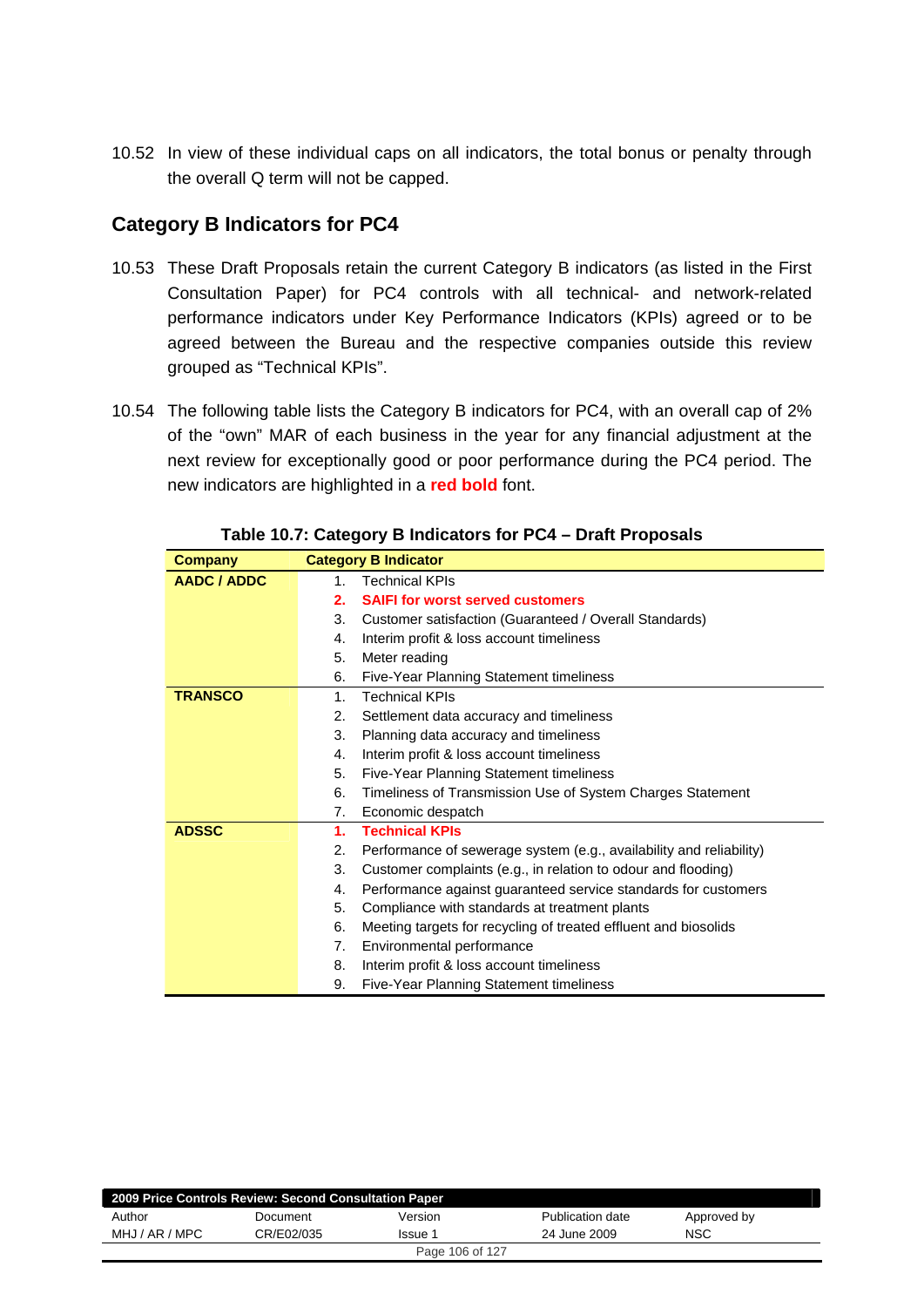10.52 In view of these individual caps on all indicators, the total bonus or penalty through the overall Q term will not be capped.

## Category B Indicators for PC4

10.53 These Draft Proposals retain the current Category B indicators (as listed in the First Consultation Paper) for PC4 controls with all technical- and network-related performance indicators under Key Performance Indicators (KPIs) agreed or to be agreed between the Bureau and the respective companies outside this review grouped as "Technical KPIs".

10.54 The following table lists the Category B indicators for PC4, with an overall cap of 2% of the "own" MAR of each business in the year for any financial adjustment at the next review for exceptionally good or poor performance during the PC4 period. The new indicators are highlighted in a **red bold** font.

**Table 10.7: Category B Indicators for PC4 – Draft Proposals**

| Company | Category B Indicator |
|---|---|
| **AADC / ADDC** | 1. Technical KPIs |
| | **2. SAIFI for worst served customers** |
| | 3. Customer satisfaction (Guaranteed / Overall Standards) |
| | 4. Interim profit & loss account timeliness |
| | 5. Meter reading |
| | 6. Five-Year Planning Statement timeliness |
| **TRANSCO** | 1. Technical KPIs |
| | 2. Settlement data accuracy and timeliness |
| | 3. Planning data accuracy and timeliness |
| | 4. Interim profit & loss account timeliness |
| | 5. Five-Year Planning Statement timeliness |
| | 6. Timeliness of Transmission Use of System Charges Statement |
| | 7. Economic despatch |
| **ADSSC** | **1. Technical KPIs** |
| | 2. Performance of sewerage system (e.g., availability and reliability) |
| | 3. Customer complaints (e.g., in relation to odour and flooding) |
| | 4. Performance against guaranteed service standards for customers |
| | 5. Compliance with standards at treatment plants |
| | 6. Meeting targets for recycling of treated effluent and biosolids |
| | 7. Environmental performance |
| | 8. Interim profit & loss account timeliness |
| | 9. Five-Year Planning Statement timeliness |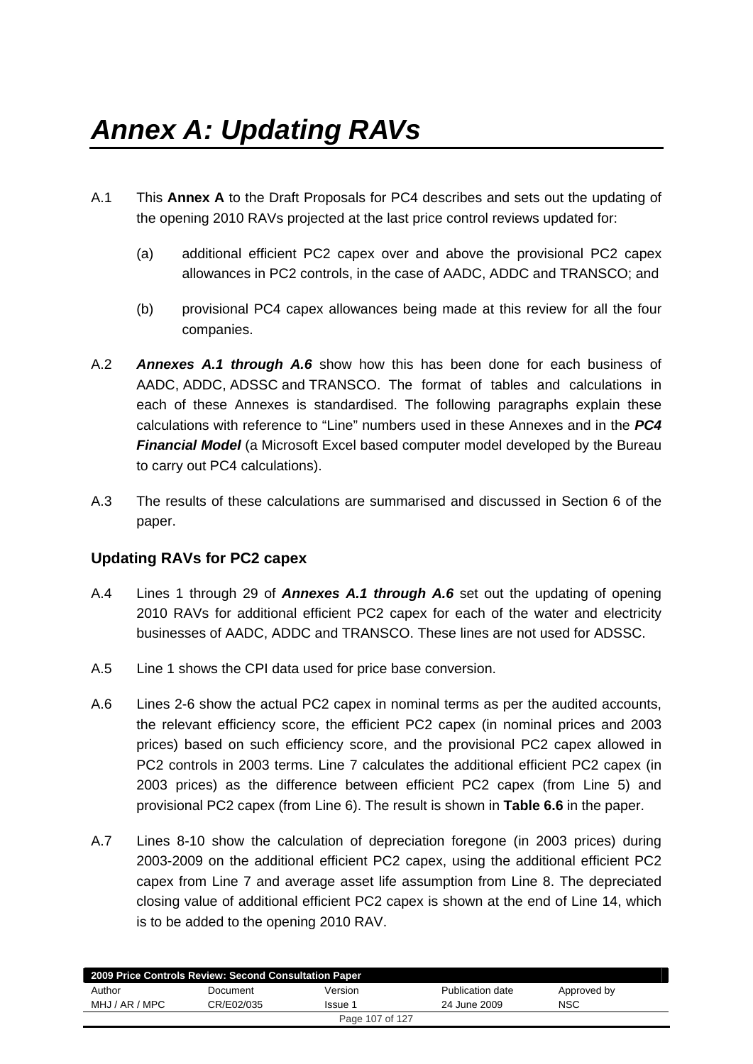# *Annex A: Updating RAVs*

A.1 This **Annex A** to the Draft Proposals for PC4 describes and sets out the updating of the opening 2010 RAVs projected at the last price control reviews updated for:

(a) additional efficient PC2 capex over and above the provisional PC2 capex allowances in PC2 controls, in the case of AADC, ADDC and TRANSCO; and

(b) provisional PC4 capex allowances being made at this review for all the four companies.

A.2 ***Annexes A.1 through A.6*** show how this has been done for each business of AADC, ADDC, ADSSC and TRANSCO. The format of tables and calculations in each of these Annexes is standardised. The following paragraphs explain these calculations with reference to "Line" numbers used in these Annexes and in the ***PC4 Financial Model*** (a Microsoft Excel based computer model developed by the Bureau to carry out PC4 calculations).

A.3 The results of these calculations are summarised and discussed in Section 6 of the paper.

## Updating RAVs for PC2 capex

A.4 Lines 1 through 29 of ***Annexes A.1 through A.6*** set out the updating of opening 2010 RAVs for additional efficient PC2 capex for each of the water and electricity businesses of AADC, ADDC and TRANSCO. These lines are not used for ADSSC.

A.5 Line 1 shows the CPI data used for price base conversion.

A.6 Lines 2-6 show the actual PC2 capex in nominal terms as per the audited accounts, the relevant efficiency score, the efficient PC2 capex (in nominal prices and 2003 prices) based on such efficiency score, and the provisional PC2 capex allowed in PC2 controls in 2003 terms. Line 7 calculates the additional efficient PC2 capex (in 2003 prices) as the difference between efficient PC2 capex (from Line 5) and provisional PC2 capex (from Line 6). The result is shown in **Table 6.6** in the paper.

A.7 Lines 8-10 show the calculation of depreciation foregone (in 2003 prices) during 2003-2009 on the additional efficient PC2 capex, using the additional efficient PC2 capex from Line 7 and average asset life assumption from Line 8. The depreciated closing value of additional efficient PC2 capex is shown at the end of Line 14, which is to be added to the opening 2010 RAV.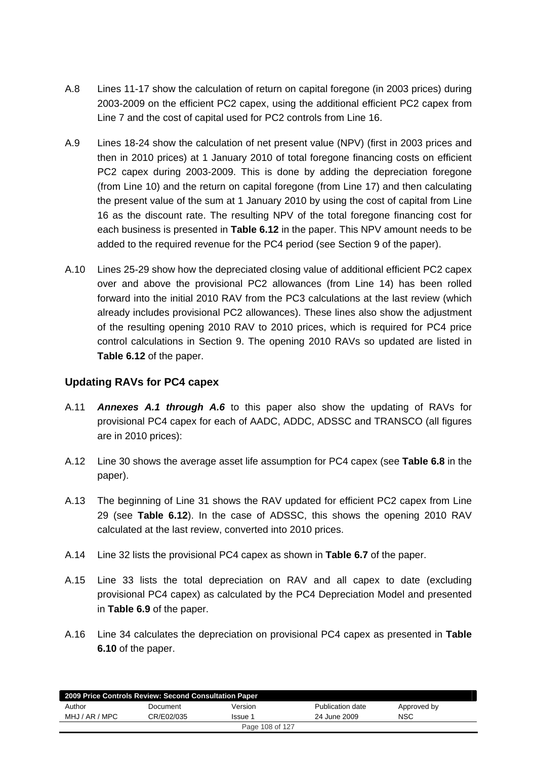A.8 Lines 11-17 show the calculation of return on capital foregone (in 2003 prices) during 2003-2009 on the efficient PC2 capex, using the additional efficient PC2 capex from Line 7 and the cost of capital used for PC2 controls from Line 16.

A.9 Lines 18-24 show the calculation of net present value (NPV) (first in 2003 prices and then in 2010 prices) at 1 January 2010 of total foregone financing costs on efficient PC2 capex during 2003-2009. This is done by adding the depreciation foregone (from Line 10) and the return on capital foregone (from Line 17) and then calculating the present value of the sum at 1 January 2010 by using the cost of capital from Line 16 as the discount rate. The resulting NPV of the total foregone financing cost for each business is presented in **Table 6.12** in the paper. This NPV amount needs to be added to the required revenue for the PC4 period (see Section 9 of the paper).

A.10 Lines 25-29 show how the depreciated closing value of additional efficient PC2 capex over and above the provisional PC2 allowances (from Line 14) has been rolled forward into the initial 2010 RAV from the PC3 calculations at the last review (which already includes provisional PC2 allowances). These lines also show the adjustment of the resulting opening 2010 RAV to 2010 prices, which is required for PC4 price control calculations in Section 9. The opening 2010 RAVs so updated are listed in **Table 6.12** of the paper.

## Updating RAVs for PC4 capex

A.11 ***Annexes A.1 through A.6*** to this paper also show the updating of RAVs for provisional PC4 capex for each of AADC, ADDC, ADSSC and TRANSCO (all figures are in 2010 prices):

A.12 Line 30 shows the average asset life assumption for PC4 capex (see **Table 6.8** in the paper).

A.13 The beginning of Line 31 shows the RAV updated for efficient PC2 capex from Line 29 (see **Table 6.12**). In the case of ADSSC, this shows the opening 2010 RAV calculated at the last review, converted into 2010 prices.

A.14 Line 32 lists the provisional PC4 capex as shown in **Table 6.7** of the paper.

A.15 Line 33 lists the total depreciation on RAV and all capex to date (excluding provisional PC4 capex) as calculated by the PC4 Depreciation Model and presented in **Table 6.9** of the paper.

A.16 Line 34 calculates the depreciation on provisional PC4 capex as presented in **Table 6.10** of the paper.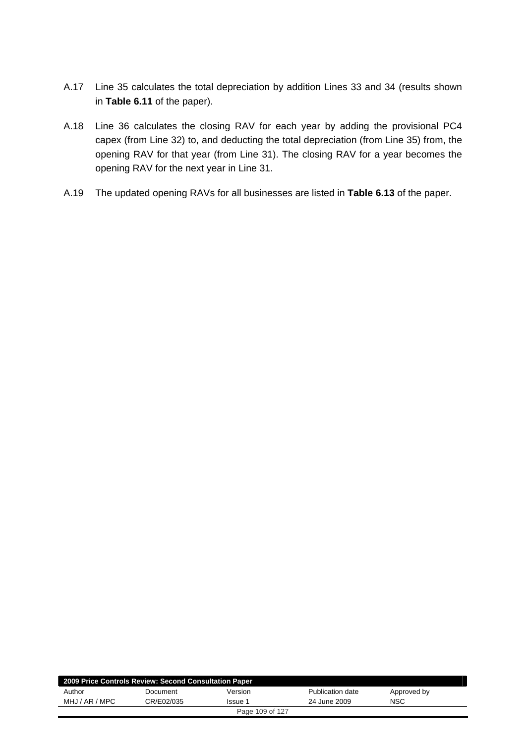A.17 Line 35 calculates the total depreciation by addition Lines 33 and 34 (results shown in **Table 6.11** of the paper).

A.18 Line 36 calculates the closing RAV for each year by adding the provisional PC4 capex (from Line 32) to, and deducting the total depreciation (from Line 35) from, the opening RAV for that year (from Line 31). The closing RAV for a year becomes the opening RAV for the next year in Line 31.

A.19 The updated opening RAVs for all businesses are listed in **Table 6.13** of the paper.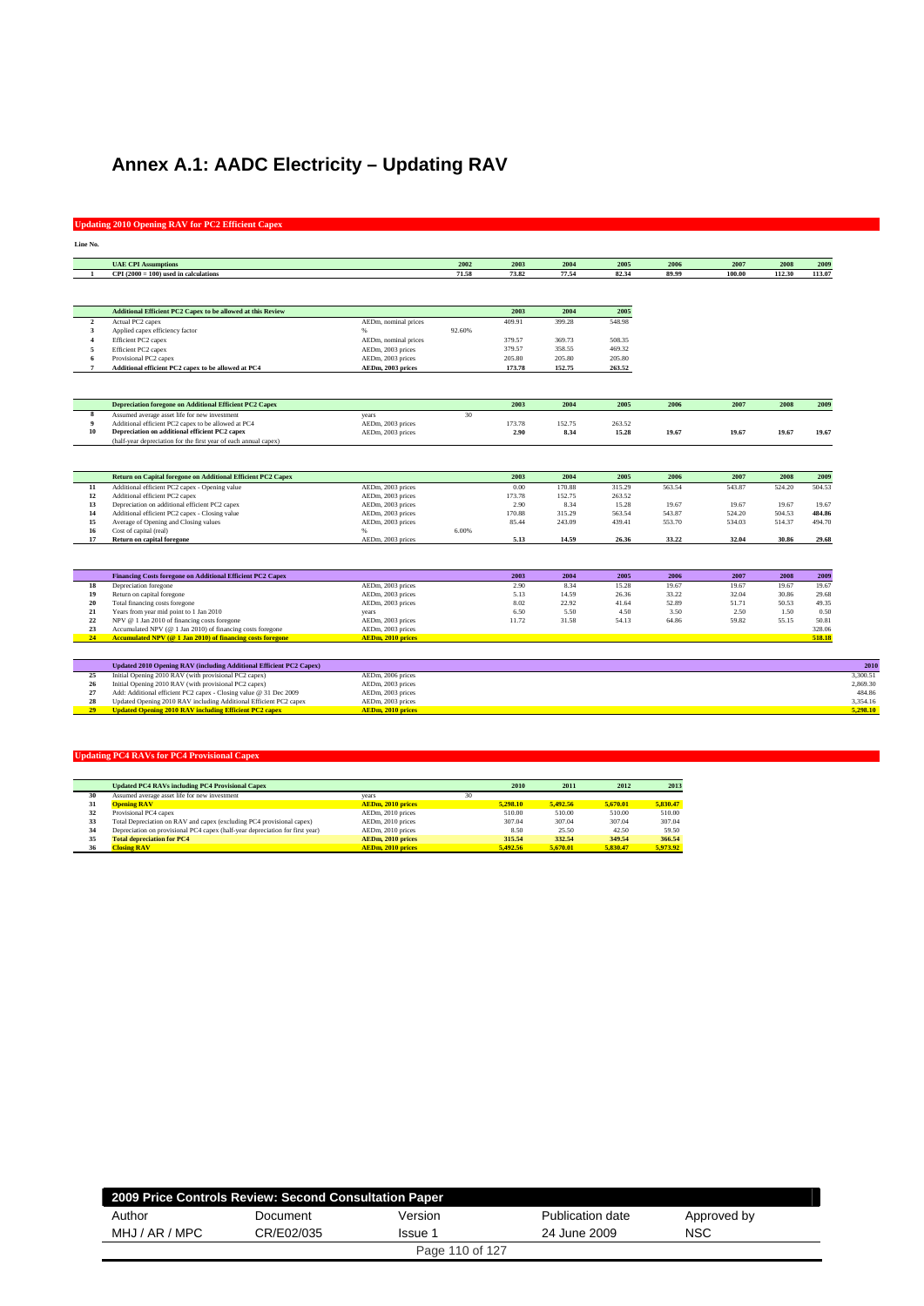# Annex A.1: AADC Electricity – Updating RAV

## Updating 2010 Opening RAV for PC2 Efficient Capex

Line No.

| Line No. | UAE CPI Assumptions | | | 2002 | 2003 | 2004 | 2005 | 2006 | 2007 | 2008 | 2009 |
|---|---|---|---|---|---|---|---|---|---|---|---|
| 1 | **CPI (2000 = 100) used in calculations** | | | 71.58 | 73.82 | 77.54 | 82.34 | 89.99 | 100.00 | 112.30 | 113.07 |

| Line No. | Additional Efficient PC2 Capex to be allowed at this Review | Units | | 2003 | 2004 | 2005 |
|---|---|---|---|---|---|---|
| 2 | Actual PC2 capex | AEDm, nominal prices | | 409.91 | 399.28 | 548.98 |
| 3 | Applied capex efficiency factor | % | 92.60% | | | |
| 4 | Efficient PC2 capex | AEDm, nominal prices | | 379.57 | 369.73 | 508.35 |
| 5 | Efficient PC2 capex | AEDm, 2003 prices | | 379.57 | 358.55 | 469.32 |
| 6 | Provisional PC2 capex | AEDm, 2003 prices | | 205.80 | 205.80 | 205.80 |
| 7 | **Additional efficient PC2 capex to be allowed at PC4** | **AEDm, 2003 prices** | | **173.78** | **152.75** | **263.52** |

| Line No. | Depreciation foregone on Additional Efficient PC2 Capex | Units | | 2003 | 2004 | 2005 | 2006 | 2007 | 2008 | 2009 |
|---|---|---|---|---|---|---|---|---|---|---|
| 8 | Assumed average asset life for new investment | years | 30 | | | | | | | |
| 9 | Additional efficient PC2 capex to be allowed at PC4 | AEDm, 2003 prices | | 173.78 | 152.75 | 263.52 | | | | |
| 10 | **Depreciation on additional efficient PC2 capex** | AEDm, 2003 prices | | **2.90** | **8.34** | **15.28** | **19.67** | **19.67** | **19.67** | **19.67** |
| | (half-year depreciation for the first year of each annual capex) | | | | | | | | | |

| Line No. | Return on Capital foregone on Additional Efficient PC2 Capex | Units | | 2003 | 2004 | 2005 | 2006 | 2007 | 2008 | 2009 |
|---|---|---|---|---|---|---|---|---|---|---|
| 11 | Additional efficient PC2 capex - Opening value | AEDm, 2003 prices | | 0.00 | 170.88 | 315.29 | 563.54 | 543.87 | 524.20 | 504.53 |
| 12 | Additional efficient PC2 capex | AEDm, 2003 prices | | 173.78 | 152.75 | 263.52 | | | | |
| 13 | Depreciation on additional efficient PC2 capex | AEDm, 2003 prices | | 2.90 | 8.34 | 15.28 | 19.67 | 19.67 | 19.67 | 19.67 |
| 14 | Additional efficient PC2 capex - Closing value | AEDm, 2003 prices | | 170.88 | 315.29 | 563.54 | 543.87 | 524.20 | 504.53 | **484.86** |
| 15 | Average of Opening and Closing values | AEDm, 2003 prices | | 85.44 | 243.09 | 439.41 | 553.70 | 534.03 | 514.37 | 494.70 |
| 16 | Cost of capital (real) | % | 6.00% | | | | | | | |
| 17 | **Return on capital foregone** | AEDm, 2003 prices | | **5.13** | **14.59** | **26.36** | **33.22** | **32.04** | **30.86** | **29.68** |

| Line No. | Financing Costs foregone on Additional Efficient PC2 Capex | Units | 2003 | 2004 | 2005 | 2006 | 2007 | 2008 | 2009 |
|---|---|---|---|---|---|---|---|---|---|
| 18 | Depreciation foregone | AEDm, 2003 prices | 2.90 | 8.34 | 15.28 | 19.67 | 19.67 | 19.67 | 19.67 |
| 19 | Return on capital foregone | AEDm, 2003 prices | 5.13 | 14.59 | 26.36 | 33.22 | 32.04 | 30.86 | 29.68 |
| 20 | Total financing costs foregone | AEDm, 2003 prices | 8.02 | 22.92 | 41.64 | 52.89 | 51.71 | 50.53 | 49.35 |
| 21 | Years from year mid point to 1 Jan 2010 | years | 6.50 | 5.50 | 4.50 | 3.50 | 2.50 | 1.50 | 0.50 |
| 22 | NPV @ 1 Jan 2010 of financing costs foregone | AEDm, 2003 prices | 11.72 | 31.58 | 54.13 | 64.86 | 59.82 | 55.15 | 50.81 |
| 23 | Accumulated NPV (@ 1 Jan 2010) of financing costs foregone | AEDm, 2003 prices | | | | | | | 328.06 |
| 24 | **Accumulated NPV (@ 1 Jan 2010) of financing costs foregone** | **AEDm, 2010 prices** | | | | | | | **518.18** |

| Line No. | Updated 2010 Opening RAV (including Additional Efficient PC2 Capex) | Units | 2010 |
|---|---|---|---|
| 25 | Initial Opening 2010 RAV (with provisional PC2 capex) | AEDm, 2006 prices | 3,300.51 |
| 26 | Initial Opening 2010 RAV (with provisional PC2 capex) | AEDm, 2003 prices | 2,869.30 |
| 27 | Add: Additional efficient PC2 capex - Closing value @ 31 Dec 2009 | AEDm, 2003 prices | 484.86 |
| 28 | Updated Opening 2010 RAV including Additional Efficient PC2 capex | AEDm, 2003 prices | 3,354.16 |
| 29 | **Updated Opening 2010 RAV including Efficient PC2 capex** | **AEDm, 2010 prices** | **5,298.10** |

## Updating PC4 RAVs for PC4 Provisional Capex

| Line No. | Updated PC4 RAVs including PC4 Provisional Capex | Units | | 2010 | 2011 | 2012 | 2013 |
|---|---|---|---|---|---|---|---|
| 30 | Assumed average asset life for new investment | years | 30 | | | | |
| 31 | **Opening RAV** | **AEDm, 2010 prices** | | **5,298.10** | **5,492.56** | **5,670.01** | **5,830.47** |
| 32 | Provisional PC4 capex | AEDm, 2010 prices | | 510.00 | 510.00 | 510.00 | 510.00 |
| 33 | Total Depreciation on RAV and capex (excluding PC4 provisional capex) | AEDm, 2010 prices | | 307.04 | 307.04 | 307.04 | 307.04 |
| 34 | Depreciation on provisional PC4 capex (half-year depreciation for first year) | AEDm, 2010 prices | | 8.50 | 25.50 | 42.50 | 59.50 |
| 35 | **Total depreciation for PC4** | **AEDm, 2010 prices** | | **315.54** | **332.54** | **349.54** | **366.54** |
| 36 | **Closing RAV** | **AEDm, 2010 prices** | | **5,492.56** | **5,670.01** | **5,830.47** | **5,973.92** |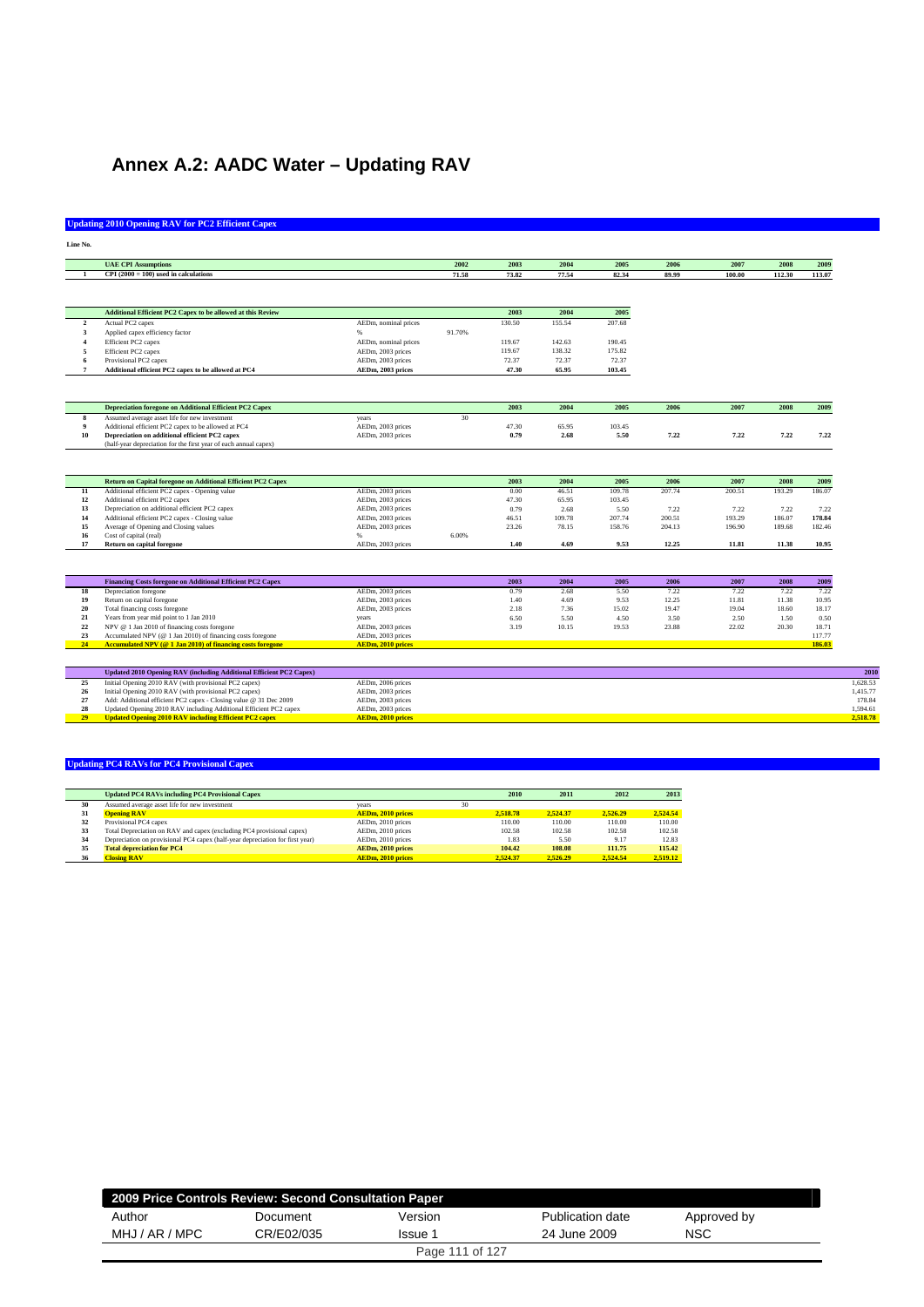# Annex A.2: AADC Water – Updating RAV

## Updating 2010 Opening RAV for PC2 Efficient Capex

Line No.

| | UAE CPI Assumptions | | 2002 | 2003 | 2004 | 2005 | 2006 | 2007 | 2008 | 2009 |
|---|---|---|---|---|---|---|---|---|---|---|
| 1 | CPI (2000 = 100) used in calculations | | 71.58 | 73.82 | 77.54 | 82.34 | 89.99 | 100.00 | 112.30 | 113.07 |

| | Additional Efficient PC2 Capex to be allowed at this Review | | | 2003 | 2004 | 2005 |
|---|---|---|---|---|---|---|
| 2 | Actual PC2 capex | AEDm, nominal prices | | 130.50 | 155.54 | 207.68 |
| 3 | Applied capex efficiency factor | % | 91.70% | | | |
| 4 | Efficient PC2 capex | AEDm, nominal prices | | 119.67 | 142.63 | 190.45 |
| 5 | Efficient PC2 capex | AEDm, 2003 prices | | 119.67 | 138.32 | 175.82 |
| 6 | Provisional PC2 capex | AEDm, 2003 prices | | 72.37 | 72.37 | 72.37 |
| 7 | **Additional efficient PC2 capex to be allowed at PC4** | **AEDm, 2003 prices** | | **47.30** | **65.95** | **103.45** |

| | Depreciation foregone on Additional Efficient PC2 Capex | | | 2003 | 2004 | 2005 | 2006 | 2007 | 2008 | 2009 |
|---|---|---|---|---|---|---|---|---|---|---|
| 8 | Assumed average asset life for new investment | years | 30 | | | | | | | |
| 9 | Additional efficient PC2 capex to be allowed at PC4 | AEDm, 2003 prices | | 47.30 | 65.95 | 103.45 | | | | |
| 10 | **Depreciation on additional efficient PC2 capex** | AEDm, 2003 prices | | **0.79** | **2.68** | **5.50** | **7.22** | **7.22** | **7.22** | **7.22** |
| | (half-year depreciation for the first year of each annual capex) | | | | | | | | | |

| | Return on Capital foregone on Additional Efficient PC2 Capex | | | 2003 | 2004 | 2005 | 2006 | 2007 | 2008 | 2009 |
|---|---|---|---|---|---|---|---|---|---|---|
| 11 | Additional efficient PC2 capex - Opening value | AEDm, 2003 prices | | 0.00 | 46.51 | 109.78 | 207.74 | 200.51 | 193.29 | 186.07 |
| 12 | Additional efficient PC2 capex | AEDm, 2003 prices | | 47.30 | 65.95 | 103.45 | | | | |
| 13 | Depreciation on additional efficient PC2 capex | AEDm, 2003 prices | | 0.79 | 2.68 | 5.50 | 7.22 | 7.22 | 7.22 | 7.22 |
| 14 | Additional efficient PC2 capex - Closing value | AEDm, 2003 prices | | 46.51 | 109.78 | 207.74 | 200.51 | 193.29 | 186.07 | **178.84** |
| 15 | Average of Opening and Closing values | AEDm, 2003 prices | | 23.26 | 78.15 | 158.76 | 204.13 | 196.90 | 189.68 | 182.46 |
| 16 | Cost of capital (real) | % | 6.00% | | | | | | | |
| 17 | **Return on capital foregone** | AEDm, 2003 prices | | **1.40** | **4.69** | **9.53** | **12.25** | **11.81** | **11.38** | **10.95** |

| | Financing Costs foregone on Additional Efficient PC2 Capex | | | 2003 | 2004 | 2005 | 2006 | 2007 | 2008 | 2009 |
|---|---|---|---|---|---|---|---|---|---|---|
| 18 | Depreciation foregone | AEDm, 2003 prices | | 0.79 | 2.68 | 5.50 | 7.22 | 7.22 | 7.22 | 7.22 |
| 19 | Return on capital foregone | AEDm, 2003 prices | | 1.40 | 4.69 | 9.53 | 12.25 | 11.81 | 11.38 | 10.95 |
| 20 | Total financing costs foregone | AEDm, 2003 prices | | 2.18 | 7.36 | 15.02 | 19.47 | 19.04 | 18.60 | 18.17 |
| 21 | Years from year mid point to 1 Jan 2010 | years | | 6.50 | 5.50 | 4.50 | 3.50 | 2.50 | 1.50 | 0.50 |
| 22 | NPV @ 1 Jan 2010 of financing costs foregone | AEDm, 2003 prices | | 3.19 | 10.15 | 19.53 | 23.88 | 22.02 | 20.30 | 18.71 |
| 23 | Accumulated NPV (@ 1 Jan 2010) of financing costs foregone | AEDm, 2003 prices | | | | | | | | 117.77 |
| 24 | **Accumulated NPV (@ 1 Jan 2010) of financing costs foregone** | **AEDm, 2010 prices** | | | | | | | | **186.03** |

| | Updated 2010 Opening RAV (including Additional Efficient PC2 Capex) | | 2010 |
|---|---|---|---|
| 25 | Initial Opening 2010 RAV (with provisional PC2 capex) | AEDm, 2006 prices | 1,628.53 |
| 26 | Initial Opening 2010 RAV (with provisional PC2 capex) | AEDm, 2003 prices | 1,415.77 |
| 27 | Add: Additional efficient PC2 capex - Closing value @ 31 Dec 2009 | AEDm, 2003 prices | 178.84 |
| 28 | Updated Opening 2010 RAV including Additional Efficient PC2 capex | AEDm, 2003 prices | 1,594.61 |
| 29 | **Updated Opening 2010 RAV including Efficient PC2 capex** | **AEDm, 2010 prices** | **2,518.78** |

## Updating PC4 RAVs for PC4 Provisional Capex

| | Updated PC4 RAVs including PC4 Provisional Capex | | | 2010 | 2011 | 2012 | 2013 |
|---|---|---|---|---|---|---|---|
| 30 | Assumed average asset life for new investment | years | 30 | | | | |
| 31 | **Opening RAV** | **AEDm, 2010 prices** | | **2,518.78** | **2,524.37** | **2,526.29** | **2,524.54** |
| 32 | Provisional PC4 capex | AEDm, 2010 prices | | 110.00 | 110.00 | 110.00 | 110.00 |
| 33 | Total Depreciation on RAV and capex (excluding PC4 provisional capex) | AEDm, 2010 prices | | 102.58 | 102.58 | 102.58 | 102.58 |
| 34 | Depreciation on provisional PC4 capex (half-year depreciation for first year) | AEDm, 2010 prices | | 1.83 | 5.50 | 9.17 | 12.83 |
| 35 | **Total depreciation for PC4** | **AEDm, 2010 prices** | | **104.42** | **108.08** | **111.75** | **115.42** |
| 36 | **Closing RAV** | **AEDm, 2010 prices** | | **2,524.37** | **2,526.29** | **2,524.54** | **2,519.12** |

| 2009 Price Controls Review: Second Consultation Paper | | | | |
|---|---|---|---|---|
| Author | Document | Version | Publication date | Approved by |
| MHJ / AR / MPC | CR/E02/035 | Issue 1 | 24 June 2009 | NSC |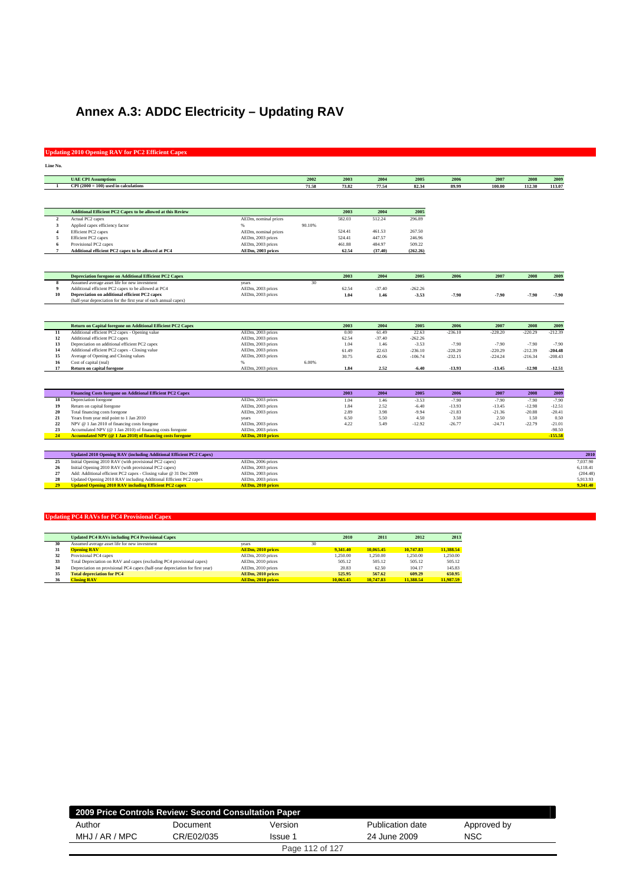# Annex A.3: ADDC Electricity – Updating RAV

## Updating 2010 Opening RAV for PC2 Efficient Capex

**Line No.**

| | UAE CPI Assumptions | | 2002 | 2003 | 2004 | 2005 | 2006 | 2007 | 2008 | 2009 |
|---|---|---|---|---|---|---|---|---|---|---|
| 1 | CPI (2000 = 100) used in calculations | | 71.58 | 73.82 | 77.54 | 82.34 | 89.99 | 100.00 | 112.30 | 113.07 |

| | Additional Efficient PC2 Capex to be allowed at this Review | | | 2003 | 2004 | 2005 |
|---|---|---|---|---|---|---|
| 2 | Actual PC2 capex | AEDm, nominal prices | | 582.03 | 512.24 | 296.89 |
| 3 | Applied capex efficiency factor | % | 90.10% | | | |
| 4 | Efficient PC2 capex | AEDm, nominal prices | | 524.41 | 461.53 | 267.50 |
| 5 | Efficient PC2 capex | AEDm, 2003 prices | | 524.41 | 447.57 | 246.96 |
| 6 | Provisional PC2 capex | AEDm, 2003 prices | | 461.88 | 484.97 | 509.22 |
| 7 | **Additional efficient PC2 capex to be allowed at PC4** | **AEDm, 2003 prices** | | **62.54** | **(37.40)** | **(262.26)** |

| | Depreciation foregone on Additional Efficient PC2 Capex | | | 2003 | 2004 | 2005 | 2006 | 2007 | 2008 | 2009 |
|---|---|---|---|---|---|---|---|---|---|---|
| 8 | Assumed average asset life for new investment | years | 30 | | | | | | | |
| 9 | Additional efficient PC2 capex to be allowed at PC4 | AEDm, 2003 prices | | 62.54 | -37.40 | -262.26 | | | | |
| 10 | **Depreciation on additional efficient PC2 capex** | AEDm, 2003 prices | | **1.04** | **1.46** | **-3.53** | **-7.90** | **-7.90** | **-7.90** | **-7.90** |
| | (half-year depreciation for the first year of each annual capex) | | | | | | | | | |

| | Return on Capital foregone on Additional Efficient PC2 Capex | | | 2003 | 2004 | 2005 | 2006 | 2007 | 2008 | 2009 |
|---|---|---|---|---|---|---|---|---|---|---|
| 11 | Additional efficient PC2 capex - Opening value | AEDm, 2003 prices | | 0.00 | 61.49 | 22.63 | -236.10 | -228.20 | -220.29 | -212.39 |
| 12 | Additional efficient PC2 capex | AEDm, 2003 prices | | 62.54 | -37.40 | -262.26 | | | | |
| 13 | Depreciation on additional efficient PC2 capex | AEDm, 2003 prices | | 1.04 | 1.46 | -3.53 | -7.90 | -7.90 | -7.90 | -7.90 |
| 14 | Additional efficient PC2 capex - Closing value | AEDm, 2003 prices | | 61.49 | 22.63 | -236.10 | -228.20 | -220.29 | -212.39 | **-204.48** |
| 15 | Average of Opening and Closing values | AEDm, 2003 prices | | 30.75 | 42.06 | -106.74 | -232.15 | -224.24 | -216.34 | -208.43 |
| 16 | Cost of capital (real) | % | 6.00% | | | | | | | |
| 17 | **Return on capital foregone** | AEDm, 2003 prices | | **1.84** | **2.52** | **-6.40** | **-13.93** | **-13.45** | **-12.98** | **-12.51** |

| | Financing Costs foregone on Additional Efficient PC2 Capex | | | 2003 | 2004 | 2005 | 2006 | 2007 | 2008 | 2009 |
|---|---|---|---|---|---|---|---|---|---|---|
| 18 | Depreciation foregone | AEDm, 2003 prices | | 1.04 | 1.46 | -3.53 | -7.90 | -7.90 | -7.90 | -7.90 |
| 19 | Return on capital foregone | AEDm, 2003 prices | | 1.84 | 2.52 | -6.40 | -13.93 | -13.45 | -12.98 | -12.51 |
| 20 | Total financing costs foregone | AEDm, 2003 prices | | 2.89 | 3.98 | -9.94 | -21.83 | -21.36 | -20.88 | -20.41 |
| 21 | Years from year mid point to 1 Jan 2010 | years | | 6.50 | 5.50 | 4.50 | 3.50 | 2.50 | 1.50 | 0.50 |
| 22 | NPV @ 1 Jan 2010 of financing costs foregone | AEDm, 2003 prices | | 4.22 | 5.49 | -12.92 | -26.77 | -24.71 | -22.79 | -21.01 |
| 23 | Accumulated NPV (@ 1 Jan 2010) of financing costs foregone | AEDm, 2003 prices | | | | | | | | -98.50 |
| 24 | **Accumulated NPV (@ 1 Jan 2010) of financing costs foregone** | **AEDm, 2010 prices** | | | | | | | | **-155.58** |

| | Updated 2010 Opening RAV (including Additional Efficient PC2 Capex) | | 2010 |
|---|---|---|---|
| 25 | Initial Opening 2010 RAV (with provisional PC2 capex) | AEDm, 2006 prices | 7,037.90 |
| 26 | Initial Opening 2010 RAV (with provisional PC2 capex) | AEDm, 2003 prices | 6,118.41 |
| 27 | Add: Additional efficient PC2 capex - Closing value @ 31 Dec 2009 | AEDm, 2003 prices | (204.48) |
| 28 | Updated Opening 2010 RAV including Additional Efficient PC2 capex | AEDm, 2003 prices | 5,913.93 |
| 29 | **Updated Opening 2010 RAV including Efficient PC2 capex** | **AEDm, 2010 prices** | **9,341.40** |

## Updating PC4 RAVs for PC4 Provisional Capex

| | Updated PC4 RAVs including PC4 Provisional Capex | | | 2010 | 2011 | 2012 | 2013 |
|---|---|---|---|---|---|---|---|
| 30 | Assumed average asset life for new investment | years | 30 | | | | |
| 31 | **Opening RAV** | **AEDm, 2010 prices** | | **9,341.40** | **10,065.45** | **10,747.83** | **11,388.54** |
| 32 | Provisional PC4 capex | AEDm, 2010 prices | | 1,250.00 | 1,250.00 | 1,250.00 | 1,250.00 |
| 33 | Total Depreciation on RAV and capex (excluding PC4 provisional capex) | AEDm, 2010 prices | | 505.12 | 505.12 | 505.12 | 505.12 |
| 34 | Depreciation on provisional PC4 capex (half-year depreciation for first year) | AEDm, 2010 prices | | 20.83 | 62.50 | 104.17 | 145.83 |
| 35 | **Total depreciation for PC4** | **AEDm, 2010 prices** | | **525.95** | **567.62** | **609.29** | **650.95** |
| 36 | **Closing RAV** | **AEDm, 2010 prices** | | **10,065.45** | **10,747.83** | **11,388.54** | **11,987.59** |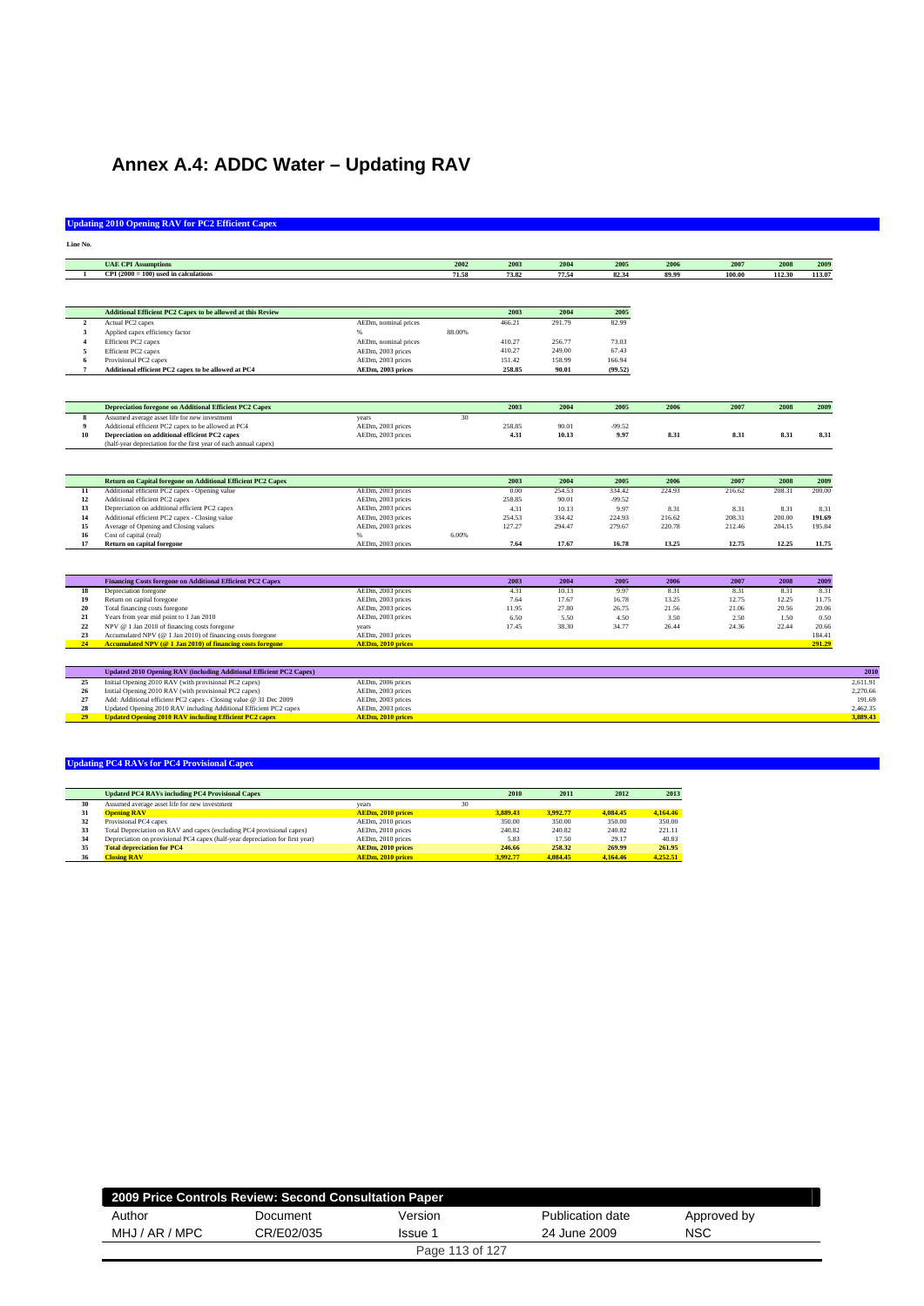# Annex A.4: ADDC Water – Updating RAV

## Updating 2010 Opening RAV for PC2 Efficient Capex

**Line No.**

| | UAE CPI Assumptions | | 2002 | 2003 | 2004 | 2005 | 2006 | 2007 | 2008 | 2009 |
|---|---|---|---|---|---|---|---|---|---|---|
| 1 | CPI (2000 = 100) used in calculations | | 71.58 | 73.82 | 77.54 | 82.34 | 89.99 | 100.00 | 112.30 | 113.07 |

| | Additional Efficient PC2 Capex to be allowed at this Review | | | 2003 | 2004 | 2005 |
|---|---|---|---|---|---|---|
| 2 | Actual PC2 capex | AEDm, nominal prices | | 466.21 | 291.79 | 82.99 |
| 3 | Applied capex efficiency factor | % | 88.00% | | | |
| 4 | Efficient PC2 capex | AEDm, nominal prices | | 410.27 | 256.77 | 73.03 |
| 5 | Efficient PC2 capex | AEDm, 2003 prices | | 410.27 | 249.00 | 67.43 |
| 6 | Provisional PC2 capex | AEDm, 2003 prices | | 151.42 | 158.99 | 166.94 |
| 7 | **Additional efficient PC2 capex to be allowed at PC4** | **AEDm, 2003 prices** | | **258.85** | **90.01** | **(99.52)** |

| | Depreciation foregone on Additional Efficient PC2 Capex | | | 2003 | 2004 | 2005 | 2006 | 2007 | 2008 | 2009 |
|---|---|---|---|---|---|---|---|---|---|---|
| 8 | Assumed average asset life for new investment | years | 30 | | | | | | | |
| 9 | Additional efficient PC2 capex to be allowed at PC4 | AEDm, 2003 prices | | 258.85 | 90.01 | -99.52 | | | | |
| 10 | **Depreciation on additional efficient PC2 capex** | AEDm, 2003 prices | | **4.31** | **10.13** | **9.97** | **8.31** | **8.31** | **8.31** | **8.31** |
| | (half-year depreciation for the first year of each annual capex) | | | | | | | | | |

| | Return on Capital foregone on Additional Efficient PC2 Capex | | | 2003 | 2004 | 2005 | 2006 | 2007 | 2008 | 2009 |
|---|---|---|---|---|---|---|---|---|---|---|
| 11 | Additional efficient PC2 capex - Opening value | AEDm, 2003 prices | | 0.00 | 254.53 | 334.42 | 224.93 | 216.62 | 208.31 | 200.00 |
| 12 | Additional efficient PC2 capex | AEDm, 2003 prices | | 258.85 | 90.01 | -99.52 | | | | |
| 13 | Depreciation on additional efficient PC2 capex | AEDm, 2003 prices | | 4.31 | 10.13 | 9.97 | 8.31 | 8.31 | 8.31 | 8.31 |
| 14 | Additional efficient PC2 capex - Closing value | AEDm, 2003 prices | | 254.53 | 334.42 | 224.93 | 216.62 | 208.31 | 200.00 | **191.69** |
| 15 | Average of Opening and Closing values | AEDm, 2003 prices | | 127.27 | 294.47 | 279.67 | 220.78 | 212.46 | 204.15 | 195.84 |
| 16 | Cost of capital (real) | % | 6.00% | | | | | | | |
| 17 | **Return on capital foregone** | AEDm, 2003 prices | | **7.64** | **17.67** | **16.78** | **13.25** | **12.75** | **12.25** | **11.75** |

| | Financing Costs foregone on Additional Efficient PC2 Capex | | | 2003 | 2004 | 2005 | 2006 | 2007 | 2008 | 2009 |
|---|---|---|---|---|---|---|---|---|---|---|
| 18 | Depreciation foregone | AEDm, 2003 prices | | 4.31 | 10.13 | 9.97 | 8.31 | 8.31 | 8.31 | 8.31 |
| 19 | Return on capital foregone | AEDm, 2003 prices | | 7.64 | 17.67 | 16.78 | 13.25 | 12.75 | 12.25 | 11.75 |
| 20 | Total financing costs foregone | AEDm, 2003 prices | | 11.95 | 27.80 | 26.75 | 21.56 | 21.06 | 20.56 | 20.06 |
| 21 | Years from year mid point to 1 Jan 2010 | AEDm, 2003 prices | | 6.50 | 5.50 | 4.50 | 3.50 | 2.50 | 1.50 | 0.50 |
| 22 | NPV @ 1 Jan 2010 of financing costs foregone | years | | 17.45 | 38.30 | 34.77 | 26.44 | 24.36 | 22.44 | 20.66 |
| 23 | Accumulated NPV (@ 1 Jan 2010) of financing costs foregone | AEDm, 2003 prices | | | | | | | | 184.41 |
| 24 | **Accumulated NPV (@ 1 Jan 2010) of financing costs foregone** | **AEDm, 2010 prices** | | | | | | | | **291.29** |

| | Updated 2010 Opening RAV (including Additional Efficient PC2 Capex) | | 2010 |
|---|---|---|---|
| 25 | Initial Opening 2010 RAV (with provisional PC2 capex) | AEDm, 2006 prices | 2,611.91 |
| 26 | Initial Opening 2010 RAV (with provisional PC2 capex) | AEDm, 2003 prices | 2,270.66 |
| 27 | Add: Additional efficient PC2 capex - Closing value @ 31 Dec 2009 | AEDm, 2003 prices | 191.69 |
| 28 | Updated Opening 2010 RAV including Additional Efficient PC2 capex | AEDm, 2003 prices | 2,462.35 |
| 29 | **Updated Opening 2010 RAV including Efficient PC2 capex** | **AEDm, 2010 prices** | **3,889.43** |

## Updating PC4 RAVs for PC4 Provisional Capex

| | Updated PC4 RAVs including PC4 Provisional Capex | | | 2010 | 2011 | 2012 | 2013 |
|---|---|---|---|---|---|---|---|
| 30 | Assumed average asset life for new investment | years | 30 | | | | |
| 31 | **Opening RAV** | **AEDm, 2010 prices** | | **3,889.43** | **3,992.77** | **4,084.45** | **4,164.46** |
| 32 | Provisional PC4 capex | AEDm, 2010 prices | | 350.00 | 350.00 | 350.00 | 350.00 |
| 33 | Total Depreciation on RAV and capex (excluding PC4 provisional capex) | AEDm, 2010 prices | | 240.82 | 240.82 | 240.82 | 221.11 |
| 34 | Depreciation on provisional PC4 capex (half-year depreciation for first year) | AEDm, 2010 prices | | 5.83 | 17.50 | 29.17 | 40.83 |
| 35 | **Total depreciation for PC4** | **AEDm, 2010 prices** | | **246.66** | **258.32** | **269.99** | **261.95** |
| 36 | **Closing RAV** | **AEDm, 2010 prices** | | **3,992.77** | **4,084.45** | **4,164.46** | **4,252.51** |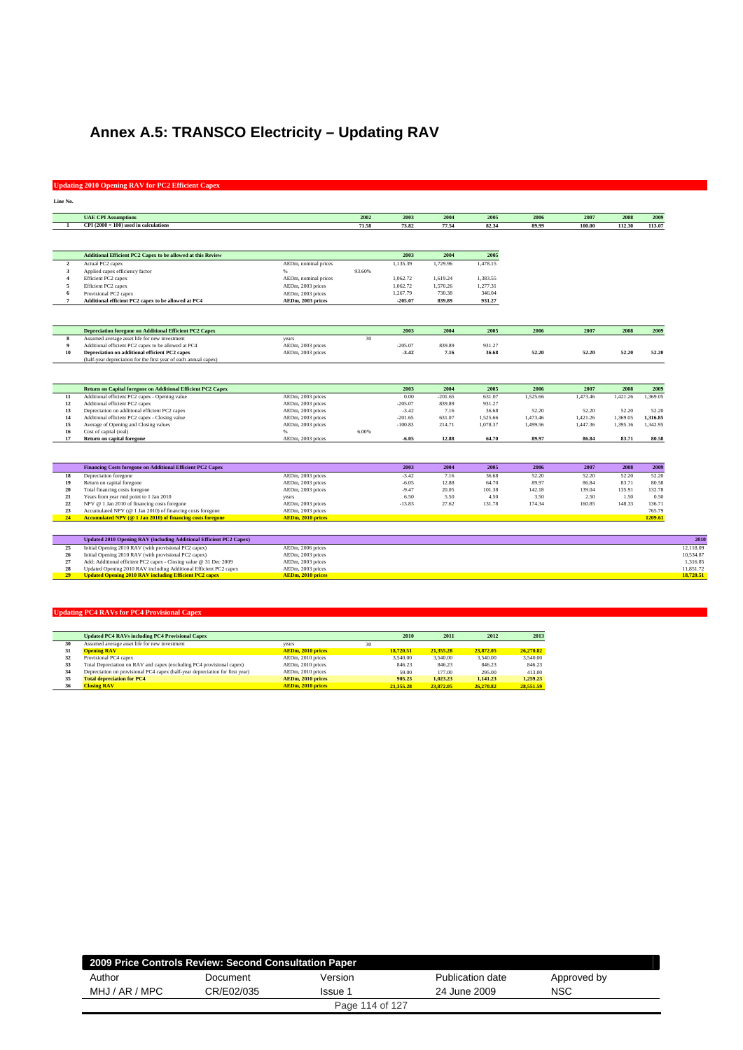# Annex A.5: TRANSCO Electricity – Updating RAV

## Updating 2010 Opening RAV for PC2 Efficient Capex

| Line No. | UAE CPI Assumptions | | 2002 | 2003 | 2004 | 2005 | 2006 | 2007 | 2008 | 2009 |
|---|---|---|---|---|---|---|---|---|---|---|
| 1 | CPI (2000 = 100) used in calculations | | 71.58 | 73.82 | 77.54 | 82.34 | 89.99 | 100.00 | 112.30 | 113.07 |

| Line No. | Additional Efficient PC2 Capex to be allowed at this Review | | | 2003 | 2004 | 2005 |
|---|---|---|---|---|---|---|
| 2 | Actual PC2 capex | AEDm, nominal prices | | 1,135.39 | 1,729.96 | 1,478.15 |
| 3 | Applied capex efficiency factor | % | 93.60% | | | |
| 4 | Efficient PC2 capex | AEDm, nominal prices | | 1,062.72 | 1,619.24 | 1,383.55 |
| 5 | Efficient PC2 capex | AEDm, 2003 prices | | 1,062.72 | 1,570.26 | 1,277.31 |
| 6 | Provisional PC2 capex | AEDm, 2003 prices | | 1,267.79 | 730.38 | 346.04 |
| 7 | Additional efficient PC2 capex to be allowed at PC4 | AEDm, 2003 prices | | -205.07 | 839.89 | 931.27 |

| Line No. | Depreciation foregone on Additional Efficient PC2 Capex | | | 2003 | 2004 | 2005 | 2006 | 2007 | 2008 | 2009 |
|---|---|---|---|---|---|---|---|---|---|---|
| 8 | Assumed average asset life for new investment | years | 30 | | | | | | | |
| 9 | Additional efficient PC2 capex to be allowed at PC4 | AEDm, 2003 prices | | -205.07 | 839.89 | 931.27 | | | | |
| 10 | Depreciation on additional efficient PC2 capex | AEDm, 2003 prices | | -3.42 | 7.16 | 36.68 | 52.20 | 52.20 | 52.20 | 52.20 |
| | (half-year depreciation for the first year of each annual capex) | | | | | | | | | |

| Line No. | Return on Capital foregone on Additional Efficient PC2 Capex | | | 2003 | 2004 | 2005 | 2006 | 2007 | 2008 | 2009 |
|---|---|---|---|---|---|---|---|---|---|---|
| 11 | Additional efficient PC2 capex - Opening value | AEDm, 2003 prices | | 0.00 | -201.65 | 631.07 | 1,525.66 | 1,473.46 | 1,421.26 | 1,369.05 |
| 12 | Additional efficient PC2 capex | AEDm, 2003 prices | | -205.07 | 839.89 | 931.27 | | | | |
| 13 | Depreciation on additional efficient PC2 capex | AEDm, 2003 prices | | -3.42 | 7.16 | 36.68 | 52.20 | 52.20 | 52.20 | 52.20 |
| 14 | Additional efficient PC2 capex - Closing value | AEDm, 2003 prices | | -201.65 | 631.07 | 1,525.66 | 1,473.46 | 1,421.26 | 1,369.05 | 1,316.85 |
| 15 | Average of Opening and Closing values | AEDm, 2003 prices | | -100.83 | 214.71 | 1,078.37 | 1,499.56 | 1,447.36 | 1,395.16 | 1,342.95 |
| 16 | Cost of capital (real) | % | 6.00% | | | | | | | |
| 17 | Return on capital foregone | AEDm, 2003 prices | | -6.05 | 12.88 | 64.70 | 89.97 | 86.84 | 83.71 | 80.58 |

| Line No. | Financing Costs foregone on Additional Efficient PC2 Capex | | 2003 | 2004 | 2005 | 2006 | 2007 | 2008 | 2009 |
|---|---|---|---|---|---|---|---|---|---|
| 18 | Depreciation foregone | AEDm, 2003 prices | -3.42 | 7.16 | 36.68 | 52.20 | 52.20 | 52.20 | 52.20 |
| 19 | Return on capital foregone | AEDm, 2003 prices | -6.05 | 12.88 | 64.70 | 89.97 | 86.84 | 83.71 | 80.58 |
| 20 | Total financing costs foregone | AEDm, 2003 prices | -9.47 | 20.05 | 101.38 | 142.18 | 139.04 | 135.91 | 132.78 |
| 21 | Years from year mid point to 1 Jan 2010 | years | 6.50 | 5.50 | 4.50 | 3.50 | 2.50 | 1.50 | 0.50 |
| 22 | NPV @ 1 Jan 2010 of financing costs foregone | AEDm, 2003 prices | -13.83 | 27.62 | 131.78 | 174.34 | 160.85 | 148.33 | 136.71 |
| 23 | Accumulated NPV (@ 1 Jan 2010) of financing costs foregone | AEDm, 2003 prices | | | | | | | 765.79 |
| 24 | Accumulated NPV (@ 1 Jan 2010) of financing costs foregone | AEDm, 2010 prices | | | | | | | 1209.61 |

| Line No. | Updated 2010 Opening RAV (including Additional Efficient PC2 Capex) | | 2010 |
|---|---|---|---|
| 25 | Initial Opening 2010 RAV (with provisional PC2 capex) | AEDm, 2006 prices | 12,118.09 |
| 26 | Initial Opening 2010 RAV (with provisional PC2 capex) | AEDm, 2003 prices | 10,534.87 |
| 27 | Add: Additional efficient PC2 capex - Closing value @ 31 Dec 2009 | AEDm, 2003 prices | 1,316.85 |
| 28 | Updated Opening 2010 RAV including Additional Efficient PC2 capex | AEDm, 2003 prices | 11,851.72 |
| 29 | Updated Opening 2010 RAV including Efficient PC2 capex | AEDm, 2010 prices | 18,720.51 |

## Updating PC4 RAVs for PC4 Provisional Capex

| Line No. | Updated PC4 RAVs including PC4 Provisional Capex | | | 2010 | 2011 | 2012 | 2013 |
|---|---|---|---|---|---|---|---|
| 30 | Assumed average asset life for new investment | years | 30 | | | | |
| 31 | Opening RAV | AEDm, 2010 prices | | 18,720.51 | 21,355.28 | 23,872.05 | 26,270.82 |
| 32 | Provisional PC4 capex | AEDm, 2010 prices | | 3,540.00 | 3,540.00 | 3,540.00 | 3,540.00 |
| 33 | Total Depreciation on RAV and capex (excluding PC4 provisional capex) | AEDm, 2010 prices | | 846.23 | 846.23 | 846.23 | 846.23 |
| 34 | Depreciation on provisional PC4 capex (half-year depreciation for first year) | AEDm, 2010 prices | | 59.00 | 177.00 | 295.00 | 413.00 |
| 35 | Total depreciation for PC4 | AEDm, 2010 prices | | 905.23 | 1,023.23 | 1,141.23 | 1,259.23 |
| 36 | Closing RAV | AEDm, 2010 prices | | 21,355.28 | 23,872.05 | 26,270.82 | 28,551.59 |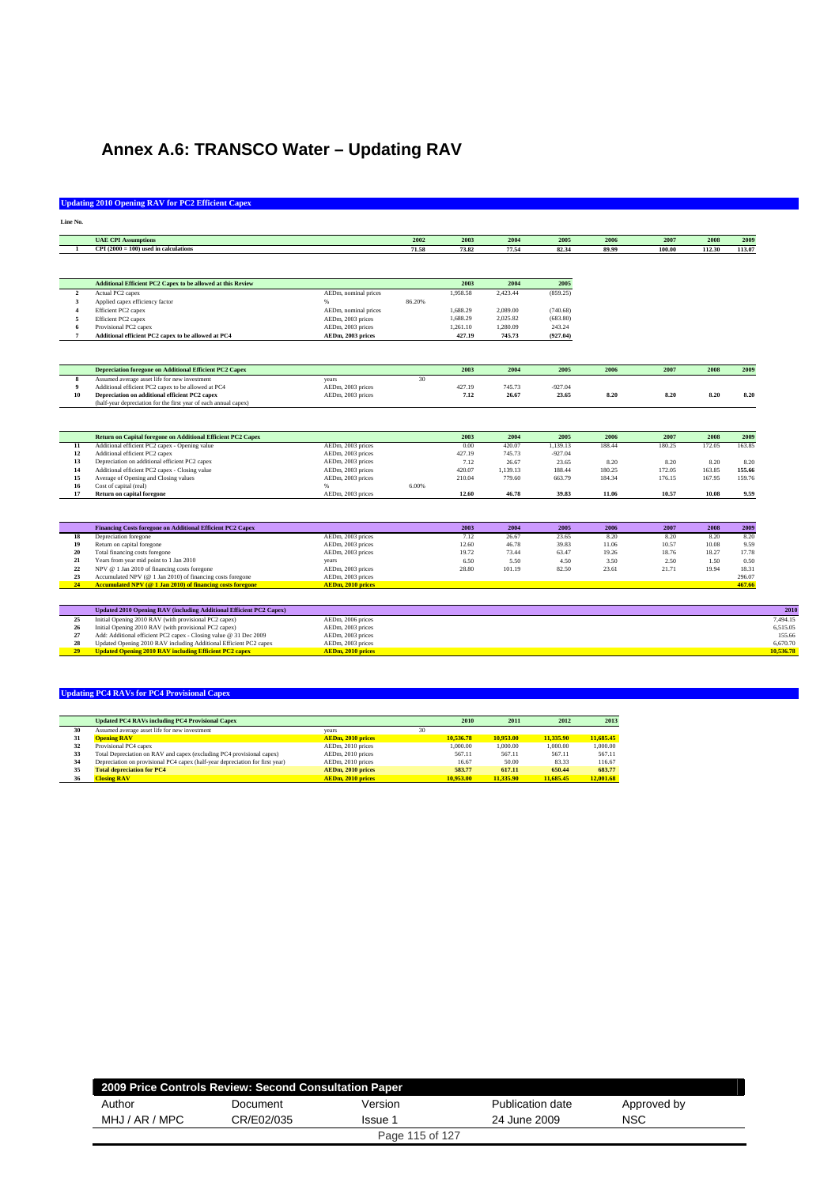# Annex A.6: TRANSCO Water – Updating RAV

## Updating 2010 Opening RAV for PC2 Efficient Capex

**Line No.**

| | **UAE CPI Assumptions** | | **2002** | **2003** | **2004** | **2005** | **2006** | **2007** | **2008** | **2009** |
|---|---|---|---|---|---|---|---|---|---|---|
| **1** | **CPI (2000 = 100) used in calculations** | | **71.58** | **73.82** | **77.54** | **82.34** | **89.99** | **100.00** | **112.30** | **113.07** |

| | **Additional Efficient PC2 Capex to be allowed at this Review** | | | **2003** | **2004** | **2005** |
|---|---|---|---|---|---|---|
| **2** | Actual PC2 capex | AEDm, nominal prices | | 1,958.58 | 2,423.44 | (859.25) |
| **3** | Applied capex efficiency factor | % | 86.20% | | | |
| **4** | Efficient PC2 capex | AEDm, nominal prices | | 1,688.29 | 2,089.00 | (740.68) |
| **5** | Efficient PC2 capex | AEDm, 2003 prices | | 1,688.29 | 2,025.82 | (683.80) |
| **6** | Provisional PC2 capex | AEDm, 2003 prices | | 1,261.10 | 1,280.09 | 243.24 |
| **7** | **Additional efficient PC2 capex to be allowed at PC4** | **AEDm, 2003 prices** | | **427.19** | **745.73** | **(927.04)** |

| | **Depreciation foregone on Additional Efficient PC2 Capex** | | | **2003** | **2004** | **2005** | **2006** | **2007** | **2008** | **2009** |
|---|---|---|---|---|---|---|---|---|---|---|
| **8** | Assumed average asset life for new investment | years | 30 | | | | | | | |
| **9** | Additional efficient PC2 capex to be allowed at PC4 | AEDm, 2003 prices | | 427.19 | 745.73 | -927.04 | | | | |
| **10** | **Depreciation on additional efficient PC2 capex** | AEDm, 2003 prices | | **7.12** | **26.67** | **23.65** | **8.20** | **8.20** | **8.20** | **8.20** |
| | (half-year depreciation for the first year of each annual capex) | | | | | | | | | |

| | **Return on Capital foregone on Additional Efficient PC2 Capex** | | | **2003** | **2004** | **2005** | **2006** | **2007** | **2008** | **2009** |
|---|---|---|---|---|---|---|---|---|---|---|
| **11** | Additional efficient PC2 capex - Opening value | AEDm, 2003 prices | | 0.00 | 420.07 | 1,139.13 | 188.44 | 180.25 | 172.05 | 163.85 |
| **12** | Additional efficient PC2 capex | AEDm, 2003 prices | | 427.19 | 745.73 | -927.04 | | | | |
| **13** | Depreciation on additional efficient PC2 capex | AEDm, 2003 prices | | 7.12 | 26.67 | 23.65 | 8.20 | 8.20 | 8.20 | 8.20 |
| **14** | Additional efficient PC2 capex - Closing value | AEDm, 2003 prices | | 420.07 | 1,139.13 | 188.44 | 180.25 | 172.05 | 163.85 | **155.66** |
| **15** | Average of Opening and Closing values | AEDm, 2003 prices | | 210.04 | 779.60 | 663.79 | 184.34 | 176.15 | 167.95 | 159.76 |
| **16** | Cost of capital (real) | % | 6.00% | | | | | | | |
| **17** | **Return on capital foregone** | AEDm, 2003 prices | | **12.60** | **46.78** | **39.83** | **11.06** | **10.57** | **10.08** | **9.59** |

| | **Financing Costs foregone on Additional Efficient PC2 Capex** | | | **2003** | **2004** | **2005** | **2006** | **2007** | **2008** | **2009** |
|---|---|---|---|---|---|---|---|---|---|---|
| **18** | Depreciation foregone | AEDm, 2003 prices | | 7.12 | 26.67 | 23.65 | 8.20 | 8.20 | 8.20 | 8.20 |
| **19** | Return on capital foregone | AEDm, 2003 prices | | 12.60 | 46.78 | 39.83 | 11.06 | 10.57 | 10.08 | 9.59 |
| **20** | Total financing costs foregone | AEDm, 2003 prices | | 19.72 | 73.44 | 63.47 | 19.26 | 18.76 | 18.27 | 17.78 |
| **21** | Years from year mid point to 1 Jan 2010 | years | | 6.50 | 5.50 | 4.50 | 3.50 | 2.50 | 1.50 | 0.50 |
| **22** | NPV @ 1 Jan 2010 of financing costs foregone | AEDm, 2003 prices | | 28.80 | 101.19 | 82.50 | 23.61 | 21.71 | 19.94 | 18.31 |
| **23** | Accumulated NPV (@ 1 Jan 2010) of financing costs foregone | AEDm, 2003 prices | | | | | | | | 296.07 |
| **24** | **Accumulated NPV (@ 1 Jan 2010) of financing costs foregone** | **AEDm, 2010 prices** | | | | | | | | **467.66** |

| | **Updated 2010 Opening RAV (including Additional Efficient PC2 Capex)** | | **2010** |
|---|---|---|---|
| **25** | Initial Opening 2010 RAV (with provisional PC2 capex) | AEDm, 2006 prices | 7,494.15 |
| **26** | Initial Opening 2010 RAV (with provisional PC2 capex) | AEDm, 2003 prices | 6,515.05 |
| **27** | Add: Additional efficient PC2 capex - Closing value @ 31 Dec 2009 | AEDm, 2003 prices | 155.66 |
| **28** | Updated Opening 2010 RAV including Additional Efficient PC2 capex | AEDm, 2003 prices | 6,670.70 |
| **29** | **Updated Opening 2010 RAV including Efficient PC2 capex** | **AEDm, 2010 prices** | **10,536.78** |

## Updating PC4 RAVs for PC4 Provisional Capex

| | **Updated PC4 RAVs including PC4 Provisional Capex** | | | **2010** | **2011** | **2012** | **2013** |
|---|---|---|---|---|---|---|---|
| **30** | Assumed average asset life for new investment | years | 30 | | | | |
| **31** | **Opening RAV** | **AEDm, 2010 prices** | | **10,536.78** | **10,953.00** | **11,335.90** | **11,685.45** |
| **32** | Provisional PC4 capex | AEDm, 2010 prices | | 1,000.00 | 1,000.00 | 1,000.00 | 1,000.00 |
| **33** | Total Depreciation on RAV and capex (excluding PC4 provisional capex) | AEDm, 2010 prices | | 567.11 | 567.11 | 567.11 | 567.11 |
| **34** | Depreciation on provisional PC4 capex (half-year depreciation for first year) | AEDm, 2010 prices | | 16.67 | 50.00 | 83.33 | 116.67 |
| **35** | **Total depreciation for PC4** | **AEDm, 2010 prices** | | **583.77** | **617.11** | **650.44** | **683.77** |
| **36** | **Closing RAV** | **AEDm, 2010 prices** | | **10,953.00** | **11,335.90** | **11,685.45** | **12,001.68** |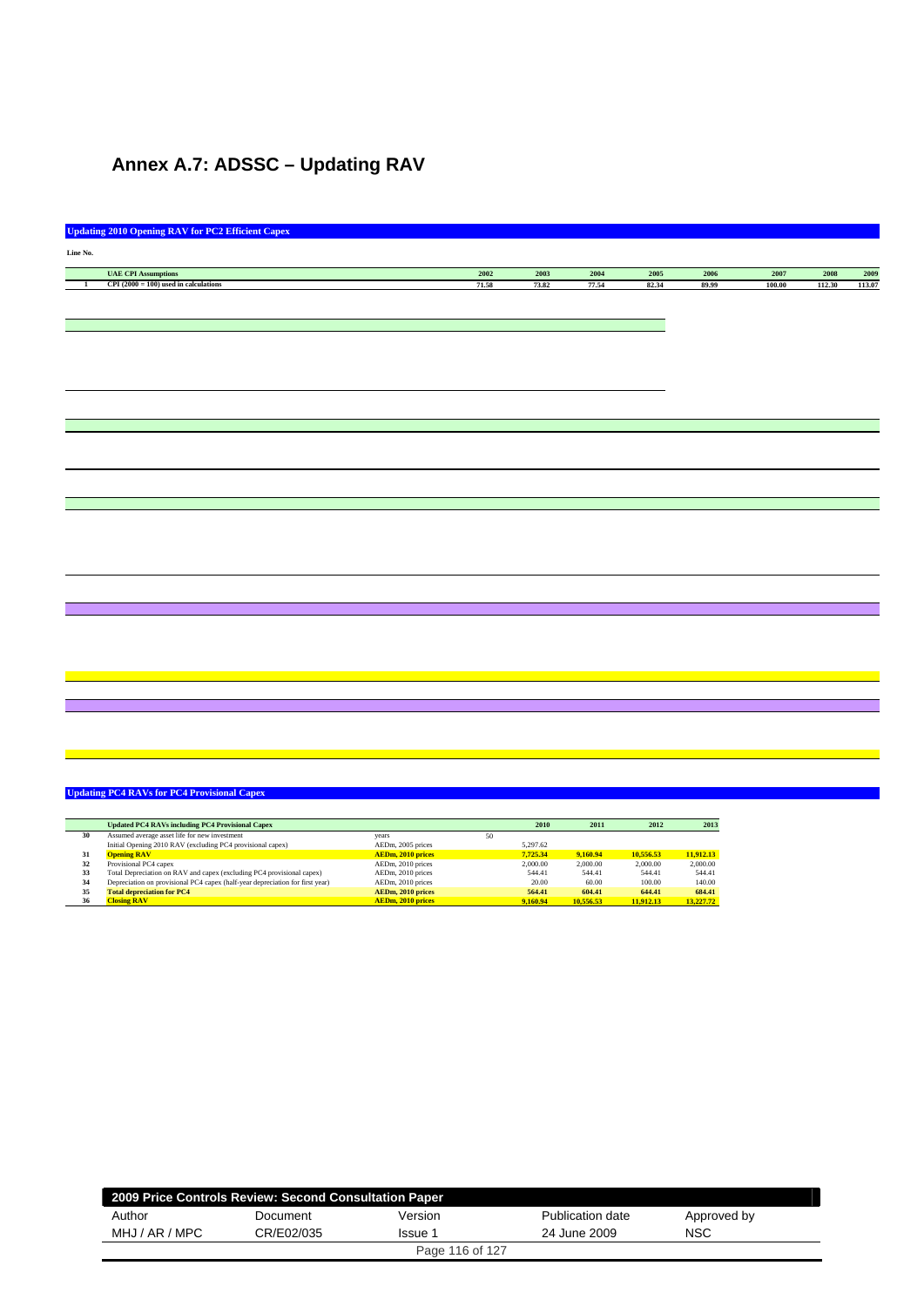# Annex A.7: ADSSC – Updating RAV

**Updating 2010 Opening RAV for PC2 Efficient Capex**

| Line No. | UAE CPI Assumptions | 2002 | 2003 | 2004 | 2005 | 2006 | 2007 | 2008 | 2009 |
|---|---|---|---|---|---|---|---|---|---|
| 1 | CPI (2000 = 100) used in calculations | 71.58 | 73.82 | 77.54 | 82.34 | 89.99 | 100.00 | 112.30 | 113.07 |

**Updating PC4 RAVs for PC4 Provisional Capex**

| Line No. | Updated PC4 RAVs including PC4 Provisional Capex | | | 2010 | 2011 | 2012 | 2013 |
|---|---|---|---|---|---|---|---|
| 30 | Assumed average asset life for new investment | years | 50 | | | | |
| | Initial Opening 2010 RAV (excluding PC4 provisional capex) | AEDm, 2005 prices | | 5,297.62 | | | |
| 31 | **Opening RAV** | **AEDm, 2010 prices** | | **7,725.34** | **9,160.94** | **10,556.53** | **11,912.13** |
| 32 | Provisional PC4 capex | AEDm, 2010 prices | | 2,000.00 | 2,000.00 | 2,000.00 | 2,000.00 |
| 33 | Total Depreciation on RAV and capex (excluding PC4 provisional capex) | AEDm, 2010 prices | | 544.41 | 544.41 | 544.41 | 544.41 |
| 34 | Depreciation on provisional PC4 capex (half-year depreciation for first year) | AEDm, 2010 prices | | 20.00 | 60.00 | 100.00 | 140.00 |
| 35 | **Total depreciation for PC4** | **AEDm, 2010 prices** | | **564.41** | **604.41** | **644.41** | **684.41** |
| 36 | **Closing RAV** | **AEDm, 2010 prices** | | **9,160.94** | **10,556.53** | **11,912.13** | **13,227.72** |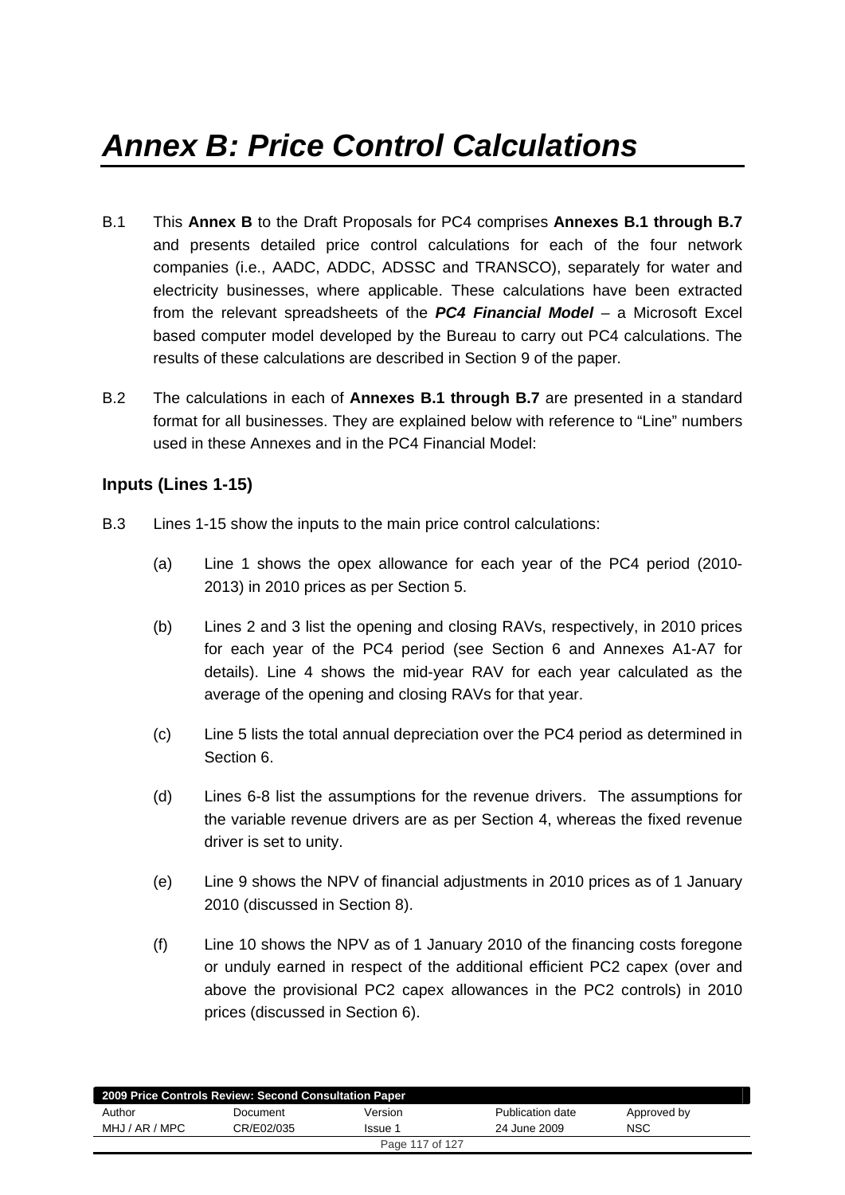# *Annex B: Price Control Calculations*

B.1 This **Annex B** to the Draft Proposals for PC4 comprises **Annexes B.1 through B.7** and presents detailed price control calculations for each of the four network companies (i.e., AADC, ADDC, ADSSC and TRANSCO), separately for water and electricity businesses, where applicable. These calculations have been extracted from the relevant spreadsheets of the ***PC4 Financial Model*** – a Microsoft Excel based computer model developed by the Bureau to carry out PC4 calculations. The results of these calculations are described in Section 9 of the paper.

B.2 The calculations in each of **Annexes B.1 through B.7** are presented in a standard format for all businesses. They are explained below with reference to "Line" numbers used in these Annexes and in the PC4 Financial Model:

### Inputs (Lines 1-15)

B.3 Lines 1-15 show the inputs to the main price control calculations:

(a) Line 1 shows the opex allowance for each year of the PC4 period (2010-2013) in 2010 prices as per Section 5.

(b) Lines 2 and 3 list the opening and closing RAVs, respectively, in 2010 prices for each year of the PC4 period (see Section 6 and Annexes A1-A7 for details). Line 4 shows the mid-year RAV for each year calculated as the average of the opening and closing RAVs for that year.

(c) Line 5 lists the total annual depreciation over the PC4 period as determined in Section 6.

(d) Lines 6-8 list the assumptions for the revenue drivers. The assumptions for the variable revenue drivers are as per Section 4, whereas the fixed revenue driver is set to unity.

(e) Line 9 shows the NPV of financial adjustments in 2010 prices as of 1 January 2010 (discussed in Section 8).

(f) Line 10 shows the NPV as of 1 January 2010 of the financing costs foregone or unduly earned in respect of the additional efficient PC2 capex (over and above the provisional PC2 capex allowances in the PC2 controls) in 2010 prices (discussed in Section 6).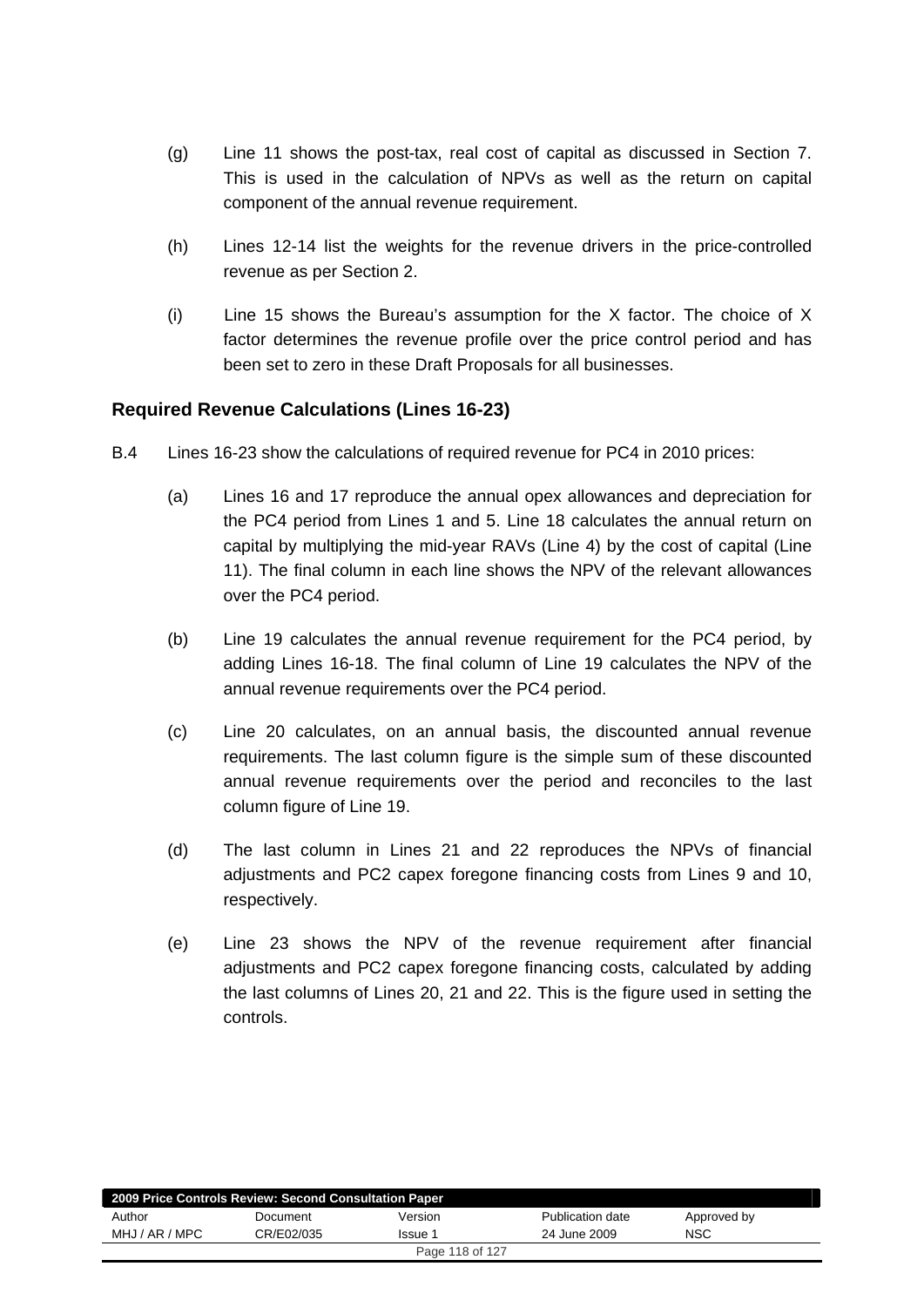(g) Line 11 shows the post-tax, real cost of capital as discussed in Section 7. This is used in the calculation of NPVs as well as the return on capital component of the annual revenue requirement.

(h) Lines 12-14 list the weights for the revenue drivers in the price-controlled revenue as per Section 2.

(i) Line 15 shows the Bureau's assumption for the X factor. The choice of X factor determines the revenue profile over the price control period and has been set to zero in these Draft Proposals for all businesses.

### Required Revenue Calculations (Lines 16-23)

B.4 Lines 16-23 show the calculations of required revenue for PC4 in 2010 prices:

(a) Lines 16 and 17 reproduce the annual opex allowances and depreciation for the PC4 period from Lines 1 and 5. Line 18 calculates the annual return on capital by multiplying the mid-year RAVs (Line 4) by the cost of capital (Line 11). The final column in each line shows the NPV of the relevant allowances over the PC4 period.

(b) Line 19 calculates the annual revenue requirement for the PC4 period, by adding Lines 16-18. The final column of Line 19 calculates the NPV of the annual revenue requirements over the PC4 period.

(c) Line 20 calculates, on an annual basis, the discounted annual revenue requirements. The last column figure is the simple sum of these discounted annual revenue requirements over the period and reconciles to the last column figure of Line 19.

(d) The last column in Lines 21 and 22 reproduces the NPVs of financial adjustments and PC2 capex foregone financing costs from Lines 9 and 10, respectively.

(e) Line 23 shows the NPV of the revenue requirement after financial adjustments and PC2 capex foregone financing costs, calculated by adding the last columns of Lines 20, 21 and 22. This is the figure used in setting the controls.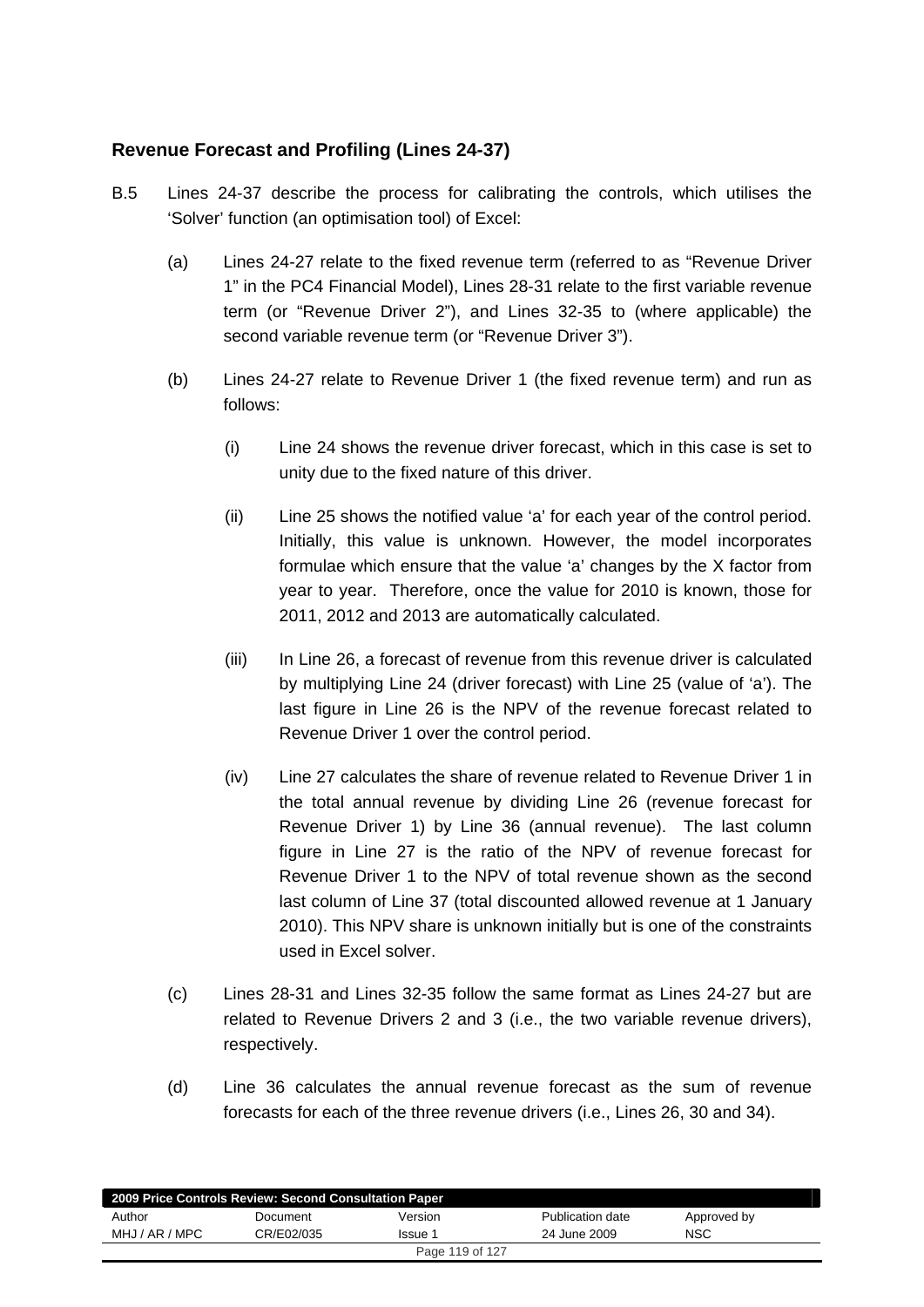### Revenue Forecast and Profiling (Lines 24-37)

B.5 Lines 24-37 describe the process for calibrating the controls, which utilises the 'Solver' function (an optimisation tool) of Excel:

(a) Lines 24-27 relate to the fixed revenue term (referred to as "Revenue Driver 1" in the PC4 Financial Model), Lines 28-31 relate to the first variable revenue term (or "Revenue Driver 2"), and Lines 32-35 to (where applicable) the second variable revenue term (or "Revenue Driver 3").

(b) Lines 24-27 relate to Revenue Driver 1 (the fixed revenue term) and run as follows:

(i) Line 24 shows the revenue driver forecast, which in this case is set to unity due to the fixed nature of this driver.

(ii) Line 25 shows the notified value 'a' for each year of the control period. Initially, this value is unknown. However, the model incorporates formulae which ensure that the value 'a' changes by the X factor from year to year. Therefore, once the value for 2010 is known, those for 2011, 2012 and 2013 are automatically calculated.

(iii) In Line 26, a forecast of revenue from this revenue driver is calculated by multiplying Line 24 (driver forecast) with Line 25 (value of 'a'). The last figure in Line 26 is the NPV of the revenue forecast related to Revenue Driver 1 over the control period.

(iv) Line 27 calculates the share of revenue related to Revenue Driver 1 in the total annual revenue by dividing Line 26 (revenue forecast for Revenue Driver 1) by Line 36 (annual revenue). The last column figure in Line 27 is the ratio of the NPV of revenue forecast for Revenue Driver 1 to the NPV of total revenue shown as the second last column of Line 37 (total discounted allowed revenue at 1 January 2010). This NPV share is unknown initially but is one of the constraints used in Excel solver.

(c) Lines 28-31 and Lines 32-35 follow the same format as Lines 24-27 but are related to Revenue Drivers 2 and 3 (i.e., the two variable revenue drivers), respectively.

(d) Line 36 calculates the annual revenue forecast as the sum of revenue forecasts for each of the three revenue drivers (i.e., Lines 26, 30 and 34).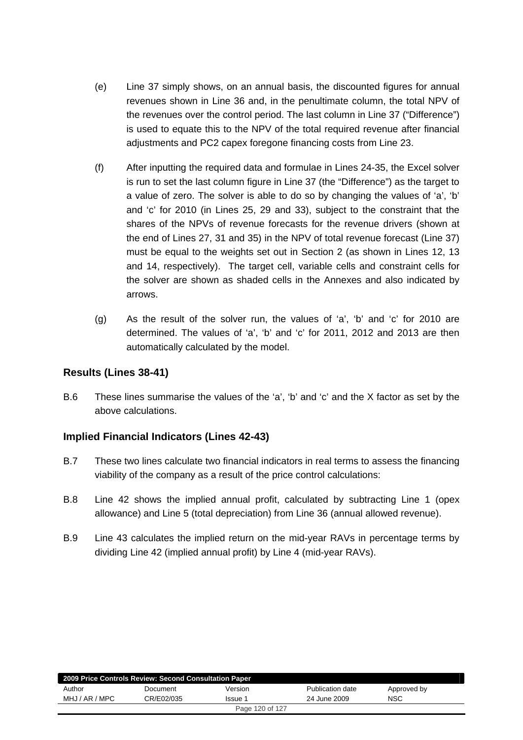(e) Line 37 simply shows, on an annual basis, the discounted figures for annual revenues shown in Line 36 and, in the penultimate column, the total NPV of the revenues over the control period. The last column in Line 37 ("Difference") is used to equate this to the NPV of the total required revenue after financial adjustments and PC2 capex foregone financing costs from Line 23.

(f) After inputting the required data and formulae in Lines 24-35, the Excel solver is run to set the last column figure in Line 37 (the "Difference") as the target to a value of zero. The solver is able to do so by changing the values of 'a', 'b' and 'c' for 2010 (in Lines 25, 29 and 33), subject to the constraint that the shares of the NPVs of revenue forecasts for the revenue drivers (shown at the end of Lines 27, 31 and 35) in the NPV of total revenue forecast (Line 37) must be equal to the weights set out in Section 2 (as shown in Lines 12, 13 and 14, respectively). The target cell, variable cells and constraint cells for the solver are shown as shaded cells in the Annexes and also indicated by arrows.

(g) As the result of the solver run, the values of 'a', 'b' and 'c' for 2010 are determined. The values of 'a', 'b' and 'c' for 2011, 2012 and 2013 are then automatically calculated by the model.

### Results (Lines 38-41)

B.6 These lines summarise the values of the 'a', 'b' and 'c' and the X factor as set by the above calculations.

### Implied Financial Indicators (Lines 42-43)

B.7 These two lines calculate two financial indicators in real terms to assess the financing viability of the company as a result of the price control calculations:

B.8 Line 42 shows the implied annual profit, calculated by subtracting Line 1 (opex allowance) and Line 5 (total depreciation) from Line 36 (annual allowed revenue).

B.9 Line 43 calculates the implied return on the mid-year RAVs in percentage terms by dividing Line 42 (implied annual profit) by Line 4 (mid-year RAVs).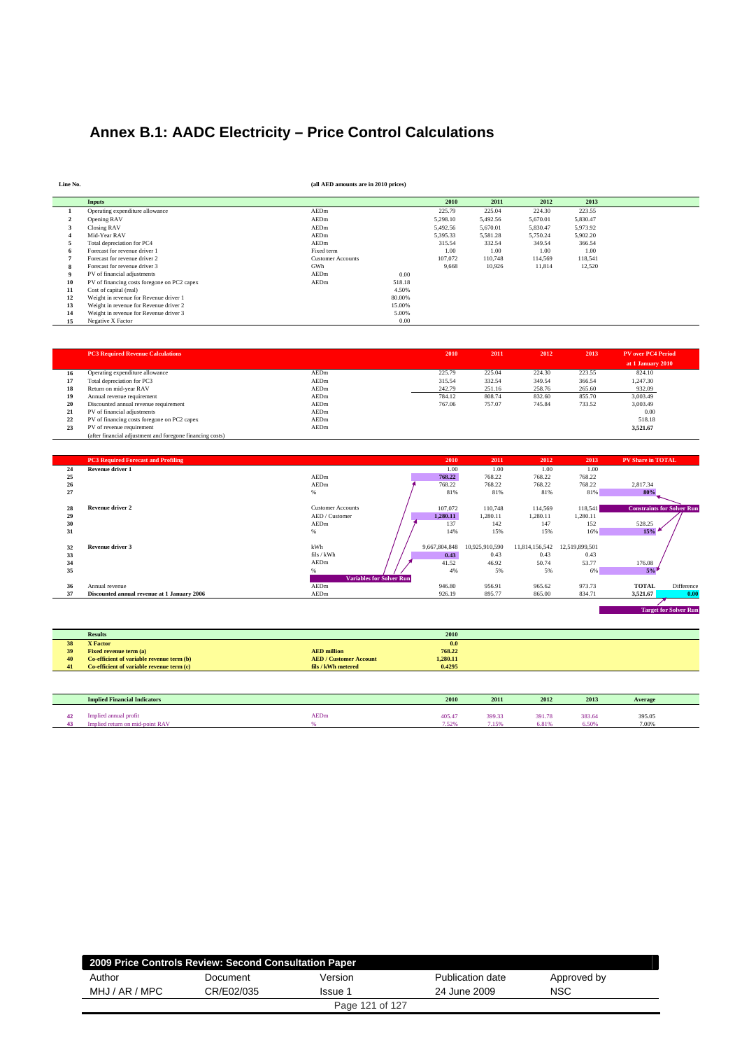# Annex B.1: AADC Electricity – Price Control Calculations

**Line No.** **(all AED amounts are in 2010 prices)**

| Line No. | Inputs | | | 2010 | 2011 | 2012 | 2013 |
|---|---|---|---|---|---|---|---|
| 1 | Operating expenditure allowance | AEDm | | 225.79 | 225.04 | 224.30 | 223.55 |
| 2 | Opening RAV | AEDm | | 5,298.10 | 5,492.56 | 5,670.01 | 5,830.47 |
| 3 | Closing RAV | AEDm | | 5,492.56 | 5,670.01 | 5,830.47 | 5,973.92 |
| 4 | Mid-Year RAV | AEDm | | 5,395.33 | 5,581.28 | 5,750.24 | 5,902.20 |
| 5 | Total depreciation for PC4 | AEDm | | 315.54 | 332.54 | 349.54 | 366.54 |
| 6 | Forecast for revenue driver 1 | Fixed term | | 1.00 | 1.00 | 1.00 | 1.00 |
| 7 | Forecast for revenue driver 2 | Customer Accounts | | 107,072 | 110,748 | 114,569 | 118,541 |
| 8 | Forecast for revenue driver 3 | GWh | | 9,668 | 10,926 | 11,814 | 12,520 |
| 9 | PV of financial adjustments | AEDm | 0.00 | | | | |
| 10 | PV of financing costs foregone on PC2 capex | AEDm | 518.18 | | | | |
| 11 | Cost of capital (real) | | 4.50% | | | | |
| 12 | Weight in revenue for Revenue driver 1 | | 80.00% | | | | |
| 13 | Weight in revenue for Revenue driver 2 | | 15.00% | | | | |
| 14 | Weight in revenue for Revenue driver 3 | | 5.00% | | | | |
| 15 | Negative X Factor | | 0.00 | | | | |

| Line No. | PC3 Required Revenue Calculations | | 2010 | 2011 | 2012 | 2013 | PV over PC4 Period at 1 January 2010 |
|---|---|---|---|---|---|---|---|
| 16 | Operating expenditure allowance | AEDm | 225.79 | 225.04 | 224.30 | 223.55 | 824.10 |
| 17 | Total depreciation for PC3 | AEDm | 315.54 | 332.54 | 349.54 | 366.54 | 1,247.30 |
| 18 | Return on mid-year RAV | AEDm | 242.79 | 251.16 | 258.76 | 265.60 | 932.09 |
| 19 | Annual revenue requirement | AEDm | 784.12 | 808.74 | 832.60 | 855.70 | 3,003.49 |
| 20 | Discounted annual revenue requirement | AEDm | 767.06 | 757.07 | 745.84 | 733.52 | 3,003.49 |
| 21 | PV of financial adjustments | AEDm | | | | | 0.00 |
| 22 | PV of financing costs foregone on PC2 capex | AEDm | | | | | 518.18 |
| 23 | PV of revenue requirement (after financial adjustment and foregone financing costs) | AEDm | | | | | 3,521.67 |

| Line No. | PC3 Required Forecast and Profiling | | 2010 | 2011 | 2012 | 2013 | PV Share in TOTAL | |
|---|---|---|---|---|---|---|---|---|
| 24 | Revenue driver 1 | | 1.00 | 1.00 | 1.00 | 1.00 | | |
| 25 | | AEDm | 768.22 | 768.22 | 768.22 | 768.22 | | |
| 26 | | AEDm | 768.22 | 768.22 | 768.22 | 768.22 | 2,817.34 | |
| 27 | | % | 81% | 81% | 81% | 81% | 80% | |
| 28 | Revenue driver 2 | Customer Accounts | 107,072 | 110,748 | 114,569 | 118,541 | Constraints for Solver Run | |
| 29 | | AED / Customer | 1,280.11 | 1,280.11 | 1,280.11 | 1,280.11 | | |
| 30 | | AEDm | 137 | 142 | 147 | 152 | 528.25 | |
| 31 | | % | 14% | 15% | 15% | 16% | 15% | |
| 32 | Revenue driver 3 | kWh | 9,667,804,848 | 10,925,910,590 | 11,814,156,542 | 12,519,899,501 | | |
| 33 | | fils / kWh | 0.43 | 0.43 | 0.43 | 0.43 | | |
| 34 | | AEDm | 41.52 | 46.92 | 50.74 | 53.77 | 176.08 | |
| 35 | | % | 4% | 5% | 5% | 6% | 5% | |
| | | Variables for Solver Run | | | | | TOTAL | Difference |
| 36 | Annual revenue | AEDm | 946.80 | 956.91 | 965.62 | 973.73 | | |
| 37 | Discounted annual revenue at 1 January 2006 | AEDm | 926.19 | 895.77 | 865.00 | 834.71 | 3,521.67 | 0.00 |
| | | | | | | | Target for Solver Run | |

| Line No. | Results | | 2010 |
|---|---|---|---|
| 38 | **X Factor** | | **0.0** |
| 39 | **Fixed revenue term (a)** | **AED million** | **768.22** |
| 40 | **Co-efficient of variable revenue term (b)** | **AED / Customer Account** | **1,280.11** |
| 41 | **Co-efficient of variable revenue term (c)** | **fils / kWh metered** | **0.4295** |

| Line No. | Implied Financial Indicators | | 2010 | 2011 | 2012 | 2013 | Average |
|---|---|---|---|---|---|---|---|
| 42 | Implied annual profit | AEDm | 405.47 | 399.33 | 391.78 | 383.64 | 395.05 |
| 43 | Implied return on mid-point RAV | % | 7.52% | 7.15% | 6.81% | 6.50% | 7.00% |

| 2009 Price Controls Review: Second Consultation Paper | | | | |
|---|---|---|---|---|
| Author | Document | Version | Publication date | Approved by |
| MHJ / AR / MPC | CR/E02/035 | Issue 1 | 24 June 2009 | NSC |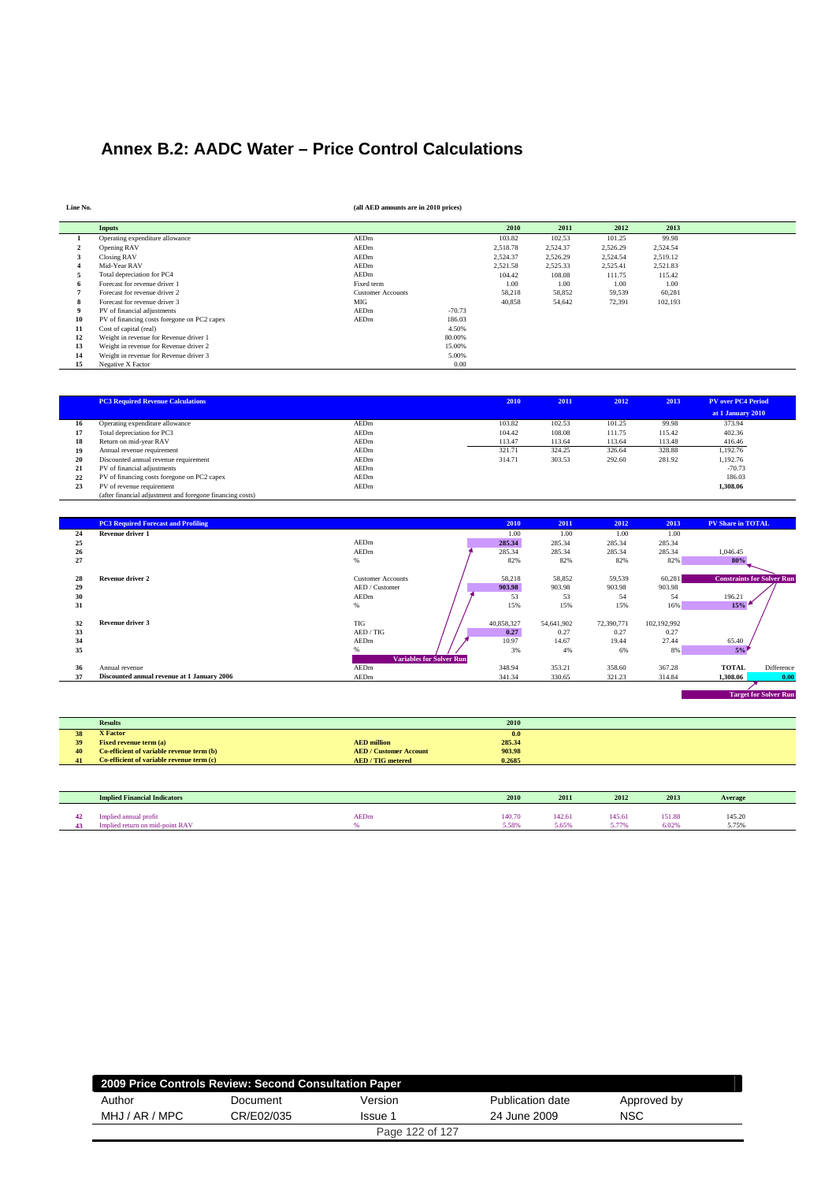# Annex B.2: AADC Water – Price Control Calculations

**Line No.** (all AED amounts are in 2010 prices)

| Line No. | Inputs | | | 2010 | 2011 | 2012 | 2013 |
|---|---|---|---|---|---|---|---|
| 1 | Operating expenditure allowance | AEDm | | 103.82 | 102.53 | 101.25 | 99.98 |
| 2 | Opening RAV | AEDm | | 2,518.78 | 2,524.37 | 2,526.29 | 2,524.54 |
| 3 | Closing RAV | AEDm | | 2,524.37 | 2,526.29 | 2,524.54 | 2,519.12 |
| 4 | Mid-Year RAV | AEDm | | 2,521.58 | 2,525.33 | 2,525.41 | 2,521.83 |
| 5 | Total depreciation for PC4 | AEDm | | 104.42 | 108.08 | 111.75 | 115.42 |
| 6 | Forecast for revenue driver 1 | Fixed term | | 1.00 | 1.00 | 1.00 | 1.00 |
| 7 | Forecast for revenue driver 2 | Customer Accounts | | 58,218 | 58,852 | 59,539 | 60,281 |
| 8 | Forecast for revenue driver 3 | MIG | | 40,858 | 54,642 | 72,391 | 102,193 |
| 9 | PV of financial adjustments | AEDm | -70.73 | | | | |
| 10 | PV of financing costs foregone on PC2 capex | AEDm | 186.03 | | | | |
| 11 | Cost of capital (real) | | 4.50% | | | | |
| 12 | Weight in revenue for Revenue driver 1 | | 80.00% | | | | |
| 13 | Weight in revenue for Revenue driver 2 | | 15.00% | | | | |
| 14 | Weight in revenue for Revenue driver 3 | | 5.00% | | | | |
| 15 | Negative X Factor | | 0.00 | | | | |

| Line No. | PC3 Required Revenue Calculations | | 2010 | 2011 | 2012 | 2013 | PV over PC4 Period at 1 January 2010 |
|---|---|---|---|---|---|---|---|
| 16 | Operating expenditure allowance | AEDm | 103.82 | 102.53 | 101.25 | 99.98 | 373.94 |
| 17 | Total depreciation for PC3 | AEDm | 104.42 | 108.08 | 111.75 | 115.42 | 402.36 |
| 18 | Return on mid-year RAV | AEDm | 113.47 | 113.64 | 113.64 | 113.48 | 416.46 |
| 19 | Annual revenue requirement | AEDm | 321.71 | 324.25 | 326.64 | 328.88 | 1,192.76 |
| 20 | Discounted annual revenue requirement | AEDm | 314.71 | 303.53 | 292.60 | 281.92 | 1,192.76 |
| 21 | PV of financial adjustments | AEDm | | | | | -70.73 |
| 22 | PV of financing costs foregone on PC2 capex | AEDm | | | | | 186.03 |
| 23 | PV of revenue requirement (after financial adjustment and foregone financing costs) | AEDm | | | | | **1,308.06** |

| Line No. | PC3 Required Forecast and Profiling | | 2010 | 2011 | 2012 | 2013 | PV Share in TOTAL | |
|---|---|---|---|---|---|---|---|---|
| 24 | **Revenue driver 1** | | 1.00 | 1.00 | 1.00 | 1.00 | | |
| 25 | | AEDm | **285.34** | 285.34 | 285.34 | 285.34 | | |
| 26 | | AEDm | 285.34 | 285.34 | 285.34 | 285.34 | 1,046.45 | |
| 27 | | % | 82% | 82% | 82% | 82% | **80%** | |
| 28 | **Revenue driver 2** | Customer Accounts | 58,218 | 58,852 | 59,539 | 60,281 | **Constraints for Solver Run** | |
| 29 | | AED / Customer | **903.98** | 903.98 | 903.98 | 903.98 | | |
| 30 | | AEDm | 53 | 53 | 54 | 54 | 196.21 | |
| 31 | | % | 15% | 15% | 15% | 16% | **15%** | |
| 32 | **Revenue driver 3** | TIG | 40,858,327 | 54,641,902 | 72,390,771 | 102,192,992 | | |
| 33 | | AED / TIG | **0.27** | 0.27 | 0.27 | 0.27 | | |
| 34 | | AEDm | 10.97 | 14.67 | 19.44 | 27.44 | 65.40 | |
| 35 | | % | 3% | 4% | 6% | 8% | **5%** | |
| | | **Variables for Solver Run** | | | | | | |
| 36 | Annual revenue | AEDm | 348.94 | 353.21 | 358.60 | 367.28 | **TOTAL** | Difference |
| 37 | **Discounted annual revenue at 1 January 2006** | AEDm | 341.34 | 330.65 | 321.23 | 314.84 | **1,308.06** | **0.00** |
| | | | | | | | | **Target for Solver Run** |

| Line No. | Results | | 2010 |
|---|---|---|---|
| 38 | **X Factor** | | **0.0** |
| 39 | **Fixed revenue term (a)** | **AED million** | **285.34** |
| 40 | **Co-efficient of variable revenue term (b)** | **AED / Customer Account** | **903.98** |
| 41 | **Co-efficient of variable revenue term (c)** | **AED / TIG metered** | **0.2685** |

| Line No. | Implied Financial Indicators | | 2010 | 2011 | 2012 | 2013 | Average |
|---|---|---|---|---|---|---|---|
| 42 | Implied annual profit | AEDm | 140.70 | 142.61 | 145.61 | 151.88 | 145.20 |
| 43 | Implied return on mid-point RAV | % | 5.58% | 5.65% | 5.77% | 6.02% | 5.75% |

| 2009 Price Controls Review: Second Consultation Paper | | | | |
|---|---|---|---|---|
| Author | Document | Version | Publication date | Approved by |
| MHJ / AR / MPC | CR/E02/035 | Issue 1 | 24 June 2009 | NSC |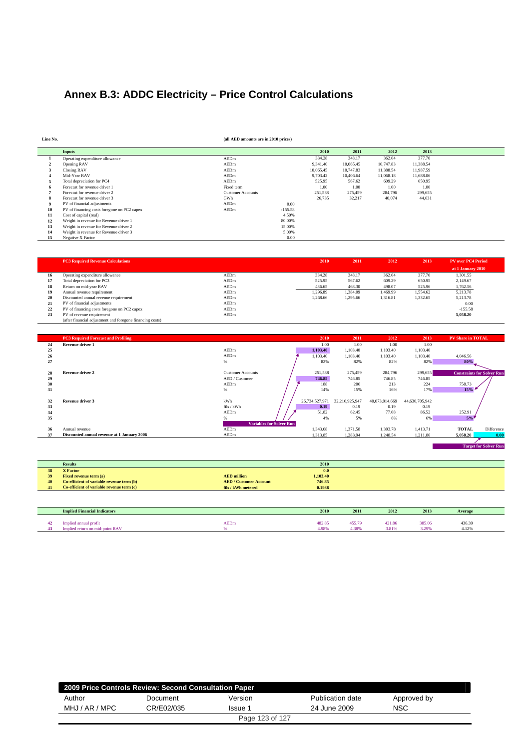# Annex B.3: ADDC Electricity – Price Control Calculations

**Line No.** **(all AED amounts are in 2010 prices)**

| Line No. | Inputs | | | 2010 | 2011 | 2012 | 2013 |
|---|---|---|---|---|---|---|---|
| 1 | Operating expenditure allowance | AEDm | | 334.28 | 348.17 | 362.64 | 377.70 |
| 2 | Opening RAV | AEDm | | 9,341.40 | 10,065.45 | 10,747.83 | 11,388.54 |
| 3 | Closing RAV | AEDm | | 10,065.45 | 10,747.83 | 11,388.54 | 11,987.59 |
| 4 | Mid-Year RAV | AEDm | | 9,703.42 | 10,406.64 | 11,068.18 | 11,688.06 |
| 5 | Total depreciation for PC4 | AEDm | | 525.95 | 567.62 | 609.29 | 650.95 |
| 6 | Forecast for revenue driver 1 | Fixed term | | 1.00 | 1.00 | 1.00 | 1.00 |
| 7 | Forecast for revenue driver 2 | Customer Accounts | | 251,538 | 275,459 | 284,796 | 299,655 |
| 8 | Forecast for revenue driver 3 | GWh | | 26,735 | 32,217 | 40,074 | 44,631 |
| 9 | PV of financial adjustments | AEDm | 0.00 | | | | |
| 10 | PV of financing costs foregone on PC2 capex | AEDm | -155.58 | | | | |
| 11 | Cost of capital (real) | | 4.50% | | | | |
| 12 | Weight in revenue for Revenue driver 1 | | 80.00% | | | | |
| 13 | Weight in revenue for Revenue driver 2 | | 15.00% | | | | |
| 14 | Weight in revenue for Revenue driver 3 | | 5.00% | | | | |
| 15 | Negative X Factor | | 0.00 | | | | |

| Line No. | PC3 Required Revenue Calculations | | 2010 | 2011 | 2012 | 2013 | PV over PC4 Period at 1 January 2010 |
|---|---|---|---|---|---|---|---|
| 16 | Operating expenditure allowance | AEDm | 334.28 | 348.17 | 362.64 | 377.70 | 1,301.55 |
| 17 | Total depreciation for PC3 | AEDm | 525.95 | 567.62 | 609.29 | 650.95 | 2,149.67 |
| 18 | Return on mid-year RAV | AEDm | 436.65 | 468.30 | 498.07 | 525.96 | 1,762.56 |
| 19 | Annual revenue requirement | AEDm | 1,296.89 | 1,384.09 | 1,469.99 | 1,554.62 | 5,213.78 |
| 20 | Discounted annual revenue requirement | AEDm | 1,268.66 | 1,295.66 | 1,316.81 | 1,332.65 | 5,213.78 |
| 21 | PV of financial adjustments | AEDm | | | | | 0.00 |
| 22 | PV of financing costs foregone on PC2 capex | AEDm | | | | | -155.58 |
| 23 | PV of revenue requirement (after financial adjustment and foregone financing costs) | AEDm | | | | | **5,058.20** |

| Line No. | PC3 Required Forecast and Profiling | | 2010 | 2011 | 2012 | 2013 | PV Share in TOTAL | |
|---|---|---|---|---|---|---|---|---|
| 24 | **Revenue driver 1** | | 1.00 | 1.00 | 1.00 | 1.00 | | |
| 25 | | AEDm | **1,103.40** | 1,103.40 | 1,103.40 | 1,103.40 | | |
| 26 | | AEDm | 1,103.40 | 1,103.40 | 1,103.40 | 1,103.40 | 4,046.56 | |
| 27 | | % | 82% | 82% | 82% | 82% | **80%** | |
| 28 | **Revenue driver 2** | Customer Accounts | 251,538 | 275,459 | 284,796 | 299,655 | **Constraints for Solver Run** | |
| 29 | | AED / Customer | **746.85** | 746.85 | 746.85 | 746.85 | | |
| 30 | | AEDm | 188 | 206 | 213 | 224 | 758.73 | |
| 31 | | % | 14% | 15% | 16% | 17% | **15%** | |
| 32 | **Revenue driver 3** | kWh | 26,734,527,971 | 32,216,925,947 | 40,073,914,669 | 44,630,705,942 | | |
| 33 | | fils / kWh | **0.19** | 0.19 | 0.19 | 0.19 | | |
| 34 | | AEDm | 51.82 | 62.45 | 77.68 | 86.52 | 252.91 | |
| 35 | | % | 4% | 5% | 6% | 6% | **5%** | |
| | | **Variables for Solver Run** | | | | | | |
| 36 | Annual revenue | AEDm | 1,343.08 | 1,371.58 | 1,393.78 | 1,413.71 | **TOTAL** | Difference |
| 37 | **Discounted annual revenue at 1 January 2006** | AEDm | 1,313.85 | 1,283.94 | 1,248.54 | 1,211.86 | **5,058.20** | **0.00** |

**Target for Solver Run**

| Line No. | Results | | 2010 |
|---|---|---|---|
| 38 | **X Factor** | | **0.0** |
| 39 | **Fixed revenue term (a)** | **AED million** | **1,103.40** |
| 40 | **Co-efficient of variable revenue term (b)** | **AED / Customer Account** | **746.85** |
| 41 | **Co-efficient of variable revenue term (c)** | **fils / kWh metered** | **0.1938** |

| Line No. | Implied Financial Indicators | | 2010 | 2011 | 2012 | 2013 | Average |
|---|---|---|---|---|---|---|---|
| 42 | Implied annual profit | AEDm | 482.85 | 455.79 | 421.86 | 385.06 | 436.39 |
| 43 | Implied return on mid-point RAV | % | 4.98% | 4.38% | 3.81% | 3.29% | 4.12% |

| 2009 Price Controls Review: Second Consultation Paper | | | | |
|---|---|---|---|---|
| Author | Document | Version | Publication date | Approved by |
| MHJ / AR / MPC | CR/E02/035 | Issue 1 | 24 June 2009 | NSC |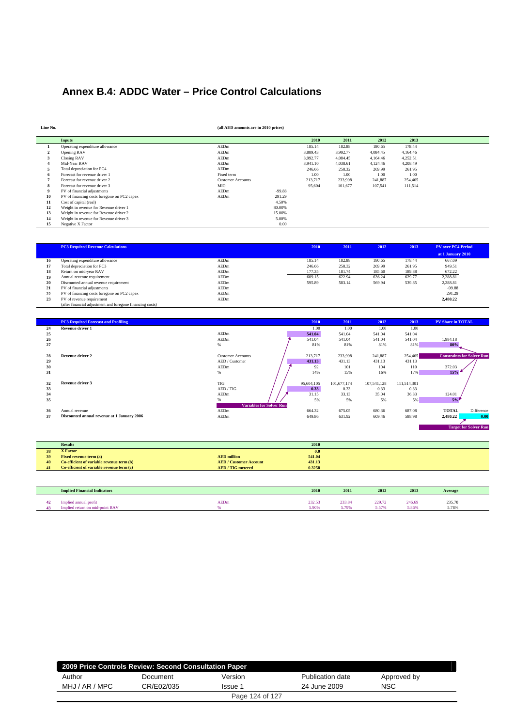# Annex B.4: ADDC Water – Price Control Calculations

**Line No.** — **(all AED amounts are in 2010 prices)**

| Line No. | Inputs | Unit | | 2010 | 2011 | 2012 | 2013 |
|---|---|---|---|---|---|---|---|
| 1 | Operating expenditure allowance | AEDm | | 185.14 | 182.88 | 180.65 | 178.44 |
| 2 | Opening RAV | AEDm | | 3,889.43 | 3,992.77 | 4,084.45 | 4,164.46 |
| 3 | Closing RAV | AEDm | | 3,992.77 | 4,084.45 | 4,164.46 | 4,252.51 |
| 4 | Mid-Year RAV | AEDm | | 3,941.10 | 4,038.61 | 4,124.46 | 4,208.49 |
| 5 | Total depreciation for PC4 | AEDm | | 246.66 | 258.32 | 269.99 | 261.95 |
| 6 | Forecast for revenue driver 1 | Fixed term | | 1.00 | 1.00 | 1.00 | 1.00 |
| 7 | Forecast for revenue driver 2 | Customer Accounts | | 213,717 | 233,998 | 241,887 | 254,465 |
| 8 | Forecast for revenue driver 3 | MIG | | 95,604 | 101,677 | 107,541 | 111,514 |
| 9 | PV of financial adjustments | AEDm | -99.88 | | | | |
| 10 | PV of financing costs foregone on PC2 capex | AEDm | 291.29 | | | | |
| 11 | Cost of capital (real) | | 4.50% | | | | |
| 12 | Weight in revenue for Revenue driver 1 | | 80.00% | | | | |
| 13 | Weight in revenue for Revenue driver 2 | | 15.00% | | | | |
| 14 | Weight in revenue for Revenue driver 3 | | 5.00% | | | | |
| 15 | Negative X Factor | | 0.00 | | | | |

| Line No. | PC3 Required Revenue Calculations | Unit | 2010 | 2011 | 2012 | 2013 | PV over PC4 Period at 1 January 2010 |
|---|---|---|---|---|---|---|---|
| 16 | Operating expenditure allowance | AEDm | 185.14 | 182.88 | 180.65 | 178.44 | 667.09 |
| 17 | Total depreciation for PC3 | AEDm | 246.66 | 258.32 | 269.99 | 261.95 | 949.51 |
| 18 | Return on mid-year RAV | AEDm | 177.35 | 181.74 | 185.60 | 189.38 | 672.22 |
| 19 | Annual revenue requirement | AEDm | 609.15 | 622.94 | 636.24 | 629.77 | 2,288.81 |
| 20 | Discounted annual revenue requirement | AEDm | 595.89 | 583.14 | 569.94 | 539.85 | 2,288.81 |
| 21 | PV of financial adjustments | AEDm | | | | | -99.88 |
| 22 | PV of financing costs foregone on PC2 capex | AEDm | | | | | 291.29 |
| 23 | PV of revenue requirement (after financial adjustment and foregone financing costs) | AEDm | | | | | **2,480.22** |

| Line No. | PC3 Required Forecast and Profiling | Unit | 2010 | 2011 | 2012 | 2013 | PV Share in TOTAL | |
|---|---|---|---|---|---|---|---|---|
| 24 | **Revenue driver 1** | | 1.00 | 1.00 | 1.00 | 1.00 | | |
| 25 | | AEDm | **541.04** | 541.04 | 541.04 | 541.04 | | |
| 26 | | AEDm | 541.04 | 541.04 | 541.04 | 541.04 | 1,984.18 | |
| 27 | | % | 81% | 81% | 81% | 81% | **80%** | |
| 28 | **Revenue driver 2** | Customer Accounts | 213,717 | 233,998 | 241,887 | 254,465 | **Constraints for Solver Run** | |
| 29 | | AED / Customer | **431.13** | 431.13 | 431.13 | 431.13 | | |
| 30 | | AEDm | 92 | 101 | 104 | 110 | 372.03 | |
| 31 | | % | 14% | 15% | 16% | 17% | **15%** | |
| 32 | **Revenue driver 3** | TIG | 95,604,105 | 101,677,174 | 107,541,128 | 111,514,301 | | |
| 33 | | AED / TIG | **0.33** | 0.33 | 0.33 | 0.33 | | |
| 34 | | AEDm | 31.15 | 33.13 | 35.04 | 36.33 | 124.01 | |
| 35 | | % | 5% | 5% | 5% | 5% | **5%** | |
| | | **Variables for Solver Run** | | | | | | |
| 36 | Annual revenue | AEDm | 664.32 | 675.05 | 680.36 | 687.08 | **TOTAL** | Difference |
| 37 | **Discounted annual revenue at 1 January 2006** | AEDm | 649.86 | 631.92 | 609.46 | 588.98 | **2,480.22** | **0.00** |
| | | | | | | | **Target for Solver Run** | |

| Line No. | Results | Unit | 2010 |
|---|---|---|---|
| 38 | **X Factor** | | **0.0** |
| 39 | **Fixed revenue term (a)** | **AED million** | **541.04** |
| 40 | **Co-efficient of variable revenue term (b)** | **AED / Customer Account** | **431.13** |
| 41 | **Co-efficient of variable revenue term (c)** | **AED / TIG metered** | **0.3258** |

| Line No. | Implied Financial Indicators | Unit | 2010 | 2011 | 2012 | 2013 | Average |
|---|---|---|---|---|---|---|---|
| 42 | Implied annual profit | AEDm | 232.53 | 233.84 | 229.72 | 246.69 | 235.70 |
| 43 | Implied return on mid-point RAV | % | 5.90% | 5.79% | 5.57% | 5.86% | 5.78% |

| 2009 Price Controls Review: Second Consultation Paper | | | | |
|---|---|---|---|---|
| Author | Document | Version | Publication date | Approved by |
| MHJ / AR / MPC | CR/E02/035 | Issue 1 | 24 June 2009 | NSC |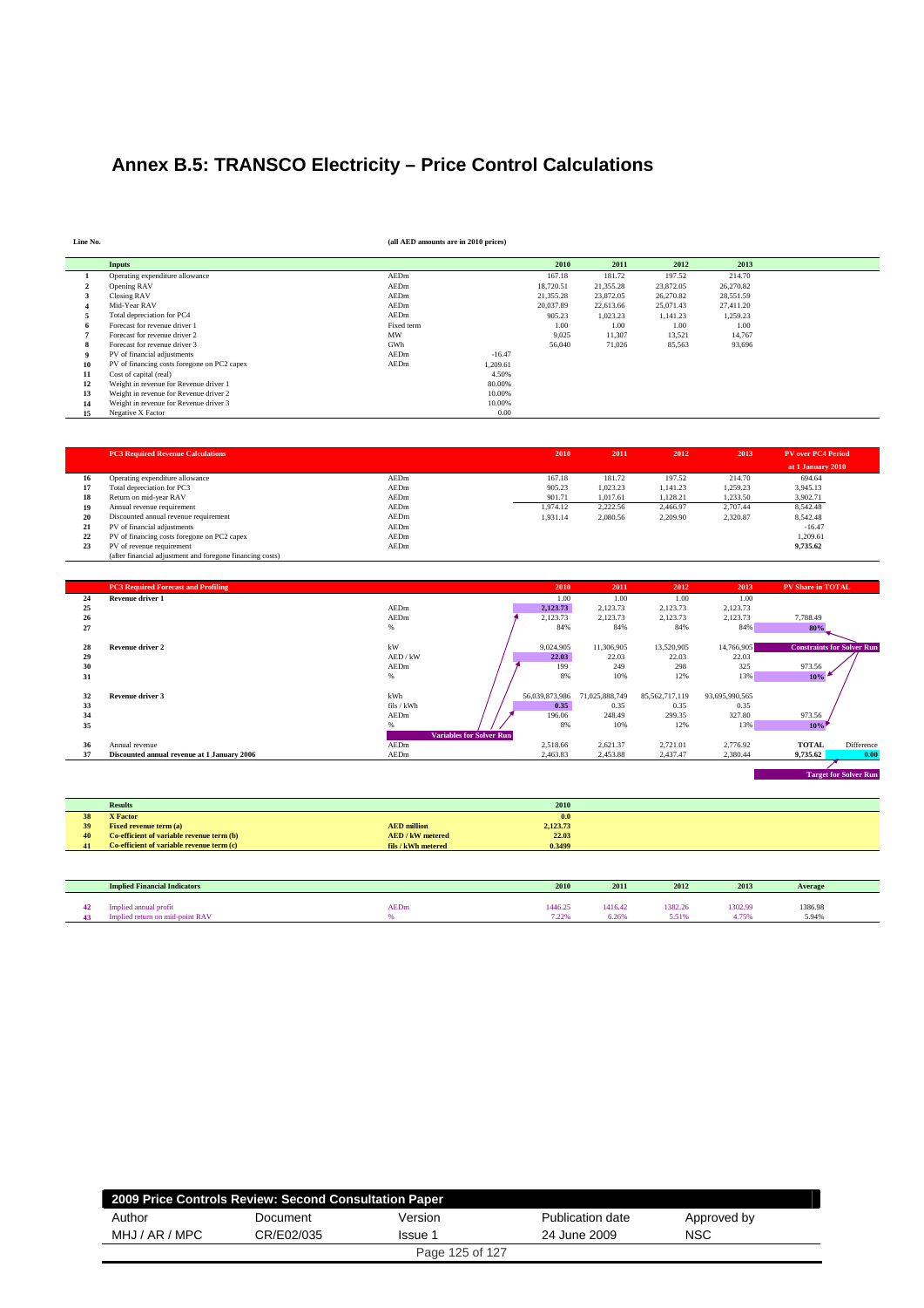# Annex B.5: TRANSCO Electricity – Price Control Calculations

**Line No.** (all AED amounts are in 2010 prices)

| Line No. | Inputs | Unit | | 2010 | 2011 | 2012 | 2013 |
|---|---|---|---|---|---|---|---|
| 1 | Operating expenditure allowance | AEDm | | 167.18 | 181.72 | 197.52 | 214.70 |
| 2 | Opening RAV | AEDm | | 18,720.51 | 21,355.28 | 23,872.05 | 26,270.82 |
| 3 | Closing RAV | AEDm | | 21,355.28 | 23,872.05 | 26,270.82 | 28,551.59 |
| 4 | Mid-Year RAV | AEDm | | 20,037.89 | 22,613.66 | 25,071.43 | 27,411.20 |
| 5 | Total depreciation for PC4 | AEDm | | 905.23 | 1,023.23 | 1,141.23 | 1,259.23 |
| 6 | Forecast for revenue driver 1 | Fixed term | | 1.00 | 1.00 | 1.00 | 1.00 |
| 7 | Forecast for revenue driver 2 | MW | | 9,025 | 11,307 | 13,521 | 14,767 |
| 8 | Forecast for revenue driver 3 | GWh | | 56,040 | 71,026 | 85,563 | 93,696 |
| 9 | PV of financial adjustments | AEDm | -16.47 | | | | |
| 10 | PV of financing costs foregone on PC2 capex | AEDm | 1,209.61 | | | | |
| 11 | Cost of capital (real) | | 4.50% | | | | |
| 12 | Weight in revenue for Revenue driver 1 | | 80.00% | | | | |
| 13 | Weight in revenue for Revenue driver 2 | | 10.00% | | | | |
| 14 | Weight in revenue for Revenue driver 3 | | 10.00% | | | | |
| 15 | Negative X Factor | | 0.00 | | | | |

| Line No. | PC3 Required Revenue Calculations | Unit | 2010 | 2011 | 2012 | 2013 | PV over PC4 Period at 1 January 2010 |
|---|---|---|---|---|---|---|---|
| 16 | Operating expenditure allowance | AEDm | 167.18 | 181.72 | 197.52 | 214.70 | 694.64 |
| 17 | Total depreciation for PC3 | AEDm | 905.23 | 1,023.23 | 1,141.23 | 1,259.23 | 3,945.13 |
| 18 | Return on mid-year RAV | AEDm | 901.71 | 1,017.61 | 1,128.21 | 1,233.50 | 3,902.71 |
| 19 | Annual revenue requirement | AEDm | 1,974.12 | 2,222.56 | 2,466.97 | 2,707.44 | 8,542.48 |
| 20 | Discounted annual revenue requirement | AEDm | 1,931.14 | 2,080.56 | 2,209.90 | 2,320.87 | 8,542.48 |
| 21 | PV of financial adjustments | AEDm | | | | | -16.47 |
| 22 | PV of financing costs foregone on PC2 capex | AEDm | | | | | 1,209.61 |
| 23 | PV of revenue requirement (after financial adjustment and foregone financing costs) | AEDm | | | | | **9,735.62** |

| Line No. | PC3 Required Forecast and Profiling | Unit | 2010 | 2011 | 2012 | 2013 | PV Share in TOTAL | |
|---|---|---|---|---|---|---|---|---|
| 24 | **Revenue driver 1** | | 1.00 | 1.00 | 1.00 | 1.00 | | |
| 25 | | AEDm | 2,123.73 | 2,123.73 | 2,123.73 | 2,123.73 | | |
| 26 | | AEDm | 2,123.73 | 2,123.73 | 2,123.73 | 2,123.73 | 7,788.49 | |
| 27 | | % | 84% | 84% | 84% | 84% | 80% | |
| 28 | **Revenue driver 2** | kW | 9,024,905 | 11,306,905 | 13,520,905 | 14,766,905 | Constraints for Solver Run | |
| 29 | | AED / kW | 22.03 | 22.03 | 22.03 | 22.03 | | |
| 30 | | AEDm | 199 | 249 | 298 | 325 | 973.56 | |
| 31 | | % | 8% | 10% | 12% | 13% | 10% | |
| 32 | **Revenue driver 3** | kWh | 56,039,873,986 | 71,025,888,749 | 85,562,717,119 | 93,695,990,565 | | |
| 33 | | fils / kWh | 0.35 | 0.35 | 0.35 | 0.35 | | |
| 34 | | AEDm | 196.06 | 248.49 | 299.35 | 327.80 | 973.56 | |
| 35 | | % | 8% | 10% | 12% | 13% | 10% | |
| | | Variables for Solver Run | | | | | **TOTAL** | Difference |
| 36 | Annual revenue | AEDm | 2,518.66 | 2,621.37 | 2,721.01 | 2,776.92 | | |
| 37 | **Discounted annual revenue at 1 January 2006** | AEDm | 2,463.83 | 2,453.88 | 2,437.47 | 2,380.44 | **9,735.62** | **0.00** |
| | | | | | | | Target for Solver Run | |

| Line No. | Results | Unit | 2010 |
|---|---|---|---|
| 38 | **X Factor** | | **0.0** |
| 39 | **Fixed revenue term (a)** | **AED million** | **2,123.73** |
| 40 | **Co-efficient of variable revenue term (b)** | **AED / kW metered** | **22.03** |
| 41 | **Co-efficient of variable revenue term (c)** | **fils / kWh metered** | **0.3499** |

| Line No. | Implied Financial Indicators | Unit | 2010 | 2011 | 2012 | 2013 | Average |
|---|---|---|---|---|---|---|---|
| 42 | Implied annual profit | AEDm | 1446.25 | 1416.42 | 1382.26 | 1302.99 | 1386.98 |
| 43 | Implied return on mid-point RAV | % | 7.22% | 6.26% | 5.51% | 4.75% | 5.94% |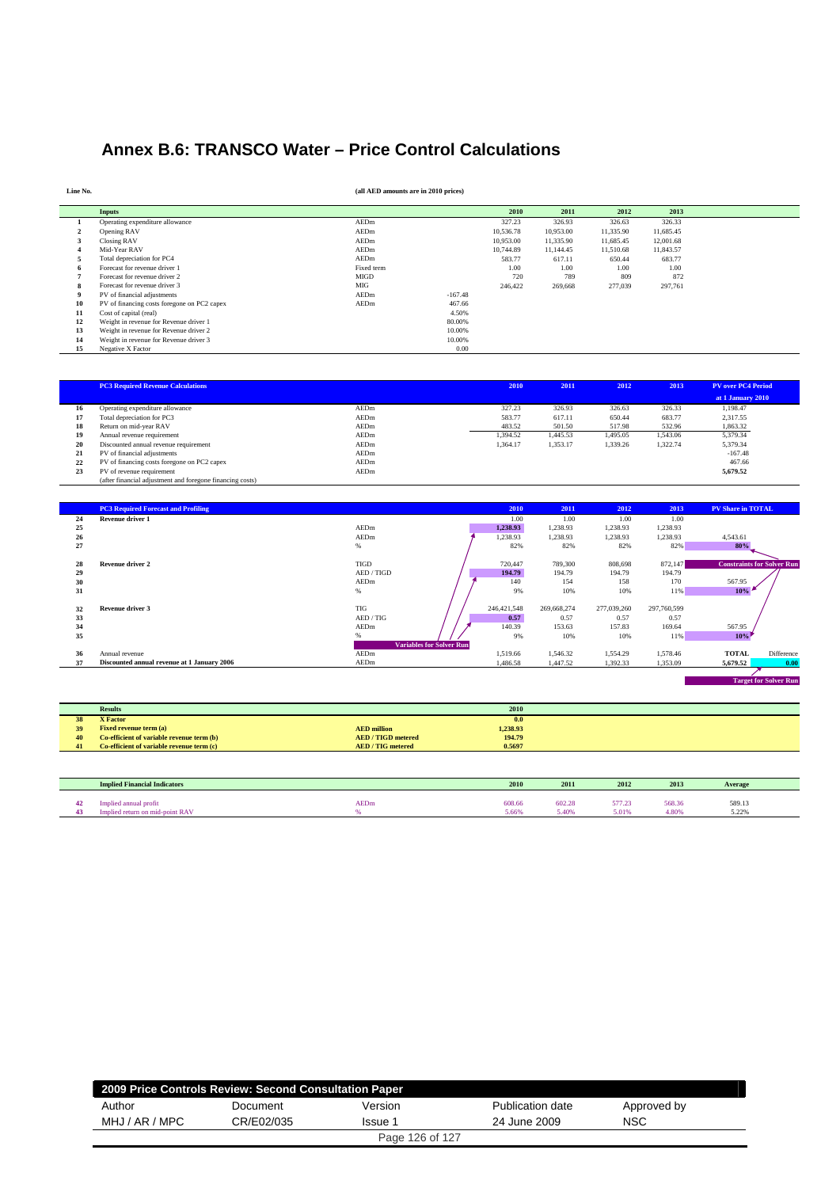# Annex B.6: TRANSCO Water – Price Control Calculations

**Line No.** **(all AED amounts are in 2010 prices)**

| Line | Inputs | Unit | | 2010 | 2011 | 2012 | 2013 |
|---|---|---|---|---|---|---|---|
| 1 | Operating expenditure allowance | AEDm | | 327.23 | 326.93 | 326.63 | 326.33 |
| 2 | Opening RAV | AEDm | | 10,536.78 | 10,953.00 | 11,335.90 | 11,685.45 |
| 3 | Closing RAV | AEDm | | 10,953.00 | 11,335.90 | 11,685.45 | 12,001.68 |
| 4 | Mid-Year RAV | AEDm | | 10,744.89 | 11,144.45 | 11,510.68 | 11,843.57 |
| 5 | Total depreciation for PC4 | AEDm | | 583.77 | 617.11 | 650.44 | 683.77 |
| 6 | Forecast for revenue driver 1 | Fixed term | | 1.00 | 1.00 | 1.00 | 1.00 |
| 7 | Forecast for revenue driver 2 | MIGD | | 720 | 789 | 809 | 872 |
| 8 | Forecast for revenue driver 3 | MIG | | 246,422 | 269,668 | 277,039 | 297,761 |
| 9 | PV of financial adjustments | AEDm | -167.48 | | | | |
| 10 | PV of financing costs foregone on PC2 capex | AEDm | 467.66 | | | | |
| 11 | Cost of capital (real) | | 4.50% | | | | |
| 12 | Weight in revenue for Revenue driver 1 | | 80.00% | | | | |
| 13 | Weight in revenue for Revenue driver 2 | | 10.00% | | | | |
| 14 | Weight in revenue for Revenue driver 3 | | 10.00% | | | | |
| 15 | Negative X Factor | | 0.00 | | | | |

| Line | PC3 Required Revenue Calculations | Unit | 2010 | 2011 | 2012 | 2013 | PV over PC4 Period at 1 January 2010 |
|---|---|---|---|---|---|---|---|
| 16 | Operating expenditure allowance | AEDm | 327.23 | 326.93 | 326.63 | 326.33 | 1,198.47 |
| 17 | Total depreciation for PC3 | AEDm | 583.77 | 617.11 | 650.44 | 683.77 | 2,317.55 |
| 18 | Return on mid-year RAV | AEDm | 483.52 | 501.50 | 517.98 | 532.96 | 1,863.32 |
| 19 | Annual revenue requirement | AEDm | 1,394.52 | 1,445.53 | 1,495.05 | 1,543.06 | 5,379.34 |
| 20 | Discounted annual revenue requirement | AEDm | 1,364.17 | 1,353.17 | 1,339.26 | 1,322.74 | 5,379.34 |
| 21 | PV of financial adjustments | AEDm | | | | | -167.48 |
| 22 | PV of financing costs foregone on PC2 capex | AEDm | | | | | 467.66 |
| 23 | PV of revenue requirement (after financial adjustment and foregone financing costs) | AEDm | | | | | 5,679.52 |

| Line | PC3 Required Forecast and Profiling | Unit | 2010 | 2011 | 2012 | 2013 | PV Share in TOTAL | |
|---|---|---|---|---|---|---|---|---|
| 24 | **Revenue driver 1** | | 1.00 | 1.00 | 1.00 | 1.00 | | |
| 25 | | AEDm | 1,238.93 | 1,238.93 | 1,238.93 | 1,238.93 | | |
| 26 | | AEDm | 1,238.93 | 1,238.93 | 1,238.93 | 1,238.93 | 4,543.61 | |
| 27 | | % | 82% | 82% | 82% | 82% | 80% | |
| 28 | **Revenue driver 2** | TIGD | 720,447 | 789,300 | 808,698 | 872,147 | Constraints for Solver Run | |
| 29 | | AED / TIGD | 194.79 | 194.79 | 194.79 | 194.79 | | |
| 30 | | AEDm | 140 | 154 | 158 | 170 | 567.95 | |
| 31 | | % | 9% | 10% | 10% | 11% | 10% | |
| 32 | **Revenue driver 3** | TIG | 246,421,548 | 269,668,274 | 277,039,260 | 297,760,599 | | |
| 33 | | AED / TIG | 0.57 | 0.57 | 0.57 | 0.57 | | |
| 34 | | AEDm | 140.39 | 153.63 | 157.83 | 169.64 | 567.95 | |
| 35 | | % | 9% | 10% | 10% | 11% | 10% | |
| | | | Variables for Solver Run | | | | **TOTAL** | Difference |
| 36 | Annual revenue | AEDm | 1,519.66 | 1,546.32 | 1,554.29 | 1,578.46 | 5,679.52 | 0.00 |
| 37 | **Discounted annual revenue at 1 January 2006** | AEDm | 1,486.58 | 1,447.52 | 1,392.33 | 1,353.09 | Target for Solver Run | |

| Line | Results | Unit | 2010 |
|---|---|---|---|
| 38 | **X Factor** | | 0.0 |
| 39 | **Fixed revenue term (a)** | **AED million** | 1,238.93 |
| 40 | **Co-efficient of variable revenue term (b)** | **AED / TIGD metered** | 194.79 |
| 41 | **Co-efficient of variable revenue term (c)** | **AED / TIG metered** | 0.5697 |

| Line | Implied Financial Indicators | Unit | 2010 | 2011 | 2012 | 2013 | Average |
|---|---|---|---|---|---|---|---|
| 42 | Implied annual profit | AEDm | 608.66 | 602.28 | 577.23 | 568.36 | 589.13 |
| 43 | Implied return on mid-point RAV | % | 5.66% | 5.40% | 5.01% | 4.80% | 5.22% |

**2009 Price Controls Review: Second Consultation Paper**

| Author | Document | Version | Publication date | Approved by |
|---|---|---|---|---|
| MHJ / AR / MPC | CR/E02/035 | Issue 1 | 24 June 2009 | NSC |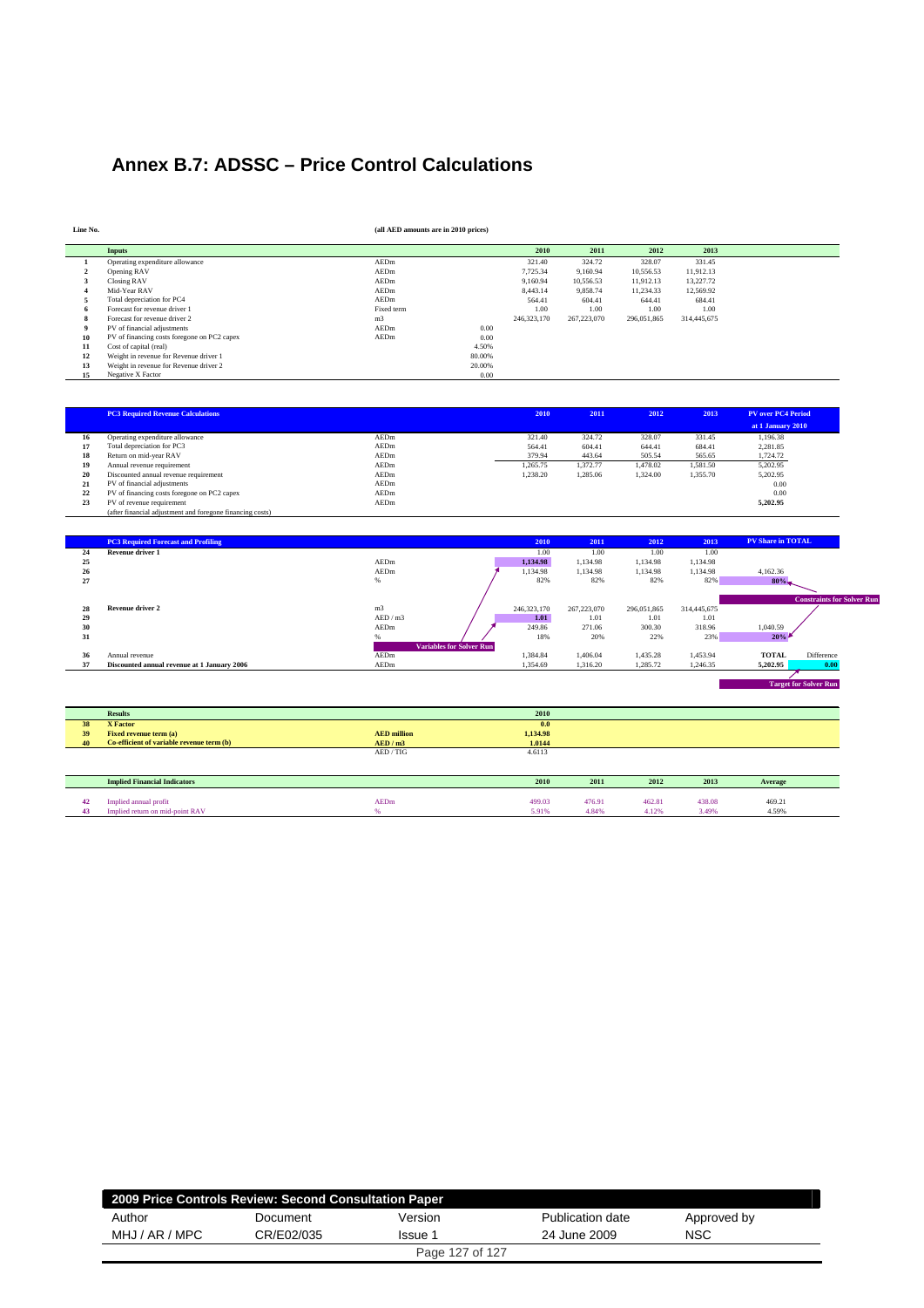# Annex B.7: ADSSC – Price Control Calculations

Line No. (all AED amounts are in 2010 prices)

| Line No. | Inputs | | | 2010 | 2011 | 2012 | 2013 |
|---|---|---|---|---|---|---|---|
| 1 | Operating expenditure allowance | AEDm | | 321.40 | 324.72 | 328.07 | 331.45 |
| 2 | Opening RAV | AEDm | | 7,725.34 | 9,160.94 | 10,556.53 | 11,912.13 |
| 3 | Closing RAV | AEDm | | 9,160.94 | 10,556.53 | 11,912.13 | 13,227.72 |
| 4 | Mid-Year RAV | AEDm | | 8,443.14 | 9,858.74 | 11,234.33 | 12,569.92 |
| 5 | Total depreciation for PC4 | AEDm | | 564.41 | 604.41 | 644.41 | 684.41 |
| 6 | Forecast for revenue driver 1 | Fixed term | | 1.00 | 1.00 | 1.00 | 1.00 |
| 8 | Forecast for revenue driver 2 | m3 | | 246,323,170 | 267,223,070 | 296,051,865 | 314,445,675 |
| 9 | PV of financial adjustments | AEDm | 0.00 | | | | |
| 10 | PV of financing costs foregone on PC2 capex | AEDm | 0.00 | | | | |
| 11 | Cost of capital (real) | | 4.50% | | | | |
| 12 | Weight in revenue for Revenue driver 1 | | 80.00% | | | | |
| 13 | Weight in revenue for Revenue driver 2 | | 20.00% | | | | |
| 15 | Negative X Factor | | 0.00 | | | | |

| Line No. | PC3 Required Revenue Calculations | | 2010 | 2011 | 2012 | 2013 | PV over PC4 Period at 1 January 2010 |
|---|---|---|---|---|---|---|---|
| 16 | Operating expenditure allowance | AEDm | 321.40 | 324.72 | 328.07 | 331.45 | 1,196.38 |
| 17 | Total depreciation for PC3 | AEDm | 564.41 | 604.41 | 644.41 | 684.41 | 2,281.85 |
| 18 | Return on mid-year RAV | AEDm | 379.94 | 443.64 | 505.54 | 565.65 | 1,724.72 |
| 19 | Annual revenue requirement | AEDm | 1,265.75 | 1,372.77 | 1,478.02 | 1,581.50 | 5,202.95 |
| 20 | Discounted annual revenue requirement | AEDm | 1,238.20 | 1,285.06 | 1,324.00 | 1,355.70 | 5,202.95 |
| 21 | PV of financial adjustments | AEDm | | | | | 0.00 |
| 22 | PV of financing costs foregone on PC2 capex | AEDm | | | | | 0.00 |
| 23 | PV of revenue requirement (after financial adjustment and foregone financing costs) | AEDm | | | | | 5,202.95 |

| Line No. | PC3 Required Forecast and Profiling | | 2010 | 2011 | 2012 | 2013 | PV Share in TOTAL | |
|---|---|---|---|---|---|---|---|---|
| 24 | Revenue driver 1 | | 1.00 | 1.00 | 1.00 | 1.00 | | |
| 25 | | AEDm | 1,134.98 | 1,134.98 | 1,134.98 | 1,134.98 | | |
| 26 | | AEDm | 1,134.98 | 1,134.98 | 1,134.98 | 1,134.98 | 4,162.36 | |
| 27 | | % | 82% | 82% | 82% | 82% | 80% | Constraints for Solver Run |
| 28 | Revenue driver 2 | m3 | 246,323,170 | 267,223,070 | 296,051,865 | 314,445,675 | | |
| 29 | | AED / m3 | 1.01 | 1.01 | 1.01 | 1.01 | | |
| 30 | | AEDm | 249.86 | 271.06 | 300.30 | 318.96 | 1,040.59 | |
| 31 | | % | 18% | 20% | 22% | 23% | 20% | |
| | | Variables for Solver Run | | | | | TOTAL | Difference |
| 36 | Annual revenue | AEDm | 1,384.84 | 1,406.04 | 1,435.28 | 1,453.94 | | |
| 37 | Discounted annual revenue at 1 January 2006 | AEDm | 1,354.69 | 1,316.20 | 1,285.72 | 1,246.35 | 5,202.95 | 0.00 |
| | | | | | | | | Target for Solver Run |

| Line No. | Results | | 2010 |
|---|---|---|---|
| 38 | X Factor | | 0.0 |
| 39 | Fixed revenue term (a) | AED million | 1,134.98 |
| 40 | Co-efficient of variable revenue term (b) | AED / m3 | 1.0144 |
| | | AED / TIG | 4.6113 |

| Line No. | Implied Financial Indicators | | 2010 | 2011 | 2012 | 2013 | Average |
|---|---|---|---|---|---|---|---|
| 42 | Implied annual profit | AEDm | 499.03 | 476.91 | 462.81 | 438.08 | 469.21 |
| 43 | Implied return on mid-point RAV | % | 5.91% | 4.84% | 4.12% | 3.49% | 4.59% |

| 2009 Price Controls Review: Second Consultation Paper | | | | |
|---|---|---|---|---|
| Author | Document | Version | Publication date | Approved by |
| MHJ / AR / MPC | CR/E02/035 | Issue 1 | 24 June 2009 | NSC |